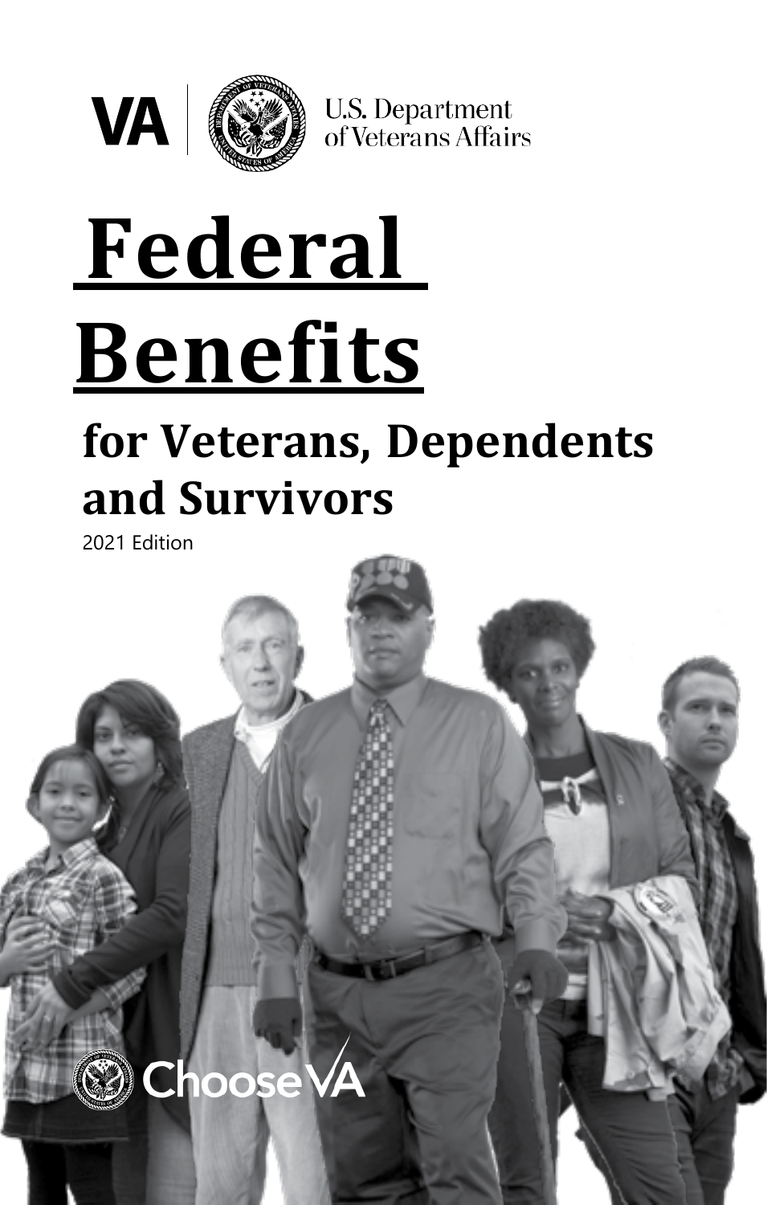VA | U.S. Department of Veterans Affairs

# Federal Benefits

## for Veterans, Dependents and Survivors

2021 Edition

Choose VA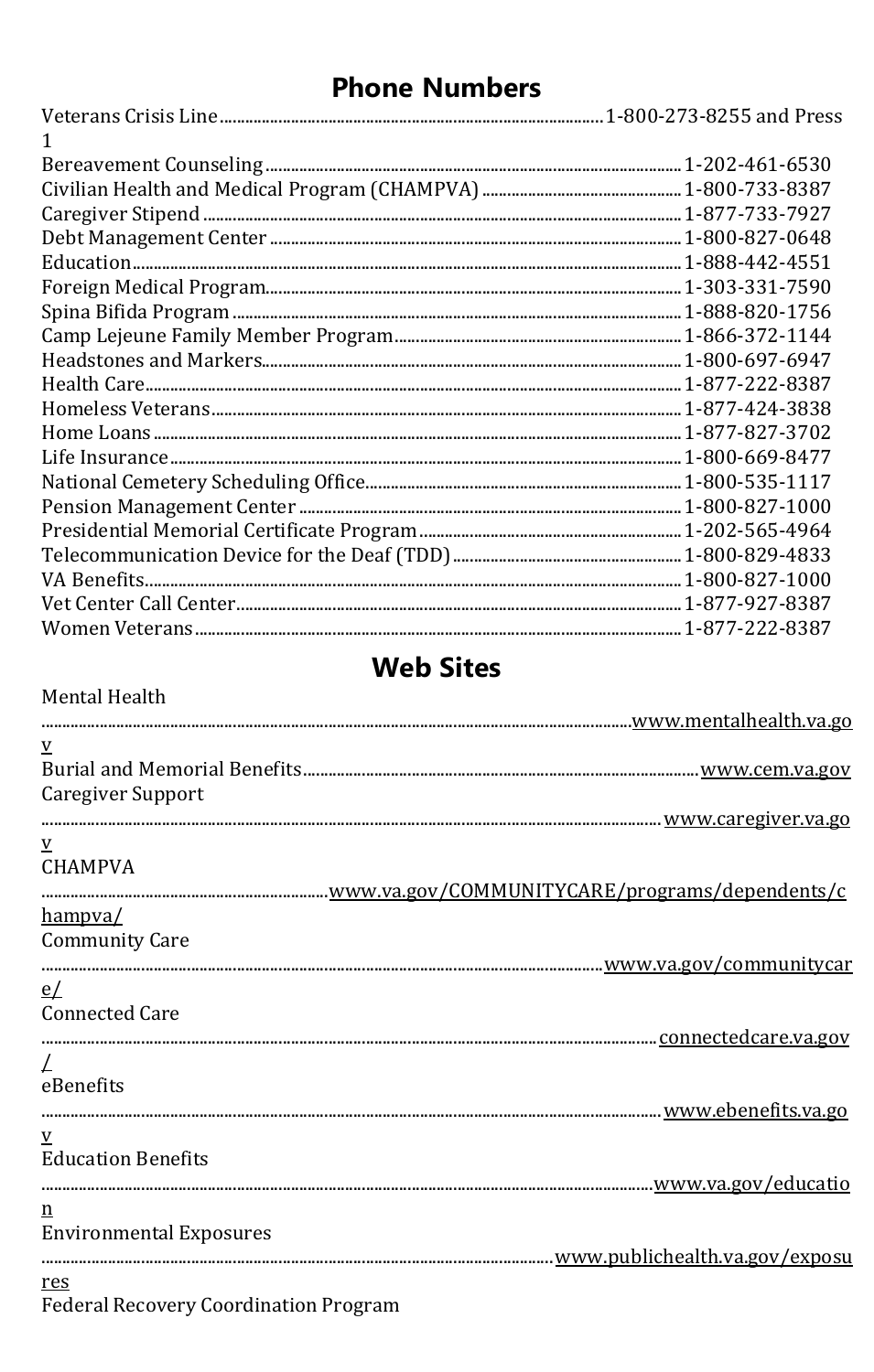## Phone Numbers

Veterans Crisis Line....1-800-273-8255 and Press 1
Bereavement Counseling....1-202-461-6530
Civilian Health and Medical Program (CHAMPVA)....1-800-733-8387
Caregiver Stipend....1-877-733-7927
Debt Management Center....1-800-827-0648
Education....1-888-442-4551
Foreign Medical Program....1-303-331-7590
Spina Bifida Program....1-888-820-1756
Camp Lejeune Family Member Program....1-866-372-1144
Headstones and Markers....1-800-697-6947
Health Care....1-877-222-8387
Homeless Veterans....1-877-424-3838
Home Loans....1-877-827-3702
Life Insurance....1-800-669-8477
National Cemetery Scheduling Office....1-800-535-1117
Pension Management Center....1-800-827-1000
Presidential Memorial Certificate Program....1-202-565-4964
Telecommunication Device for the Deaf (TDD)....1-800-829-4833
VA Benefits....1-800-827-1000
Vet Center Call Center....1-877-927-8387
Women Veterans....1-877-222-8387

## Web Sites

Mental Health....www.mentalhealth.va.gov
Burial and Memorial Benefits....www.cem.va.gov
Caregiver Support....www.caregiver.va.gov
CHAMPVA....www.va.gov/COMMUNITYCARE/programs/dependents/champva/
Community Care....www.va.gov/communitycare/
Connected Care....connectedcare.va.gov/
eBenefits....www.ebenefits.va.gov
Education Benefits....www.va.gov/education
Environmental Exposures....www.publichealth.va.gov/exposures
Federal Recovery Coordination Program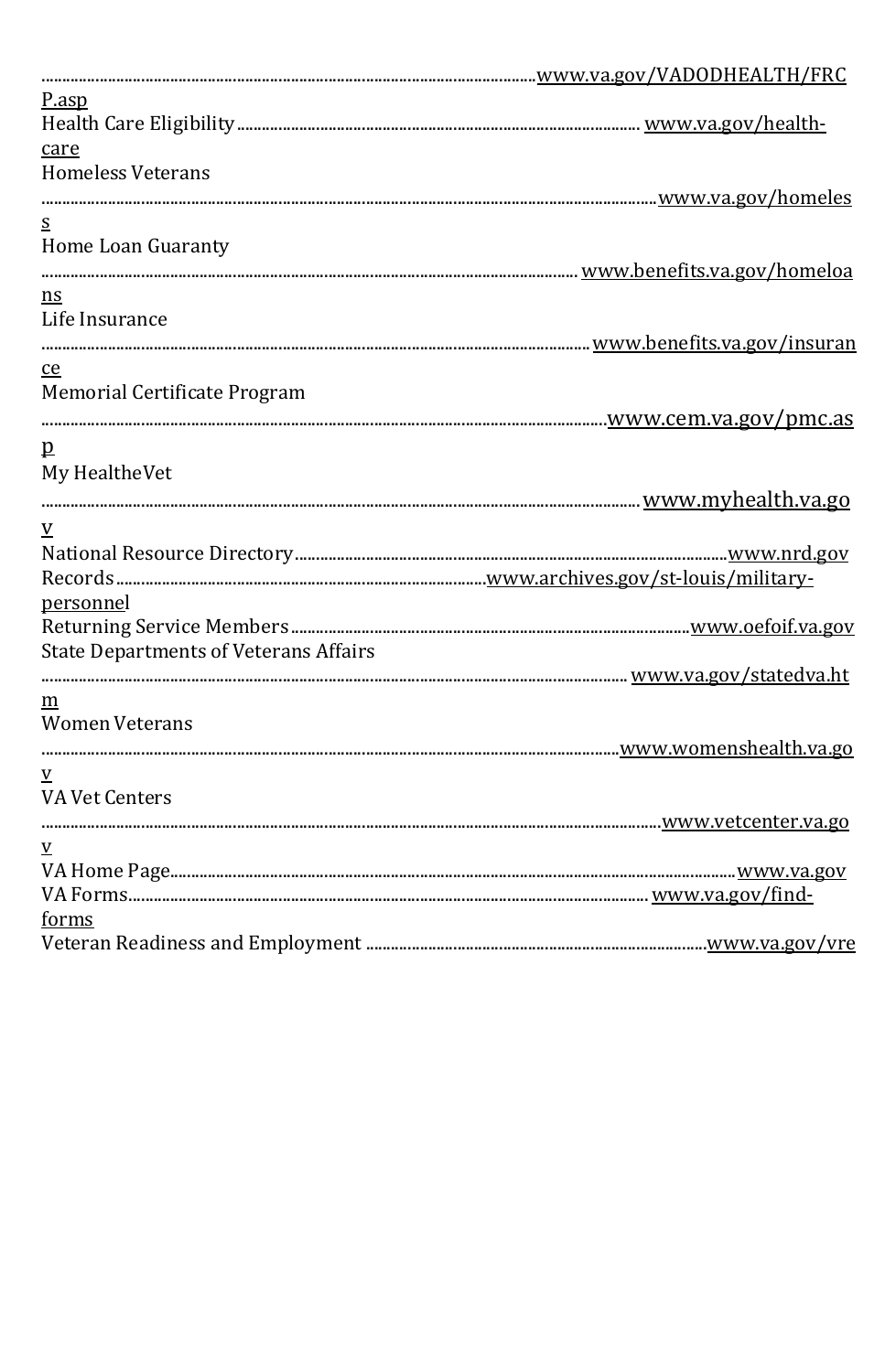......................................................................................................................www.va.gov/VADODHEALTH/FRCP.asp

Health Care Eligibility................................................................................................ www.va.gov/health-care

Homeless Veterans

..................................................................................................................................................www.va.gov/homeless

Home Loan Guaranty

.............................................................................................................................. www.benefits.va.gov/homeloans

Life Insurance

.................................................................................................................................. www.benefits.va.gov/insurance

Memorial Certificate Program

.....................................................................................................................................www.cem.va.gov/pmc.asp

My HealtheVet

............................................................................................................................................ www.myhealth.va.gov

National Resource Directory......................................................................................................www.nrd.gov

Records........................................................................................www.archives.gov/st-louis/military-personnel

Returning Service Members...............................................................................................www.oefoif.va.gov

State Departments of Veterans Affairs

.......................................................................................................................................... www.va.gov/statedva.htm

Women Veterans

.........................................................................................................................................www.womenshealth.va.gov

VA Vet Centers

.................................................................................................................................................www.vetcenter.va.gov

VA Home Page.....................................................................................................................................www.va.gov

VA Forms........................................................................................................................... www.va.gov/find-forms

Veteran Readiness and Employment .................................................................................www.va.gov/vre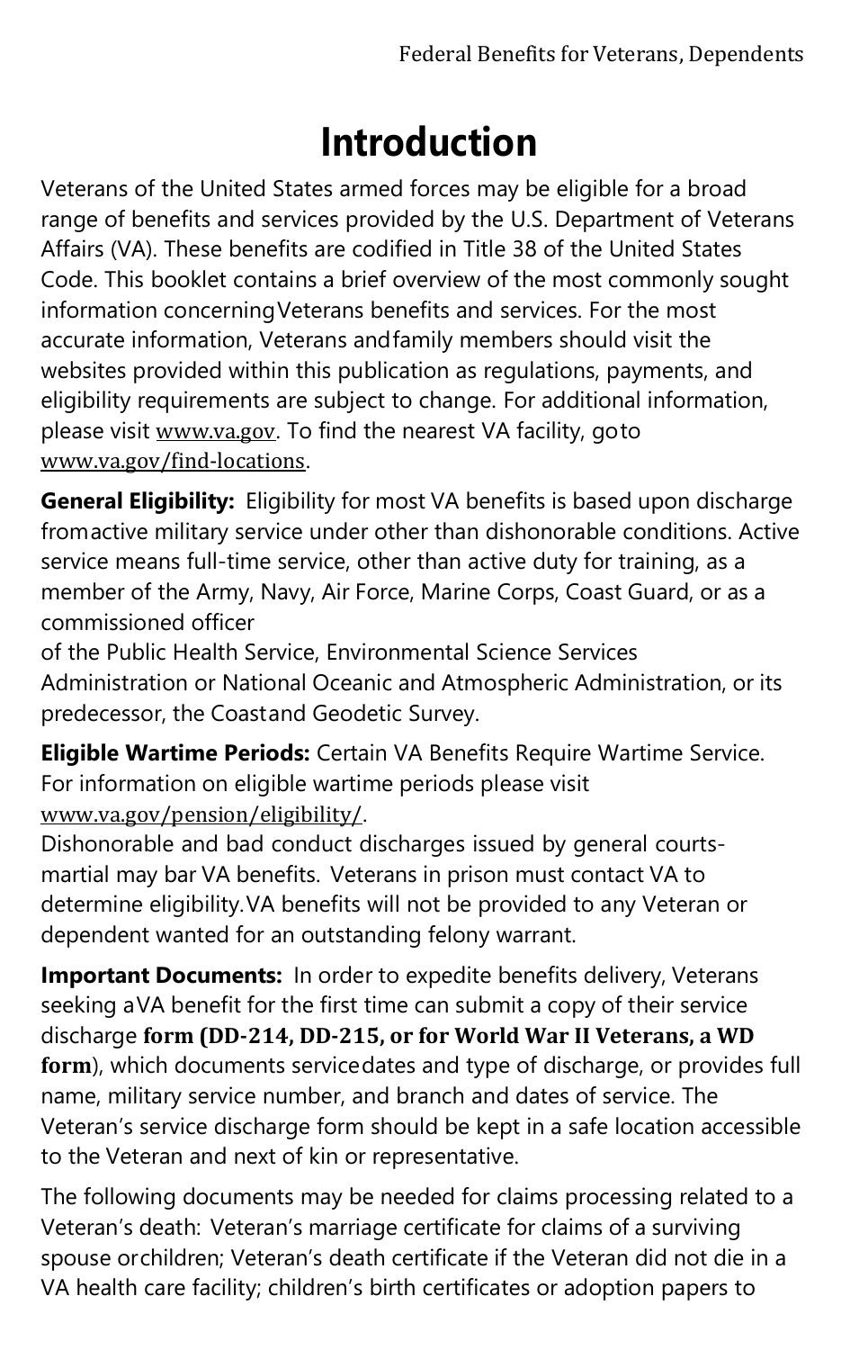# Introduction

Veterans of the United States armed forces may be eligible for a broad range of benefits and services provided by the U.S. Department of Veterans Affairs (VA). These benefits are codified in Title 38 of the United States Code. This booklet contains a brief overview of the most commonly sought information concerning Veterans benefits and services. For the most accurate information, Veterans and family members should visit the websites provided within this publication as regulations, payments, and eligibility requirements are subject to change. For additional information, please visit www.va.gov. To find the nearest VA facility, go to www.va.gov/find-locations.

**General Eligibility:** Eligibility for most VA benefits is based upon discharge from active military service under other than dishonorable conditions. Active service means full-time service, other than active duty for training, as a member of the Army, Navy, Air Force, Marine Corps, Coast Guard, or as a commissioned officer of the Public Health Service, Environmental Science Services Administration or National Oceanic and Atmospheric Administration, or its predecessor, the Coast and Geodetic Survey.

**Eligible Wartime Periods:** Certain VA Benefits Require Wartime Service. For information on eligible wartime periods please visit www.va.gov/pension/eligibility/.

Dishonorable and bad conduct discharges issued by general courts-martial may bar VA benefits. Veterans in prison must contact VA to determine eligibility. VA benefits will not be provided to any Veteran or dependent wanted for an outstanding felony warrant.

**Important Documents:** In order to expedite benefits delivery, Veterans seeking a VA benefit for the first time can submit a copy of their service discharge **form (DD-214, DD-215, or for World War II Veterans, a WD form**), which documents service dates and type of discharge, or provides full name, military service number, and branch and dates of service. The Veteran's service discharge form should be kept in a safe location accessible to the Veteran and next of kin or representative.

The following documents may be needed for claims processing related to a Veteran's death: Veteran's marriage certificate for claims of a surviving spouse or children; Veteran's death certificate if the Veteran did not die in a VA health care facility; children's birth certificates or adoption papers to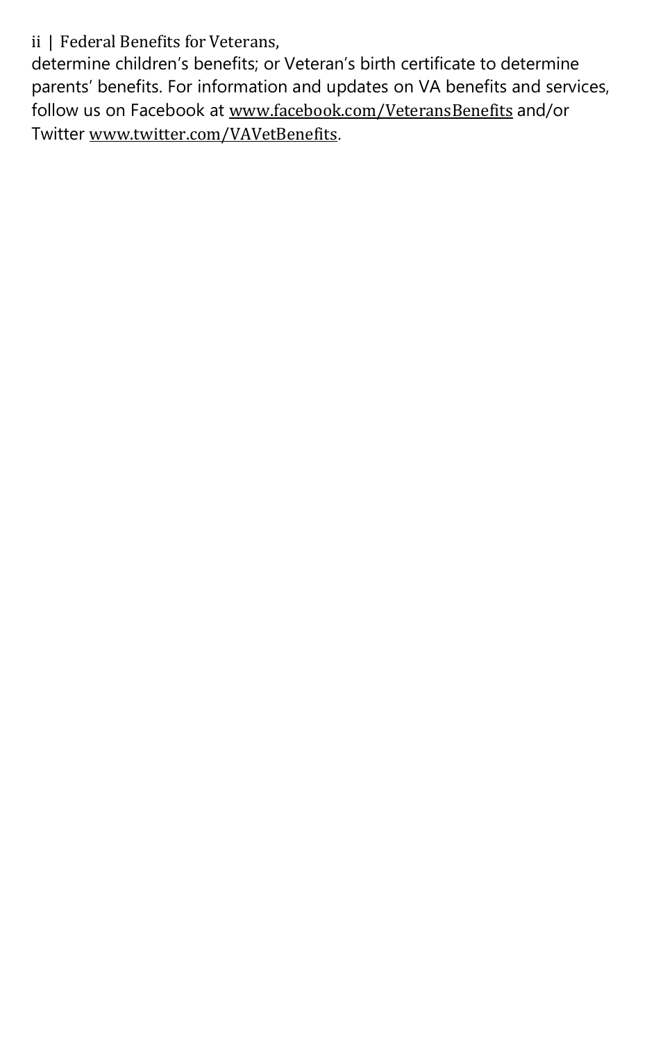determine children's benefits; or Veteran's birth certificate to determine parents' benefits. For information and updates on VA benefits and services, follow us on Facebook at www.facebook.com/VeteransBenefits and/or Twitter www.twitter.com/VAVetBenefits.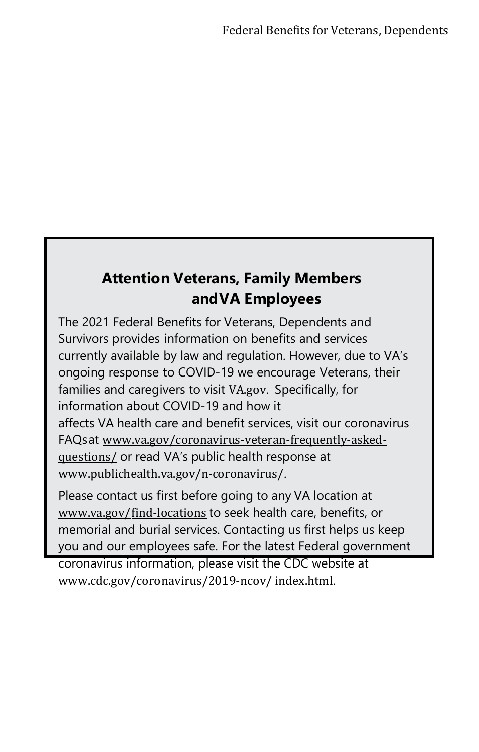## Attention Veterans, Family Members and VA Employees

The 2021 Federal Benefits for Veterans, Dependents and Survivors provides information on benefits and services currently available by law and regulation. However, due to VA's ongoing response to COVID-19 we encourage Veterans, their families and caregivers to visit VA.gov. Specifically, for information about COVID-19 and how it affects VA health care and benefit services, visit our coronavirus FAQs at www.va.gov/coronavirus-veteran-frequently-asked-questions/ or read VA's public health response at www.publichealth.va.gov/n-coronavirus/.

Please contact us first before going to any VA location at www.va.gov/find-locations to seek health care, benefits, or memorial and burial services. Contacting us first helps us keep you and our employees safe. For the latest Federal government coronavirus information, please visit the CDC website at www.cdc.gov/coronavirus/2019-ncov/index.html.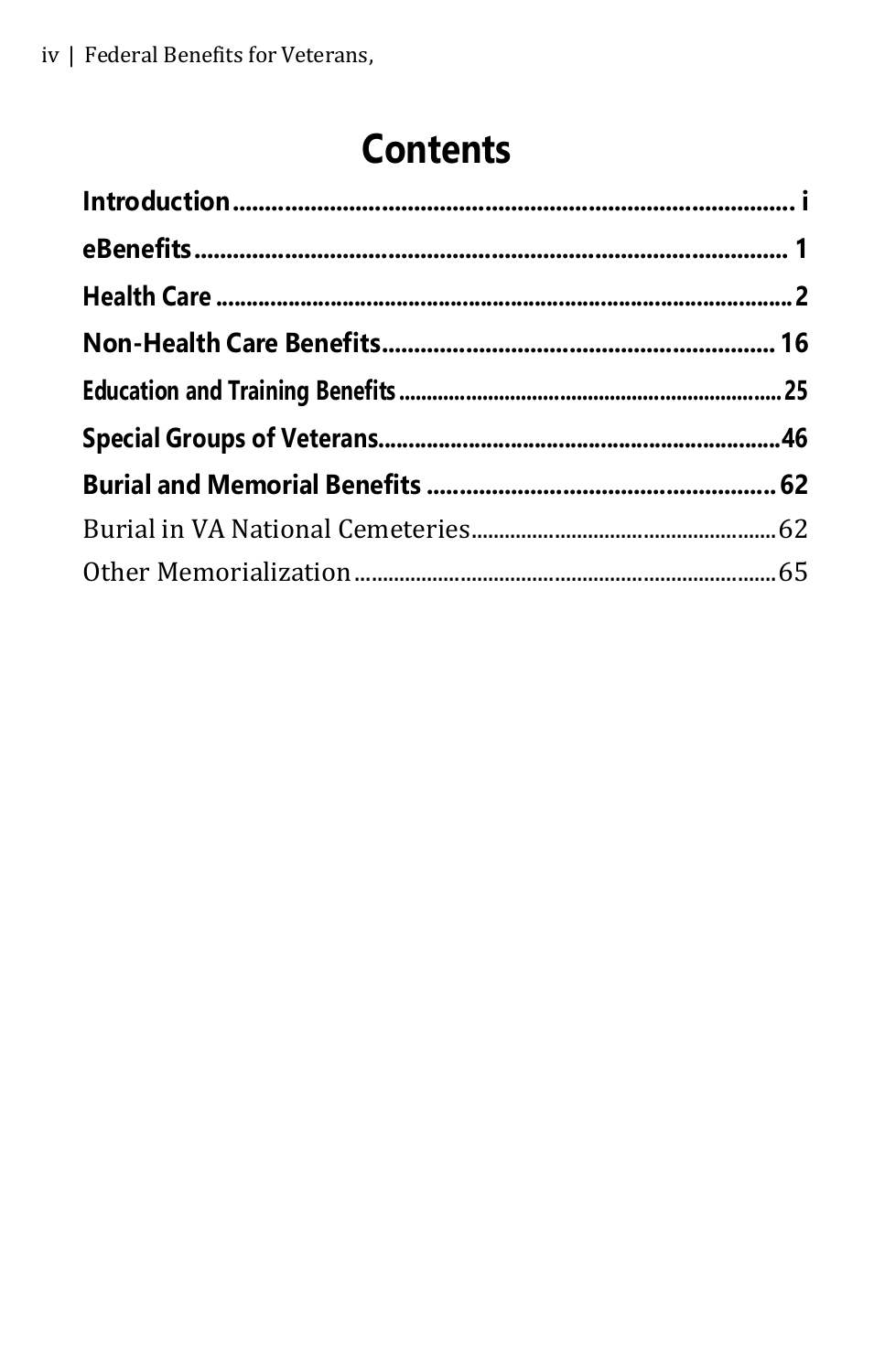# Contents

**Introduction** ........................................................................... i

**eBenefits** ........................................................................... 1

**Health Care** ........................................................................... 2

**Non-Health Care Benefits** ........................................................ 16

**Education and Training Benefits** .............................................. 25

**Special Groups of Veterans** ........................................................ 46

**Burial and Memorial Benefits** .................................................. 62

Burial in VA National Cemeteries ................................................ 62

Other Memorialization ................................................................ 65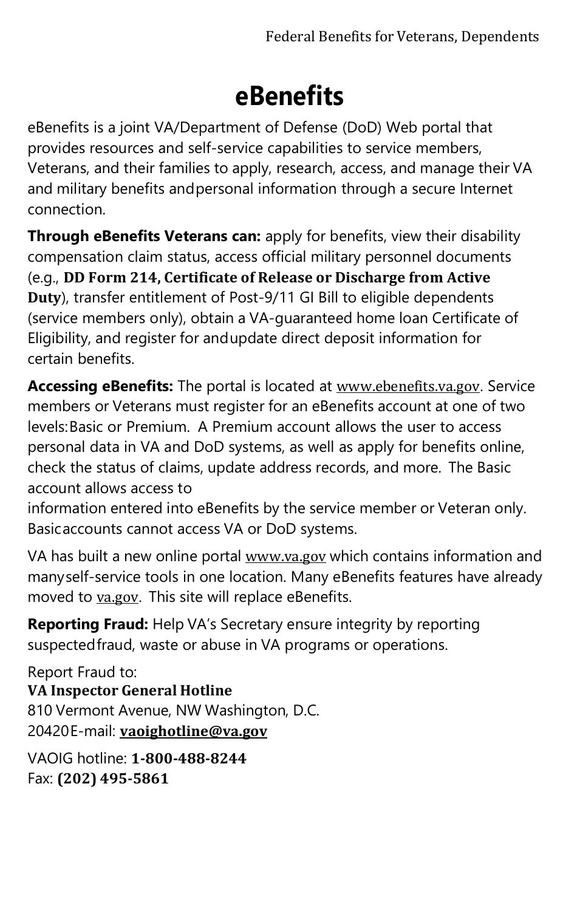# eBenefits

eBenefits is a joint VA/Department of Defense (DoD) Web portal that provides resources and self-service capabilities to service members, Veterans, and their families to apply, research, access, and manage their VA and military benefits and personal information through a secure Internet connection.

**Through eBenefits Veterans can:** apply for benefits, view their disability compensation claim status, access official military personnel documents (e.g., **DD Form 214, Certificate of Release or Discharge from Active Duty**), transfer entitlement of Post-9/11 GI Bill to eligible dependents (service members only), obtain a VA-guaranteed home loan Certificate of Eligibility, and register for and update direct deposit information for certain benefits.

**Accessing eBenefits:** The portal is located at www.ebenefits.va.gov. Service members or Veterans must register for an eBenefits account at one of two levels: Basic or Premium. A Premium account allows the user to access personal data in VA and DoD systems, as well as apply for benefits online, check the status of claims, update address records, and more. The Basic account allows access to information entered into eBenefits by the service member or Veteran only. Basic accounts cannot access VA or DoD systems.

VA has built a new online portal www.va.gov which contains information and many self-service tools in one location. Many eBenefits features have already moved to va.gov. This site will replace eBenefits.

**Reporting Fraud:** Help VA's Secretary ensure integrity by reporting suspected fraud, waste or abuse in VA programs or operations.

Report Fraud to:
**VA Inspector General Hotline**
810 Vermont Avenue, NW Washington, D.C. 20420
E-mail: **vaoighotline@va.gov**

VAOIG hotline: **1-800-488-8244**
Fax: **(202) 495-5861**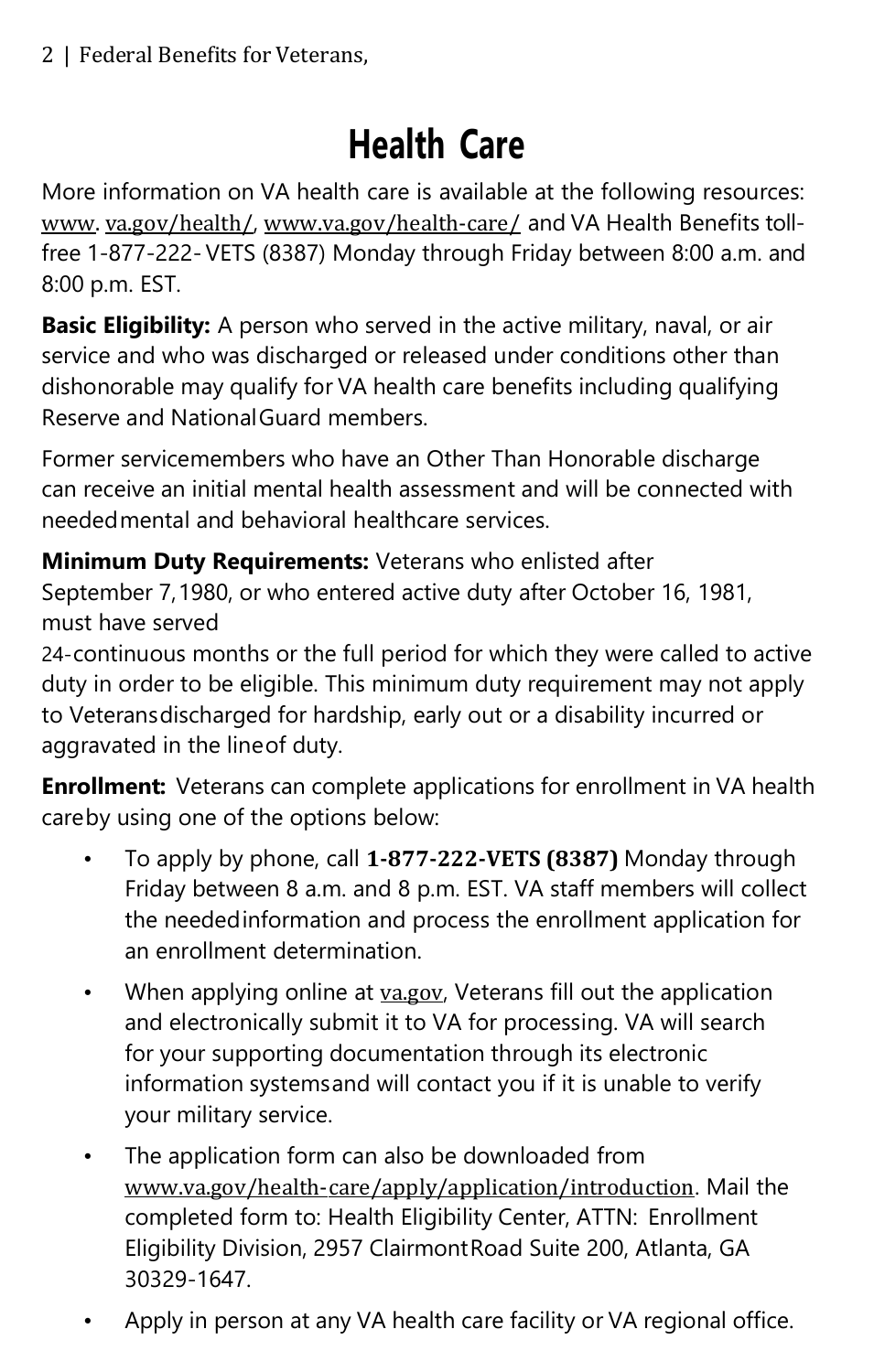# Health Care

More information on VA health care is available at the following resources: www. va.gov/health/, www.va.gov/health-care/ and VA Health Benefits toll-free 1-877-222- VETS (8387) Monday through Friday between 8:00 a.m. and 8:00 p.m. EST.

**Basic Eligibility:** A person who served in the active military, naval, or air service and who was discharged or released under conditions other than dishonorable may qualify for VA health care benefits including qualifying Reserve and National Guard members.

Former servicemembers who have an Other Than Honorable discharge can receive an initial mental health assessment and will be connected with needed mental and behavioral healthcare services.

**Minimum Duty Requirements:** Veterans who enlisted after September 7, 1980, or who entered active duty after October 16, 1981, must have served 24-continuous months or the full period for which they were called to active duty in order to be eligible. This minimum duty requirement may not apply to Veterans discharged for hardship, early out or a disability incurred or aggravated in the line of duty.

**Enrollment:** Veterans can complete applications for enrollment in VA health care by using one of the options below:

- To apply by phone, call **1-877-222-VETS (8387)** Monday through Friday between 8 a.m. and 8 p.m. EST. VA staff members will collect the needed information and process the enrollment application for an enrollment determination.
- When applying online at va.gov, Veterans fill out the application and electronically submit it to VA for processing. VA will search for your supporting documentation through its electronic information systems and will contact you if it is unable to verify your military service.
- The application form can also be downloaded from www.va.gov/health-care/apply/application/introduction. Mail the completed form to: Health Eligibility Center, ATTN: Enrollment Eligibility Division, 2957 Clairmont Road Suite 200, Atlanta, GA 30329-1647.
- Apply in person at any VA health care facility or VA regional office.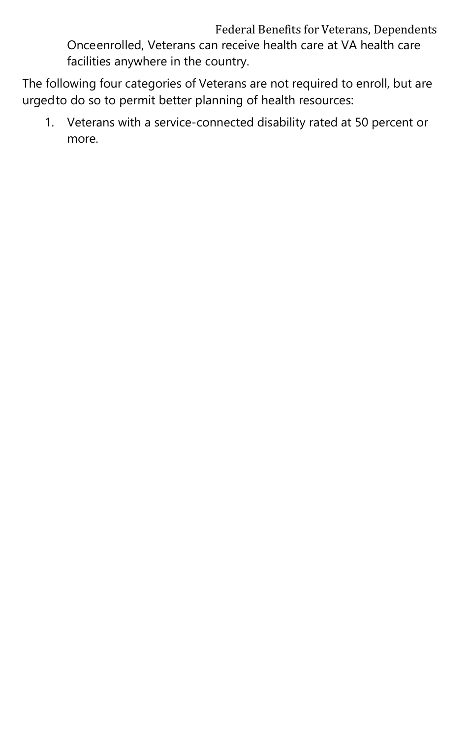Once enrolled, Veterans can receive health care at VA health care facilities anywhere in the country.

The following four categories of Veterans are not required to enroll, but are urged to do so to permit better planning of health resources:

1. Veterans with a service-connected disability rated at 50 percent or more.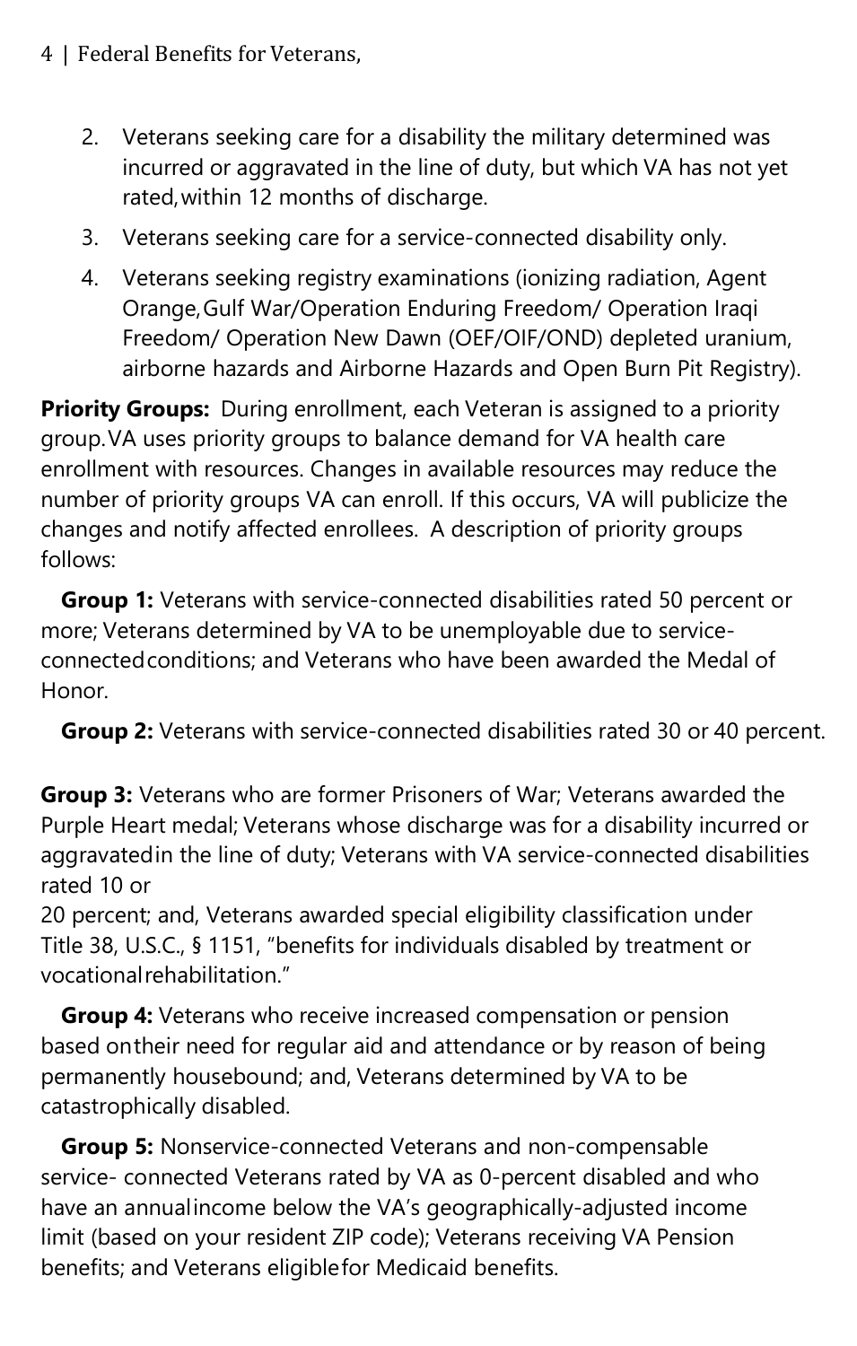2. Veterans seeking care for a disability the military determined was incurred or aggravated in the line of duty, but which VA has not yet rated, within 12 months of discharge.
3. Veterans seeking care for a service-connected disability only.
4. Veterans seeking registry examinations (ionizing radiation, Agent Orange, Gulf War/Operation Enduring Freedom/ Operation Iraqi Freedom/ Operation New Dawn (OEF/OIF/OND) depleted uranium, airborne hazards and Airborne Hazards and Open Burn Pit Registry).

**Priority Groups:** During enrollment, each Veteran is assigned to a priority group. VA uses priority groups to balance demand for VA health care enrollment with resources. Changes in available resources may reduce the number of priority groups VA can enroll. If this occurs, VA will publicize the changes and notify affected enrollees. A description of priority groups follows:

**Group 1:** Veterans with service-connected disabilities rated 50 percent or more; Veterans determined by VA to be unemployable due to service-connected conditions; and Veterans who have been awarded the Medal of Honor.

**Group 2:** Veterans with service-connected disabilities rated 30 or 40 percent.

**Group 3:** Veterans who are former Prisoners of War; Veterans awarded the Purple Heart medal; Veterans whose discharge was for a disability incurred or aggravated in the line of duty; Veterans with VA service-connected disabilities rated 10 or 20 percent; and, Veterans awarded special eligibility classification under Title 38, U.S.C., § 1151, "benefits for individuals disabled by treatment or vocational rehabilitation."

**Group 4:** Veterans who receive increased compensation or pension based on their need for regular aid and attendance or by reason of being permanently housebound; and, Veterans determined by VA to be catastrophically disabled.

**Group 5:** Nonservice-connected Veterans and non-compensable service- connected Veterans rated by VA as 0-percent disabled and who have an annual income below the VA's geographically-adjusted income limit (based on your resident ZIP code); Veterans receiving VA Pension benefits; and Veterans eligible for Medicaid benefits.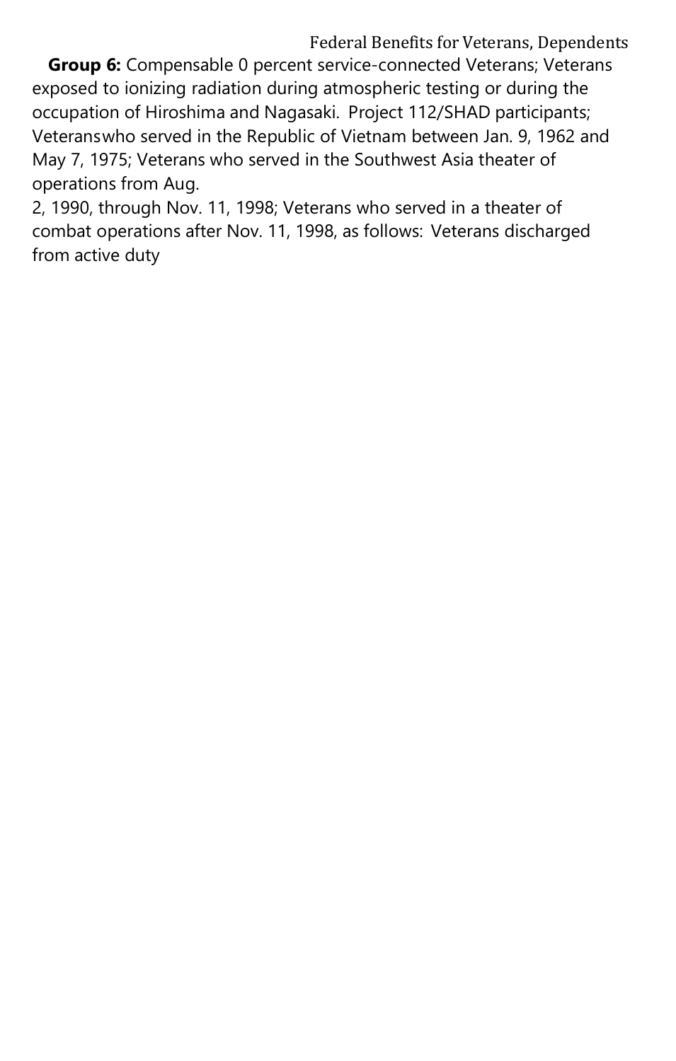**Group 6:** Compensable 0 percent service-connected Veterans; Veterans exposed to ionizing radiation during atmospheric testing or during the occupation of Hiroshima and Nagasaki. Project 112/SHAD participants; Veteranswho served in the Republic of Vietnam between Jan. 9, 1962 and May 7, 1975; Veterans who served in the Southwest Asia theater of operations from Aug.
2, 1990, through Nov. 11, 1998; Veterans who served in a theater of combat operations after Nov. 11, 1998, as follows: Veterans discharged from active duty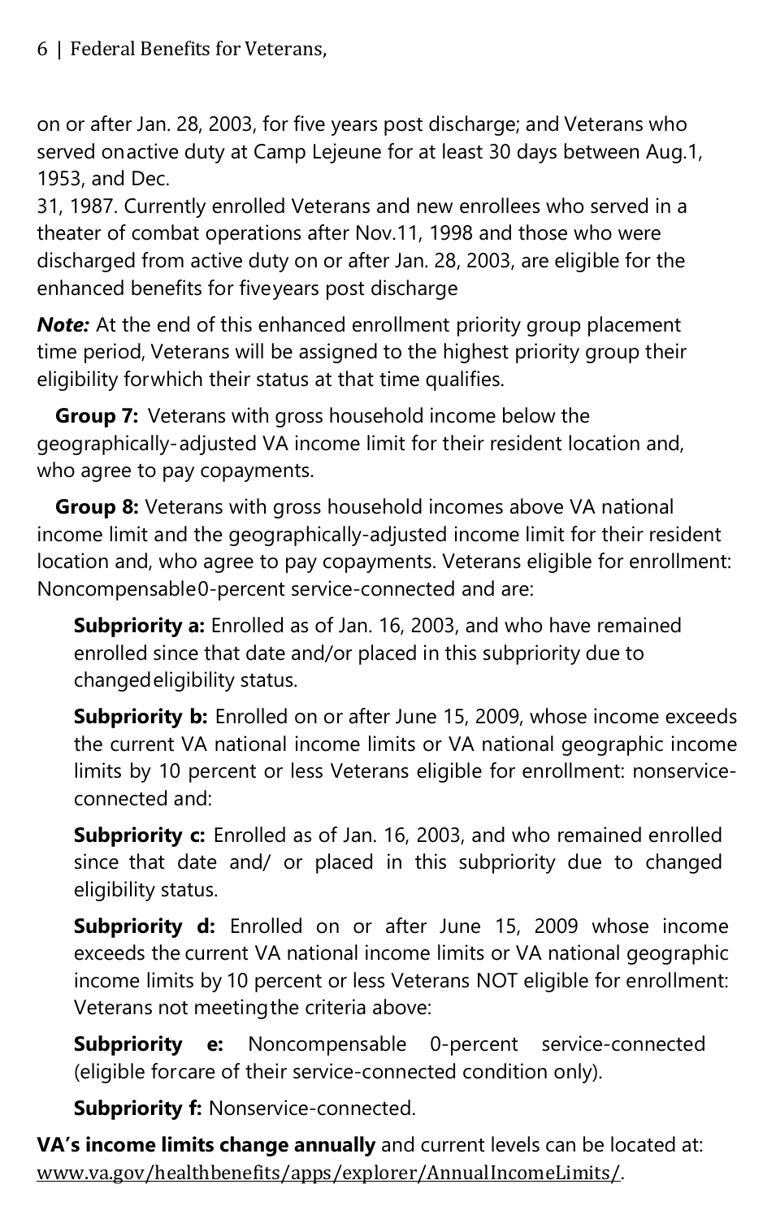on or after Jan. 28, 2003, for five years post discharge; and Veterans who served onactive duty at Camp Lejeune for at least 30 days between Aug.1, 1953, and Dec.
31, 1987. Currently enrolled Veterans and new enrollees who served in a theater of combat operations after Nov.11, 1998 and those who were discharged from active duty on or after Jan. 28, 2003, are eligible for the enhanced benefits for fiveyears post discharge

***Note:*** At the end of this enhanced enrollment priority group placement time period, Veterans will be assigned to the highest priority group their eligibility forwhich their status at that time qualifies.

**Group 7:** Veterans with gross household income below the geographically-adjusted VA income limit for their resident location and, who agree to pay copayments.

**Group 8:** Veterans with gross household incomes above VA national income limit and the geographically-adjusted income limit for their resident location and, who agree to pay copayments. Veterans eligible for enrollment: Noncompensable0-percent service-connected and are:

**Subpriority a:** Enrolled as of Jan. 16, 2003, and who have remained enrolled since that date and/or placed in this subpriority due to changedeligibility status.

**Subpriority b:** Enrolled on or after June 15, 2009, whose income exceeds the current VA national income limits or VA national geographic income limits by 10 percent or less Veterans eligible for enrollment: nonservice-connected and:

**Subpriority c:** Enrolled as of Jan. 16, 2003, and who remained enrolled since that date and/ or placed in this subpriority due to changed eligibility status.

**Subpriority d:** Enrolled on or after June 15, 2009 whose income exceeds the current VA national income limits or VA national geographic income limits by 10 percent or less Veterans NOT eligible for enrollment: Veterans not meetingthe criteria above:

**Subpriority e:** Noncompensable 0-percent service-connected (eligible forcare of their service-connected condition only).

**Subpriority f:** Nonservice-connected.

**VA's income limits change annually** and current levels can be located at: www.va.gov/healthbenefits/apps/explorer/AnnualIncomeLimits/.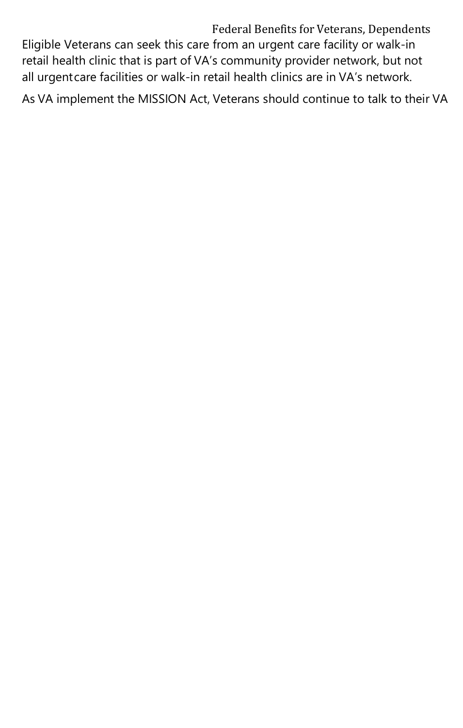Eligible Veterans can seek this care from an urgent care facility or walk-in retail health clinic that is part of VA's community provider network, but not all urgentcare facilities or walk-in retail health clinics are in VA's network.

As VA implement the MISSION Act, Veterans should continue to talk to their VA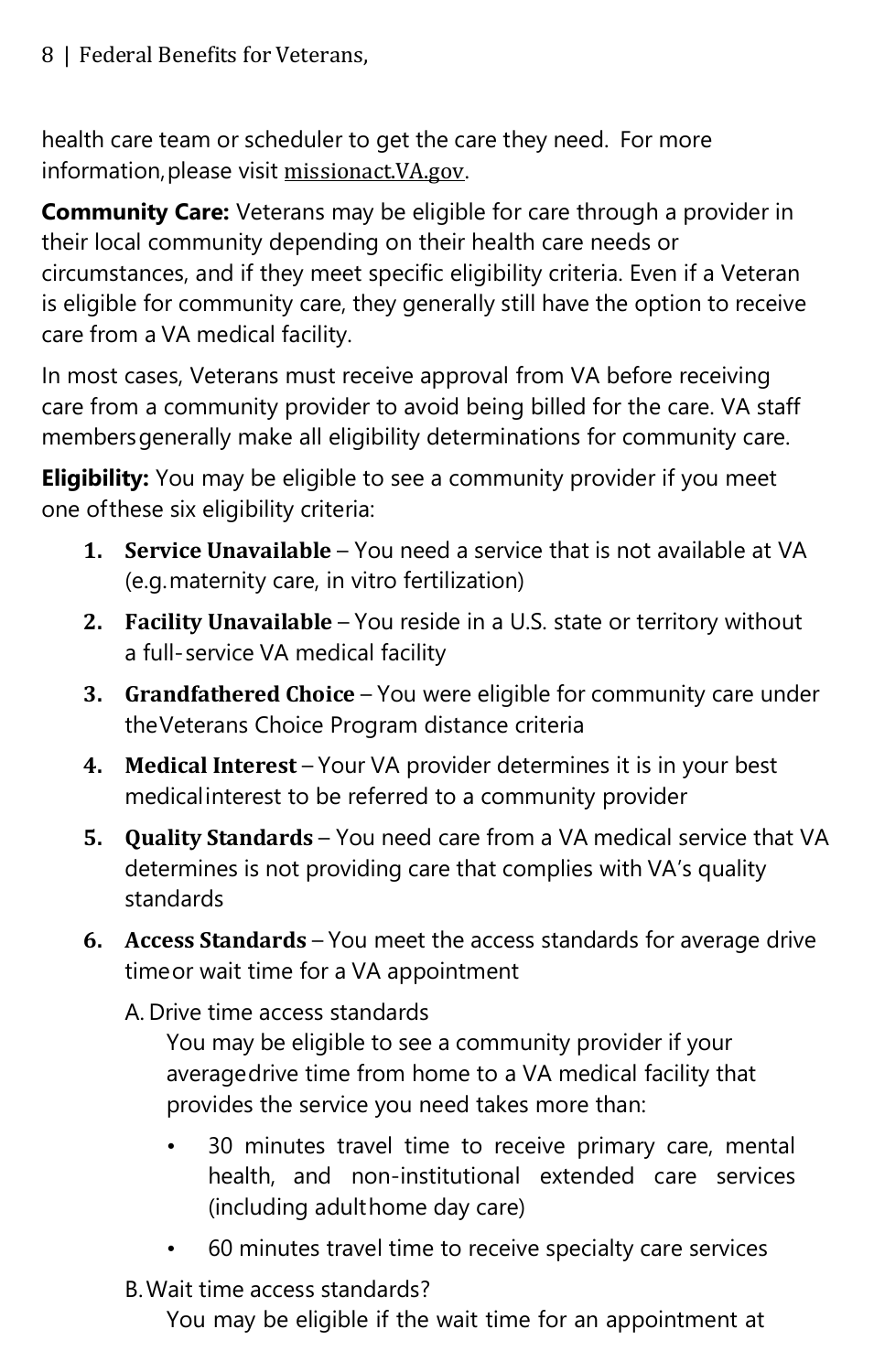health care team or scheduler to get the care they need. For more information, please visit missionact.VA.gov.

**Community Care:** Veterans may be eligible for care through a provider in their local community depending on their health care needs or circumstances, and if they meet specific eligibility criteria. Even if a Veteran is eligible for community care, they generally still have the option to receive care from a VA medical facility.

In most cases, Veterans must receive approval from VA before receiving care from a community provider to avoid being billed for the care. VA staff members generally make all eligibility determinations for community care.

**Eligibility:** You may be eligible to see a community provider if you meet one of these six eligibility criteria:

1. **Service Unavailable** – You need a service that is not available at VA (e.g. maternity care, in vitro fertilization)
2. **Facility Unavailable** – You reside in a U.S. state or territory without a full-service VA medical facility
3. **Grandfathered Choice** – You were eligible for community care under the Veterans Choice Program distance criteria
4. **Medical Interest** – Your VA provider determines it is in your best medical interest to be referred to a community provider
5. **Quality Standards** – You need care from a VA medical service that VA determines is not providing care that complies with VA's quality standards
6. **Access Standards** – You meet the access standards for average drive time or wait time for a VA appointment

   A. Drive time access standards

   You may be eligible to see a community provider if your average drive time from home to a VA medical facility that provides the service you need takes more than:

   - 30 minutes travel time to receive primary care, mental health, and non-institutional extended care services (including adult home day care)
   - 60 minutes travel time to receive specialty care services

   B. Wait time access standards?

   You may be eligible if the wait time for an appointment at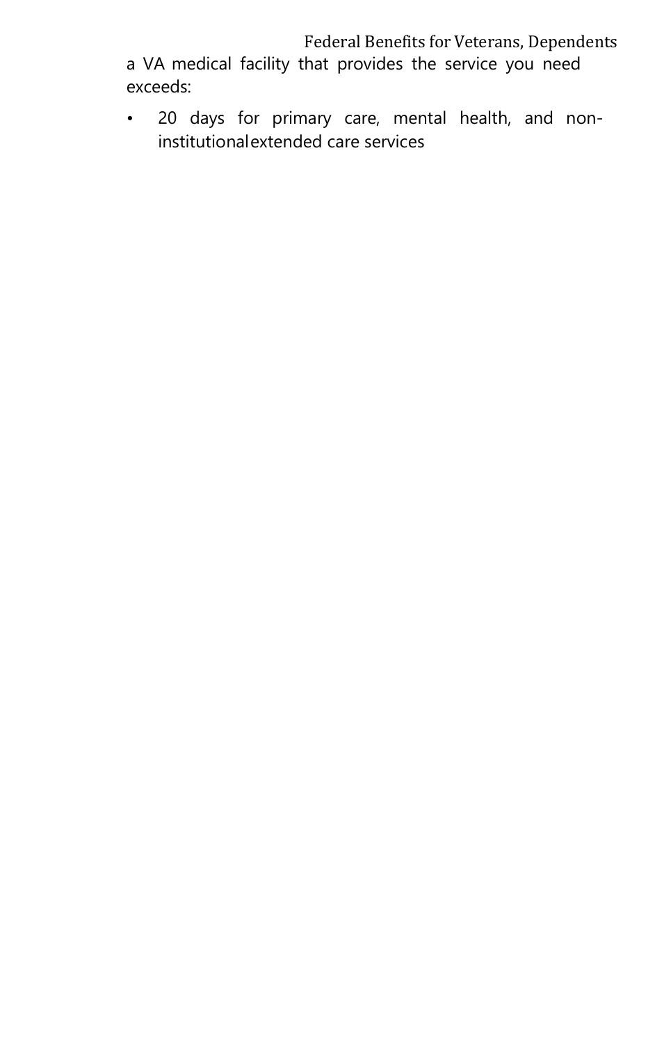a VA medical facility that provides the service you need exceeds:

- 20 days for primary care, mental health, and non-institutional extended care services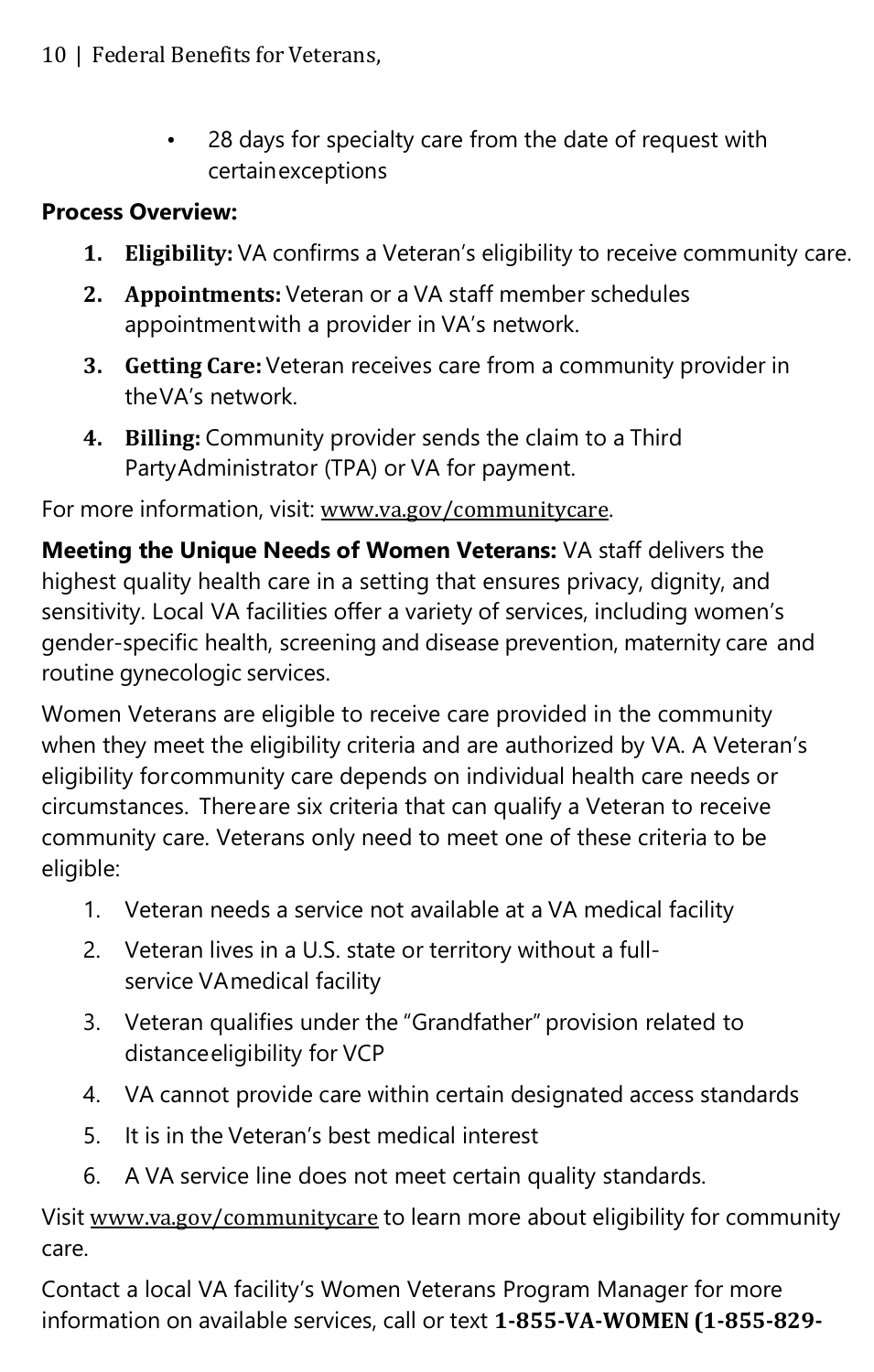- 28 days for specialty care from the date of request with certain exceptions

**Process Overview:**

1. **Eligibility:** VA confirms a Veteran's eligibility to receive community care.
2. **Appointments:** Veteran or a VA staff member schedules appointment with a provider in VA's network.
3. **Getting Care:** Veteran receives care from a community provider in the VA's network.
4. **Billing:** Community provider sends the claim to a Third Party Administrator (TPA) or VA for payment.

For more information, visit: www.va.gov/communitycare.

**Meeting the Unique Needs of Women Veterans:** VA staff delivers the highest quality health care in a setting that ensures privacy, dignity, and sensitivity. Local VA facilities offer a variety of services, including women's gender-specific health, screening and disease prevention, maternity care and routine gynecologic services.

Women Veterans are eligible to receive care provided in the community when they meet the eligibility criteria and are authorized by VA. A Veteran's eligibility for community care depends on individual health care needs or circumstances. There are six criteria that can qualify a Veteran to receive community care. Veterans only need to meet one of these criteria to be eligible:

1. Veteran needs a service not available at a VA medical facility
2. Veteran lives in a U.S. state or territory without a full-service VA medical facility
3. Veteran qualifies under the "Grandfather" provision related to distance eligibility for VCP
4. VA cannot provide care within certain designated access standards
5. It is in the Veteran's best medical interest
6. A VA service line does not meet certain quality standards.

Visit www.va.gov/communitycare to learn more about eligibility for community care.

Contact a local VA facility's Women Veterans Program Manager for more information on available services, call or text **1-855-VA-WOMEN (1-855-829-**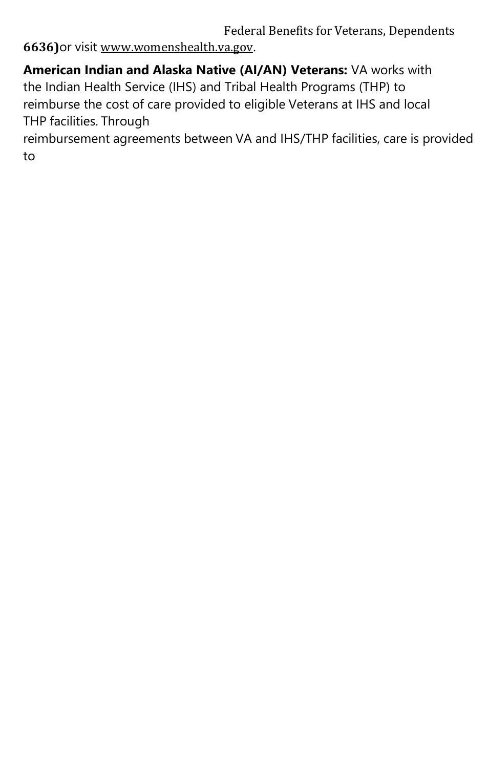**6636)**or visit www.womenshealth.va.gov.

**American Indian and Alaska Native (AI/AN) Veterans:** VA works with the Indian Health Service (IHS) and Tribal Health Programs (THP) to reimburse the cost of care provided to eligible Veterans at IHS and local THP facilities. Through reimbursement agreements between VA and IHS/THP facilities, care is provided to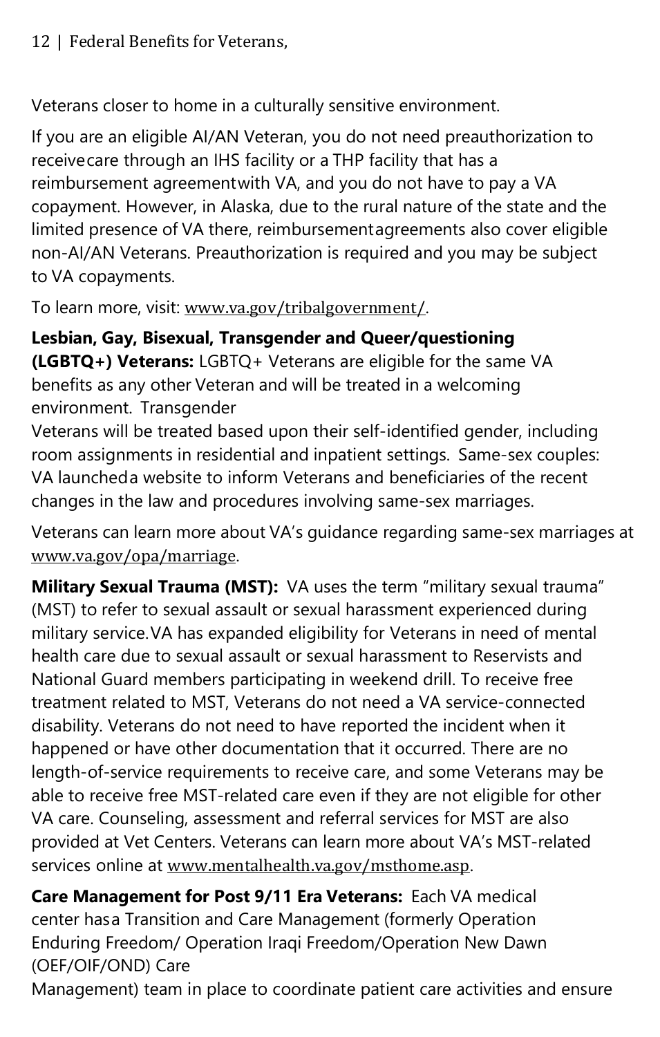Veterans closer to home in a culturally sensitive environment.

If you are an eligible AI/AN Veteran, you do not need preauthorization to receive care through an IHS facility or a THP facility that has a reimbursement agreement with VA, and you do not have to pay a VA copayment. However, in Alaska, due to the rural nature of the state and the limited presence of VA there, reimbursement agreements also cover eligible non-AI/AN Veterans. Preauthorization is required and you may be subject to VA copayments.

To learn more, visit: www.va.gov/tribalgovernment/.

**Lesbian, Gay, Bisexual, Transgender and Queer/questioning (LGBTQ+) Veterans:** LGBTQ+ Veterans are eligible for the same VA benefits as any other Veteran and will be treated in a welcoming environment. Transgender Veterans will be treated based upon their self-identified gender, including room assignments in residential and inpatient settings. Same-sex couples: VA launched a website to inform Veterans and beneficiaries of the recent changes in the law and procedures involving same-sex marriages.

Veterans can learn more about VA's guidance regarding same-sex marriages at www.va.gov/opa/marriage.

**Military Sexual Trauma (MST):** VA uses the term "military sexual trauma" (MST) to refer to sexual assault or sexual harassment experienced during military service. VA has expanded eligibility for Veterans in need of mental health care due to sexual assault or sexual harassment to Reservists and National Guard members participating in weekend drill. To receive free treatment related to MST, Veterans do not need a VA service-connected disability. Veterans do not need to have reported the incident when it happened or have other documentation that it occurred. There are no length-of-service requirements to receive care, and some Veterans may be able to receive free MST-related care even if they are not eligible for other VA care. Counseling, assessment and referral services for MST are also provided at Vet Centers. Veterans can learn more about VA's MST-related services online at www.mentalhealth.va.gov/msthome.asp.

**Care Management for Post 9/11 Era Veterans:** Each VA medical center has a Transition and Care Management (formerly Operation Enduring Freedom/ Operation Iraqi Freedom/Operation New Dawn (OEF/OIF/OND) Care Management) team in place to coordinate patient care activities and ensure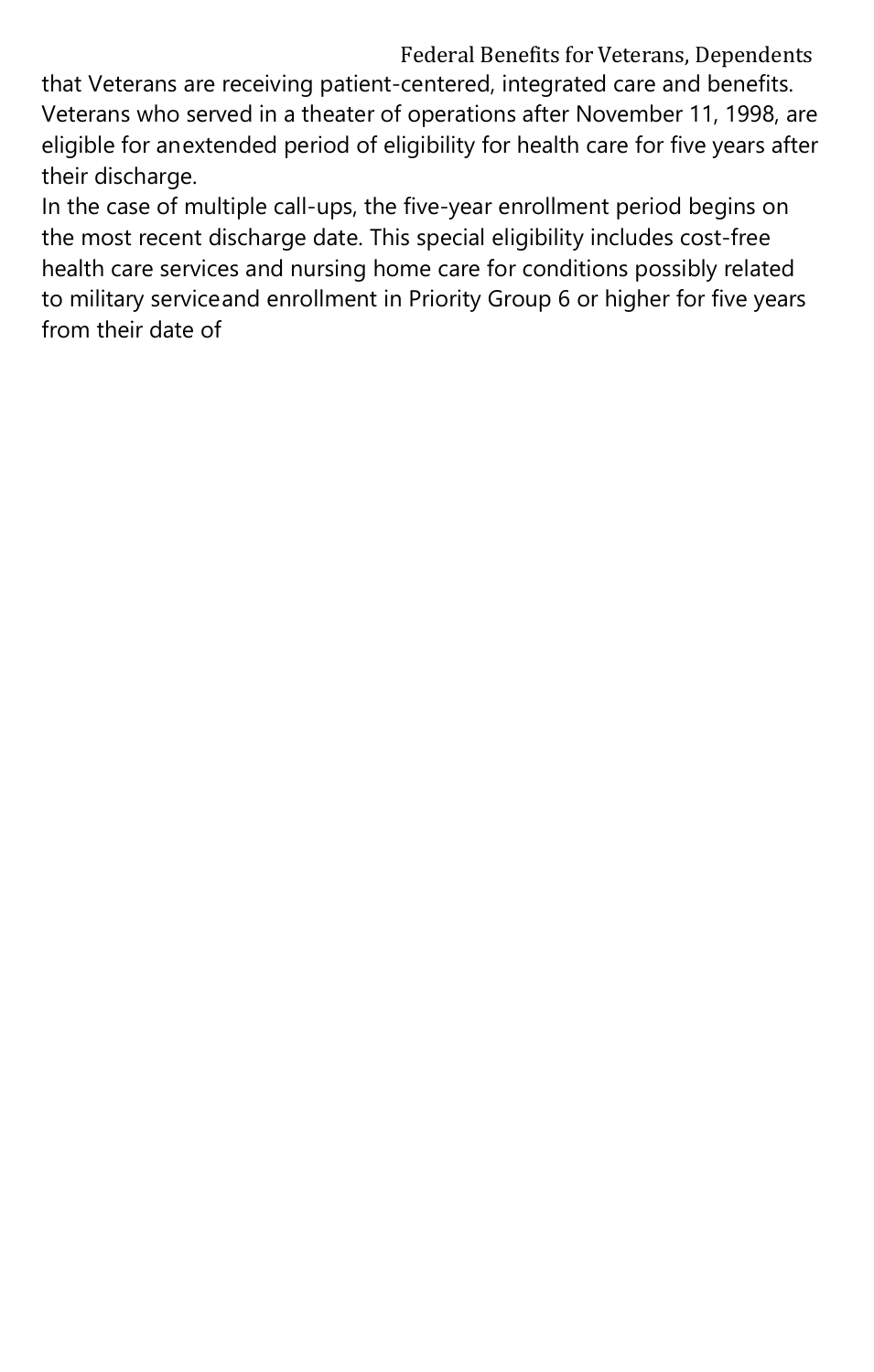that Veterans are receiving patient-centered, integrated care and benefits. Veterans who served in a theater of operations after November 11, 1998, are eligible for anextended period of eligibility for health care for five years after their discharge.

In the case of multiple call-ups, the five-year enrollment period begins on the most recent discharge date. This special eligibility includes cost-free health care services and nursing home care for conditions possibly related to military serviceand enrollment in Priority Group 6 or higher for five years from their date of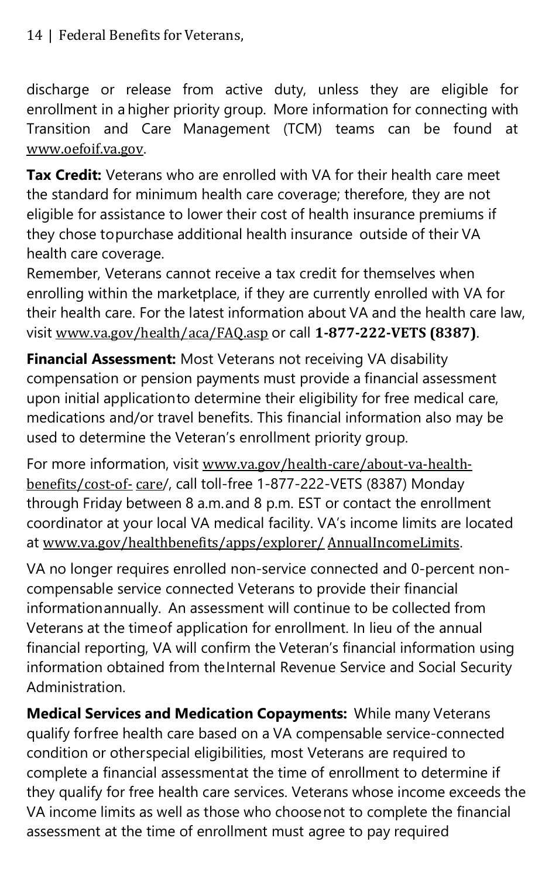discharge or release from active duty, unless they are eligible for enrollment in a higher priority group. More information for connecting with Transition and Care Management (TCM) teams can be found at www.oefoif.va.gov.

**Tax Credit:** Veterans who are enrolled with VA for their health care meet the standard for minimum health care coverage; therefore, they are not eligible for assistance to lower their cost of health insurance premiums if they chose to purchase additional health insurance outside of their VA health care coverage.
Remember, Veterans cannot receive a tax credit for themselves when enrolling within the marketplace, if they are currently enrolled with VA for their health care. For the latest information about VA and the health care law, visit www.va.gov/health/aca/FAQ.asp or call **1-877-222-VETS (8387)**.

**Financial Assessment:** Most Veterans not receiving VA disability compensation or pension payments must provide a financial assessment upon initial application to determine their eligibility for free medical care, medications and/or travel benefits. This financial information also may be used to determine the Veteran's enrollment priority group.

For more information, visit www.va.gov/health-care/about-va-health-benefits/cost-of-care/, call toll-free 1-877-222-VETS (8387) Monday through Friday between 8 a.m. and 8 p.m. EST or contact the enrollment coordinator at your local VA medical facility. VA's income limits are located at www.va.gov/healthbenefits/apps/explorer/AnnualIncomeLimits.

VA no longer requires enrolled non-service connected and 0-percent non-compensable service connected Veterans to provide their financial information annually. An assessment will continue to be collected from Veterans at the time of application for enrollment. In lieu of the annual financial reporting, VA will confirm the Veteran's financial information using information obtained from the Internal Revenue Service and Social Security Administration.

**Medical Services and Medication Copayments:** While many Veterans qualify for free health care based on a VA compensable service-connected condition or other special eligibilities, most Veterans are required to complete a financial assessment at the time of enrollment to determine if they qualify for free health care services. Veterans whose income exceeds the VA income limits as well as those who choose not to complete the financial assessment at the time of enrollment must agree to pay required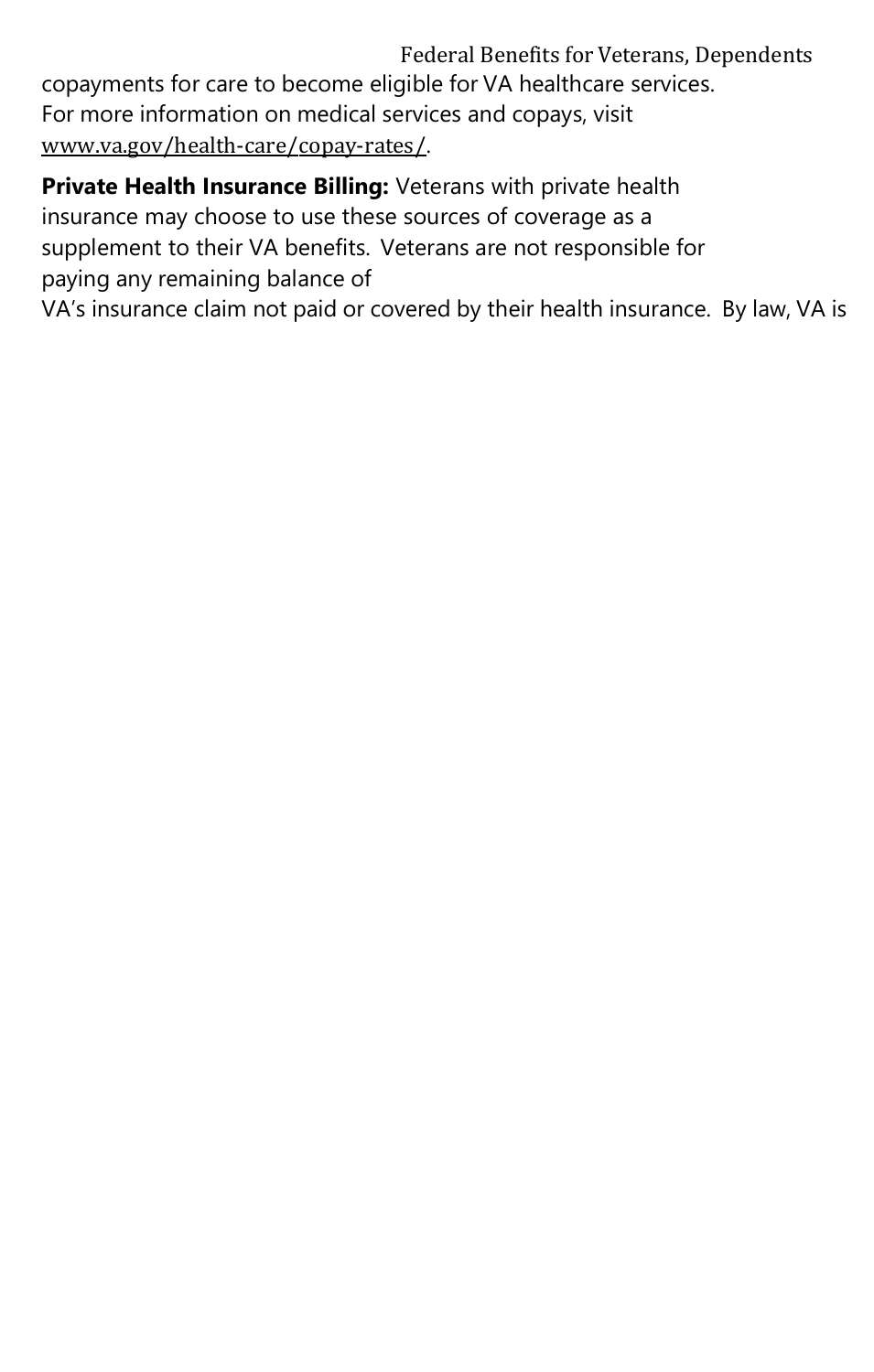copayments for care to become eligible for VA healthcare services. For more information on medical services and copays, visit www.va.gov/health-care/copay-rates/.

**Private Health Insurance Billing:** Veterans with private health insurance may choose to use these sources of coverage as a supplement to their VA benefits. Veterans are not responsible for paying any remaining balance of VA's insurance claim not paid or covered by their health insurance. By law, VA is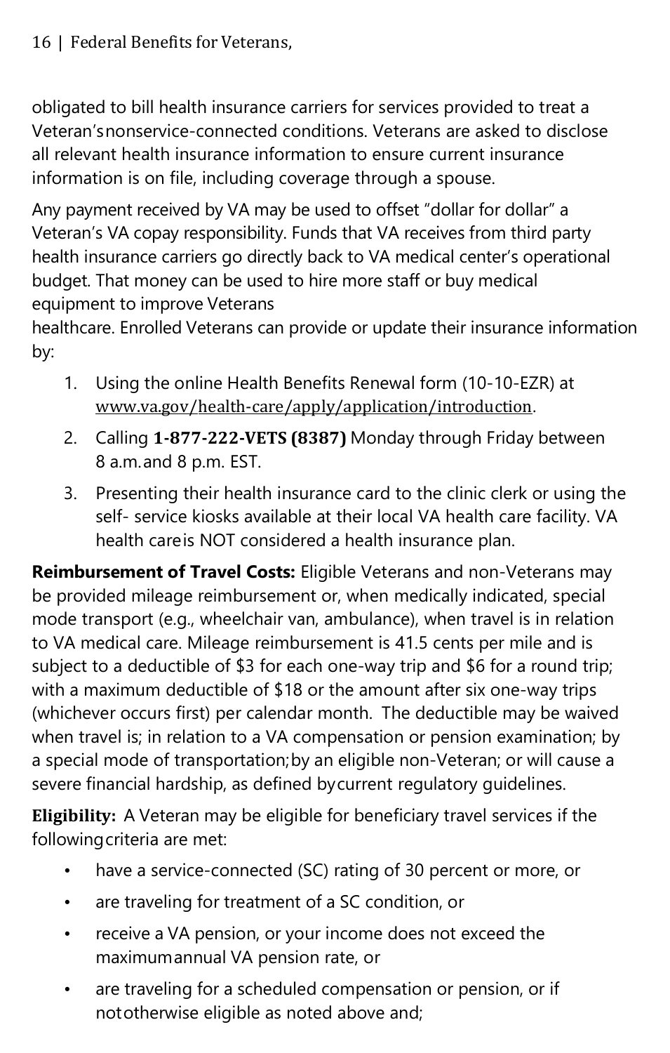obligated to bill health insurance carriers for services provided to treat a Veteran's nonservice-connected conditions. Veterans are asked to disclose all relevant health insurance information to ensure current insurance information is on file, including coverage through a spouse.

Any payment received by VA may be used to offset "dollar for dollar" a Veteran's VA copay responsibility. Funds that VA receives from third party health insurance carriers go directly back to VA medical center's operational budget. That money can be used to hire more staff or buy medical equipment to improve Veterans healthcare. Enrolled Veterans can provide or update their insurance information by:

1. Using the online Health Benefits Renewal form (10-10-EZR) at www.va.gov/health-care/apply/application/introduction.
2. Calling **1-877-222-VETS (8387)** Monday through Friday between 8 a.m. and 8 p.m. EST.
3. Presenting their health insurance card to the clinic clerk or using the self- service kiosks available at their local VA health care facility. VA health care is NOT considered a health insurance plan.

**Reimbursement of Travel Costs:** Eligible Veterans and non-Veterans may be provided mileage reimbursement or, when medically indicated, special mode transport (e.g., wheelchair van, ambulance), when travel is in relation to VA medical care. Mileage reimbursement is 41.5 cents per mile and is subject to a deductible of $3 for each one-way trip and $6 for a round trip; with a maximum deductible of $18 or the amount after six one-way trips (whichever occurs first) per calendar month. The deductible may be waived when travel is; in relation to a VA compensation or pension examination; by a special mode of transportation; by an eligible non-Veteran; or will cause a severe financial hardship, as defined by current regulatory guidelines.

**Eligibility:** A Veteran may be eligible for beneficiary travel services if the following criteria are met:

- have a service-connected (SC) rating of 30 percent or more, or
- are traveling for treatment of a SC condition, or
- receive a VA pension, or your income does not exceed the maximum annual VA pension rate, or
- are traveling for a scheduled compensation or pension, or if not otherwise eligible as noted above and;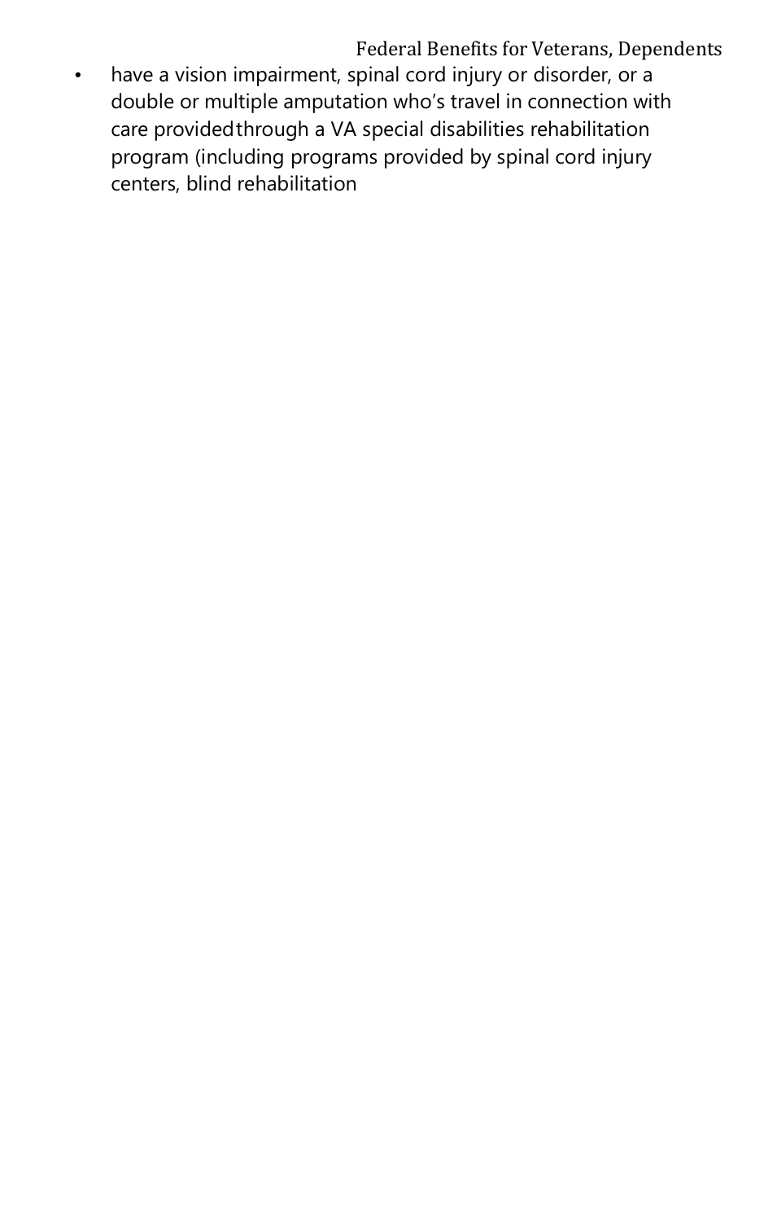- have a vision impairment, spinal cord injury or disorder, or a double or multiple amputation who's travel in connection with care provided through a VA special disabilities rehabilitation program (including programs provided by spinal cord injury centers, blind rehabilitation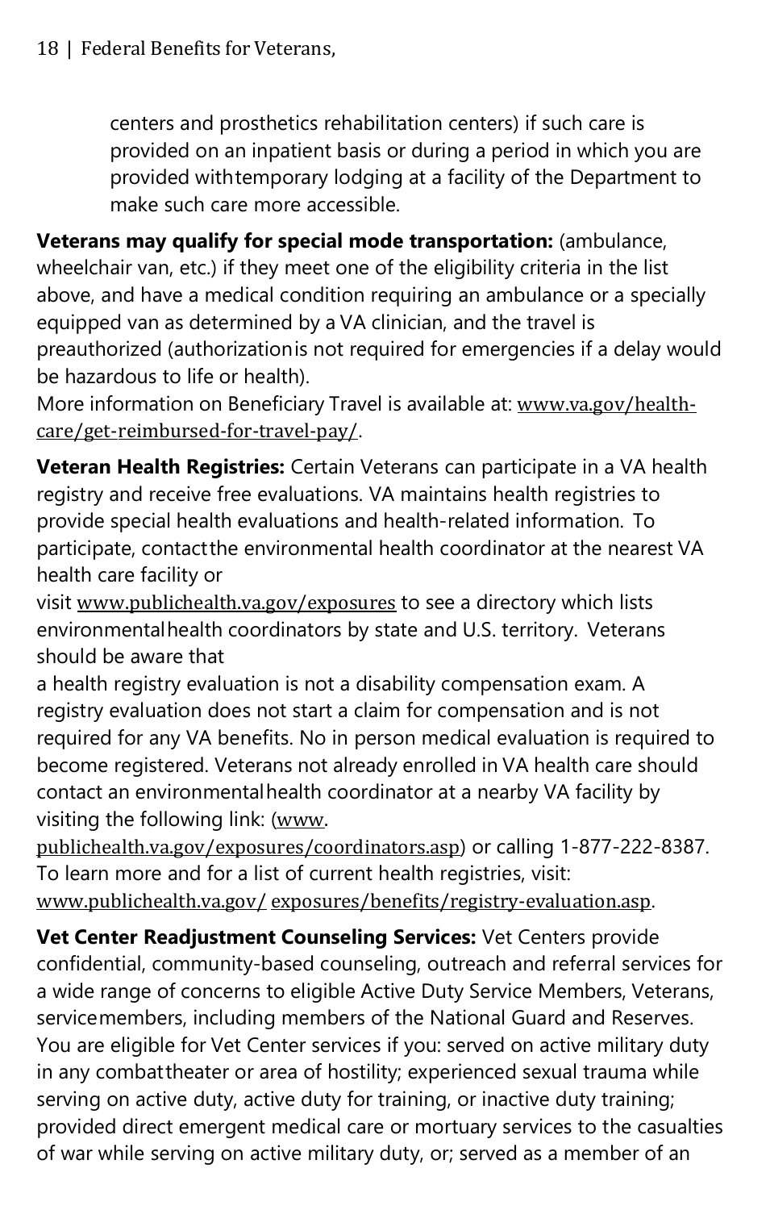centers and prosthetics rehabilitation centers) if such care is provided on an inpatient basis or during a period in which you are provided with temporary lodging at a facility of the Department to make such care more accessible.

**Veterans may qualify for special mode transportation:** (ambulance, wheelchair van, etc.) if they meet one of the eligibility criteria in the list above, and have a medical condition requiring an ambulance or a specially equipped van as determined by a VA clinician, and the travel is preauthorized (authorization is not required for emergencies if a delay would be hazardous to life or health).
More information on Beneficiary Travel is available at: www.va.gov/health-care/get-reimbursed-for-travel-pay/.

**Veteran Health Registries:** Certain Veterans can participate in a VA health registry and receive free evaluations. VA maintains health registries to provide special health evaluations and health-related information. To participate, contact the environmental health coordinator at the nearest VA health care facility or visit www.publichealth.va.gov/exposures to see a directory which lists environmental health coordinators by state and U.S. territory. Veterans should be aware that a health registry evaluation is not a disability compensation exam. A registry evaluation does not start a claim for compensation and is not required for any VA benefits. No in person medical evaluation is required to become registered. Veterans not already enrolled in VA health care should contact an environmental health coordinator at a nearby VA facility by visiting the following link: (www.publichealth.va.gov/exposures/coordinators.asp) or calling 1-877-222-8387. To learn more and for a list of current health registries, visit: www.publichealth.va.gov/exposures/benefits/registry-evaluation.asp.

**Vet Center Readjustment Counseling Services:** Vet Centers provide confidential, community-based counseling, outreach and referral services for a wide range of concerns to eligible Active Duty Service Members, Veterans, servicemembers, including members of the National Guard and Reserves. You are eligible for Vet Center services if you: served on active military duty in any combat theater or area of hostility; experienced sexual trauma while serving on active duty, active duty for training, or inactive duty training; provided direct emergent medical care or mortuary services to the casualties of war while serving on active military duty, or; served as a member of an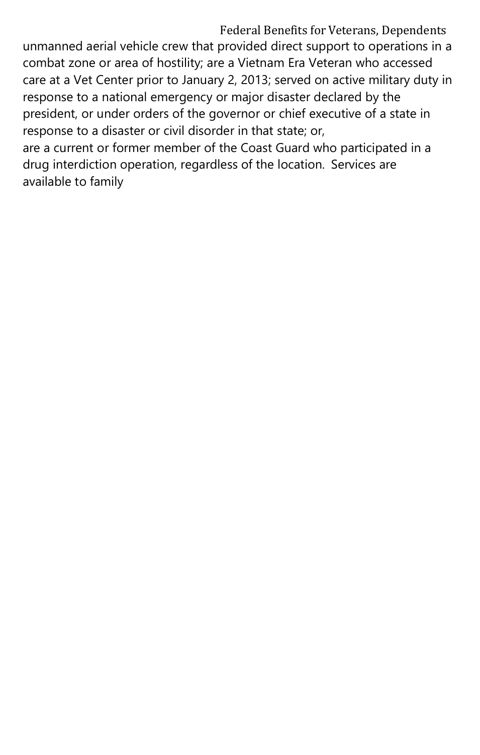unmanned aerial vehicle crew that provided direct support to operations in a combat zone or area of hostility; are a Vietnam Era Veteran who accessed care at a Vet Center prior to January 2, 2013; served on active military duty in response to a national emergency or major disaster declared by the president, or under orders of the governor or chief executive of a state in response to a disaster or civil disorder in that state; or,

are a current or former member of the Coast Guard who participated in a drug interdiction operation, regardless of the location. Services are available to family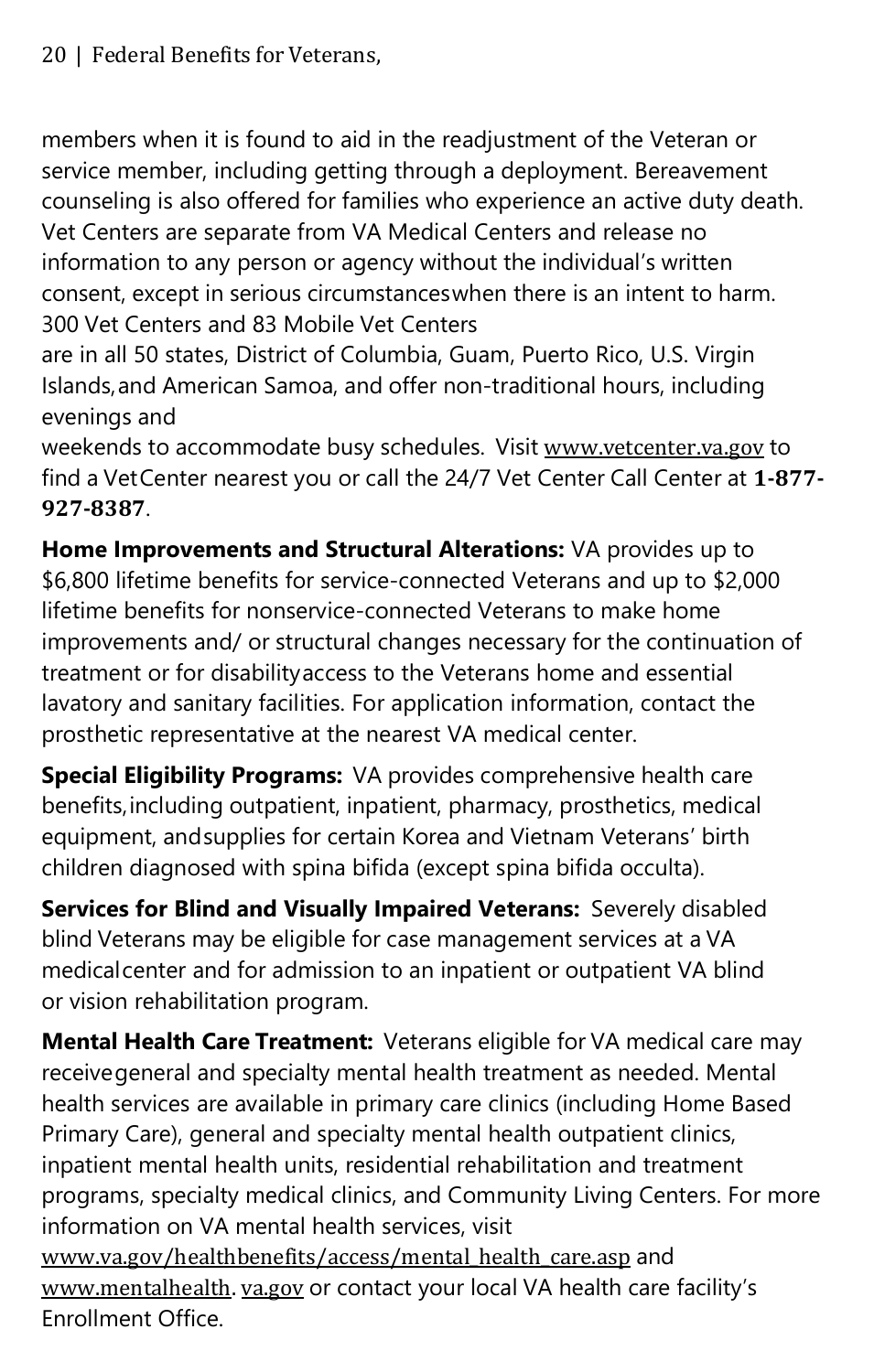members when it is found to aid in the readjustment of the Veteran or service member, including getting through a deployment. Bereavement counseling is also offered for families who experience an active duty death. Vet Centers are separate from VA Medical Centers and release no information to any person or agency without the individual's written consent, except in serious circumstances when there is an intent to harm. 300 Vet Centers and 83 Mobile Vet Centers are in all 50 states, District of Columbia, Guam, Puerto Rico, U.S. Virgin Islands, and American Samoa, and offer non-traditional hours, including evenings and weekends to accommodate busy schedules. Visit www.vetcenter.va.gov to find a Vet Center nearest you or call the 24/7 Vet Center Call Center at **1-877-927-8387**.

**Home Improvements and Structural Alterations:** VA provides up to $6,800 lifetime benefits for service-connected Veterans and up to $2,000 lifetime benefits for nonservice-connected Veterans to make home improvements and/ or structural changes necessary for the continuation of treatment or for disability access to the Veterans home and essential lavatory and sanitary facilities. For application information, contact the prosthetic representative at the nearest VA medical center.

**Special Eligibility Programs:** VA provides comprehensive health care benefits, including outpatient, inpatient, pharmacy, prosthetics, medical equipment, and supplies for certain Korea and Vietnam Veterans' birth children diagnosed with spina bifida (except spina bifida occulta).

**Services for Blind and Visually Impaired Veterans:** Severely disabled blind Veterans may be eligible for case management services at a VA medical center and for admission to an inpatient or outpatient VA blind or vision rehabilitation program.

**Mental Health Care Treatment:** Veterans eligible for VA medical care may receive general and specialty mental health treatment as needed. Mental health services are available in primary care clinics (including Home Based Primary Care), general and specialty mental health outpatient clinics, inpatient mental health units, residential rehabilitation and treatment programs, specialty medical clinics, and Community Living Centers. For more information on VA mental health services, visit www.va.gov/healthbenefits/access/mental_health_care.asp and www.mentalhealth.va.gov or contact your local VA health care facility's Enrollment Office.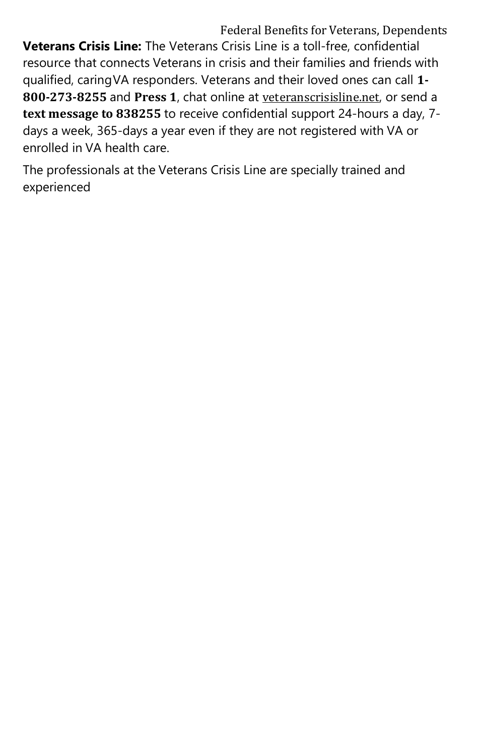**Veterans Crisis Line:** The Veterans Crisis Line is a toll-free, confidential resource that connects Veterans in crisis and their families and friends with qualified, caringVA responders. Veterans and their loved ones can call **1-800-273-8255** and **Press 1**, chat online at veteranscrisisline.net, or send a **text message to 838255** to receive confidential support 24-hours a day, 7-days a week, 365-days a year even if they are not registered with VA or enrolled in VA health care.

The professionals at the Veterans Crisis Line are specially trained and experienced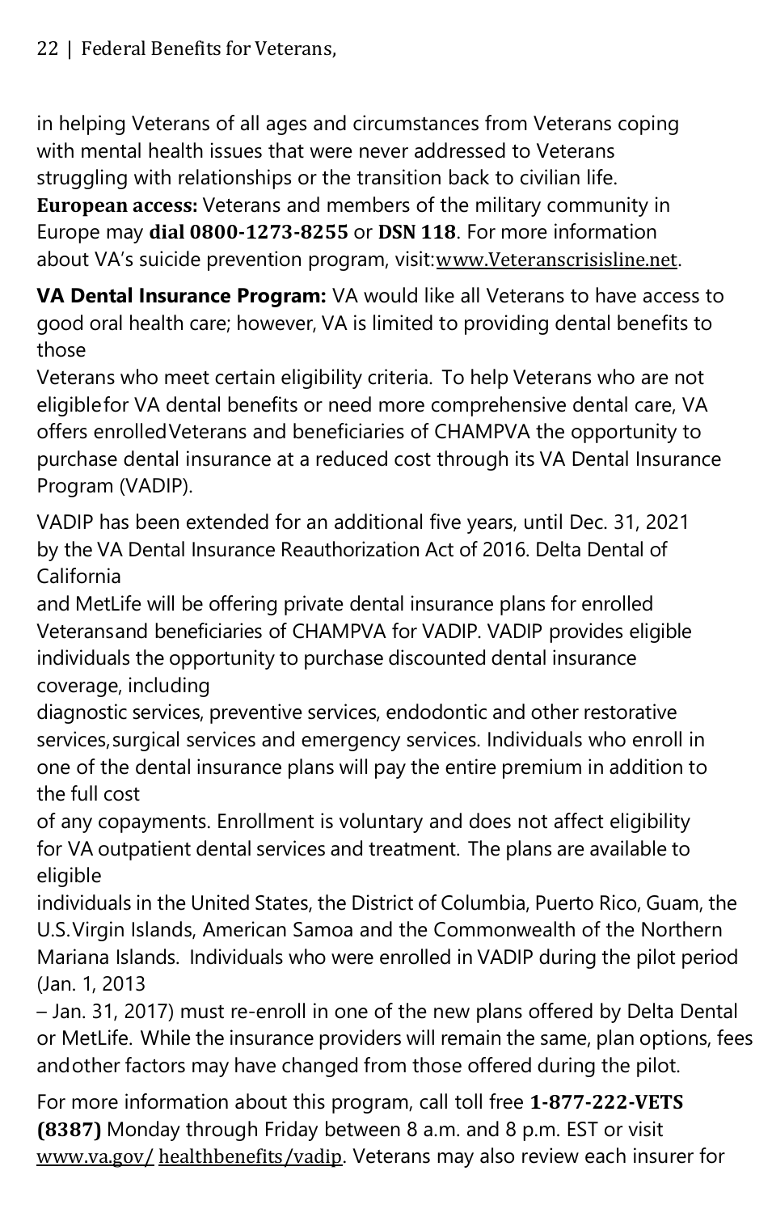in helping Veterans of all ages and circumstances from Veterans coping with mental health issues that were never addressed to Veterans struggling with relationships or the transition back to civilian life.
**European access:** Veterans and members of the military community in Europe may **dial 0800-1273-8255** or **DSN 118**. For more information about VA's suicide prevention program, visit: www.Veteranscrisisline.net.

**VA Dental Insurance Program:** VA would like all Veterans to have access to good oral health care; however, VA is limited to providing dental benefits to those Veterans who meet certain eligibility criteria. To help Veterans who are not eligible for VA dental benefits or need more comprehensive dental care, VA offers enrolled Veterans and beneficiaries of CHAMPVA the opportunity to purchase dental insurance at a reduced cost through its VA Dental Insurance Program (VADIP).

VADIP has been extended for an additional five years, until Dec. 31, 2021 by the VA Dental Insurance Reauthorization Act of 2016. Delta Dental of California and MetLife will be offering private dental insurance plans for enrolled Veterans and beneficiaries of CHAMPVA for VADIP. VADIP provides eligible individuals the opportunity to purchase discounted dental insurance coverage, including diagnostic services, preventive services, endodontic and other restorative services, surgical services and emergency services. Individuals who enroll in one of the dental insurance plans will pay the entire premium in addition to the full cost of any copayments. Enrollment is voluntary and does not affect eligibility for VA outpatient dental services and treatment. The plans are available to eligible individuals in the United States, the District of Columbia, Puerto Rico, Guam, the U.S. Virgin Islands, American Samoa and the Commonwealth of the Northern Mariana Islands. Individuals who were enrolled in VADIP during the pilot period (Jan. 1, 2013 – Jan. 31, 2017) must re-enroll in one of the new plans offered by Delta Dental or MetLife. While the insurance providers will remain the same, plan options, fees and other factors may have changed from those offered during the pilot.

For more information about this program, call toll free **1-877-222-VETS (8387)** Monday through Friday between 8 a.m. and 8 p.m. EST or visit www.va.gov/healthbenefits/vadip. Veterans may also review each insurer for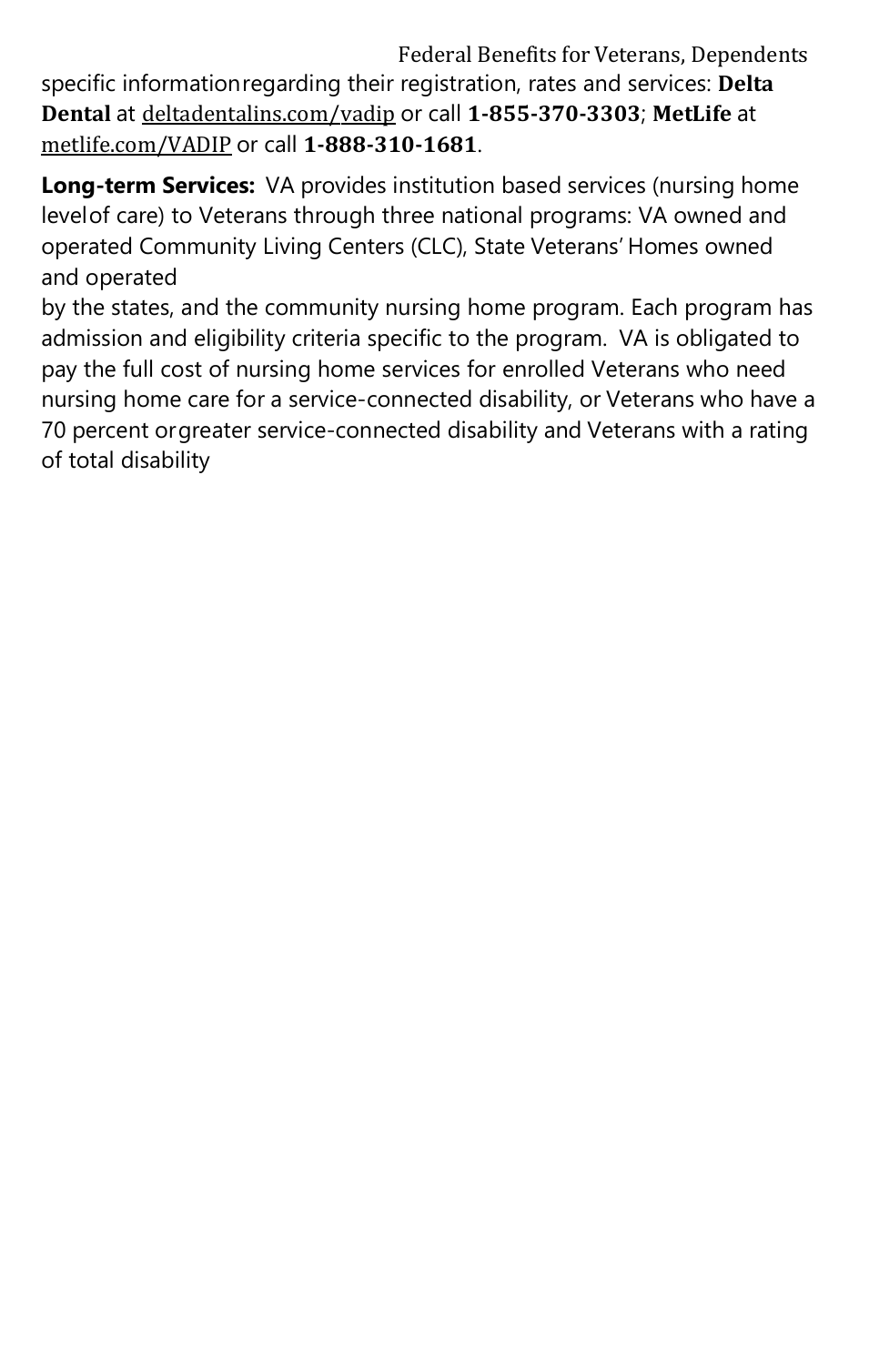specific information regarding their registration, rates and services: **Delta Dental** at deltadentalins.com/vadip or call **1-855-370-3303**; **MetLife** at metlife.com/VADIP or call **1-888-310-1681**.

**Long-term Services:** VA provides institution based services (nursing home level of care) to Veterans through three national programs: VA owned and operated Community Living Centers (CLC), State Veterans' Homes owned and operated by the states, and the community nursing home program. Each program has admission and eligibility criteria specific to the program. VA is obligated to pay the full cost of nursing home services for enrolled Veterans who need nursing home care for a service-connected disability, or Veterans who have a 70 percent or greater service-connected disability and Veterans with a rating of total disability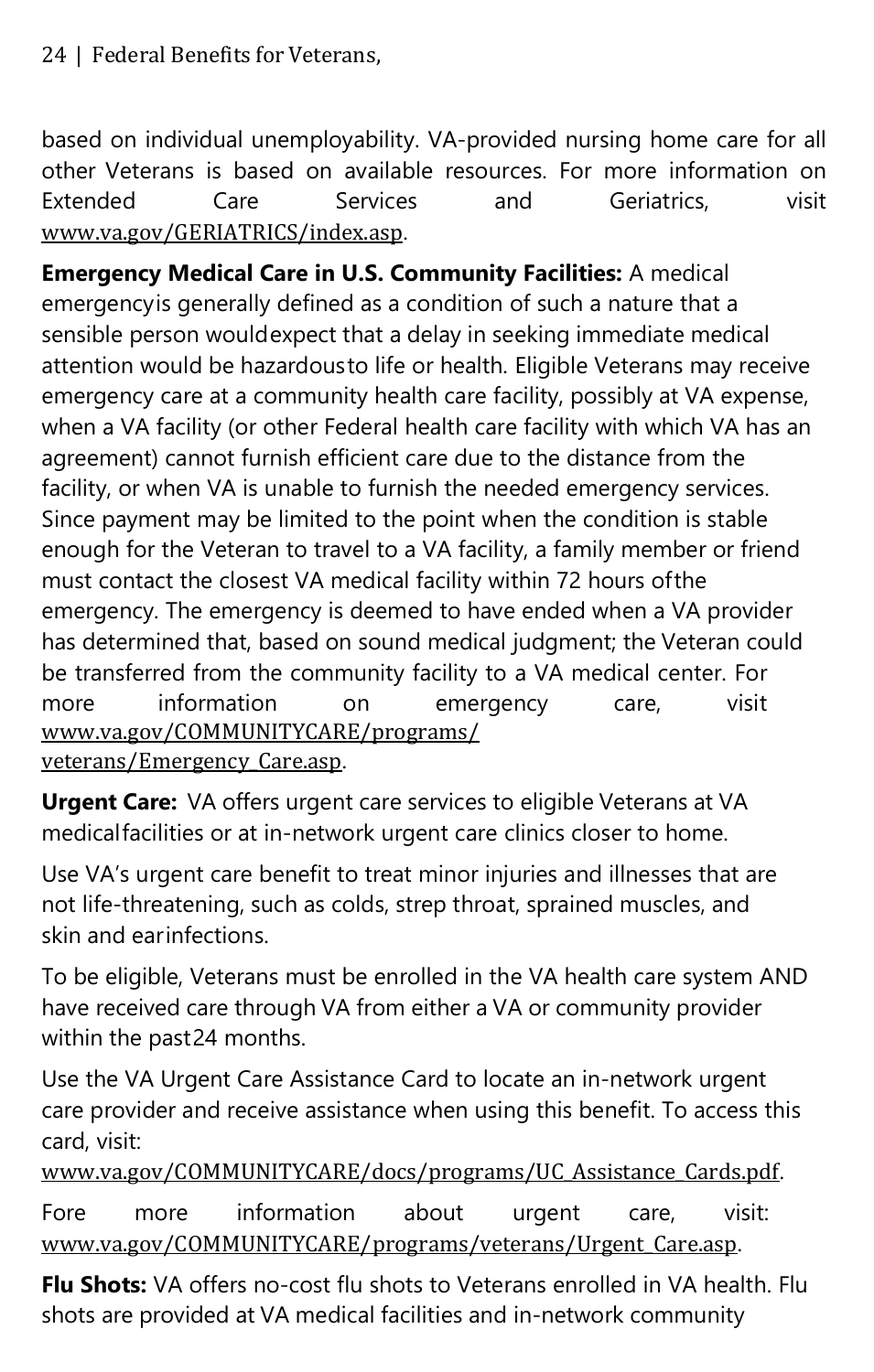based on individual unemployability. VA-provided nursing home care for all other Veterans is based on available resources. For more information on Extended Care Services and Geriatrics, visit www.va.gov/GERIATRICS/index.asp.

**Emergency Medical Care in U.S. Community Facilities:** A medical emergencyis generally defined as a condition of such a nature that a sensible person wouldexpect that a delay in seeking immediate medical attention would be hazardousto life or health. Eligible Veterans may receive emergency care at a community health care facility, possibly at VA expense, when a VA facility (or other Federal health care facility with which VA has an agreement) cannot furnish efficient care due to the distance from the facility, or when VA is unable to furnish the needed emergency services. Since payment may be limited to the point when the condition is stable enough for the Veteran to travel to a VA facility, a family member or friend must contact the closest VA medical facility within 72 hours ofthe emergency. The emergency is deemed to have ended when a VA provider has determined that, based on sound medical judgment; the Veteran could be transferred from the community facility to a VA medical center. For more information on emergency care, visit www.va.gov/COMMUNITYCARE/programs/veterans/Emergency_Care.asp.

**Urgent Care:** VA offers urgent care services to eligible Veterans at VA medicalfacilities or at in-network urgent care clinics closer to home.

Use VA's urgent care benefit to treat minor injuries and illnesses that are not life-threatening, such as colds, strep throat, sprained muscles, and skin and earinfections.

To be eligible, Veterans must be enrolled in the VA health care system AND have received care through VA from either a VA or community provider within the past24 months.

Use the VA Urgent Care Assistance Card to locate an in-network urgent care provider and receive assistance when using this benefit. To access this card, visit: www.va.gov/COMMUNITYCARE/docs/programs/UC_Assistance_Cards.pdf.

Fore more information about urgent care, visit: www.va.gov/COMMUNITYCARE/programs/veterans/Urgent_Care.asp.

**Flu Shots:** VA offers no-cost flu shots to Veterans enrolled in VA health. Flu shots are provided at VA medical facilities and in-network community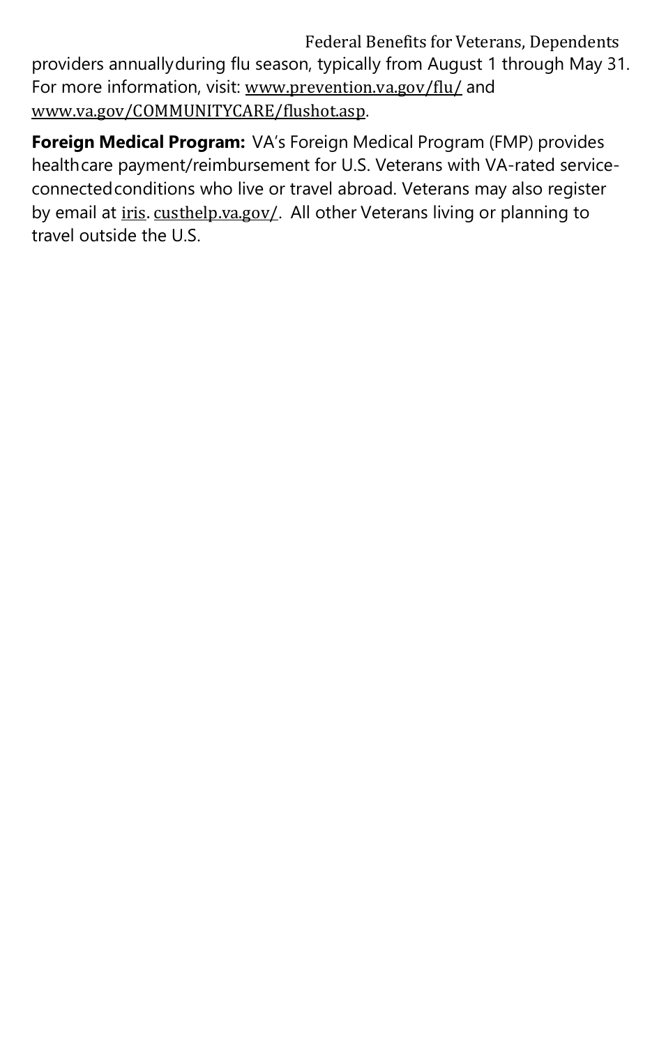providers annually during flu season, typically from August 1 through May 31. For more information, visit: www.prevention.va.gov/flu/ and www.va.gov/COMMUNITYCARE/flushot.asp.

**Foreign Medical Program:** VA's Foreign Medical Program (FMP) provides health care payment/reimbursement for U.S. Veterans with VA-rated service-connected conditions who live or travel abroad. Veterans may also register by email at iris. custhelp.va.gov/. All other Veterans living or planning to travel outside the U.S.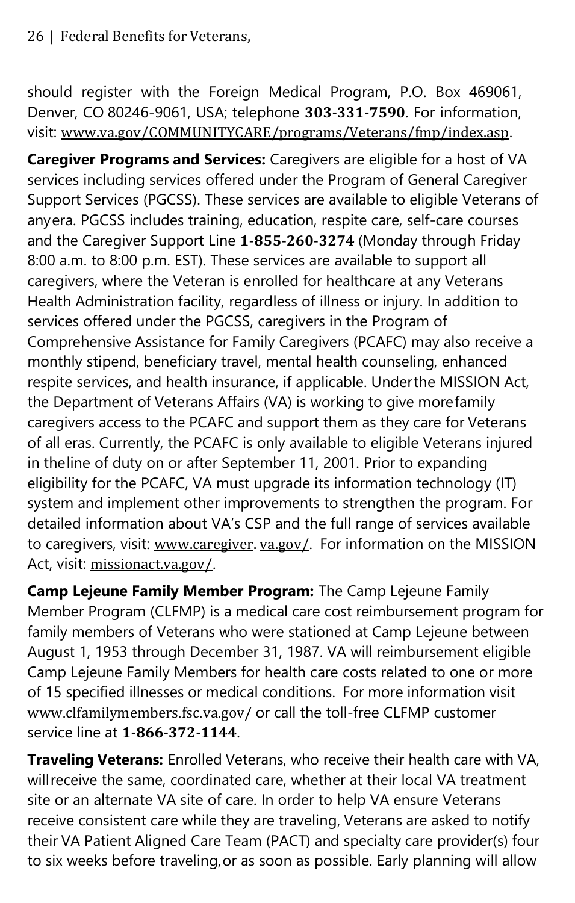should register with the Foreign Medical Program, P.O. Box 469061, Denver, CO 80246-9061, USA; telephone **303-331-7590**. For information, visit: www.va.gov/COMMUNITYCARE/programs/Veterans/fmp/index.asp.

**Caregiver Programs and Services:** Caregivers are eligible for a host of VA services including services offered under the Program of General Caregiver Support Services (PGCSS). These services are available to eligible Veterans of anyera. PGCSS includes training, education, respite care, self-care courses and the Caregiver Support Line **1-855-260-3274** (Monday through Friday 8:00 a.m. to 8:00 p.m. EST). These services are available to support all caregivers, where the Veteran is enrolled for healthcare at any Veterans Health Administration facility, regardless of illness or injury. In addition to services offered under the PGCSS, caregivers in the Program of Comprehensive Assistance for Family Caregivers (PCAFC) may also receive a monthly stipend, beneficiary travel, mental health counseling, enhanced respite services, and health insurance, if applicable. Underthe MISSION Act, the Department of Veterans Affairs (VA) is working to give morefamily caregivers access to the PCAFC and support them as they care for Veterans of all eras. Currently, the PCAFC is only available to eligible Veterans injured in theline of duty on or after September 11, 2001. Prior to expanding eligibility for the PCAFC, VA must upgrade its information technology (IT) system and implement other improvements to strengthen the program. For detailed information about VA's CSP and the full range of services available to caregivers, visit: www.caregiver. va.gov/. For information on the MISSION Act, visit: missionact.va.gov/.

**Camp Lejeune Family Member Program:** The Camp Lejeune Family Member Program (CLFMP) is a medical care cost reimbursement program for family members of Veterans who were stationed at Camp Lejeune between August 1, 1953 through December 31, 1987. VA will reimbursement eligible Camp Lejeune Family Members for health care costs related to one or more of 15 specified illnesses or medical conditions. For more information visit www.clfamilymembers.fsc.va.gov/ or call the toll-free CLFMP customer service line at **1-866-372-1144**.

**Traveling Veterans:** Enrolled Veterans, who receive their health care with VA, willreceive the same, coordinated care, whether at their local VA treatment site or an alternate VA site of care. In order to help VA ensure Veterans receive consistent care while they are traveling, Veterans are asked to notify their VA Patient Aligned Care Team (PACT) and specialty care provider(s) four to six weeks before traveling,or as soon as possible. Early planning will allow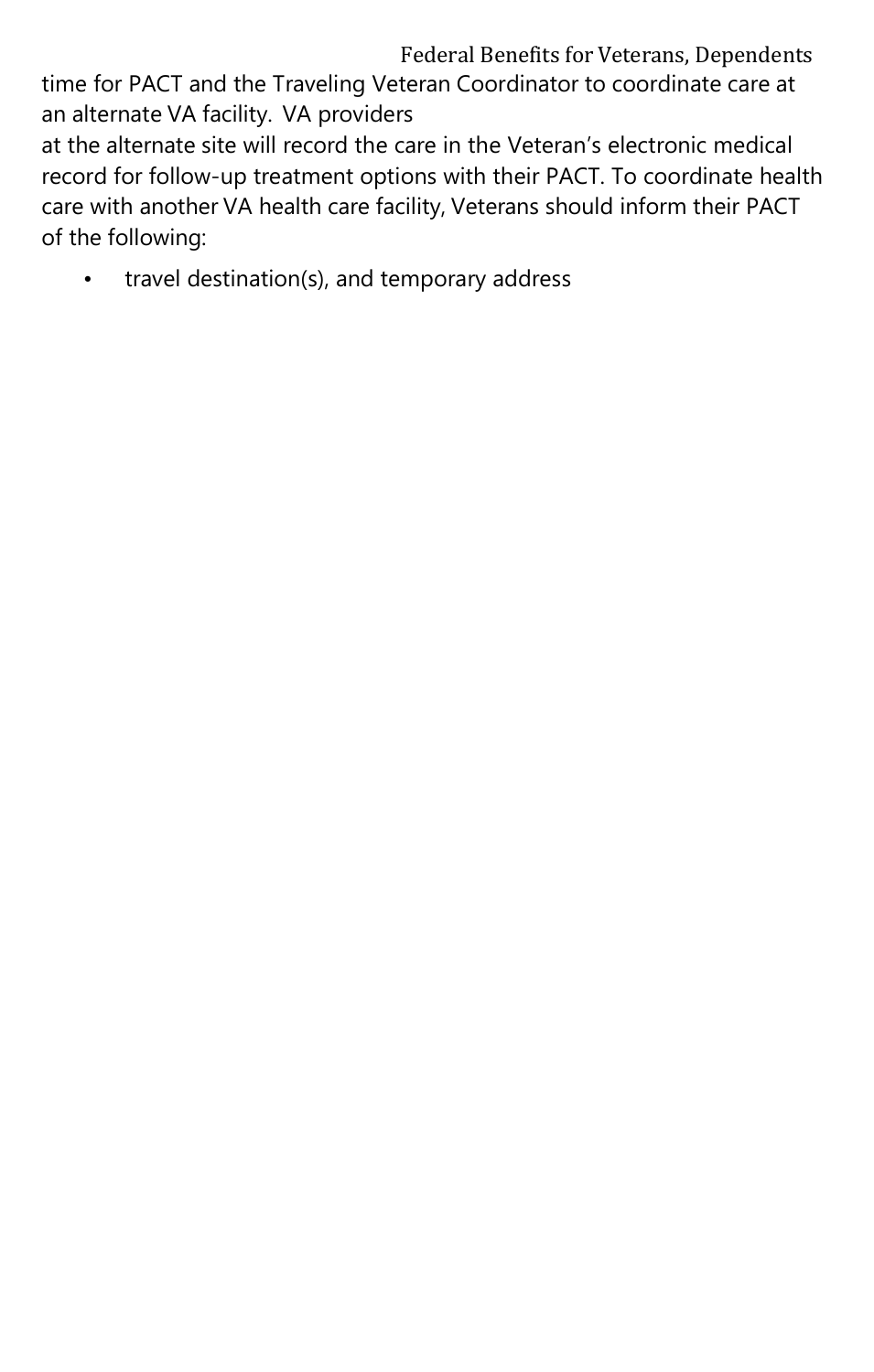time for PACT and the Traveling Veteran Coordinator to coordinate care at an alternate VA facility. VA providers at the alternate site will record the care in the Veteran's electronic medical record for follow-up treatment options with their PACT. To coordinate health care with another VA health care facility, Veterans should inform their PACT of the following:

- travel destination(s), and temporary address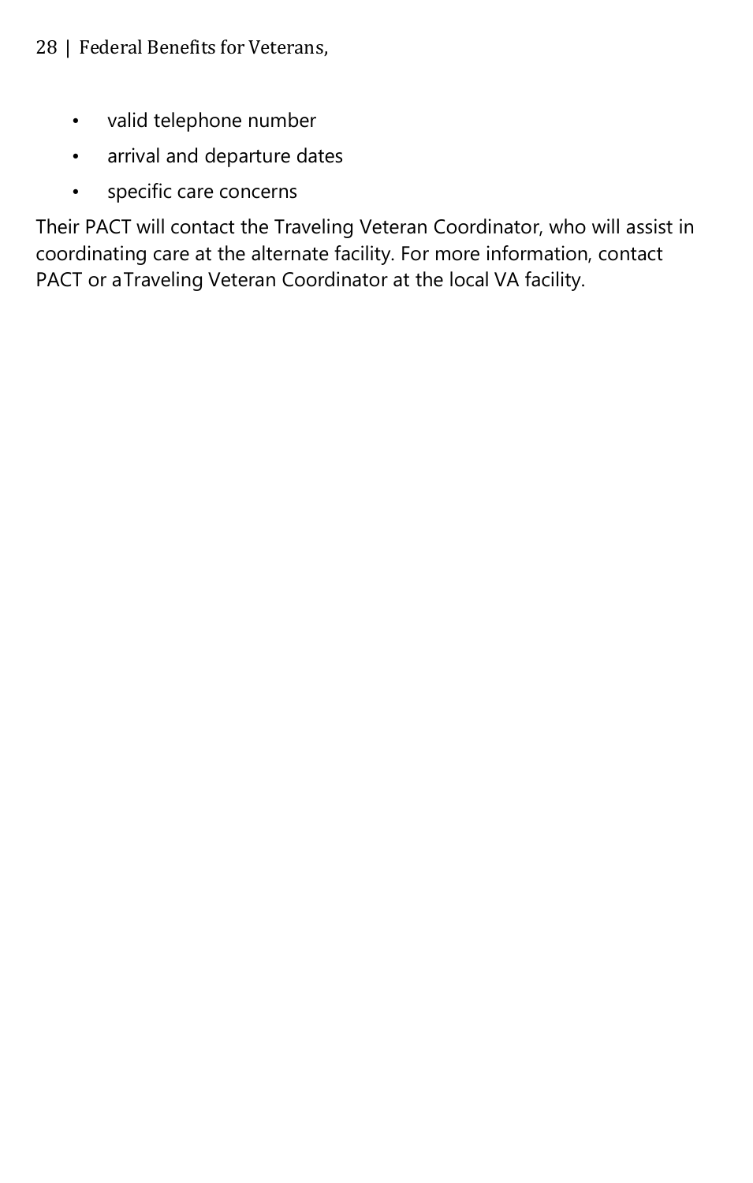- valid telephone number
- arrival and departure dates
- specific care concerns

Their PACT will contact the Traveling Veteran Coordinator, who will assist in coordinating care at the alternate facility. For more information, contact PACT or aTraveling Veteran Coordinator at the local VA facility.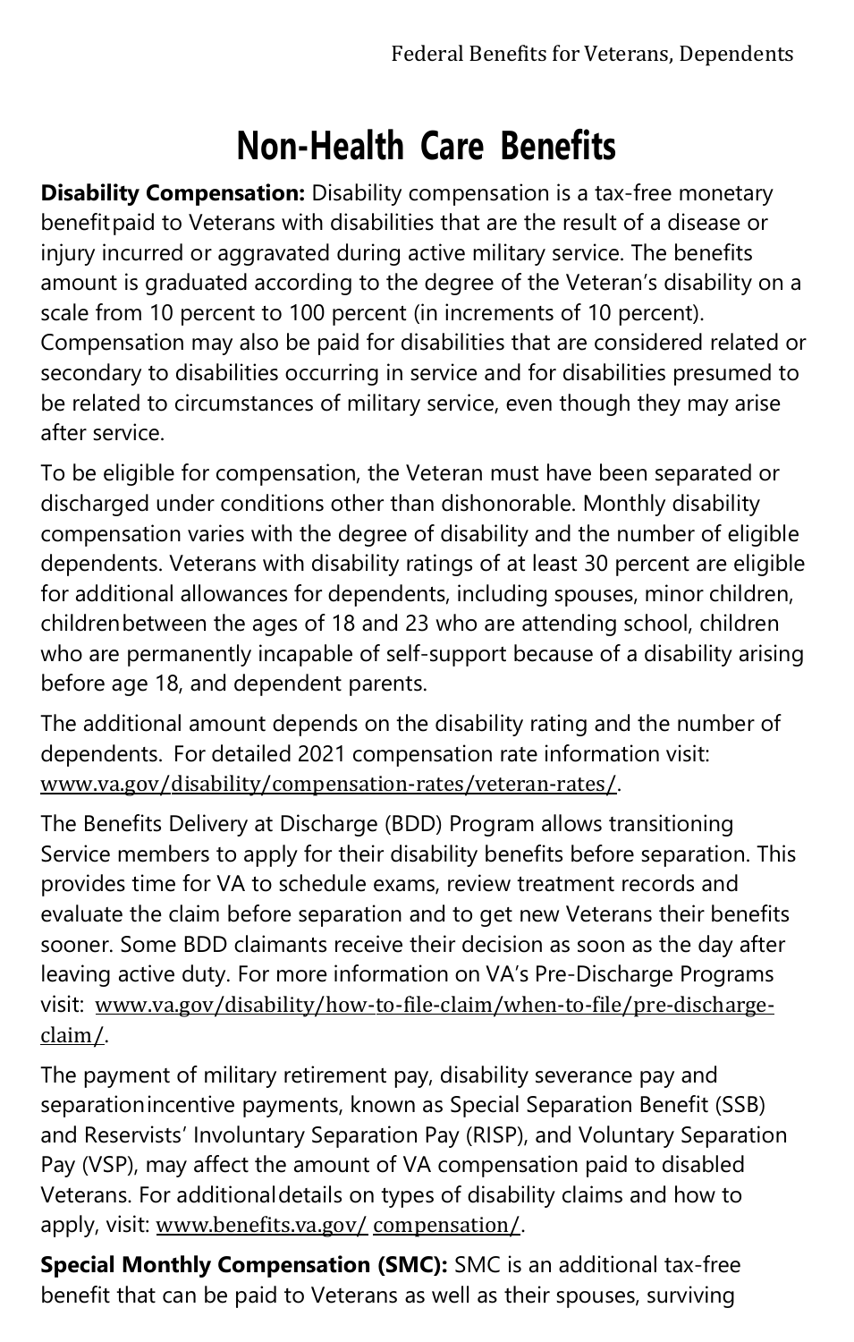# Non-Health Care Benefits

**Disability Compensation:** Disability compensation is a tax-free monetary benefit paid to Veterans with disabilities that are the result of a disease or injury incurred or aggravated during active military service. The benefits amount is graduated according to the degree of the Veteran's disability on a scale from 10 percent to 100 percent (in increments of 10 percent). Compensation may also be paid for disabilities that are considered related or secondary to disabilities occurring in service and for disabilities presumed to be related to circumstances of military service, even though they may arise after service.

To be eligible for compensation, the Veteran must have been separated or discharged under conditions other than dishonorable. Monthly disability compensation varies with the degree of disability and the number of eligible dependents. Veterans with disability ratings of at least 30 percent are eligible for additional allowances for dependents, including spouses, minor children, children between the ages of 18 and 23 who are attending school, children who are permanently incapable of self-support because of a disability arising before age 18, and dependent parents.

The additional amount depends on the disability rating and the number of dependents. For detailed 2021 compensation rate information visit: www.va.gov/disability/compensation-rates/veteran-rates/.

The Benefits Delivery at Discharge (BDD) Program allows transitioning Service members to apply for their disability benefits before separation. This provides time for VA to schedule exams, review treatment records and evaluate the claim before separation and to get new Veterans their benefits sooner. Some BDD claimants receive their decision as soon as the day after leaving active duty. For more information on VA's Pre-Discharge Programs visit: www.va.gov/disability/how-to-file-claim/when-to-file/pre-discharge-claim/.

The payment of military retirement pay, disability severance pay and separation incentive payments, known as Special Separation Benefit (SSB) and Reservists' Involuntary Separation Pay (RISP), and Voluntary Separation Pay (VSP), may affect the amount of VA compensation paid to disabled Veterans. For additional details on types of disability claims and how to apply, visit: www.benefits.va.gov/compensation/.

**Special Monthly Compensation (SMC):** SMC is an additional tax-free benefit that can be paid to Veterans as well as their spouses, surviving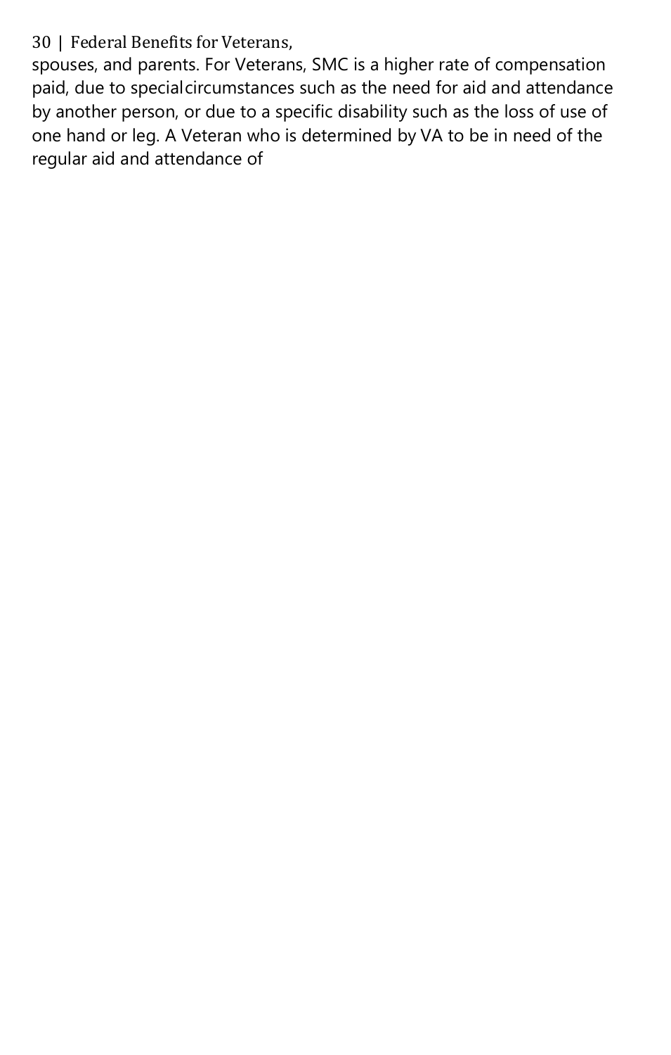spouses, and parents. For Veterans, SMC is a higher rate of compensation paid, due to specialcircumstances such as the need for aid and attendance by another person, or due to a specific disability such as the loss of use of one hand or leg. A Veteran who is determined by VA to be in need of the regular aid and attendance of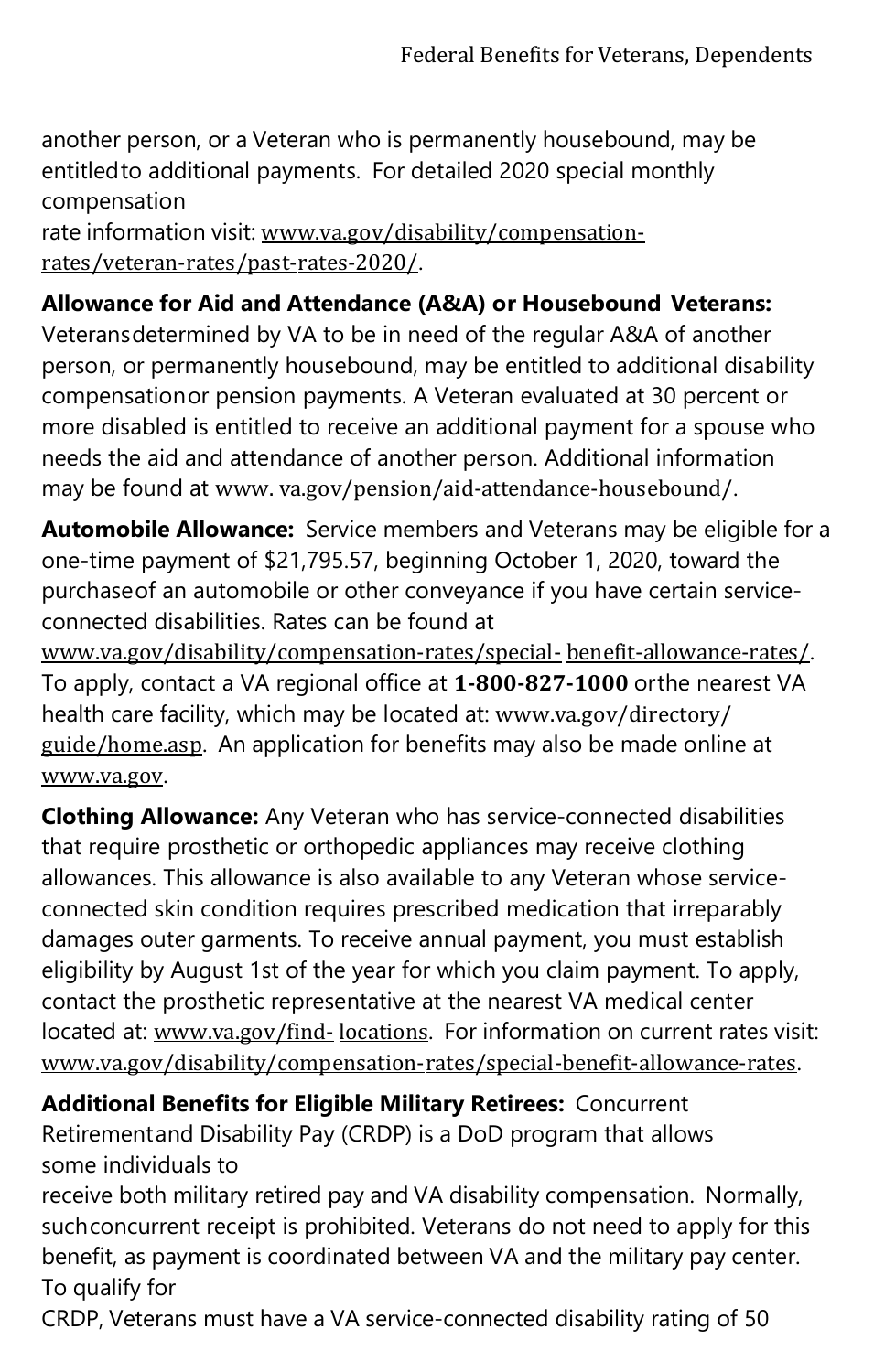another person, or a Veteran who is permanently housebound, may be entitled to additional payments. For detailed 2020 special monthly compensation rate information visit: www.va.gov/disability/compensation-rates/veteran-rates/past-rates-2020/.

**Allowance for Aid and Attendance (A&A) or Housebound Veterans:** Veterans determined by VA to be in need of the regular A&A of another person, or permanently housebound, may be entitled to additional disability compensation or pension payments. A Veteran evaluated at 30 percent or more disabled is entitled to receive an additional payment for a spouse who needs the aid and attendance of another person. Additional information may be found at www. va.gov/pension/aid-attendance-housebound/.

**Automobile Allowance:** Service members and Veterans may be eligible for a one-time payment of $21,795.57, beginning October 1, 2020, toward the purchase of an automobile or other conveyance if you have certain service-connected disabilities. Rates can be found at www.va.gov/disability/compensation-rates/special- benefit-allowance-rates/. To apply, contact a VA regional office at **1-800-827-1000** or the nearest VA health care facility, which may be located at: www.va.gov/directory/guide/home.asp. An application for benefits may also be made online at www.va.gov.

**Clothing Allowance:** Any Veteran who has service-connected disabilities that require prosthetic or orthopedic appliances may receive clothing allowances. This allowance is also available to any Veteran whose service-connected skin condition requires prescribed medication that irreparably damages outer garments. To receive annual payment, you must establish eligibility by August 1st of the year for which you claim payment. To apply, contact the prosthetic representative at the nearest VA medical center located at: www.va.gov/find- locations. For information on current rates visit: www.va.gov/disability/compensation-rates/special-benefit-allowance-rates.

**Additional Benefits for Eligible Military Retirees:** Concurrent Retirement and Disability Pay (CRDP) is a DoD program that allows some individuals to receive both military retired pay and VA disability compensation. Normally, such concurrent receipt is prohibited. Veterans do not need to apply for this benefit, as payment is coordinated between VA and the military pay center. To qualify for CRDP, Veterans must have a VA service-connected disability rating of 50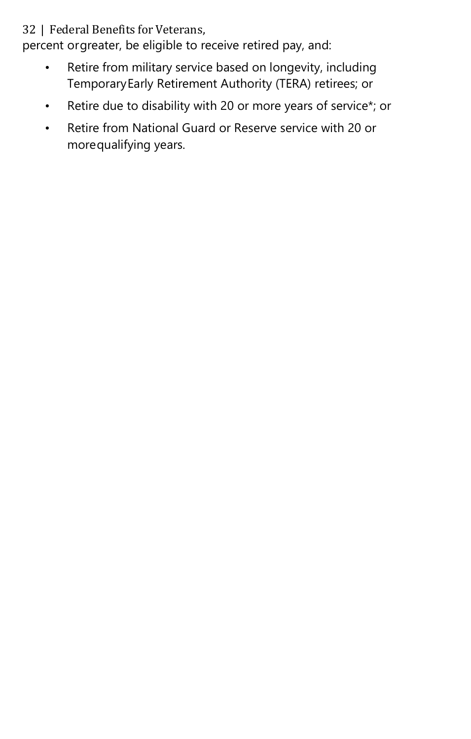percent orgreater, be eligible to receive retired pay, and:

- Retire from military service based on longevity, including TemporaryEarly Retirement Authority (TERA) retirees; or
- Retire due to disability with 20 or more years of service*; or
- Retire from National Guard or Reserve service with 20 or morequalifying years.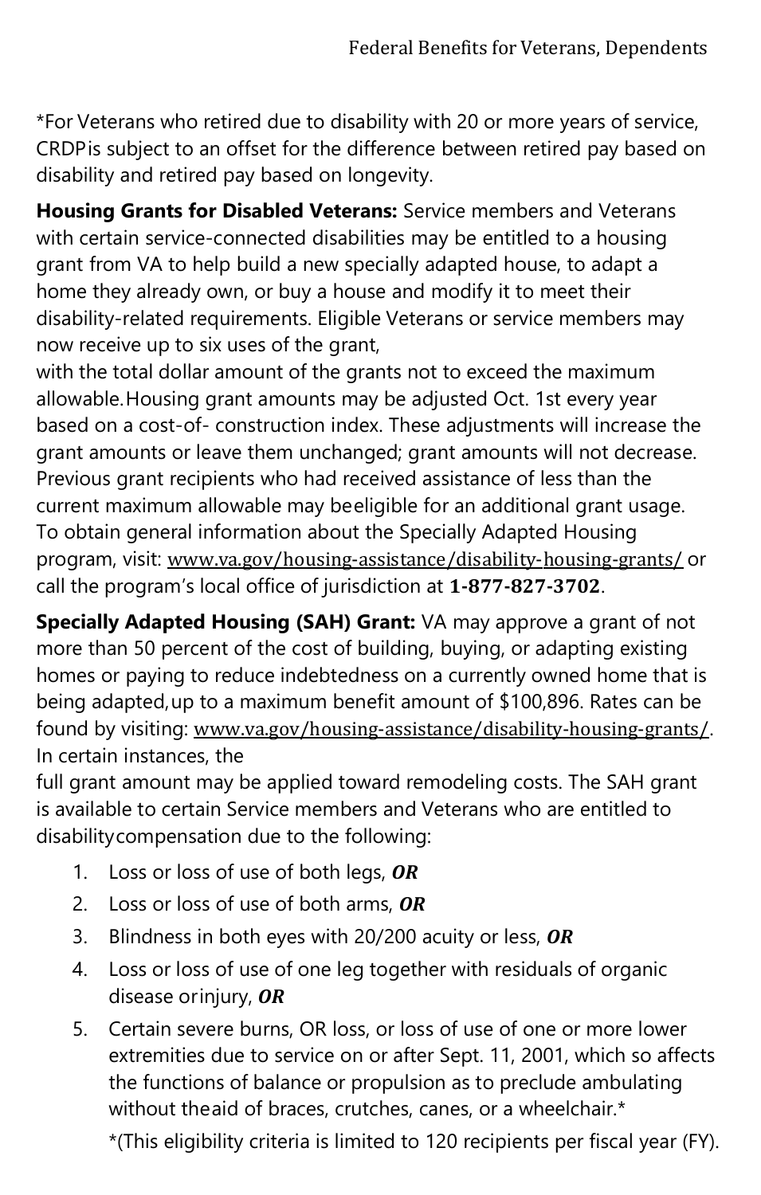*For Veterans who retired due to disability with 20 or more years of service, CRDP is subject to an offset for the difference between retired pay based on disability and retired pay based on longevity.

**Housing Grants for Disabled Veterans:** Service members and Veterans with certain service-connected disabilities may be entitled to a housing grant from VA to help build a new specially adapted house, to adapt a home they already own, or buy a house and modify it to meet their disability-related requirements. Eligible Veterans or service members may now receive up to six uses of the grant, with the total dollar amount of the grants not to exceed the maximum allowable. Housing grant amounts may be adjusted Oct. 1st every year based on a cost-of- construction index. These adjustments will increase the grant amounts or leave them unchanged; grant amounts will not decrease. Previous grant recipients who had received assistance of less than the current maximum allowable may be eligible for an additional grant usage. To obtain general information about the Specially Adapted Housing program, visit: www.va.gov/housing-assistance/disability-housing-grants/ or call the program's local office of jurisdiction at **1-877-827-3702**.

**Specially Adapted Housing (SAH) Grant:** VA may approve a grant of not more than 50 percent of the cost of building, buying, or adapting existing homes or paying to reduce indebtedness on a currently owned home that is being adapted, up to a maximum benefit amount of $100,896. Rates can be found by visiting: www.va.gov/housing-assistance/disability-housing-grants/. In certain instances, the full grant amount may be applied toward remodeling costs. The SAH grant is available to certain Service members and Veterans who are entitled to disability compensation due to the following:

1. Loss or loss of use of both legs, ***OR***
2. Loss or loss of use of both arms, ***OR***
3. Blindness in both eyes with 20/200 acuity or less, ***OR***
4. Loss or loss of use of one leg together with residuals of organic disease or injury, ***OR***
5. Certain severe burns, OR loss, or loss of use of one or more lower extremities due to service on or after Sept. 11, 2001, which so affects the functions of balance or propulsion as to preclude ambulating without the aid of braces, crutches, canes, or a wheelchair.*

   *(This eligibility criteria is limited to 120 recipients per fiscal year (FY).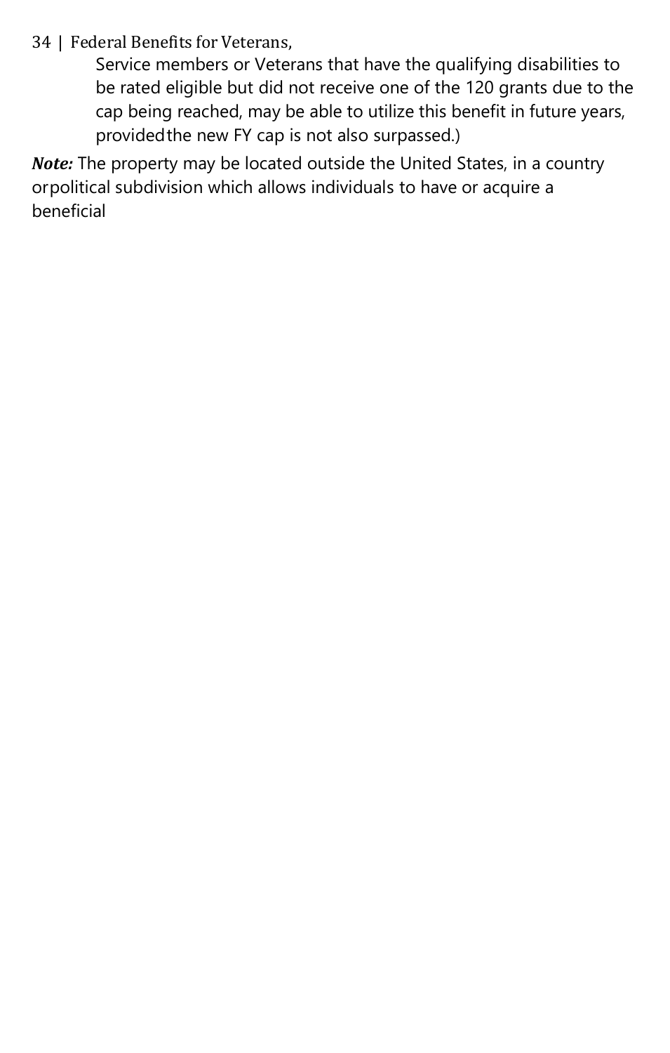Service members or Veterans that have the qualifying disabilities to be rated eligible but did not receive one of the 120 grants due to the cap being reached, may be able to utilize this benefit in future years, provided the new FY cap is not also surpassed.)

***Note:*** The property may be located outside the United States, in a country or political subdivision which allows individuals to have or acquire a beneficial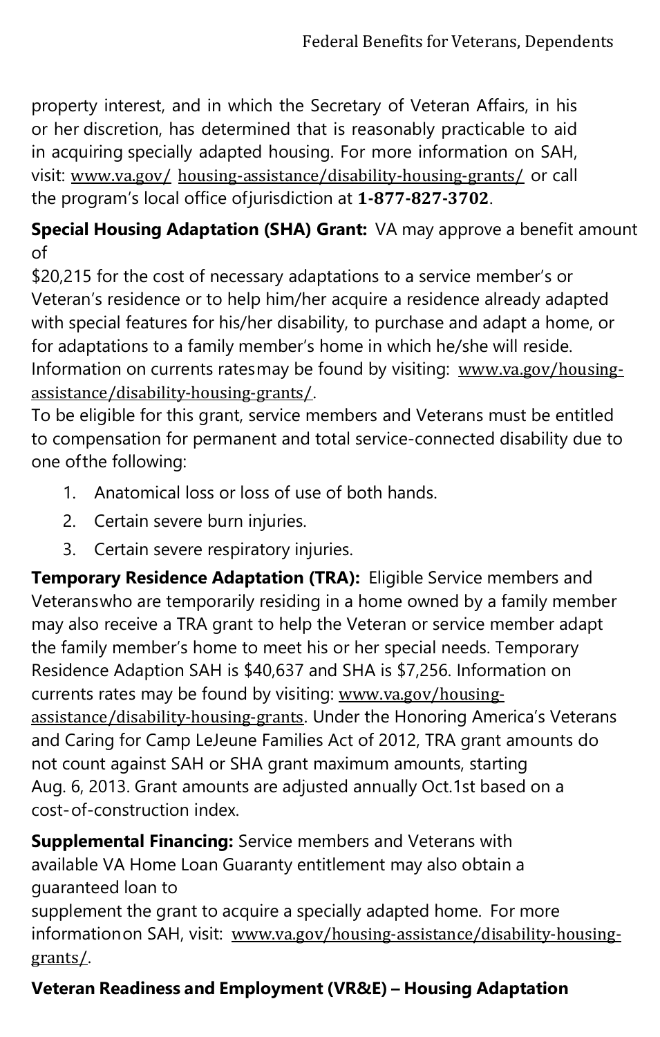property interest, and in which the Secretary of Veteran Affairs, in his or her discretion, has determined that is reasonably practicable to aid in acquiring specially adapted housing. For more information on SAH, visit: www.va.gov/ housing-assistance/disability-housing-grants/ or call the program's local office ofjurisdiction at **1-877-827-3702**.

**Special Housing Adaptation (SHA) Grant:** VA may approve a benefit amount of $20,215 for the cost of necessary adaptations to a service member's or Veteran's residence or to help him/her acquire a residence already adapted with special features for his/her disability, to purchase and adapt a home, or for adaptations to a family member's home in which he/she will reside. Information on currents ratesmay be found by visiting: www.va.gov/housing-assistance/disability-housing-grants/.

To be eligible for this grant, service members and Veterans must be entitled to compensation for permanent and total service-connected disability due to one ofthe following:

1. Anatomical loss or loss of use of both hands.
2. Certain severe burn injuries.
3. Certain severe respiratory injuries.

**Temporary Residence Adaptation (TRA):** Eligible Service members and Veteranswho are temporarily residing in a home owned by a family member may also receive a TRA grant to help the Veteran or service member adapt the family member's home to meet his or her special needs. Temporary Residence Adaption SAH is $40,637 and SHA is $7,256. Information on currents rates may be found by visiting: www.va.gov/housing-assistance/disability-housing-grants. Under the Honoring America's Veterans and Caring for Camp LeJeune Families Act of 2012, TRA grant amounts do not count against SAH or SHA grant maximum amounts, starting Aug. 6, 2013. Grant amounts are adjusted annually Oct.1st based on a cost-of-construction index.

**Supplemental Financing:** Service members and Veterans with available VA Home Loan Guaranty entitlement may also obtain a guaranteed loan to supplement the grant to acquire a specially adapted home. For more informationon SAH, visit: www.va.gov/housing-assistance/disability-housing-grants/.

**Veteran Readiness and Employment (VR&E) – Housing Adaptation**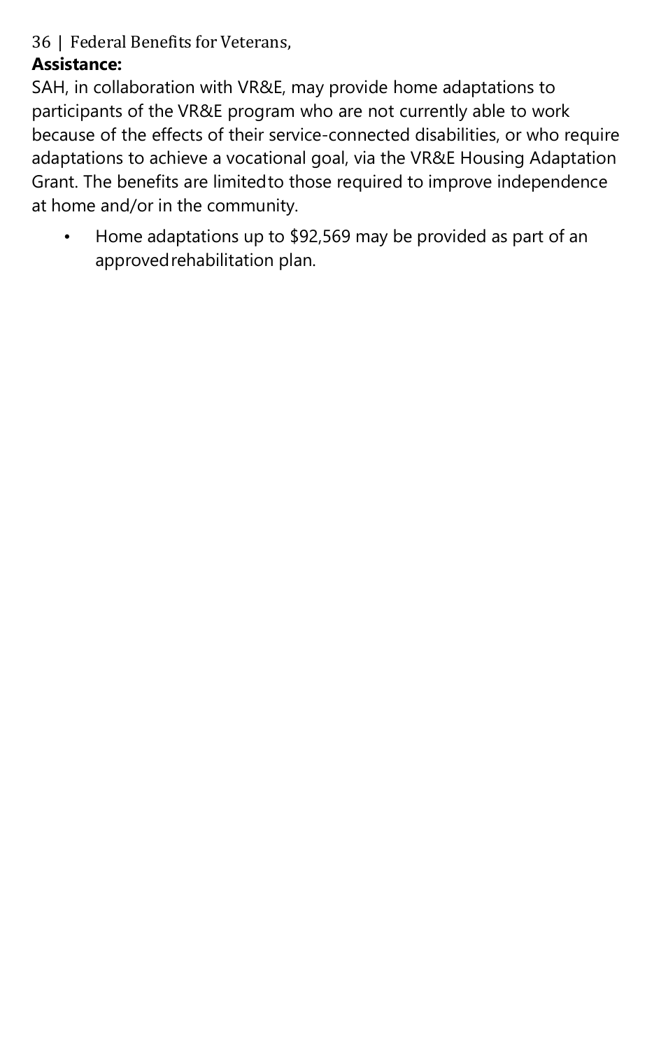**Assistance:**

SAH, in collaboration with VR&E, may provide home adaptations to participants of the VR&E program who are not currently able to work because of the effects of their service-connected disabilities, or who require adaptations to achieve a vocational goal, via the VR&E Housing Adaptation Grant. The benefits are limited to those required to improve independence at home and/or in the community.

- Home adaptations up to $92,569 may be provided as part of an approved rehabilitation plan.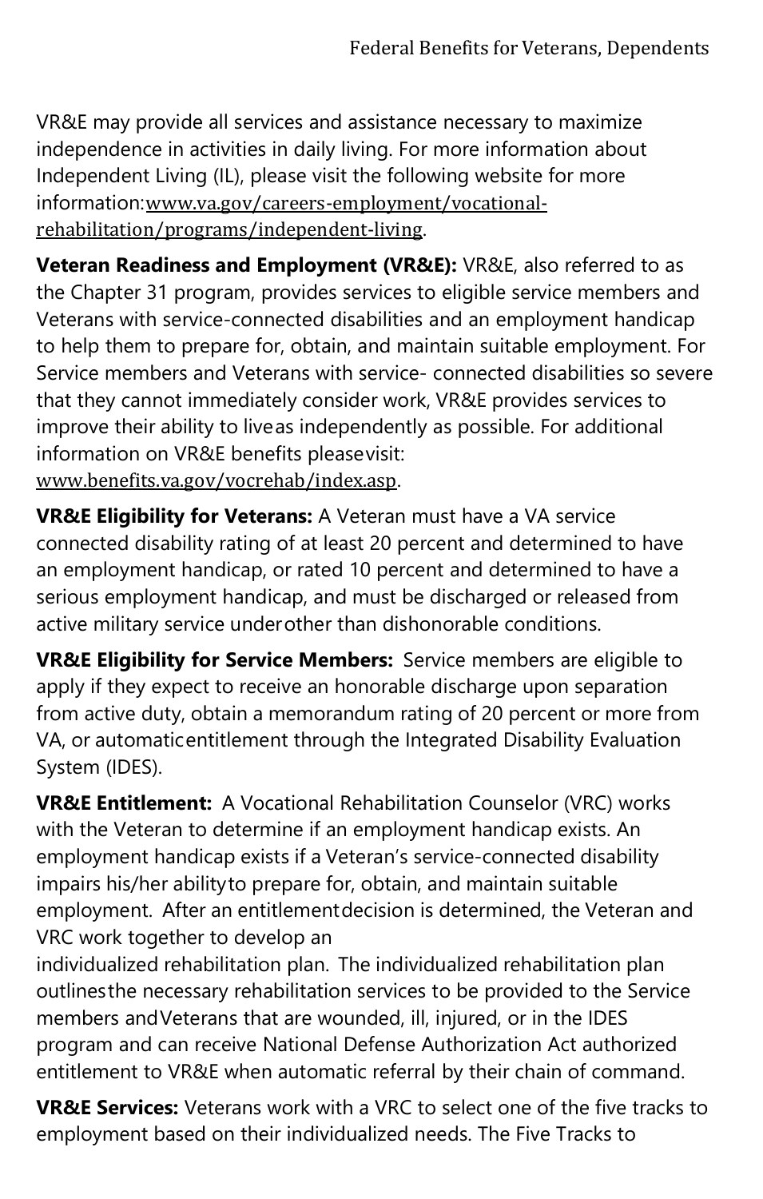VR&E may provide all services and assistance necessary to maximize independence in activities in daily living. For more information about Independent Living (IL), please visit the following website for more information: www.va.gov/careers-employment/vocational-rehabilitation/programs/independent-living.

**Veteran Readiness and Employment (VR&E):** VR&E, also referred to as the Chapter 31 program, provides services to eligible service members and Veterans with service-connected disabilities and an employment handicap to help them to prepare for, obtain, and maintain suitable employment. For Service members and Veterans with service- connected disabilities so severe that they cannot immediately consider work, VR&E provides services to improve their ability to live as independently as possible. For additional information on VR&E benefits please visit: www.benefits.va.gov/vocrehab/index.asp.

**VR&E Eligibility for Veterans:** A Veteran must have a VA service connected disability rating of at least 20 percent and determined to have an employment handicap, or rated 10 percent and determined to have a serious employment handicap, and must be discharged or released from active military service under other than dishonorable conditions.

**VR&E Eligibility for Service Members:** Service members are eligible to apply if they expect to receive an honorable discharge upon separation from active duty, obtain a memorandum rating of 20 percent or more from VA, or automatic entitlement through the Integrated Disability Evaluation System (IDES).

**VR&E Entitlement:** A Vocational Rehabilitation Counselor (VRC) works with the Veteran to determine if an employment handicap exists. An employment handicap exists if a Veteran's service-connected disability impairs his/her ability to prepare for, obtain, and maintain suitable employment. After an entitlement decision is determined, the Veteran and VRC work together to develop an individualized rehabilitation plan. The individualized rehabilitation plan outlines the necessary rehabilitation services to be provided to the Service members and Veterans that are wounded, ill, injured, or in the IDES program and can receive National Defense Authorization Act authorized entitlement to VR&E when automatic referral by their chain of command.

**VR&E Services:** Veterans work with a VRC to select one of the five tracks to employment based on their individualized needs. The Five Tracks to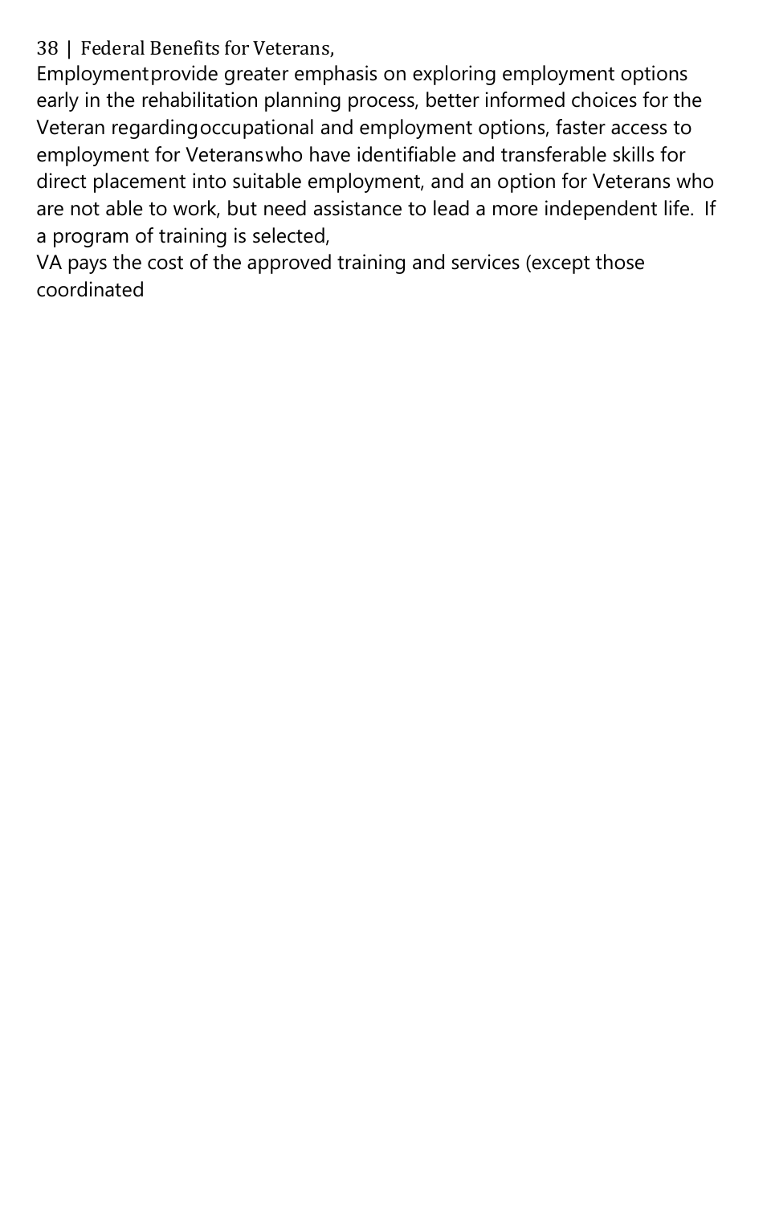Employment provide greater emphasis on exploring employment options early in the rehabilitation planning process, better informed choices for the Veteran regarding occupational and employment options, faster access to employment for Veterans who have identifiable and transferable skills for direct placement into suitable employment, and an option for Veterans who are not able to work, but need assistance to lead a more independent life. If a program of training is selected,

VA pays the cost of the approved training and services (except those coordinated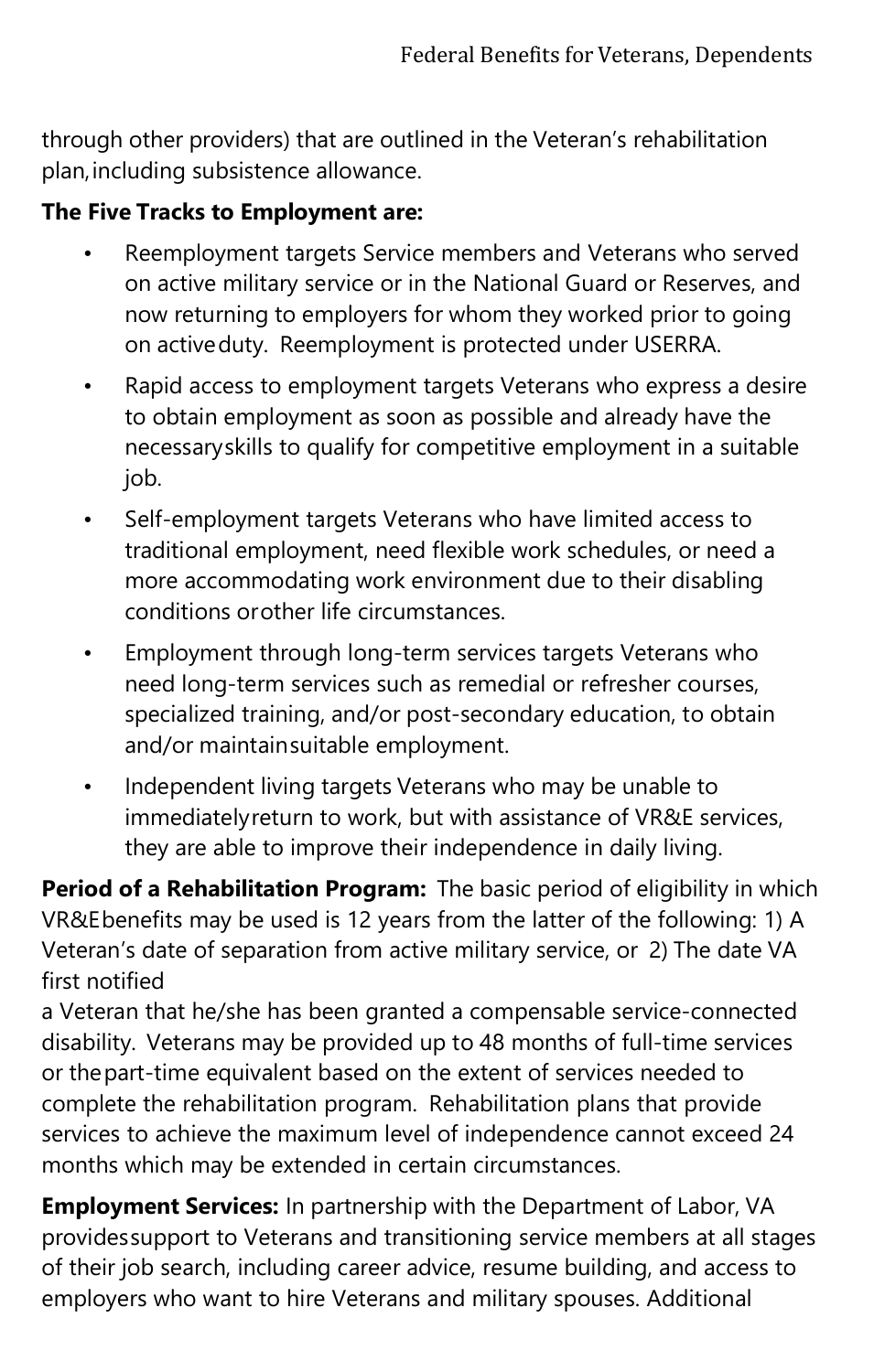through other providers) that are outlined in the Veteran's rehabilitation plan, including subsistence allowance.

**The Five Tracks to Employment are:**

- Reemployment targets Service members and Veterans who served on active military service or in the National Guard or Reserves, and now returning to employers for whom they worked prior to going on active duty. Reemployment is protected under USERRA.
- Rapid access to employment targets Veterans who express a desire to obtain employment as soon as possible and already have the necessary skills to qualify for competitive employment in a suitable job.
- Self-employment targets Veterans who have limited access to traditional employment, need flexible work schedules, or need a more accommodating work environment due to their disabling conditions or other life circumstances.
- Employment through long-term services targets Veterans who need long-term services such as remedial or refresher courses, specialized training, and/or post-secondary education, to obtain and/or maintain suitable employment.
- Independent living targets Veterans who may be unable to immediately return to work, but with assistance of VR&E services, they are able to improve their independence in daily living.

**Period of a Rehabilitation Program:** The basic period of eligibility in which VR&E benefits may be used is 12 years from the latter of the following: 1) A Veteran's date of separation from active military service, or 2) The date VA first notified a Veteran that he/she has been granted a compensable service-connected disability. Veterans may be provided up to 48 months of full-time services or the part-time equivalent based on the extent of services needed to complete the rehabilitation program. Rehabilitation plans that provide services to achieve the maximum level of independence cannot exceed 24 months which may be extended in certain circumstances.

**Employment Services:** In partnership with the Department of Labor, VA provides support to Veterans and transitioning service members at all stages of their job search, including career advice, resume building, and access to employers who want to hire Veterans and military spouses. Additional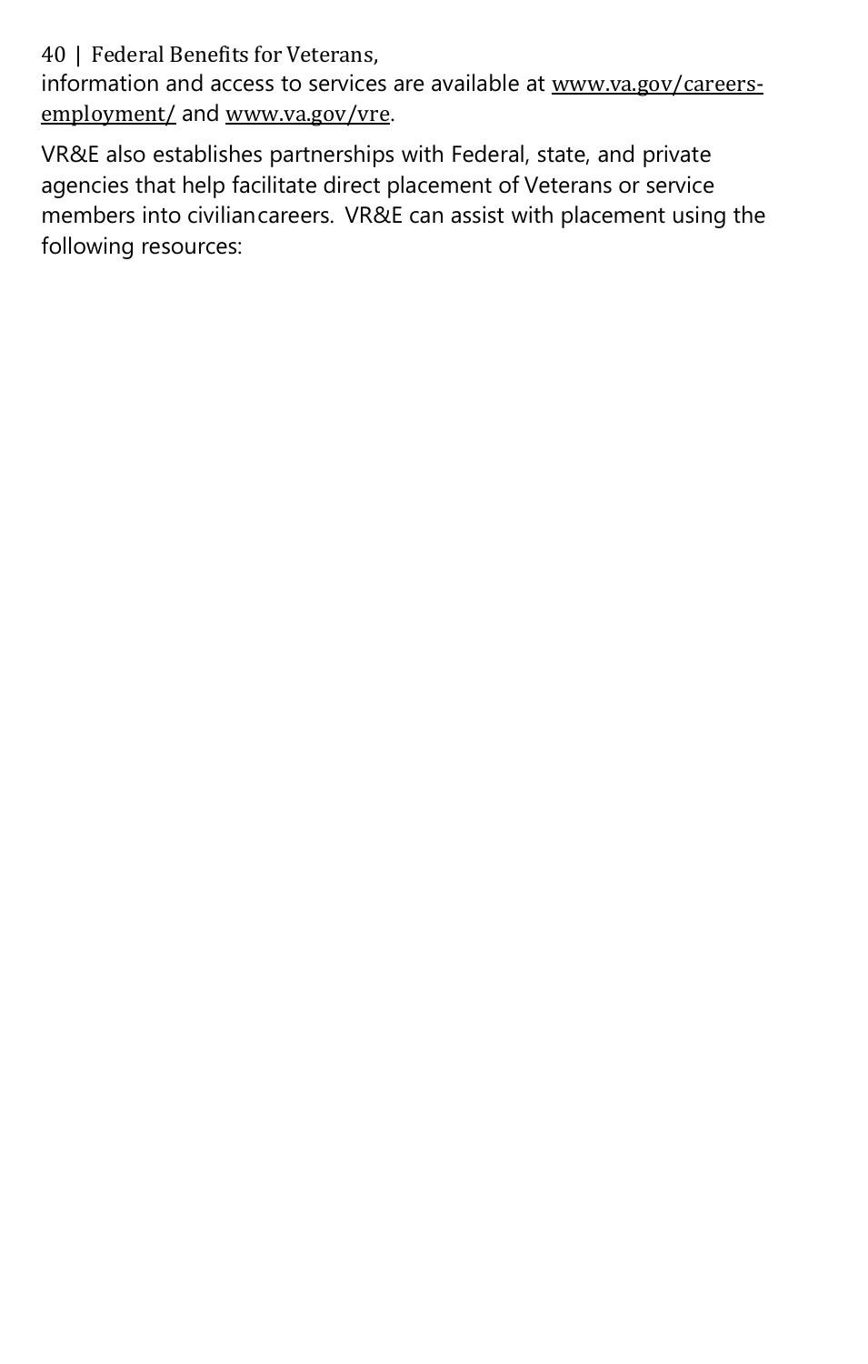information and access to services are available at www.va.gov/careers-employment/ and www.va.gov/vre.

VR&E also establishes partnerships with Federal, state, and private agencies that help facilitate direct placement of Veterans or service members into civilian careers. VR&E can assist with placement using the following resources: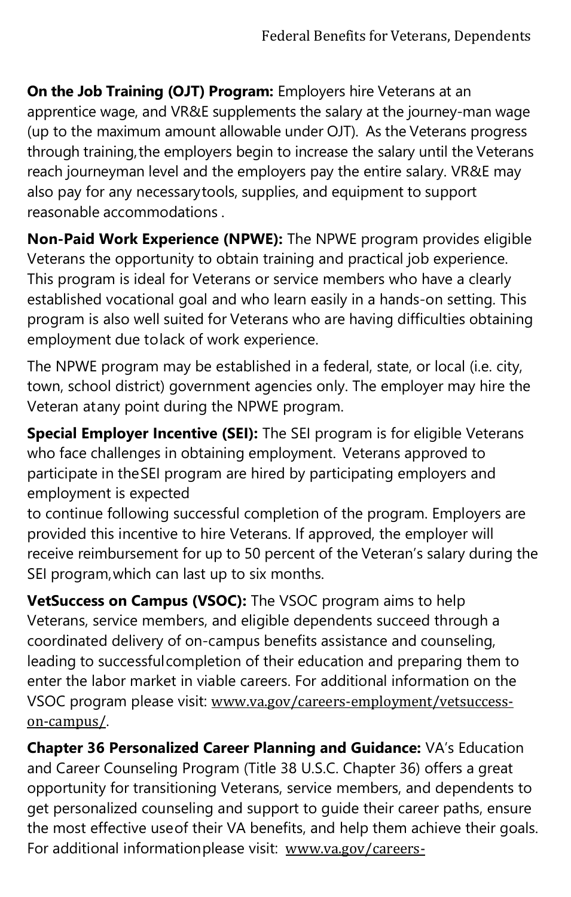**On the Job Training (OJT) Program:** Employers hire Veterans at an apprentice wage, and VR&E supplements the salary at the journey-man wage (up to the maximum amount allowable under OJT). As the Veterans progress through training, the employers begin to increase the salary until the Veterans reach journeyman level and the employers pay the entire salary. VR&E may also pay for any necessary tools, supplies, and equipment to support reasonable accommodations .

**Non-Paid Work Experience (NPWE):** The NPWE program provides eligible Veterans the opportunity to obtain training and practical job experience. This program is ideal for Veterans or service members who have a clearly established vocational goal and who learn easily in a hands-on setting. This program is also well suited for Veterans who are having difficulties obtaining employment due to lack of work experience.

The NPWE program may be established in a federal, state, or local (i.e. city, town, school district) government agencies only. The employer may hire the Veteran at any point during the NPWE program.

**Special Employer Incentive (SEI):** The SEI program is for eligible Veterans who face challenges in obtaining employment. Veterans approved to participate in the SEI program are hired by participating employers and employment is expected to continue following successful completion of the program. Employers are provided this incentive to hire Veterans. If approved, the employer will receive reimbursement for up to 50 percent of the Veteran's salary during the SEI program, which can last up to six months.

**VetSuccess on Campus (VSOC):** The VSOC program aims to help Veterans, service members, and eligible dependents succeed through a coordinated delivery of on-campus benefits assistance and counseling, leading to successful completion of their education and preparing them to enter the labor market in viable careers. For additional information on the VSOC program please visit: www.va.gov/careers-employment/vetsuccess-on-campus/.

**Chapter 36 Personalized Career Planning and Guidance:** VA's Education and Career Counseling Program (Title 38 U.S.C. Chapter 36) offers a great opportunity for transitioning Veterans, service members, and dependents to get personalized counseling and support to guide their career paths, ensure the most effective use of their VA benefits, and help them achieve their goals. For additional information please visit: www.va.gov/careers-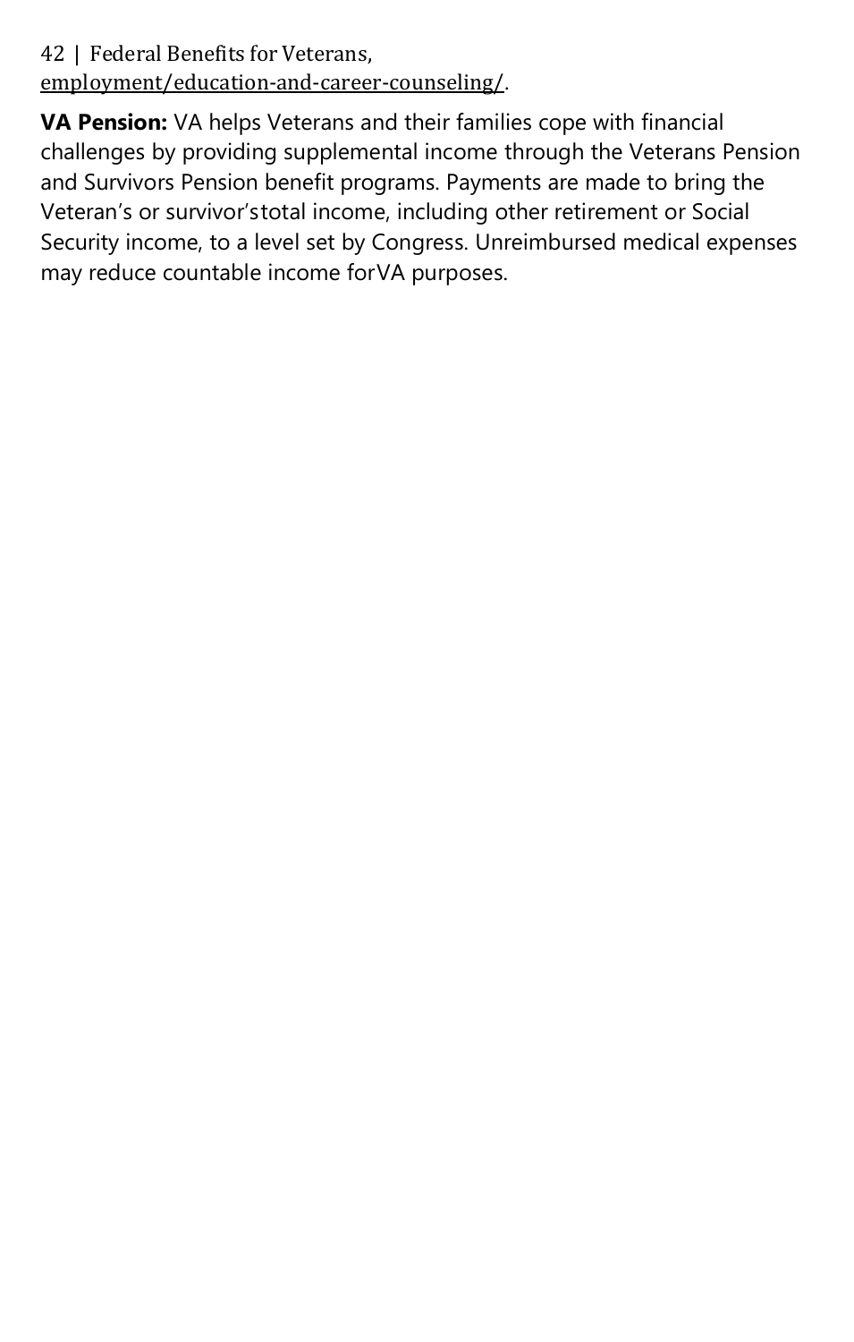employment/education-and-career-counseling/.

**VA Pension:** VA helps Veterans and their families cope with financial challenges by providing supplemental income through the Veterans Pension and Survivors Pension benefit programs. Payments are made to bring the Veteran's or survivor'stotal income, including other retirement or Social Security income, to a level set by Congress. Unreimbursed medical expenses may reduce countable income forVA purposes.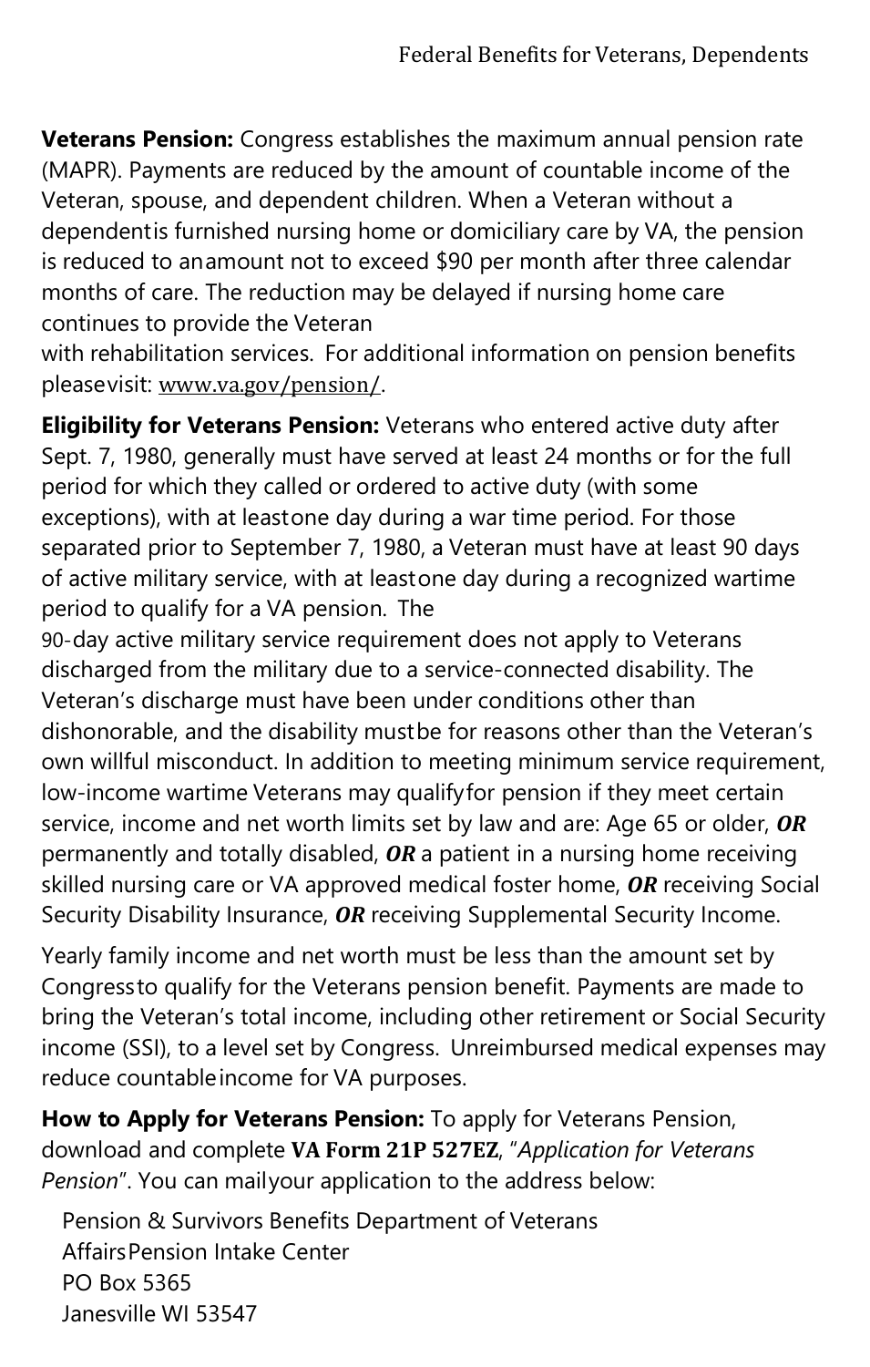**Veterans Pension:** Congress establishes the maximum annual pension rate (MAPR). Payments are reduced by the amount of countable income of the Veteran, spouse, and dependent children. When a Veteran without a dependentis furnished nursing home or domiciliary care by VA, the pension is reduced to anamount not to exceed $90 per month after three calendar months of care. The reduction may be delayed if nursing home care continues to provide the Veteran with rehabilitation services. For additional information on pension benefits pleasevisit: www.va.gov/pension/.

**Eligibility for Veterans Pension:** Veterans who entered active duty after Sept. 7, 1980, generally must have served at least 24 months or for the full period for which they called or ordered to active duty (with some exceptions), with at leastone day during a war time period. For those separated prior to September 7, 1980, a Veteran must have at least 90 days of active military service, with at leastone day during a recognized wartime period to qualify for a VA pension. The 90-day active military service requirement does not apply to Veterans discharged from the military due to a service-connected disability. The Veteran's discharge must have been under conditions other than dishonorable, and the disability mustbe for reasons other than the Veteran's own willful misconduct. In addition to meeting minimum service requirement, low-income wartime Veterans may qualifyfor pension if they meet certain service, income and net worth limits set by law and are: Age 65 or older, ***OR*** permanently and totally disabled, ***OR*** a patient in a nursing home receiving skilled nursing care or VA approved medical foster home, ***OR*** receiving Social Security Disability Insurance, ***OR*** receiving Supplemental Security Income.

Yearly family income and net worth must be less than the amount set by Congressto qualify for the Veterans pension benefit. Payments are made to bring the Veteran's total income, including other retirement or Social Security income (SSI), to a level set by Congress. Unreimbursed medical expenses may reduce countableincome for VA purposes.

**How to Apply for Veterans Pension:** To apply for Veterans Pension, download and complete **VA Form 21P 527EZ**, "*Application for Veterans Pension*". You can mailyour application to the address below:

Pension & Survivors Benefits Department of Veterans
AffairsPension Intake Center
PO Box 5365
Janesville WI 53547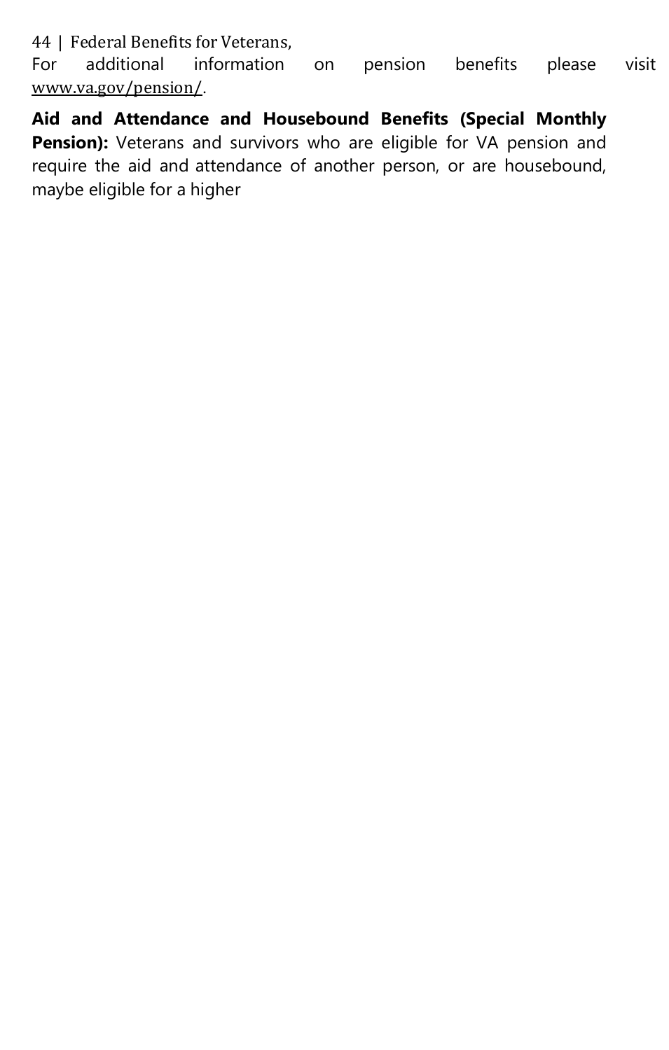For additional information on pension benefits please visit www.va.gov/pension/.

**Aid and Attendance and Housebound Benefits (Special Monthly Pension):** Veterans and survivors who are eligible for VA pension and require the aid and attendance of another person, or are housebound, maybe eligible for a higher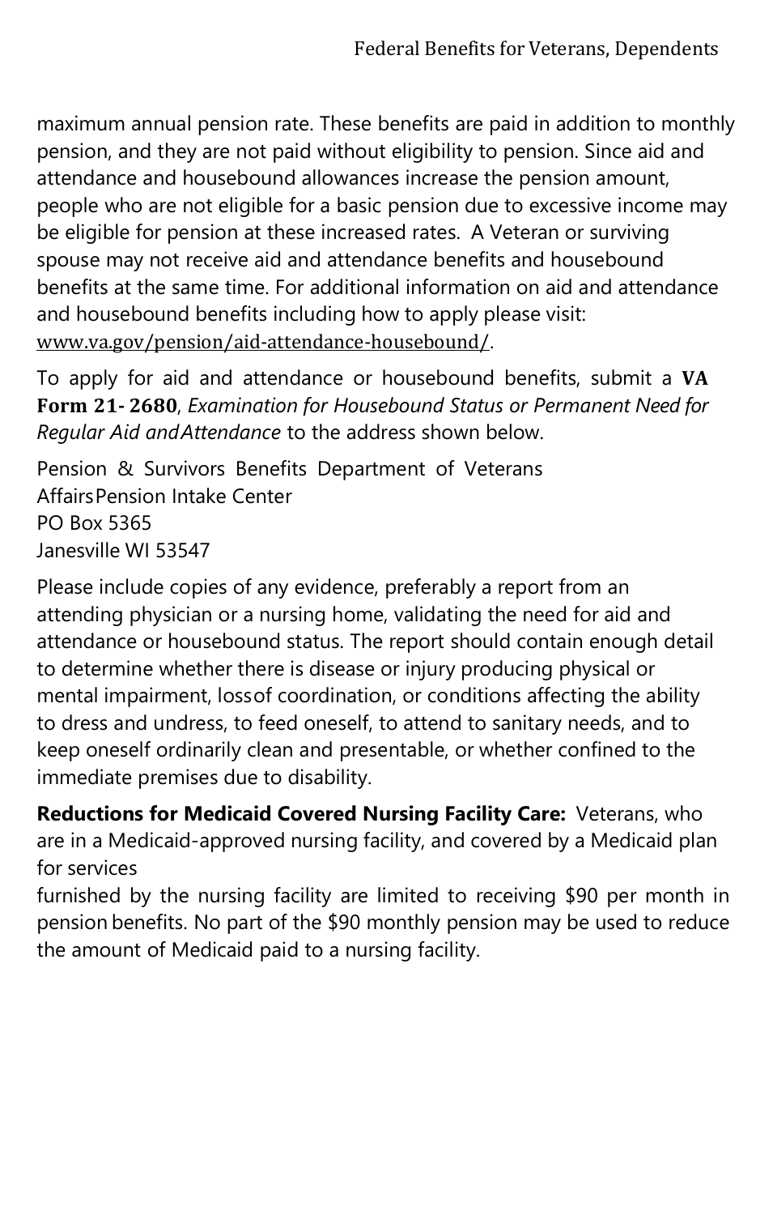maximum annual pension rate. These benefits are paid in addition to monthly pension, and they are not paid without eligibility to pension. Since aid and attendance and housebound allowances increase the pension amount, people who are not eligible for a basic pension due to excessive income may be eligible for pension at these increased rates. A Veteran or surviving spouse may not receive aid and attendance benefits and housebound benefits at the same time. For additional information on aid and attendance and housebound benefits including how to apply please visit: www.va.gov/pension/aid-attendance-housebound/.

To apply for aid and attendance or housebound benefits, submit a **VA Form 21- 2680**, *Examination for Housebound Status or Permanent Need for Regular Aid and Attendance* to the address shown below.

Pension & Survivors Benefits Department of Veterans Affairs Pension Intake Center  
PO Box 5365  
Janesville WI 53547

Please include copies of any evidence, preferably a report from an attending physician or a nursing home, validating the need for aid and attendance or housebound status. The report should contain enough detail to determine whether there is disease or injury producing physical or mental impairment, loss of coordination, or conditions affecting the ability to dress and undress, to feed oneself, to attend to sanitary needs, and to keep oneself ordinarily clean and presentable, or whether confined to the immediate premises due to disability.

**Reductions for Medicaid Covered Nursing Facility Care:** Veterans, who are in a Medicaid-approved nursing facility, and covered by a Medicaid plan for services furnished by the nursing facility are limited to receiving $90 per month in pension benefits. No part of the $90 monthly pension may be used to reduce the amount of Medicaid paid to a nursing facility.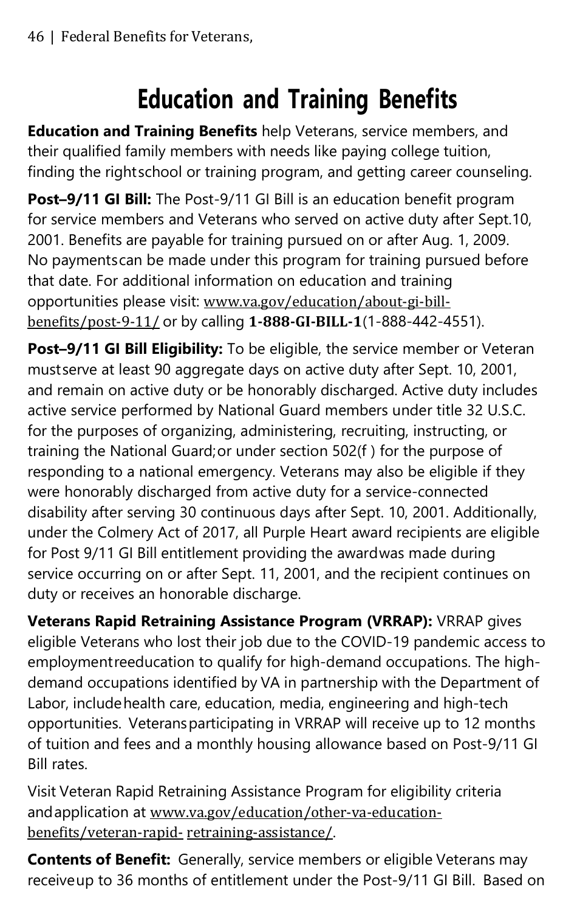# Education and Training Benefits

**Education and Training Benefits** help Veterans, service members, and their qualified family members with needs like paying college tuition, finding the right school or training program, and getting career counseling.

**Post–9/11 GI Bill:** The Post-9/11 GI Bill is an education benefit program for service members and Veterans who served on active duty after Sept.10, 2001. Benefits are payable for training pursued on or after Aug. 1, 2009. No payments can be made under this program for training pursued before that date. For additional information on education and training opportunities please visit: www.va.gov/education/about-gi-bill-benefits/post-9-11/ or by calling **1-888-GI-BILL-1** (1-888-442-4551).

**Post–9/11 GI Bill Eligibility:** To be eligible, the service member or Veteran must serve at least 90 aggregate days on active duty after Sept. 10, 2001, and remain on active duty or be honorably discharged. Active duty includes active service performed by National Guard members under title 32 U.S.C. for the purposes of organizing, administering, recruiting, instructing, or training the National Guard; or under section 502(f ) for the purpose of responding to a national emergency. Veterans may also be eligible if they were honorably discharged from active duty for a service-connected disability after serving 30 continuous days after Sept. 10, 2001. Additionally, under the Colmery Act of 2017, all Purple Heart award recipients are eligible for Post 9/11 GI Bill entitlement providing the award was made during service occurring on or after Sept. 11, 2001, and the recipient continues on duty or receives an honorable discharge.

**Veterans Rapid Retraining Assistance Program (VRRAP):** VRRAP gives eligible Veterans who lost their job due to the COVID-19 pandemic access to employment reeducation to qualify for high-demand occupations. The high-demand occupations identified by VA in partnership with the Department of Labor, include health care, education, media, engineering and high-tech opportunities. Veterans participating in VRRAP will receive up to 12 months of tuition and fees and a monthly housing allowance based on Post-9/11 GI Bill rates.

Visit Veteran Rapid Retraining Assistance Program for eligibility criteria and application at www.va.gov/education/other-va-education-benefits/veteran-rapid-retraining-assistance/.

**Contents of Benefit:** Generally, service members or eligible Veterans may receive up to 36 months of entitlement under the Post-9/11 GI Bill. Based on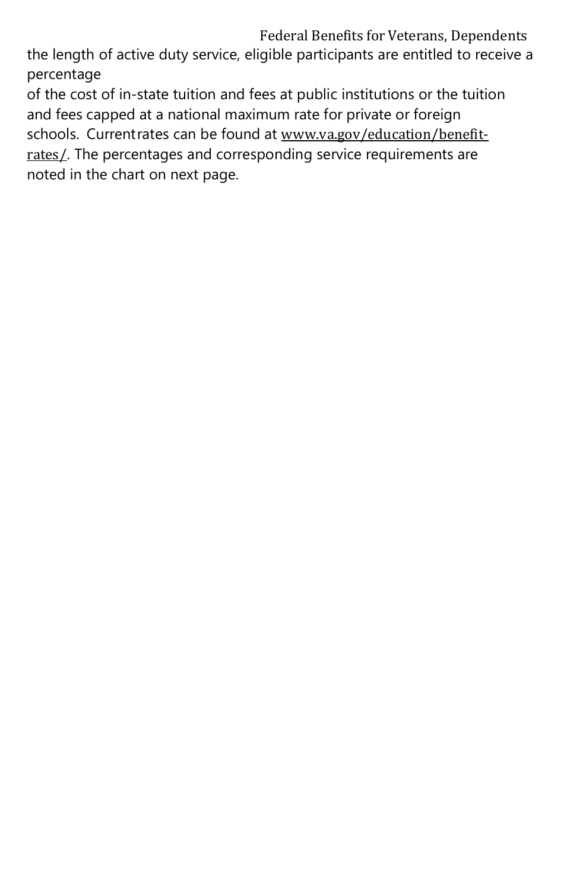the length of active duty service, eligible participants are entitled to receive a percentage of the cost of in-state tuition and fees at public institutions or the tuition and fees capped at a national maximum rate for private or foreign schools. Current rates can be found at www.va.gov/education/benefit-rates/. The percentages and corresponding service requirements are noted in the chart on next page.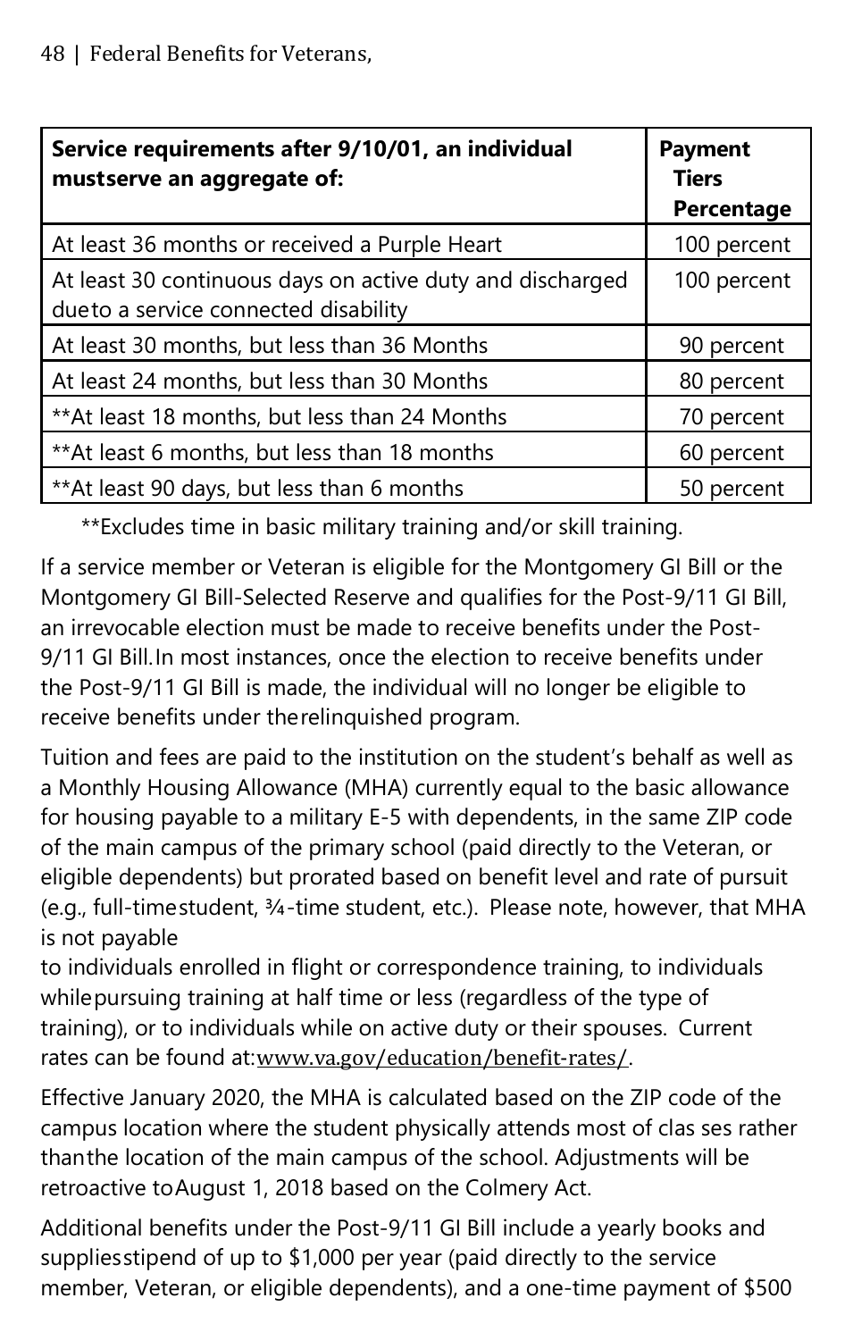| Service requirements after 9/10/01, an individual mustserve an aggregate of: | Payment Tiers Percentage |
|---|---|
| At least 36 months or received a Purple Heart | 100 percent |
| At least 30 continuous days on active duty and discharged dueto a service connected disability | 100 percent |
| At least 30 months, but less than 36 Months | 90 percent |
| At least 24 months, but less than 30 Months | 80 percent |
| **At least 18 months, but less than 24 Months | 70 percent |
| **At least 6 months, but less than 18 months | 60 percent |
| **At least 90 days, but less than 6 months | 50 percent |

**Excludes time in basic military training and/or skill training.

If a service member or Veteran is eligible for the Montgomery GI Bill or the Montgomery GI Bill-Selected Reserve and qualifies for the Post-9/11 GI Bill, an irrevocable election must be made to receive benefits under the Post-9/11 GI Bill.In most instances, once the election to receive benefits under the Post-9/11 GI Bill is made, the individual will no longer be eligible to receive benefits under therelinquished program.

Tuition and fees are paid to the institution on the student's behalf as well as a Monthly Housing Allowance (MHA) currently equal to the basic allowance for housing payable to a military E-5 with dependents, in the same ZIP code of the main campus of the primary school (paid directly to the Veteran, or eligible dependents) but prorated based on benefit level and rate of pursuit (e.g., full-timestudent, ¾-time student, etc.). Please note, however, that MHA is not payable to individuals enrolled in flight or correspondence training, to individuals whilepursuing training at half time or less (regardless of the type of training), or to individuals while on active duty or their spouses. Current rates can be found at:www.va.gov/education/benefit-rates/.

Effective January 2020, the MHA is calculated based on the ZIP code of the campus location where the student physically attends most of clas ses rather thanthe location of the main campus of the school. Adjustments will be retroactive toAugust 1, 2018 based on the Colmery Act.

Additional benefits under the Post-9/11 GI Bill include a yearly books and suppliesstipend of up to $1,000 per year (paid directly to the service member, Veteran, or eligible dependents), and a one-time payment of $500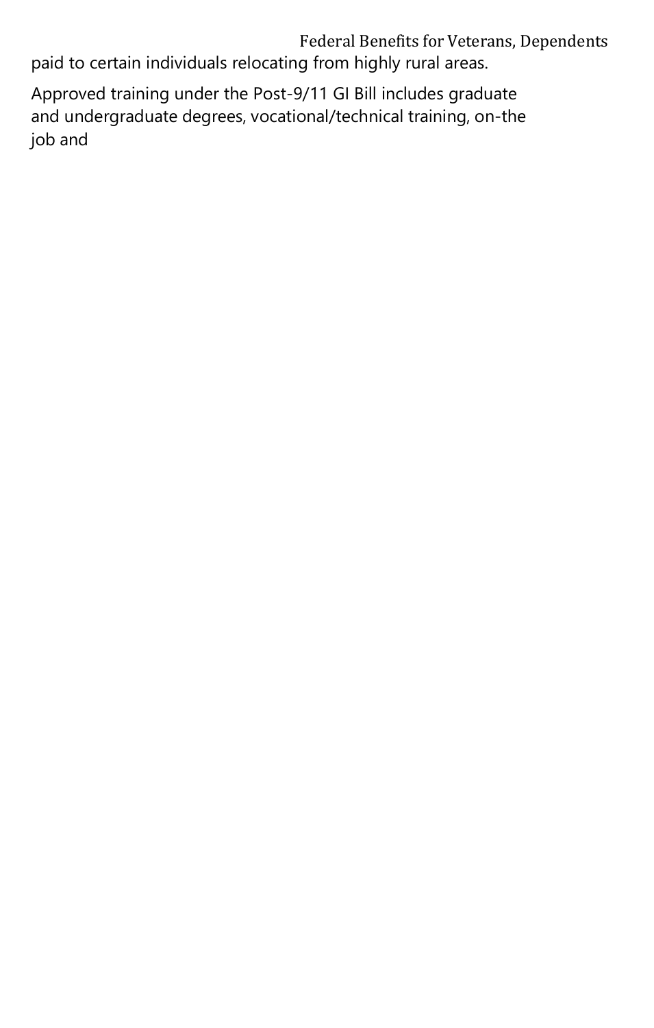paid to certain individuals relocating from highly rural areas.

Approved training under the Post-9/11 GI Bill includes graduate and undergraduate degrees, vocational/technical training, on-the job and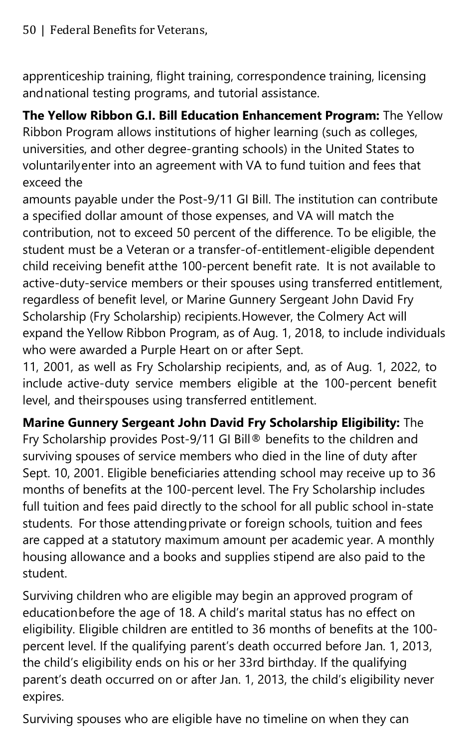apprenticeship training, flight training, correspondence training, licensing and national testing programs, and tutorial assistance.

**The Yellow Ribbon G.I. Bill Education Enhancement Program:** The Yellow Ribbon Program allows institutions of higher learning (such as colleges, universities, and other degree-granting schools) in the United States to voluntarily enter into an agreement with VA to fund tuition and fees that exceed the amounts payable under the Post-9/11 GI Bill. The institution can contribute a specified dollar amount of those expenses, and VA will match the contribution, not to exceed 50 percent of the difference. To be eligible, the student must be a Veteran or a transfer-of-entitlement-eligible dependent child receiving benefit at the 100-percent benefit rate. It is not available to active-duty-service members or their spouses using transferred entitlement, regardless of benefit level, or Marine Gunnery Sergeant John David Fry Scholarship (Fry Scholarship) recipients. However, the Colmery Act will expand the Yellow Ribbon Program, as of Aug. 1, 2018, to include individuals who were awarded a Purple Heart on or after Sept. 11, 2001, as well as Fry Scholarship recipients, and, as of Aug. 1, 2022, to include active-duty service members eligible at the 100-percent benefit level, and their spouses using transferred entitlement.

**Marine Gunnery Sergeant John David Fry Scholarship Eligibility:** The Fry Scholarship provides Post-9/11 GI Bill® benefits to the children and surviving spouses of service members who died in the line of duty after Sept. 10, 2001. Eligible beneficiaries attending school may receive up to 36 months of benefits at the 100-percent level. The Fry Scholarship includes full tuition and fees paid directly to the school for all public school in-state students. For those attending private or foreign schools, tuition and fees are capped at a statutory maximum amount per academic year. A monthly housing allowance and a books and supplies stipend are also paid to the student.

Surviving children who are eligible may begin an approved program of education before the age of 18. A child's marital status has no effect on eligibility. Eligible children are entitled to 36 months of benefits at the 100-percent level. If the qualifying parent's death occurred before Jan. 1, 2013, the child's eligibility ends on his or her 33rd birthday. If the qualifying parent's death occurred on or after Jan. 1, 2013, the child's eligibility never expires.

Surviving spouses who are eligible have no timeline on when they can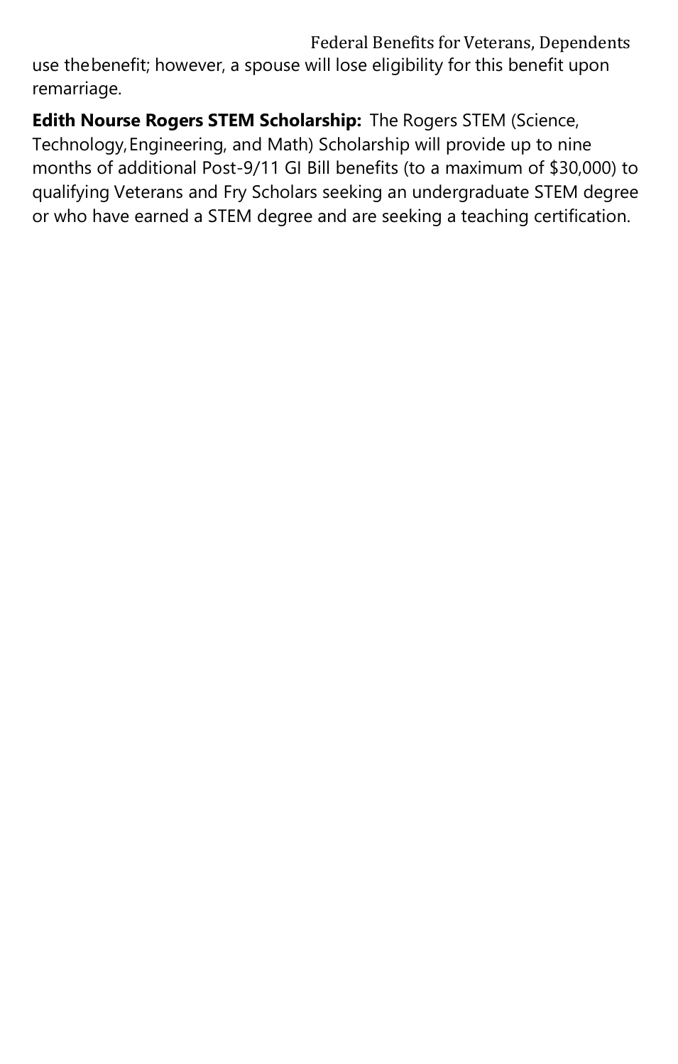use the benefit; however, a spouse will lose eligibility for this benefit upon remarriage.

**Edith Nourse Rogers STEM Scholarship:** The Rogers STEM (Science, Technology, Engineering, and Math) Scholarship will provide up to nine months of additional Post-9/11 GI Bill benefits (to a maximum of $30,000) to qualifying Veterans and Fry Scholars seeking an undergraduate STEM degree or who have earned a STEM degree and are seeking a teaching certification.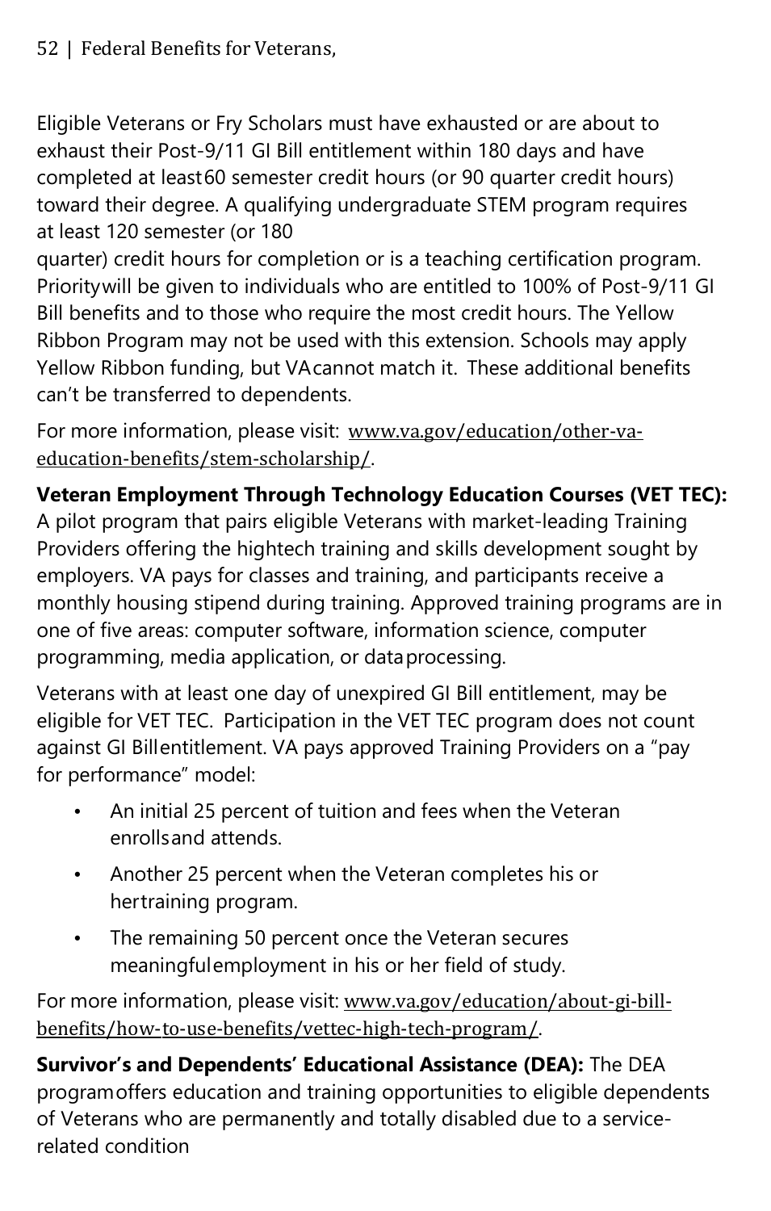Eligible Veterans or Fry Scholars must have exhausted or are about to exhaust their Post-9/11 GI Bill entitlement within 180 days and have completed at least 60 semester credit hours (or 90 quarter credit hours) toward their degree. A qualifying undergraduate STEM program requires at least 120 semester (or 180 quarter) credit hours for completion or is a teaching certification program. Priority will be given to individuals who are entitled to 100% of Post-9/11 GI Bill benefits and to those who require the most credit hours. The Yellow Ribbon Program may not be used with this extension. Schools may apply Yellow Ribbon funding, but VA cannot match it. These additional benefits can't be transferred to dependents.

For more information, please visit: www.va.gov/education/other-va-education-benefits/stem-scholarship/.

**Veteran Employment Through Technology Education Courses (VET TEC):** A pilot program that pairs eligible Veterans with market-leading Training Providers offering the hightech training and skills development sought by employers. VA pays for classes and training, and participants receive a monthly housing stipend during training. Approved training programs are in one of five areas: computer software, information science, computer programming, media application, or data processing.

Veterans with at least one day of unexpired GI Bill entitlement, may be eligible for VET TEC. Participation in the VET TEC program does not count against GI Bill entitlement. VA pays approved Training Providers on a "pay for performance" model:

- An initial 25 percent of tuition and fees when the Veteran enrolls and attends.
- Another 25 percent when the Veteran completes his or her training program.
- The remaining 50 percent once the Veteran secures meaningful employment in his or her field of study.

For more information, please visit: www.va.gov/education/about-gi-bill-benefits/how-to-use-benefits/vettec-high-tech-program/.

**Survivor's and Dependents' Educational Assistance (DEA):** The DEA program offers education and training opportunities to eligible dependents of Veterans who are permanently and totally disabled due to a service-related condition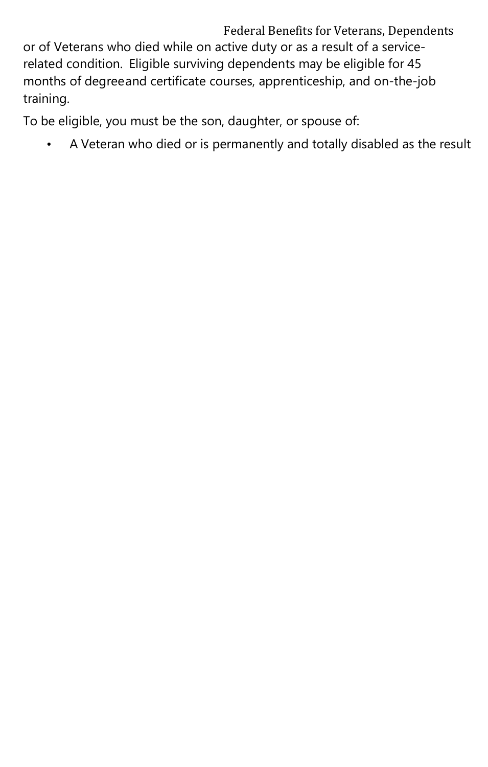or of Veterans who died while on active duty or as a result of a service-related condition. Eligible surviving dependents may be eligible for 45 months of degree and certificate courses, apprenticeship, and on-the-job training.

To be eligible, you must be the son, daughter, or spouse of:

- A Veteran who died or is permanently and totally disabled as the result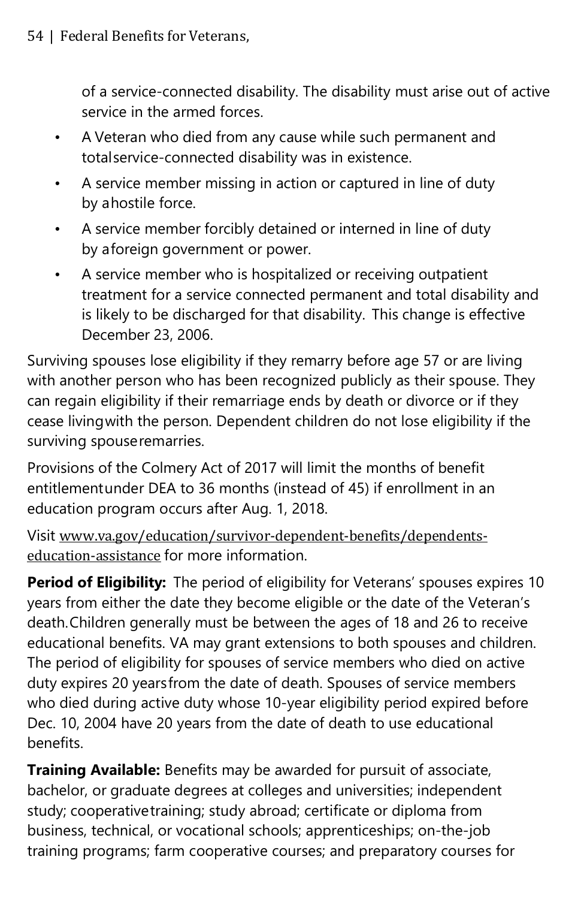of a service-connected disability. The disability must arise out of active service in the armed forces.

- A Veteran who died from any cause while such permanent and total service-connected disability was in existence.
- A service member missing in action or captured in line of duty by a hostile force.
- A service member forcibly detained or interned in line of duty by a foreign government or power.
- A service member who is hospitalized or receiving outpatient treatment for a service connected permanent and total disability and is likely to be discharged for that disability. This change is effective December 23, 2006.

Surviving spouses lose eligibility if they remarry before age 57 or are living with another person who has been recognized publicly as their spouse. They can regain eligibility if their remarriage ends by death or divorce or if they cease living with the person. Dependent children do not lose eligibility if the surviving spouse remarries.

Provisions of the Colmery Act of 2017 will limit the months of benefit entitlement under DEA to 36 months (instead of 45) if enrollment in an education program occurs after Aug. 1, 2018.

Visit www.va.gov/education/survivor-dependent-benefits/dependents-education-assistance for more information.

**Period of Eligibility:** The period of eligibility for Veterans' spouses expires 10 years from either the date they become eligible or the date of the Veteran's death. Children generally must be between the ages of 18 and 26 to receive educational benefits. VA may grant extensions to both spouses and children. The period of eligibility for spouses of service members who died on active duty expires 20 years from the date of death. Spouses of service members who died during active duty whose 10-year eligibility period expired before Dec. 10, 2004 have 20 years from the date of death to use educational benefits.

**Training Available:** Benefits may be awarded for pursuit of associate, bachelor, or graduate degrees at colleges and universities; independent study; cooperative training; study abroad; certificate or diploma from business, technical, or vocational schools; apprenticeships; on-the-job training programs; farm cooperative courses; and preparatory courses for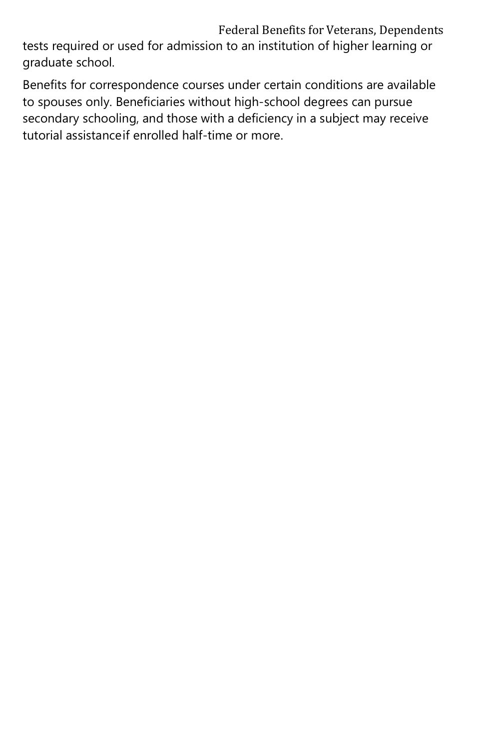tests required or used for admission to an institution of higher learning or graduate school.

Benefits for correspondence courses under certain conditions are available to spouses only. Beneficiaries without high-school degrees can pursue secondary schooling, and those with a deficiency in a subject may receive tutorial assistance if enrolled half-time or more.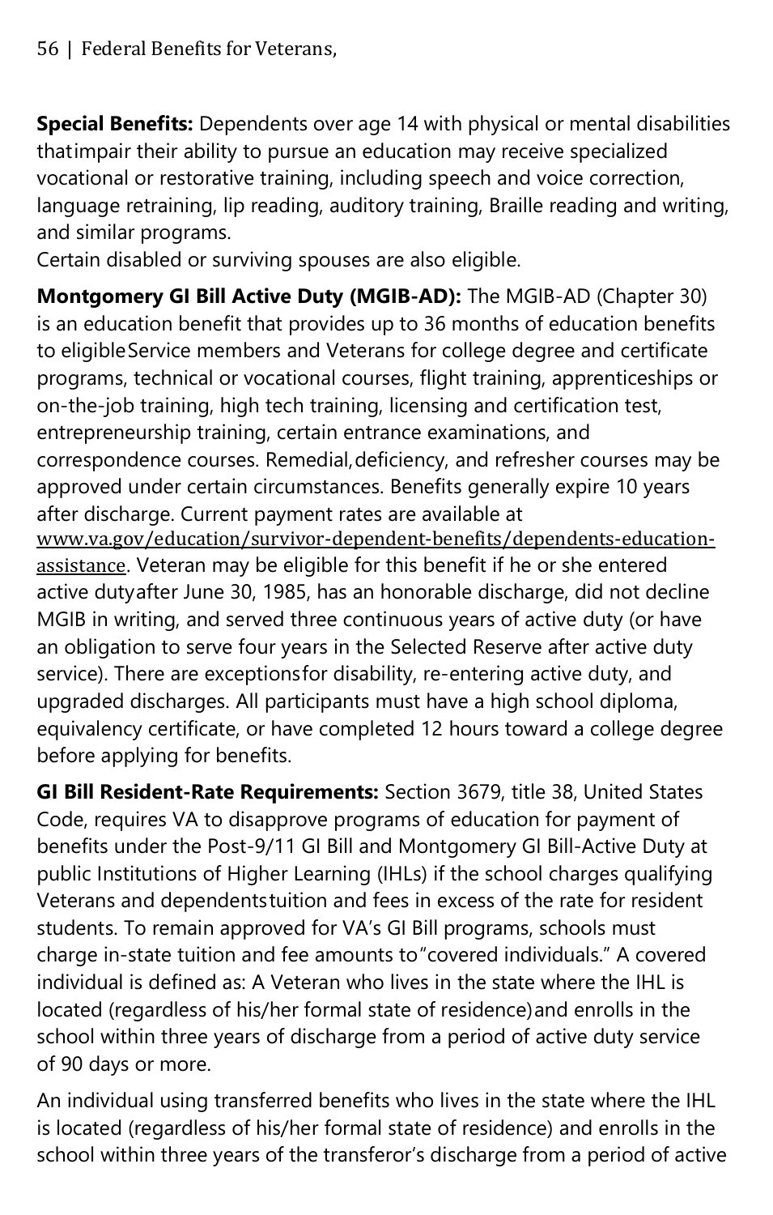**Special Benefits:** Dependents over age 14 with physical or mental disabilities that impair their ability to pursue an education may receive specialized vocational or restorative training, including speech and voice correction, language retraining, lip reading, auditory training, Braille reading and writing, and similar programs.
Certain disabled or surviving spouses are also eligible.

**Montgomery GI Bill Active Duty (MGIB-AD):** The MGIB-AD (Chapter 30) is an education benefit that provides up to 36 months of education benefits to eligible Service members and Veterans for college degree and certificate programs, technical or vocational courses, flight training, apprenticeships or on-the-job training, high tech training, licensing and certification test, entrepreneurship training, certain entrance examinations, and correspondence courses. Remedial, deficiency, and refresher courses may be approved under certain circumstances. Benefits generally expire 10 years after discharge. Current payment rates are available at www.va.gov/education/survivor-dependent-benefits/dependents-education-assistance. Veteran may be eligible for this benefit if he or she entered active duty after June 30, 1985, has an honorable discharge, did not decline MGIB in writing, and served three continuous years of active duty (or have an obligation to serve four years in the Selected Reserve after active duty service). There are exceptions for disability, re-entering active duty, and upgraded discharges. All participants must have a high school diploma, equivalency certificate, or have completed 12 hours toward a college degree before applying for benefits.

**GI Bill Resident-Rate Requirements:** Section 3679, title 38, United States Code, requires VA to disapprove programs of education for payment of benefits under the Post-9/11 GI Bill and Montgomery GI Bill-Active Duty at public Institutions of Higher Learning (IHLs) if the school charges qualifying Veterans and dependents tuition and fees in excess of the rate for resident students. To remain approved for VA's GI Bill programs, schools must charge in-state tuition and fee amounts to "covered individuals." A covered individual is defined as: A Veteran who lives in the state where the IHL is located (regardless of his/her formal state of residence) and enrolls in the school within three years of discharge from a period of active duty service of 90 days or more.

An individual using transferred benefits who lives in the state where the IHL is located (regardless of his/her formal state of residence) and enrolls in the school within three years of the transferor's discharge from a period of active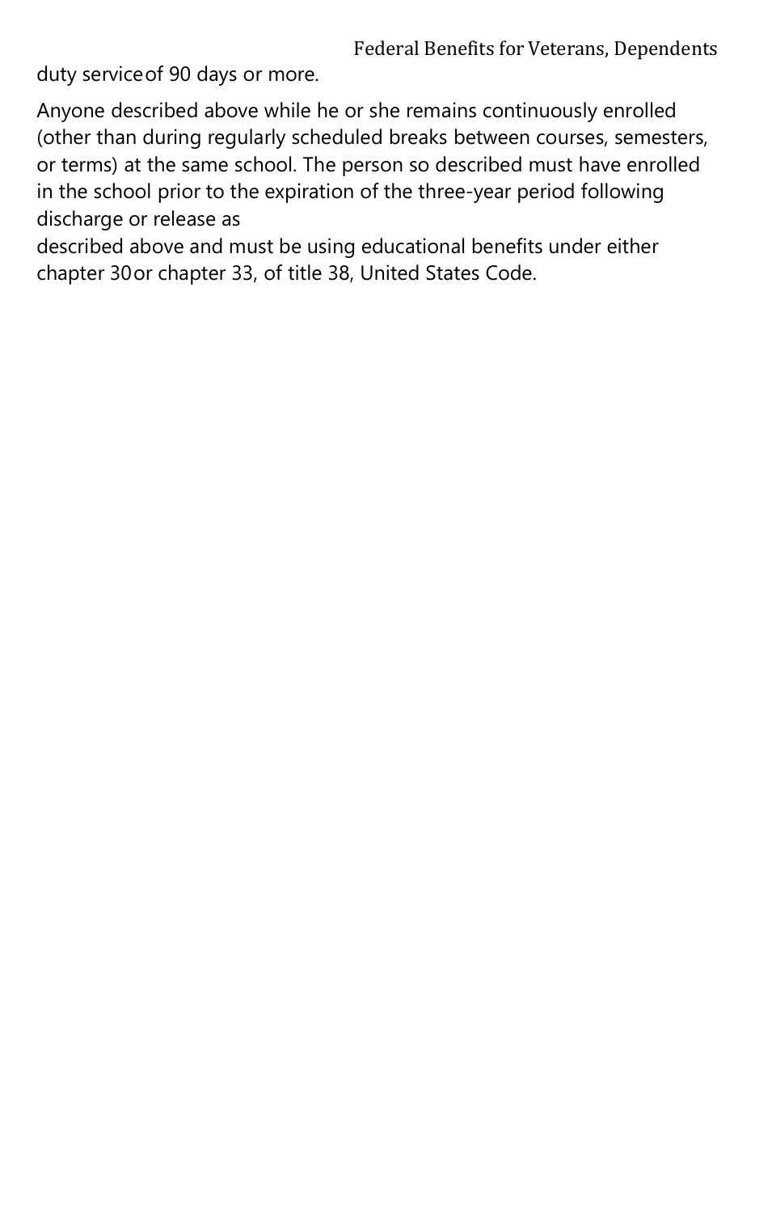duty service of 90 days or more.

Anyone described above while he or she remains continuously enrolled (other than during regularly scheduled breaks between courses, semesters, or terms) at the same school. The person so described must have enrolled in the school prior to the expiration of the three-year period following discharge or release as described above and must be using educational benefits under either chapter 30 or chapter 33, of title 38, United States Code.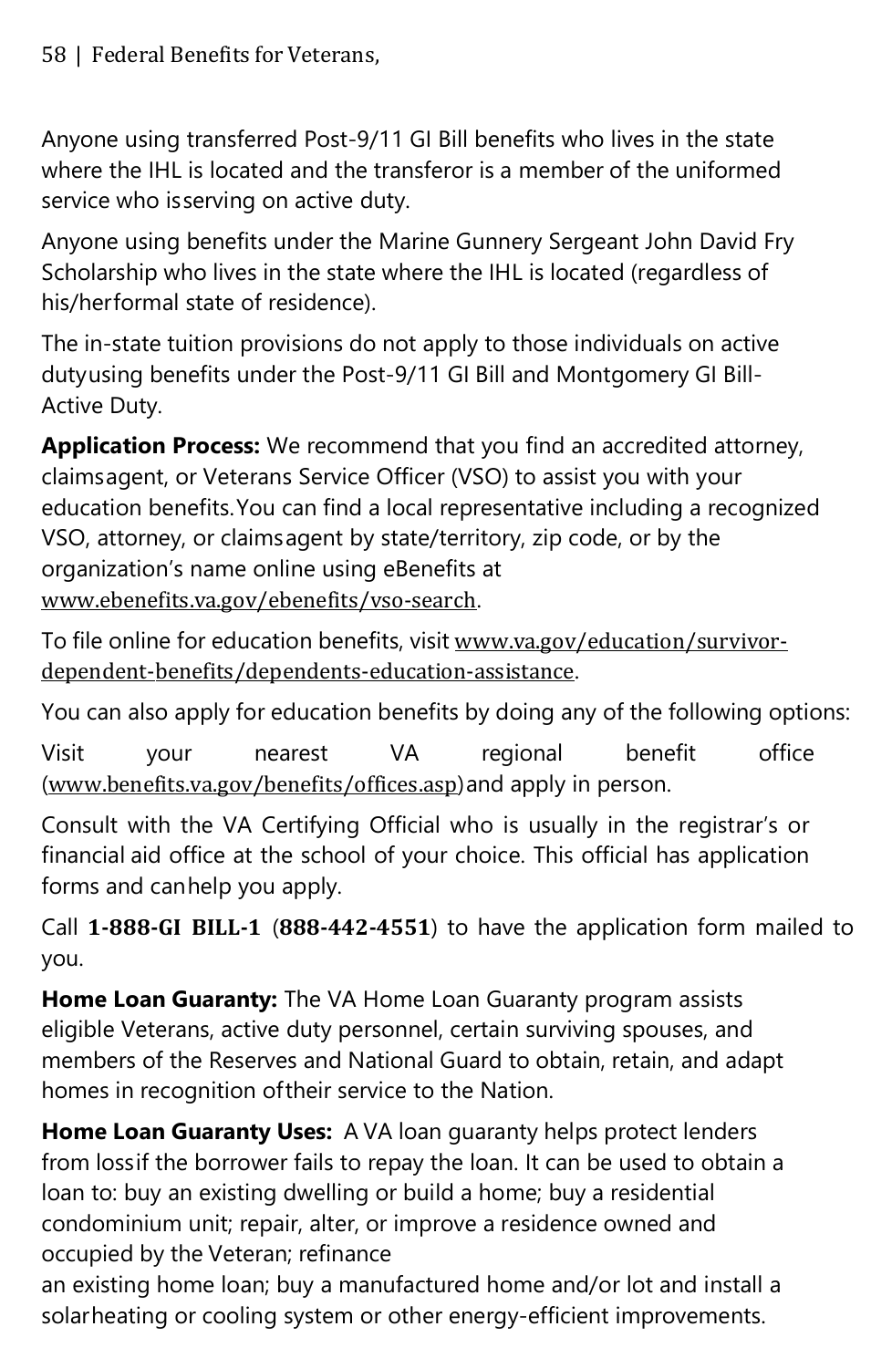Anyone using transferred Post-9/11 GI Bill benefits who lives in the state where the IHL is located and the transferor is a member of the uniformed service who is serving on active duty.

Anyone using benefits under the Marine Gunnery Sergeant John David Fry Scholarship who lives in the state where the IHL is located (regardless of his/her formal state of residence).

The in-state tuition provisions do not apply to those individuals on active duty using benefits under the Post-9/11 GI Bill and Montgomery GI Bill-Active Duty.

**Application Process:** We recommend that you find an accredited attorney, claims agent, or Veterans Service Officer (VSO) to assist you with your education benefits. You can find a local representative including a recognized VSO, attorney, or claims agent by state/territory, zip code, or by the organization's name online using eBenefits at www.ebenefits.va.gov/ebenefits/vso-search.

To file online for education benefits, visit www.va.gov/education/survivor-dependent-benefits/dependents-education-assistance.

You can also apply for education benefits by doing any of the following options:

Visit your nearest VA regional benefit office (www.benefits.va.gov/benefits/offices.asp) and apply in person.

Consult with the VA Certifying Official who is usually in the registrar's or financial aid office at the school of your choice. This official has application forms and can help you apply.

Call **1-888-GI BILL-1** (**888-442-4551**) to have the application form mailed to you.

**Home Loan Guaranty:** The VA Home Loan Guaranty program assists eligible Veterans, active duty personnel, certain surviving spouses, and members of the Reserves and National Guard to obtain, retain, and adapt homes in recognition of their service to the Nation.

**Home Loan Guaranty Uses:** A VA loan guaranty helps protect lenders from loss if the borrower fails to repay the loan. It can be used to obtain a loan to: buy an existing dwelling or build a home; buy a residential condominium unit; repair, alter, or improve a residence owned and occupied by the Veteran; refinance an existing home loan; buy a manufactured home and/or lot and install a solar heating or cooling system or other energy-efficient improvements.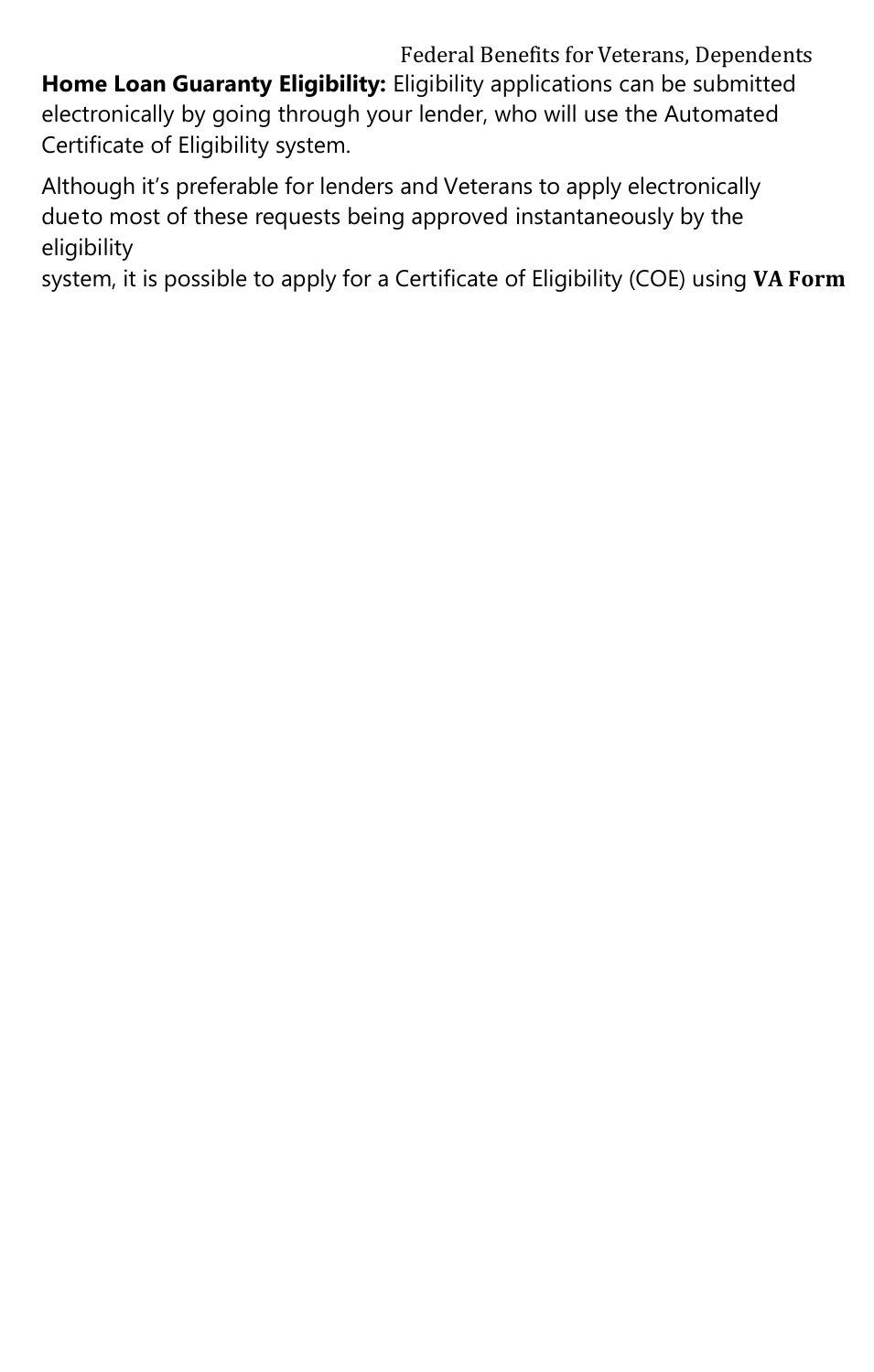**Home Loan Guaranty Eligibility:** Eligibility applications can be submitted electronically by going through your lender, who will use the Automated Certificate of Eligibility system.

Although it's preferable for lenders and Veterans to apply electronically dueto most of these requests being approved instantaneously by the eligibility system, it is possible to apply for a Certificate of Eligibility (COE) using **VA Form**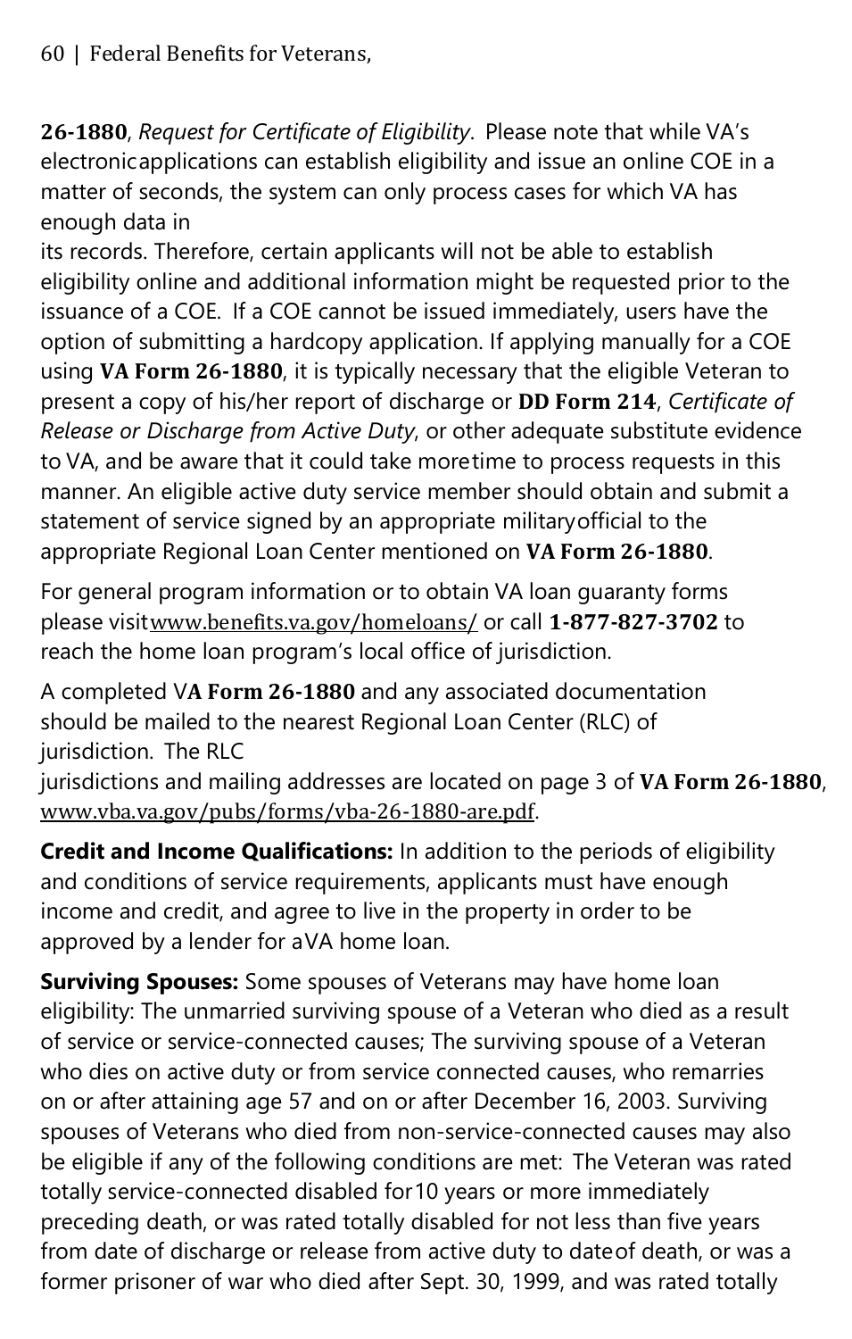**26-1880**, *Request for Certificate of Eligibility*. Please note that while VA's electronicapplications can establish eligibility and issue an online COE in a matter of seconds, the system can only process cases for which VA has enough data in its records. Therefore, certain applicants will not be able to establish eligibility online and additional information might be requested prior to the issuance of a COE. If a COE cannot be issued immediately, users have the option of submitting a hardcopy application. If applying manually for a COE using **VA Form 26-1880**, it is typically necessary that the eligible Veteran to present a copy of his/her report of discharge or **DD Form 214**, *Certificate of Release or Discharge from Active Duty*, or other adequate substitute evidence to VA, and be aware that it could take moretime to process requests in this manner. An eligible active duty service member should obtain and submit a statement of service signed by an appropriate militaryofficial to the appropriate Regional Loan Center mentioned on **VA Form 26-1880**.

For general program information or to obtain VA loan guaranty forms please visitwww.benefits.va.gov/homeloans/ or call **1-877-827-3702** to reach the home loan program's local office of jurisdiction.

A completed V**A Form 26-1880** and any associated documentation should be mailed to the nearest Regional Loan Center (RLC) of jurisdiction. The RLC jurisdictions and mailing addresses are located on page 3 of **VA Form 26-1880**, www.vba.va.gov/pubs/forms/vba-26-1880-are.pdf.

**Credit and Income Qualifications:** In addition to the periods of eligibility and conditions of service requirements, applicants must have enough income and credit, and agree to live in the property in order to be approved by a lender for aVA home loan.

**Surviving Spouses:** Some spouses of Veterans may have home loan eligibility: The unmarried surviving spouse of a Veteran who died as a result of service or service-connected causes; The surviving spouse of a Veteran who dies on active duty or from service connected causes, who remarries on or after attaining age 57 and on or after December 16, 2003. Surviving spouses of Veterans who died from non-service-connected causes may also be eligible if any of the following conditions are met: The Veteran was rated totally service-connected disabled for10 years or more immediately preceding death, or was rated totally disabled for not less than five years from date of discharge or release from active duty to dateof death, or was a former prisoner of war who died after Sept. 30, 1999, and was rated totally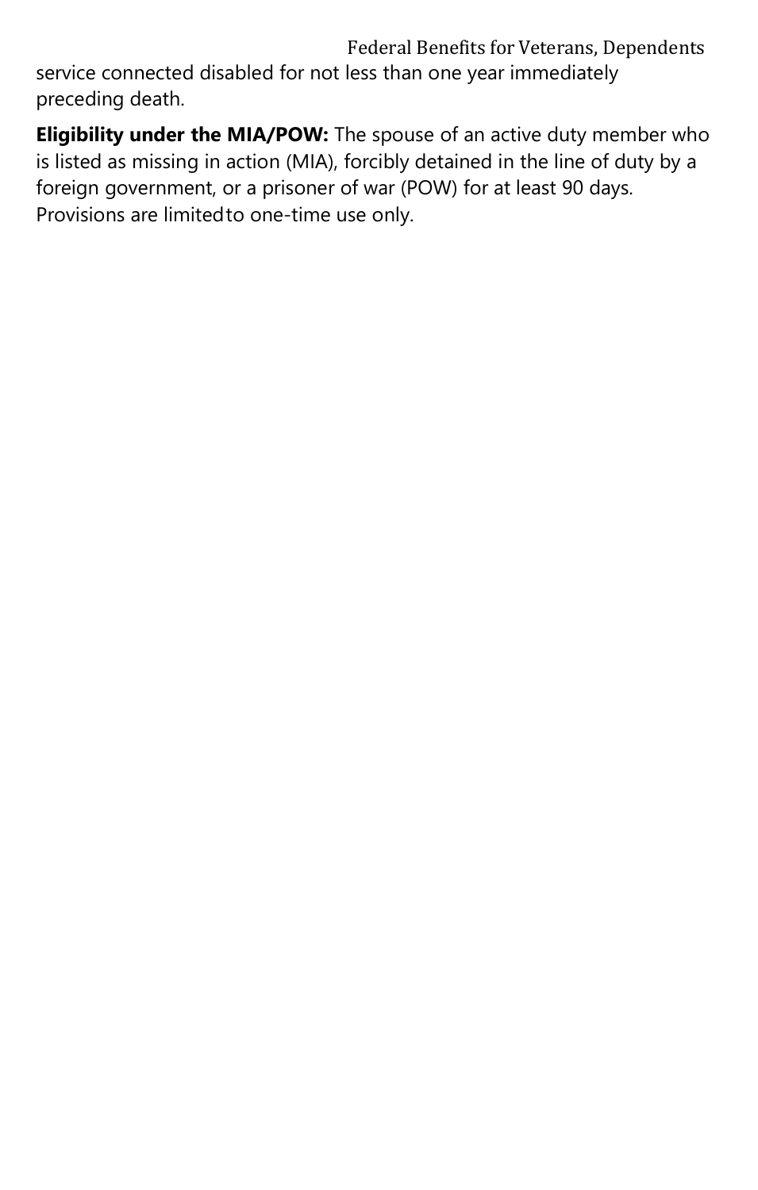service connected disabled for not less than one year immediately preceding death.

**Eligibility under the MIA/POW:** The spouse of an active duty member who is listed as missing in action (MIA), forcibly detained in the line of duty by a foreign government, or a prisoner of war (POW) for at least 90 days. Provisions are limited to one-time use only.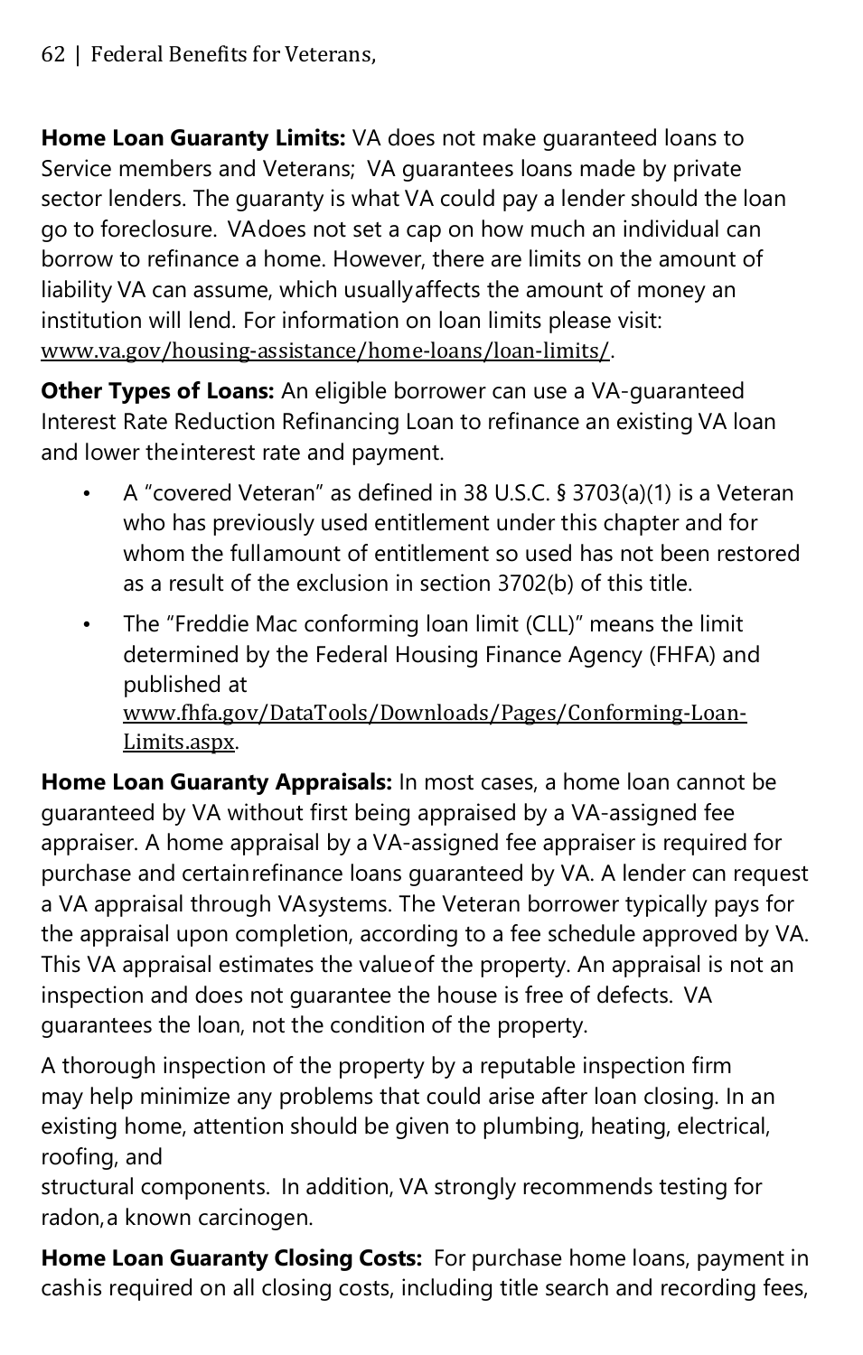**Home Loan Guaranty Limits:** VA does not make guaranteed loans to Service members and Veterans; VA guarantees loans made by private sector lenders. The guaranty is what VA could pay a lender should the loan go to foreclosure. VA does not set a cap on how much an individual can borrow to refinance a home. However, there are limits on the amount of liability VA can assume, which usually affects the amount of money an institution will lend. For information on loan limits please visit: www.va.gov/housing-assistance/home-loans/loan-limits/.

**Other Types of Loans:** An eligible borrower can use a VA-guaranteed Interest Rate Reduction Refinancing Loan to refinance an existing VA loan and lower the interest rate and payment.

- A "covered Veteran" as defined in 38 U.S.C. § 3703(a)(1) is a Veteran who has previously used entitlement under this chapter and for whom the full amount of entitlement so used has not been restored as a result of the exclusion in section 3702(b) of this title.
- The "Freddie Mac conforming loan limit (CLL)" means the limit determined by the Federal Housing Finance Agency (FHFA) and published at www.fhfa.gov/DataTools/Downloads/Pages/Conforming-Loan-Limits.aspx.

**Home Loan Guaranty Appraisals:** In most cases, a home loan cannot be guaranteed by VA without first being appraised by a VA-assigned fee appraiser. A home appraisal by a VA-assigned fee appraiser is required for purchase and certain refinance loans guaranteed by VA. A lender can request a VA appraisal through VA systems. The Veteran borrower typically pays for the appraisal upon completion, according to a fee schedule approved by VA. This VA appraisal estimates the value of the property. An appraisal is not an inspection and does not guarantee the house is free of defects. VA guarantees the loan, not the condition of the property.

A thorough inspection of the property by a reputable inspection firm may help minimize any problems that could arise after loan closing. In an existing home, attention should be given to plumbing, heating, electrical, roofing, and structural components. In addition, VA strongly recommends testing for radon, a known carcinogen.

**Home Loan Guaranty Closing Costs:** For purchase home loans, payment in cash is required on all closing costs, including title search and recording fees,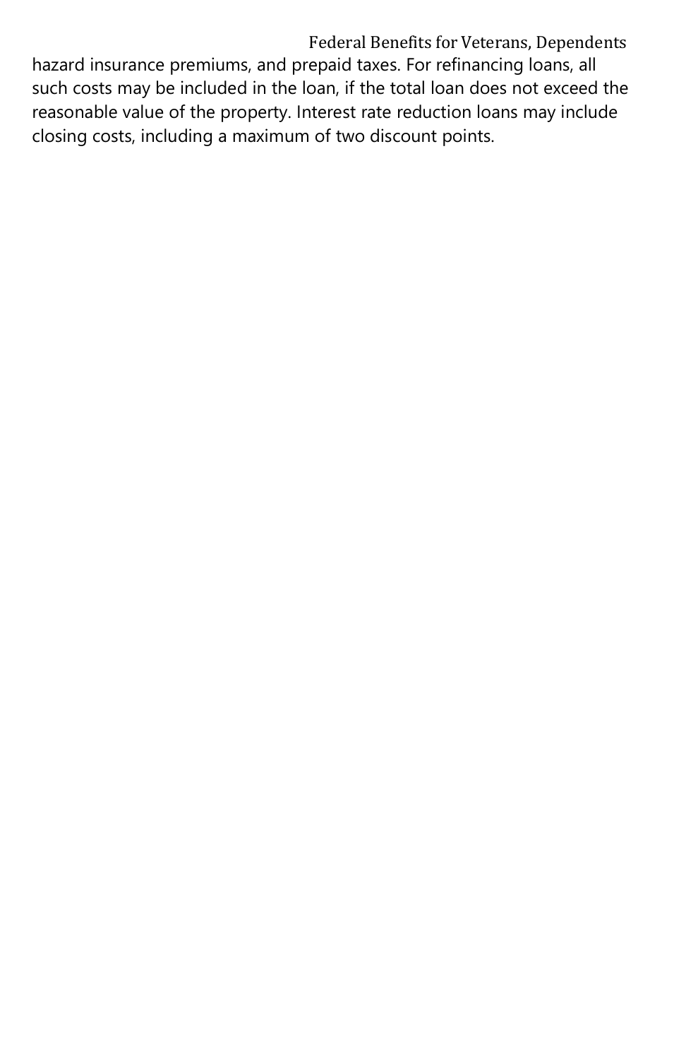hazard insurance premiums, and prepaid taxes. For refinancing loans, all such costs may be included in the loan, if the total loan does not exceed the reasonable value of the property. Interest rate reduction loans may include closing costs, including a maximum of two discount points.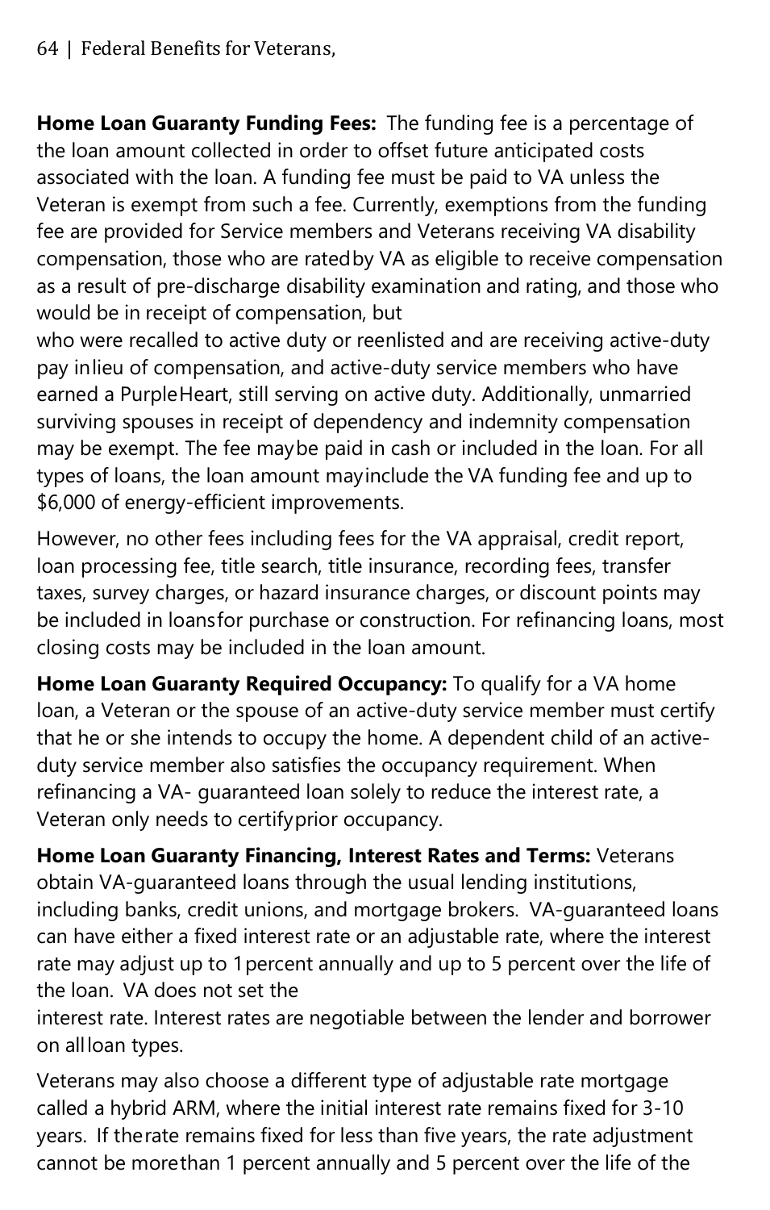**Home Loan Guaranty Funding Fees:** The funding fee is a percentage of the loan amount collected in order to offset future anticipated costs associated with the loan. A funding fee must be paid to VA unless the Veteran is exempt from such a fee. Currently, exemptions from the funding fee are provided for Service members and Veterans receiving VA disability compensation, those who are rated by VA as eligible to receive compensation as a result of pre-discharge disability examination and rating, and those who would be in receipt of compensation, but who were recalled to active duty or reenlisted and are receiving active-duty pay in lieu of compensation, and active-duty service members who have earned a Purple Heart, still serving on active duty. Additionally, unmarried surviving spouses in receipt of dependency and indemnity compensation may be exempt. The fee may be paid in cash or included in the loan. For all types of loans, the loan amount may include the VA funding fee and up to $6,000 of energy-efficient improvements.

However, no other fees including fees for the VA appraisal, credit report, loan processing fee, title search, title insurance, recording fees, transfer taxes, survey charges, or hazard insurance charges, or discount points may be included in loans for purchase or construction. For refinancing loans, most closing costs may be included in the loan amount.

**Home Loan Guaranty Required Occupancy:** To qualify for a VA home loan, a Veteran or the spouse of an active-duty service member must certify that he or she intends to occupy the home. A dependent child of an active-duty service member also satisfies the occupancy requirement. When refinancing a VA- guaranteed loan solely to reduce the interest rate, a Veteran only needs to certify prior occupancy.

**Home Loan Guaranty Financing, Interest Rates and Terms:** Veterans obtain VA-guaranteed loans through the usual lending institutions, including banks, credit unions, and mortgage brokers. VA-guaranteed loans can have either a fixed interest rate or an adjustable rate, where the interest rate may adjust up to 1 percent annually and up to 5 percent over the life of the loan. VA does not set the interest rate. Interest rates are negotiable between the lender and borrower on all loan types.

Veterans may also choose a different type of adjustable rate mortgage called a hybrid ARM, where the initial interest rate remains fixed for 3-10 years. If the rate remains fixed for less than five years, the rate adjustment cannot be more than 1 percent annually and 5 percent over the life of the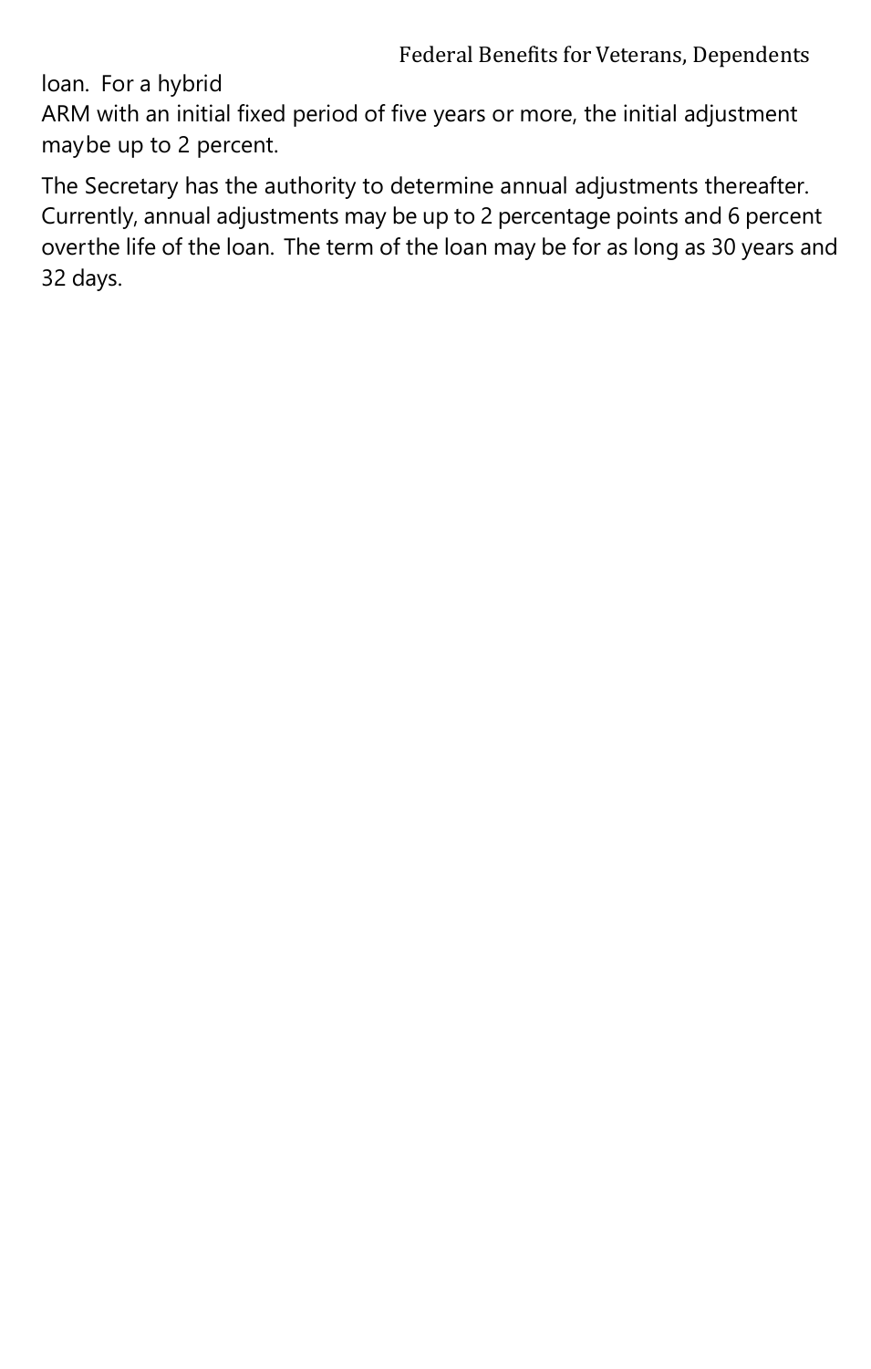loan.  For a hybrid
ARM with an initial fixed period of five years or more, the initial adjustment maybe up to 2 percent.

The Secretary has the authority to determine annual adjustments thereafter. Currently, annual adjustments may be up to 2 percentage points and 6 percent overthe life of the loan.  The term of the loan may be for as long as 30 years and 32 days.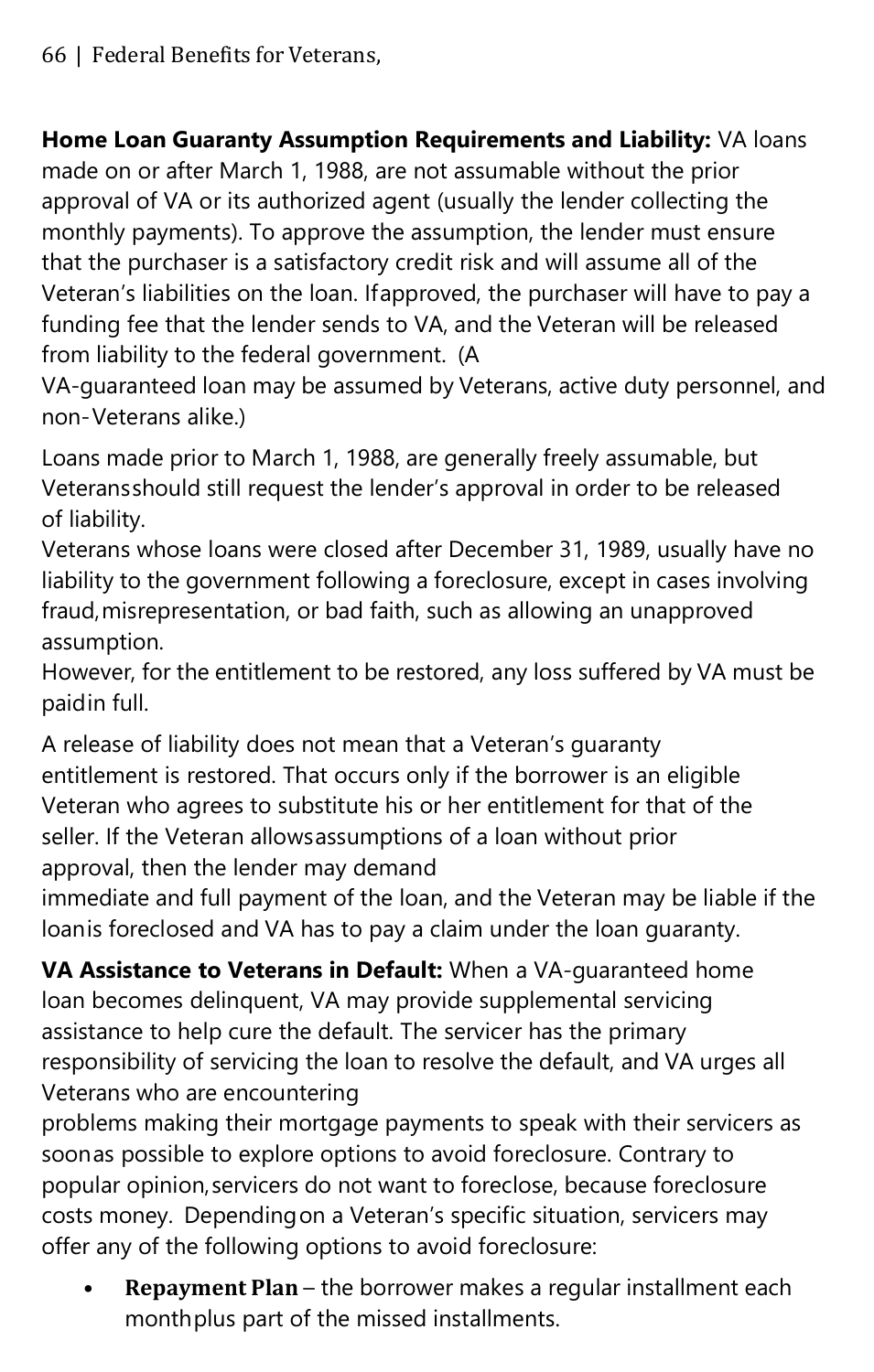**Home Loan Guaranty Assumption Requirements and Liability:** VA loans made on or after March 1, 1988, are not assumable without the prior approval of VA or its authorized agent (usually the lender collecting the monthly payments). To approve the assumption, the lender must ensure that the purchaser is a satisfactory credit risk and will assume all of the Veteran's liabilities on the loan. If approved, the purchaser will have to pay a funding fee that the lender sends to VA, and the Veteran will be released from liability to the federal government. (A VA-guaranteed loan may be assumed by Veterans, active duty personnel, and non-Veterans alike.)

Loans made prior to March 1, 1988, are generally freely assumable, but Veterans should still request the lender's approval in order to be released of liability.
Veterans whose loans were closed after December 31, 1989, usually have no liability to the government following a foreclosure, except in cases involving fraud, misrepresentation, or bad faith, such as allowing an unapproved assumption.
However, for the entitlement to be restored, any loss suffered by VA must be paid in full.

A release of liability does not mean that a Veteran's guaranty entitlement is restored. That occurs only if the borrower is an eligible Veteran who agrees to substitute his or her entitlement for that of the seller. If the Veteran allows assumptions of a loan without prior approval, then the lender may demand immediate and full payment of the loan, and the Veteran may be liable if the loan is foreclosed and VA has to pay a claim under the loan guaranty.

**VA Assistance to Veterans in Default:** When a VA-guaranteed home loan becomes delinquent, VA may provide supplemental servicing assistance to help cure the default. The servicer has the primary responsibility of servicing the loan to resolve the default, and VA urges all Veterans who are encountering problems making their mortgage payments to speak with their servicers as soon as possible to explore options to avoid foreclosure. Contrary to popular opinion, servicers do not want to foreclose, because foreclosure costs money. Depending on a Veteran's specific situation, servicers may offer any of the following options to avoid foreclosure:

- **Repayment Plan** – the borrower makes a regular installment each month plus part of the missed installments.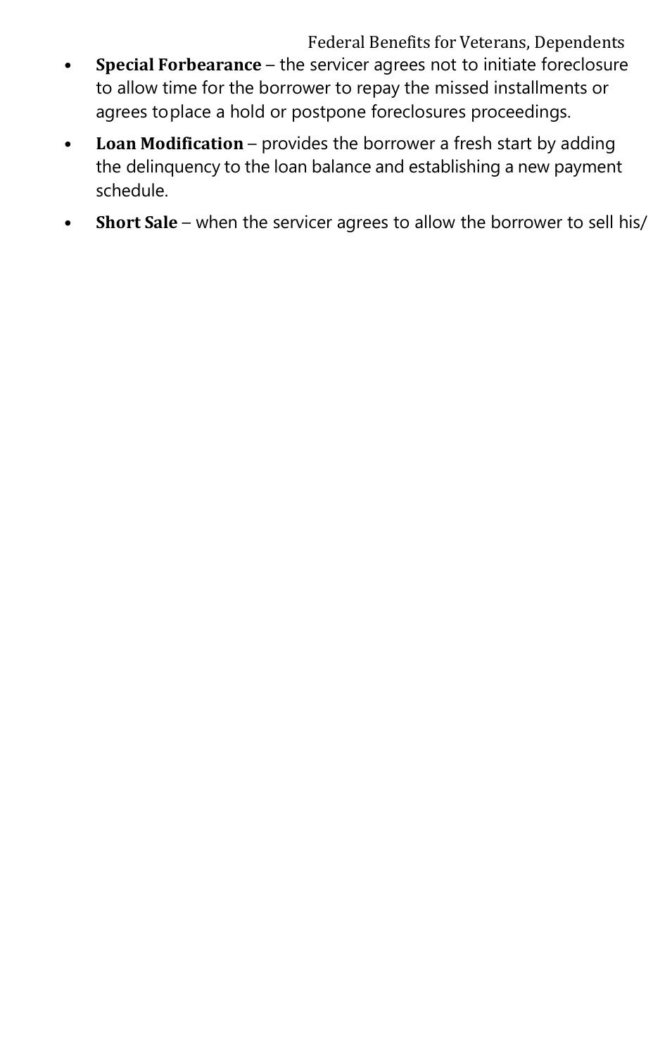- **Special Forbearance** – the servicer agrees not to initiate foreclosure to allow time for the borrower to repay the missed installments or agrees toplace a hold or postpone foreclosures proceedings.
- **Loan Modification** – provides the borrower a fresh start by adding the delinquency to the loan balance and establishing a new payment schedule.
- **Short Sale** – when the servicer agrees to allow the borrower to sell his/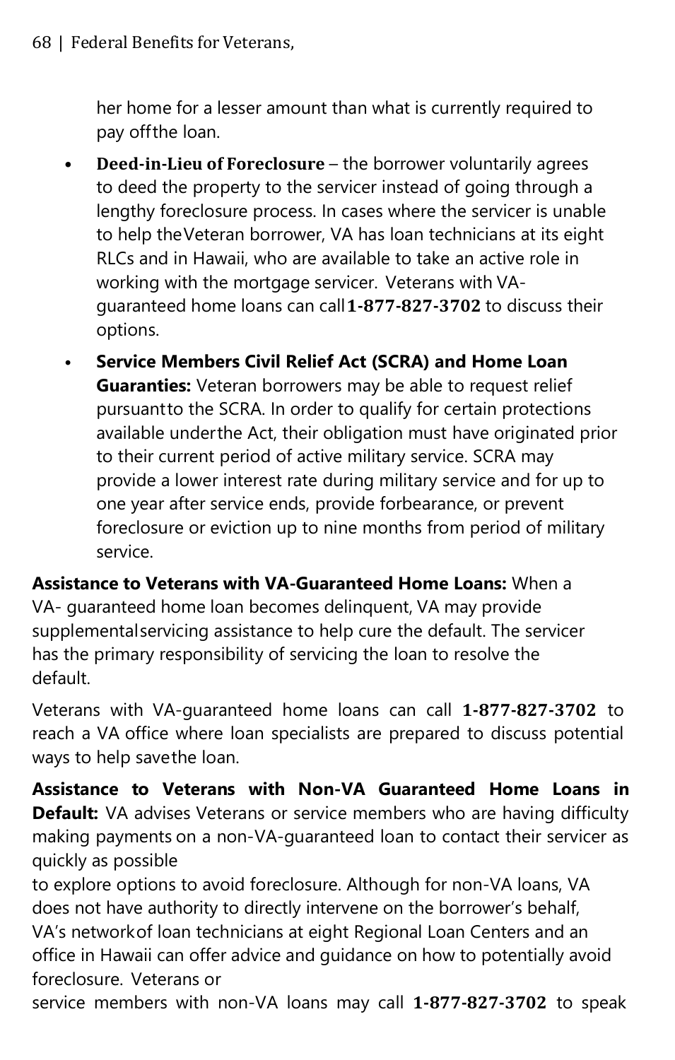her home for a lesser amount than what is currently required to pay off the loan.

- **Deed-in-Lieu of Foreclosure** – the borrower voluntarily agrees to deed the property to the servicer instead of going through a lengthy foreclosure process. In cases where the servicer is unable to help the Veteran borrower, VA has loan technicians at its eight RLCs and in Hawaii, who are available to take an active role in working with the mortgage servicer. Veterans with VA-guaranteed home loans can call **1-877-827-3702** to discuss their options.
- **Service Members Civil Relief Act (SCRA) and Home Loan Guaranties:** Veteran borrowers may be able to request relief pursuant to the SCRA. In order to qualify for certain protections available under the Act, their obligation must have originated prior to their current period of active military service. SCRA may provide a lower interest rate during military service and for up to one year after service ends, provide forbearance, or prevent foreclosure or eviction up to nine months from period of military service.

**Assistance to Veterans with VA-Guaranteed Home Loans:** When a VA- guaranteed home loan becomes delinquent, VA may provide supplemental servicing assistance to help cure the default. The servicer has the primary responsibility of servicing the loan to resolve the default.

Veterans with VA-guaranteed home loans can call **1-877-827-3702** to reach a VA office where loan specialists are prepared to discuss potential ways to help save the loan.

**Assistance to Veterans with Non-VA Guaranteed Home Loans in Default:** VA advises Veterans or service members who are having difficulty making payments on a non-VA-guaranteed loan to contact their servicer as quickly as possible to explore options to avoid foreclosure. Although for non-VA loans, VA does not have authority to directly intervene on the borrower's behalf, VA's network of loan technicians at eight Regional Loan Centers and an office in Hawaii can offer advice and guidance on how to potentially avoid foreclosure. Veterans or service members with non-VA loans may call **1-877-827-3702** to speak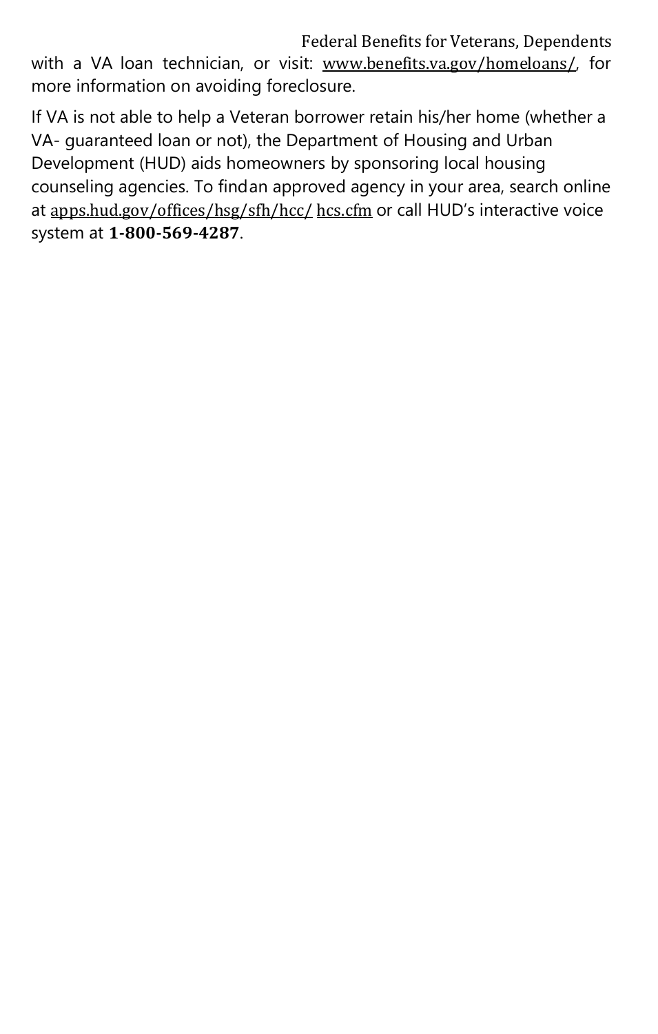with a VA loan technician, or visit: www.benefits.va.gov/homeloans/, for more information on avoiding foreclosure.

If VA is not able to help a Veteran borrower retain his/her home (whether a VA- guaranteed loan or not), the Department of Housing and Urban Development (HUD) aids homeowners by sponsoring local housing counseling agencies. To findan approved agency in your area, search online at apps.hud.gov/offices/hsg/sfh/hcc/ hcs.cfm or call HUD's interactive voice system at **1-800-569-4287**.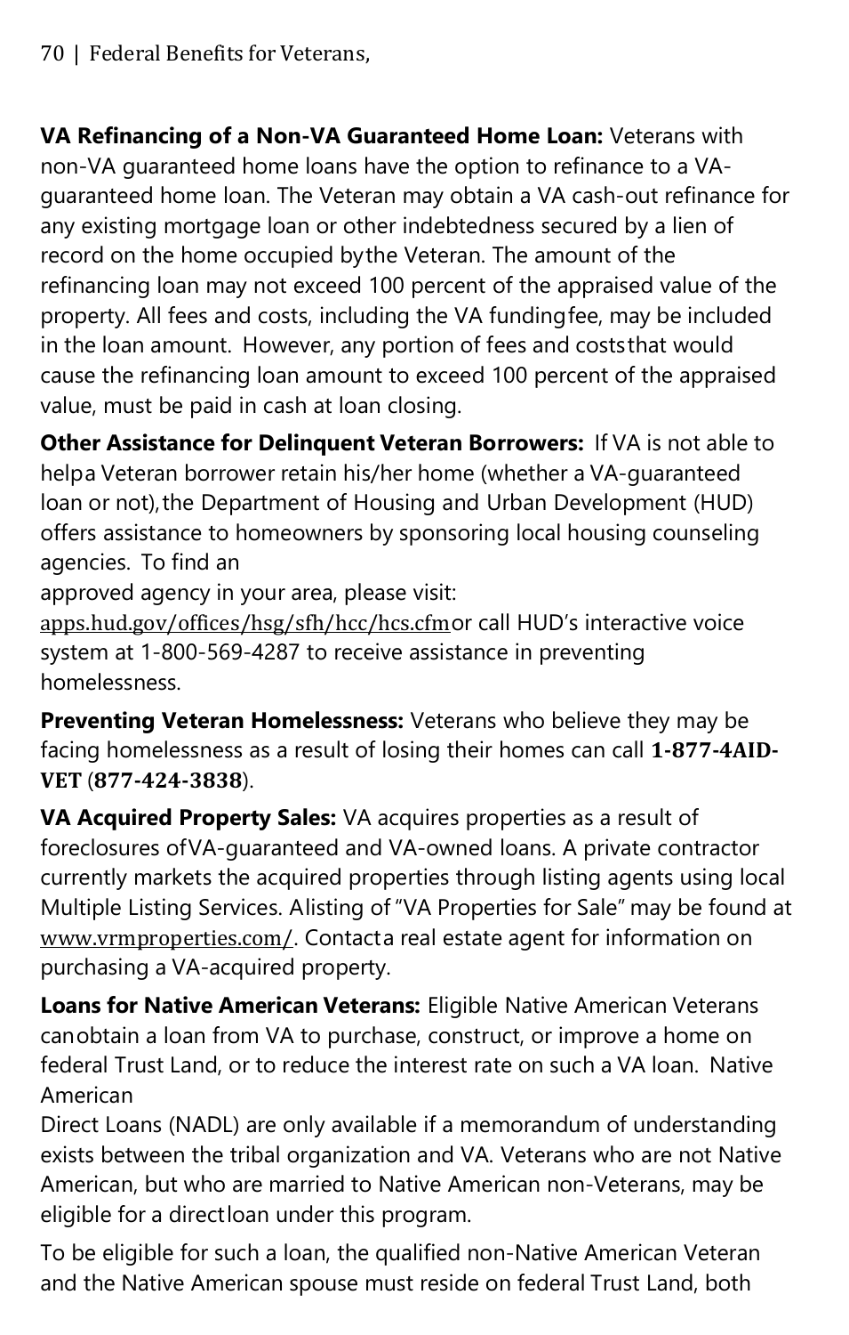**VA Refinancing of a Non-VA Guaranteed Home Loan:** Veterans with non-VA guaranteed home loans have the option to refinance to a VA-guaranteed home loan. The Veteran may obtain a VA cash-out refinance for any existing mortgage loan or other indebtedness secured by a lien of record on the home occupied by the Veteran. The amount of the refinancing loan may not exceed 100 percent of the appraised value of the property. All fees and costs, including the VA funding fee, may be included in the loan amount. However, any portion of fees and costs that would cause the refinancing loan amount to exceed 100 percent of the appraised value, must be paid in cash at loan closing.

**Other Assistance for Delinquent Veteran Borrowers:** If VA is not able to help a Veteran borrower retain his/her home (whether a VA-guaranteed loan or not), the Department of Housing and Urban Development (HUD) offers assistance to homeowners by sponsoring local housing counseling agencies. To find an approved agency in your area, please visit: apps.hud.gov/offices/hsg/sfh/hcc/hcs.cfm or call HUD's interactive voice system at 1-800-569-4287 to receive assistance in preventing homelessness.

**Preventing Veteran Homelessness:** Veterans who believe they may be facing homelessness as a result of losing their homes can call **1-877-4AID-VET** (**877-424-3838**).

**VA Acquired Property Sales:** VA acquires properties as a result of foreclosures of VA-guaranteed and VA-owned loans. A private contractor currently markets the acquired properties through listing agents using local Multiple Listing Services. A listing of "VA Properties for Sale" may be found at www.vrmproperties.com/. Contact a real estate agent for information on purchasing a VA-acquired property.

**Loans for Native American Veterans:** Eligible Native American Veterans can obtain a loan from VA to purchase, construct, or improve a home on federal Trust Land, or to reduce the interest rate on such a VA loan. Native American Direct Loans (NADL) are only available if a memorandum of understanding exists between the tribal organization and VA. Veterans who are not Native American, but who are married to Native American non-Veterans, may be eligible for a direct loan under this program.

To be eligible for such a loan, the qualified non-Native American Veteran and the Native American spouse must reside on federal Trust Land, both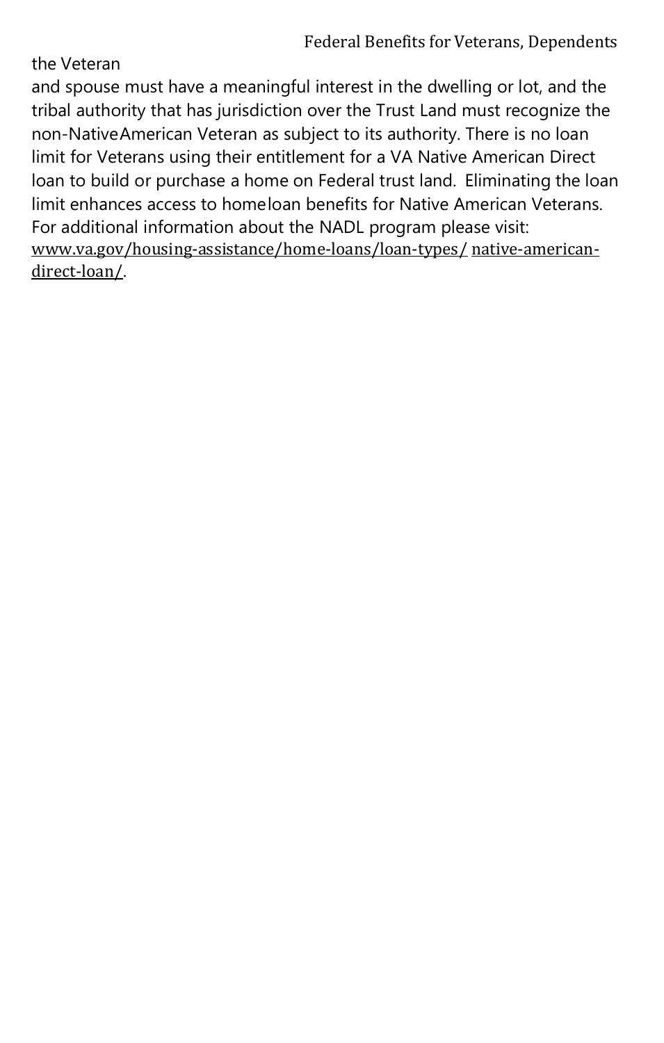the Veteran
and spouse must have a meaningful interest in the dwelling or lot, and the tribal authority that has jurisdiction over the Trust Land must recognize the non-NativeAmerican Veteran as subject to its authority. There is no loan limit for Veterans using their entitlement for a VA Native American Direct loan to build or purchase a home on Federal trust land. Eliminating the loan limit enhances access to homeloan benefits for Native American Veterans. For additional information about the NADL program please visit: www.va.gov/housing-assistance/home-loans/loan-types/ native-american-direct-loan/.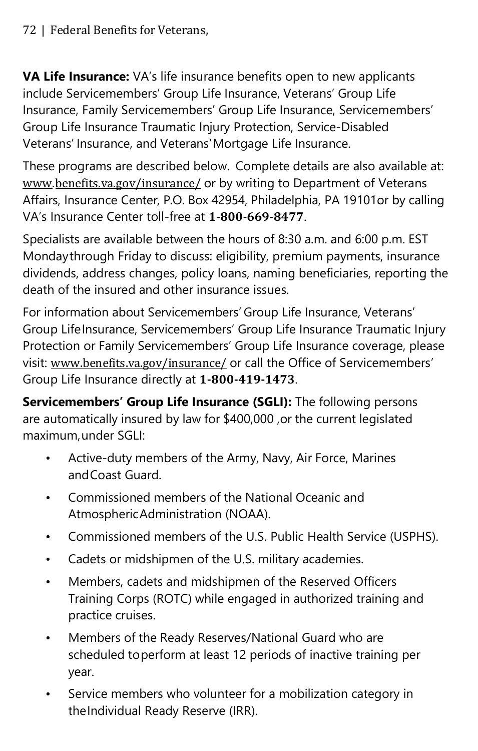**VA Life Insurance:** VA's life insurance benefits open to new applicants include Servicemembers' Group Life Insurance, Veterans' Group Life Insurance, Family Servicemembers' Group Life Insurance, Servicemembers' Group Life Insurance Traumatic Injury Protection, Service-Disabled Veterans' Insurance, and Veterans' Mortgage Life Insurance.

These programs are described below. Complete details are also available at: www.benefits.va.gov/insurance/ or by writing to Department of Veterans Affairs, Insurance Center, P.O. Box 42954, Philadelphia, PA 19101or by calling VA's Insurance Center toll-free at **1-800-669-8477**.

Specialists are available between the hours of 8:30 a.m. and 6:00 p.m. EST Monday through Friday to discuss: eligibility, premium payments, insurance dividends, address changes, policy loans, naming beneficiaries, reporting the death of the insured and other insurance issues.

For information about Servicemembers' Group Life Insurance, Veterans' Group Life Insurance, Servicemembers' Group Life Insurance Traumatic Injury Protection or Family Servicemembers' Group Life Insurance coverage, please visit: www.benefits.va.gov/insurance/ or call the Office of Servicemembers' Group Life Insurance directly at **1-800-419-1473**.

**Servicemembers' Group Life Insurance (SGLI):** The following persons are automatically insured by law for $400,000 ,or the current legislated maximum, under SGLI:

- Active-duty members of the Army, Navy, Air Force, Marines and Coast Guard.
- Commissioned members of the National Oceanic and Atmospheric Administration (NOAA).
- Commissioned members of the U.S. Public Health Service (USPHS).
- Cadets or midshipmen of the U.S. military academies.
- Members, cadets and midshipmen of the Reserved Officers Training Corps (ROTC) while engaged in authorized training and practice cruises.
- Members of the Ready Reserves/National Guard who are scheduled to perform at least 12 periods of inactive training per year.
- Service members who volunteer for a mobilization category in the Individual Ready Reserve (IRR).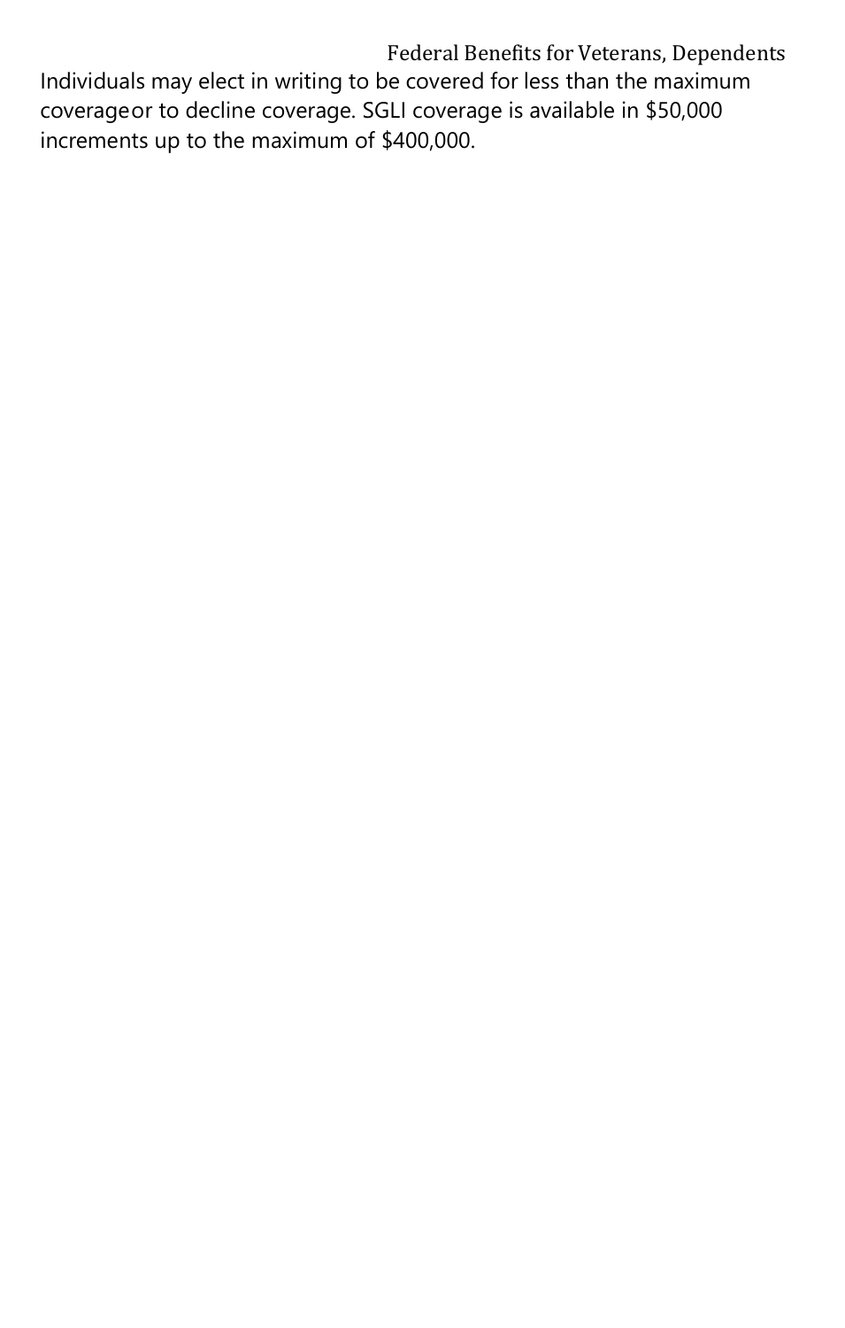Individuals may elect in writing to be covered for less than the maximum coverageor to decline coverage. SGLI coverage is available in $50,000 increments up to the maximum of $400,000.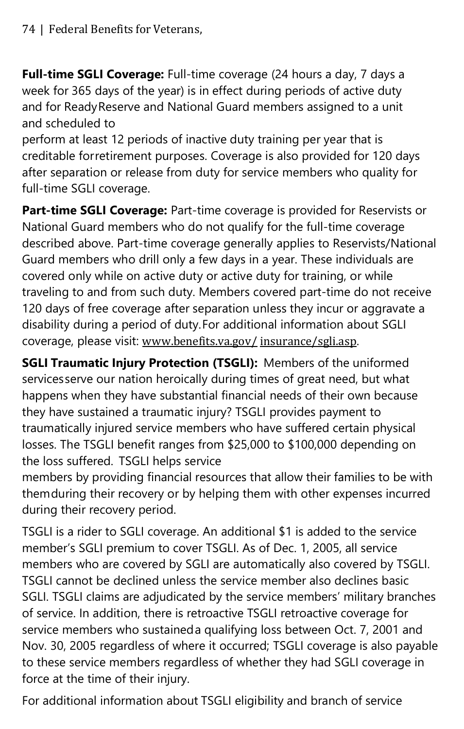**Full-time SGLI Coverage:** Full-time coverage (24 hours a day, 7 days a week for 365 days of the year) is in effect during periods of active duty and for Ready Reserve and National Guard members assigned to a unit and scheduled to perform at least 12 periods of inactive duty training per year that is creditable for retirement purposes. Coverage is also provided for 120 days after separation or release from duty for service members who quality for full-time SGLI coverage.

**Part-time SGLI Coverage:** Part-time coverage is provided for Reservists or National Guard members who do not qualify for the full-time coverage described above. Part-time coverage generally applies to Reservists/National Guard members who drill only a few days in a year. These individuals are covered only while on active duty or active duty for training, or while traveling to and from such duty. Members covered part-time do not receive 120 days of free coverage after separation unless they incur or aggravate a disability during a period of duty. For additional information about SGLI coverage, please visit: www.benefits.va.gov/ insurance/sgli.asp.

**SGLI Traumatic Injury Protection (TSGLI):** Members of the uniformed services serve our nation heroically during times of great need, but what happens when they have substantial financial needs of their own because they have sustained a traumatic injury? TSGLI provides payment to traumatically injured service members who have suffered certain physical losses. The TSGLI benefit ranges from $25,000 to $100,000 depending on the loss suffered. TSGLI helps service members by providing financial resources that allow their families to be with them during their recovery or by helping them with other expenses incurred during their recovery period.

TSGLI is a rider to SGLI coverage. An additional $1 is added to the service member's SGLI premium to cover TSGLI. As of Dec. 1, 2005, all service members who are covered by SGLI are automatically also covered by TSGLI. TSGLI cannot be declined unless the service member also declines basic SGLI. TSGLI claims are adjudicated by the service members' military branches of service. In addition, there is retroactive TSGLI retroactive coverage for service members who sustained a qualifying loss between Oct. 7, 2001 and Nov. 30, 2005 regardless of where it occurred; TSGLI coverage is also payable to these service members regardless of whether they had SGLI coverage in force at the time of their injury.

For additional information about TSGLI eligibility and branch of service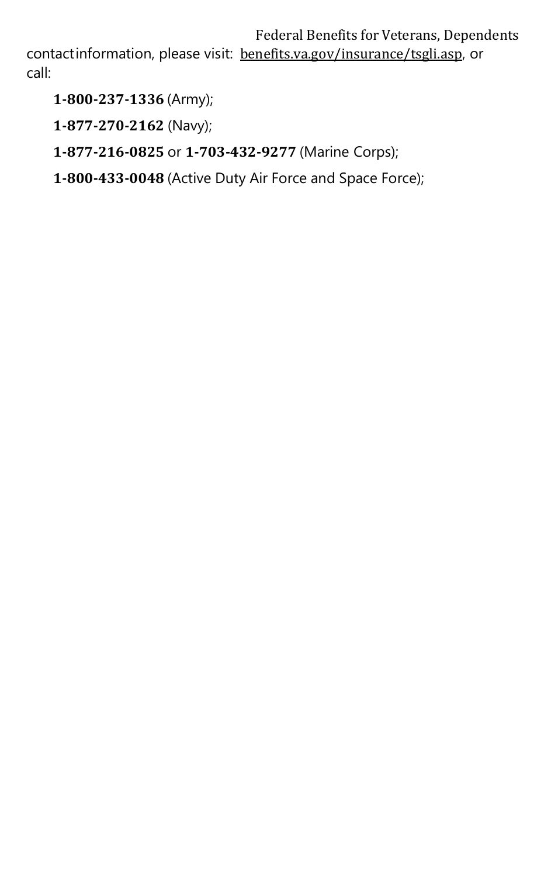contact information, please visit: benefits.va.gov/insurance/tsgli.asp, or call:

**1-800-237-1336** (Army);

**1-877-270-2162** (Navy);

**1-877-216-0825** or **1-703-432-9277** (Marine Corps);

**1-800-433-0048** (Active Duty Air Force and Space Force);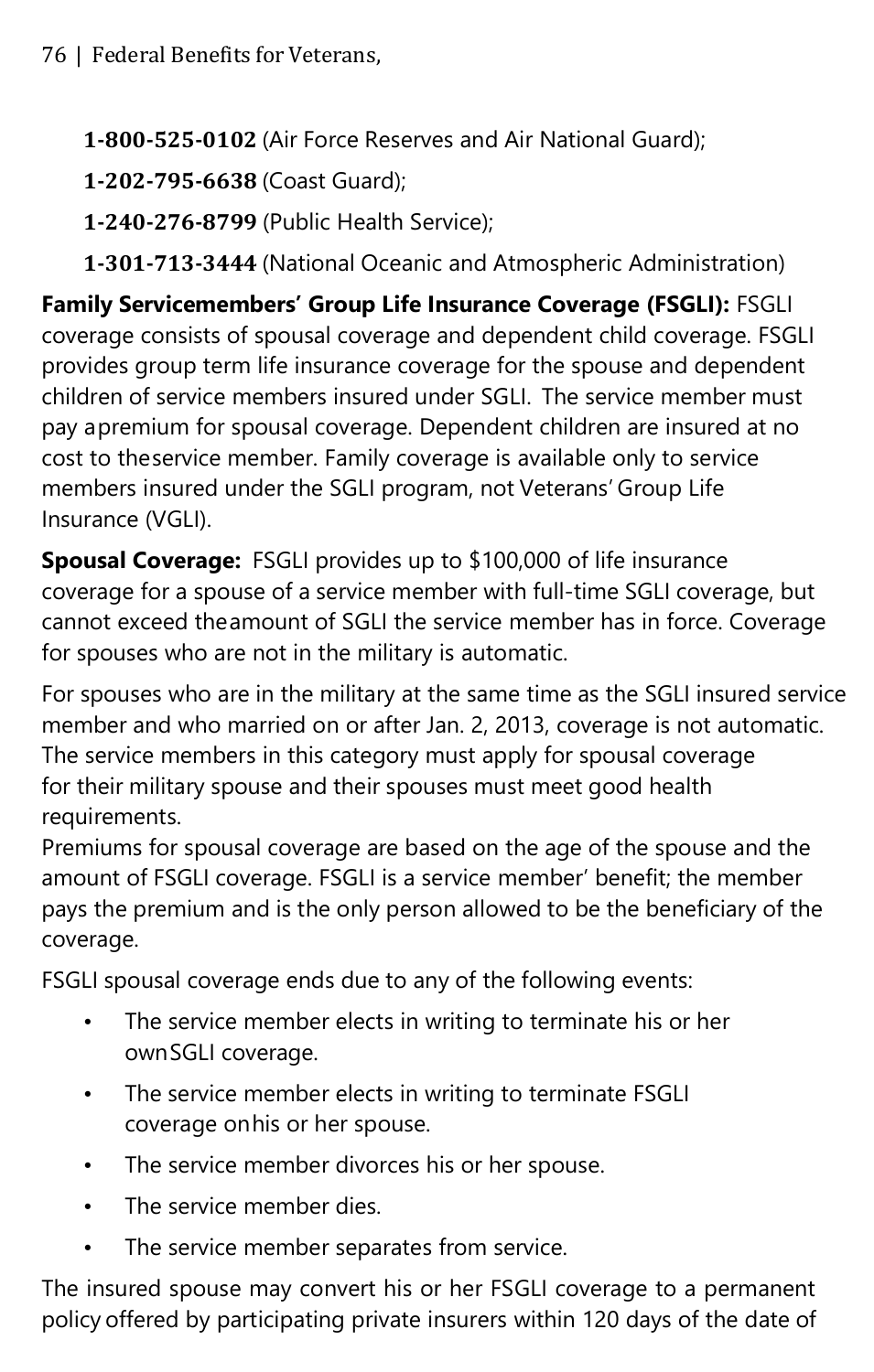**1-800-525-0102** (Air Force Reserves and Air National Guard);

**1-202-795-6638** (Coast Guard);

**1-240-276-8799** (Public Health Service);

**1-301-713-3444** (National Oceanic and Atmospheric Administration)

**Family Servicemembers' Group Life Insurance Coverage (FSGLI):** FSGLI coverage consists of spousal coverage and dependent child coverage. FSGLI provides group term life insurance coverage for the spouse and dependent children of service members insured under SGLI. The service member must pay apremium for spousal coverage. Dependent children are insured at no cost to theservice member. Family coverage is available only to service members insured under the SGLI program, not Veterans' Group Life Insurance (VGLI).

**Spousal Coverage:** FSGLI provides up to $100,000 of life insurance coverage for a spouse of a service member with full-time SGLI coverage, but cannot exceed theamount of SGLI the service member has in force. Coverage for spouses who are not in the military is automatic.

For spouses who are in the military at the same time as the SGLI insured service member and who married on or after Jan. 2, 2013, coverage is not automatic. The service members in this category must apply for spousal coverage for their military spouse and their spouses must meet good health requirements.
Premiums for spousal coverage are based on the age of the spouse and the amount of FSGLI coverage. FSGLI is a service member' benefit; the member pays the premium and is the only person allowed to be the beneficiary of the coverage.

FSGLI spousal coverage ends due to any of the following events:

- The service member elects in writing to terminate his or her ownSGLI coverage.
- The service member elects in writing to terminate FSGLI coverage onhis or her spouse.
- The service member divorces his or her spouse.
- The service member dies.
- The service member separates from service.

The insured spouse may convert his or her FSGLI coverage to a permanent policy offered by participating private insurers within 120 days of the date of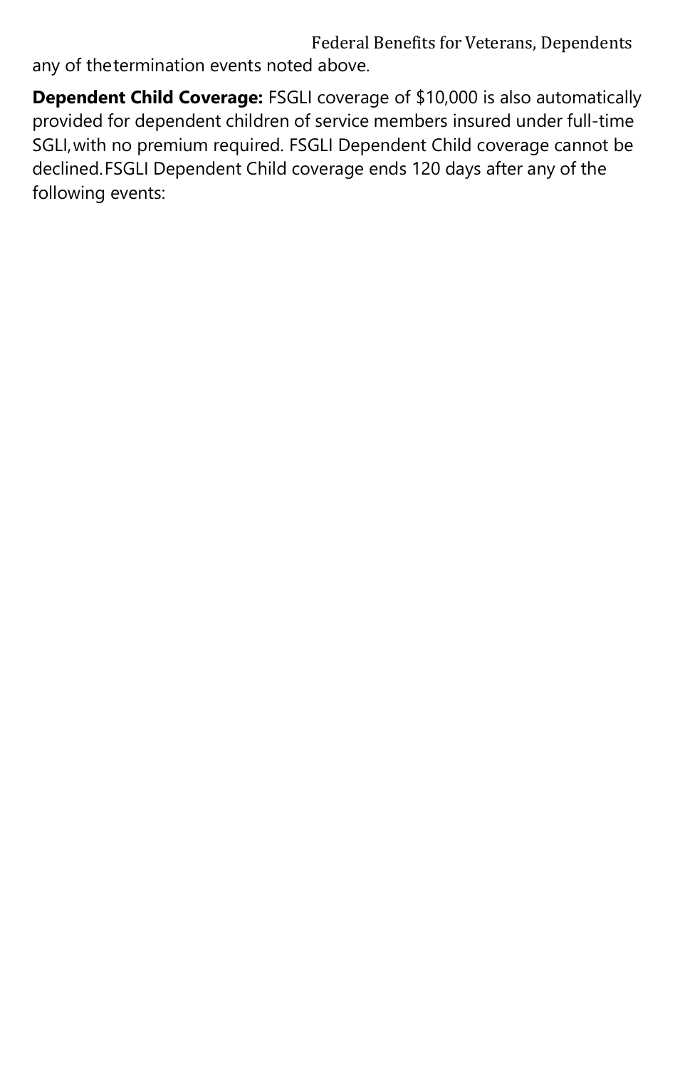any of the termination events noted above.

**Dependent Child Coverage:** FSGLI coverage of $10,000 is also automatically provided for dependent children of service members insured under full-time SGLI, with no premium required. FSGLI Dependent Child coverage cannot be declined. FSGLI Dependent Child coverage ends 120 days after any of the following events: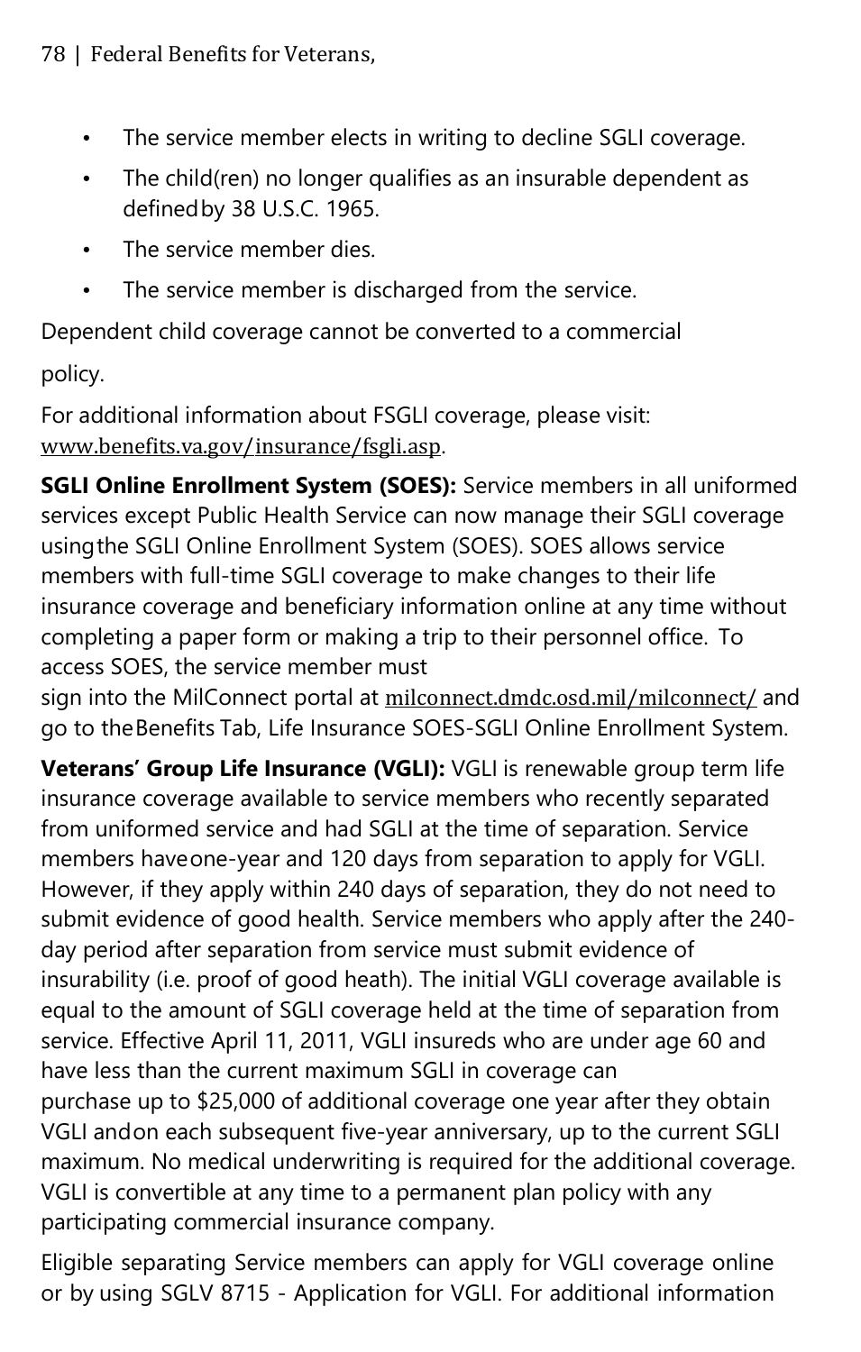- The service member elects in writing to decline SGLI coverage.
- The child(ren) no longer qualifies as an insurable dependent as defined by 38 U.S.C. 1965.
- The service member dies.
- The service member is discharged from the service.

Dependent child coverage cannot be converted to a commercial policy.

For additional information about FSGLI coverage, please visit: www.benefits.va.gov/insurance/fsgli.asp.

**SGLI Online Enrollment System (SOES):** Service members in all uniformed services except Public Health Service can now manage their SGLI coverage using the SGLI Online Enrollment System (SOES). SOES allows service members with full-time SGLI coverage to make changes to their life insurance coverage and beneficiary information online at any time without completing a paper form or making a trip to their personnel office. To access SOES, the service member must sign into the MilConnect portal at milconnect.dmdc.osd.mil/milconnect/ and go to the Benefits Tab, Life Insurance SOES-SGLI Online Enrollment System.

**Veterans' Group Life Insurance (VGLI):** VGLI is renewable group term life insurance coverage available to service members who recently separated from uniformed service and had SGLI at the time of separation. Service members have one-year and 120 days from separation to apply for VGLI. However, if they apply within 240 days of separation, they do not need to submit evidence of good health. Service members who apply after the 240-day period after separation from service must submit evidence of insurability (i.e. proof of good heath). The initial VGLI coverage available is equal to the amount of SGLI coverage held at the time of separation from service. Effective April 11, 2011, VGLI insureds who are under age 60 and have less than the current maximum SGLI in coverage can purchase up to $25,000 of additional coverage one year after they obtain VGLI and on each subsequent five-year anniversary, up to the current SGLI maximum. No medical underwriting is required for the additional coverage. VGLI is convertible at any time to a permanent plan policy with any participating commercial insurance company.

Eligible separating Service members can apply for VGLI coverage online or by using SGLV 8715 - Application for VGLI. For additional information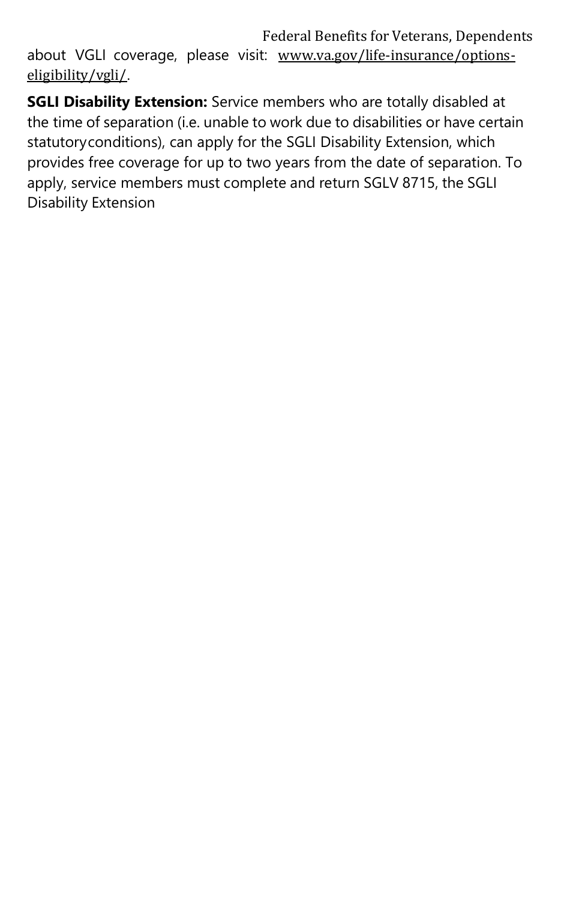about VGLI coverage, please visit: www.va.gov/life-insurance/options-eligibility/vgli/.

**SGLI Disability Extension:** Service members who are totally disabled at the time of separation (i.e. unable to work due to disabilities or have certain statutoryconditions), can apply for the SGLI Disability Extension, which provides free coverage for up to two years from the date of separation. To apply, service members must complete and return SGLV 8715, the SGLI Disability Extension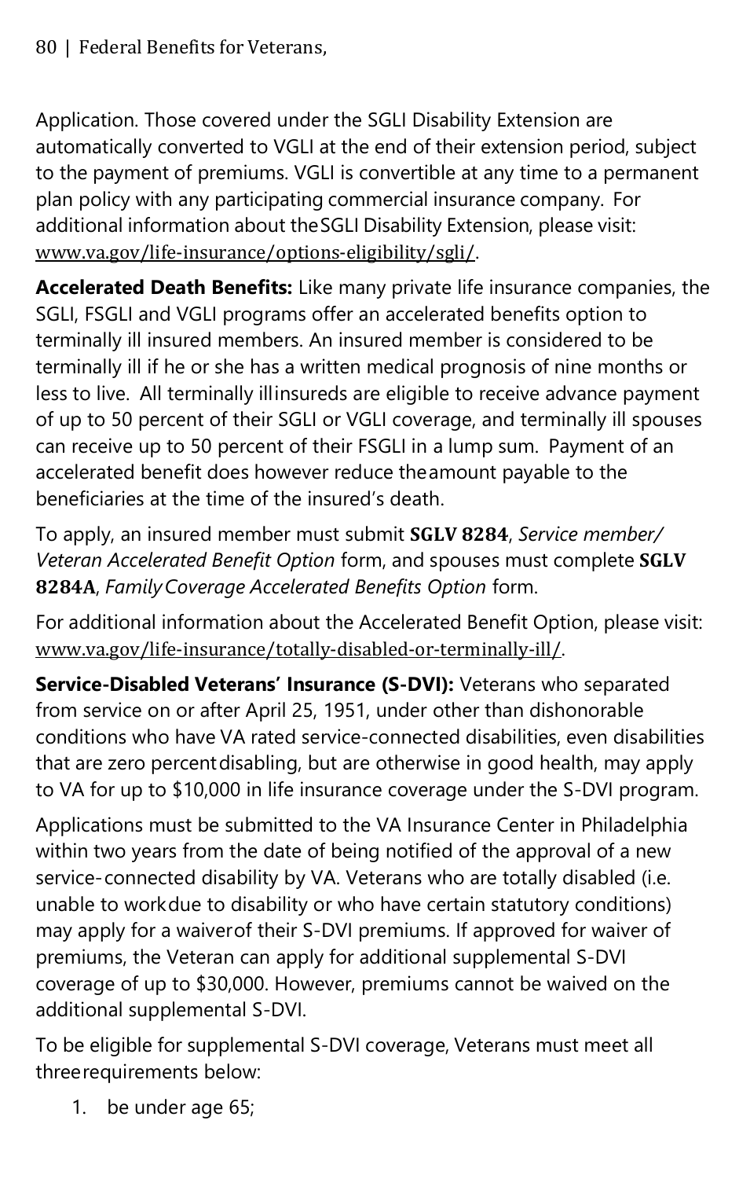Application. Those covered under the SGLI Disability Extension are automatically converted to VGLI at the end of their extension period, subject to the payment of premiums. VGLI is convertible at any time to a permanent plan policy with any participating commercial insurance company. For additional information about the SGLI Disability Extension, please visit: www.va.gov/life-insurance/options-eligibility/sgli/.

**Accelerated Death Benefits:** Like many private life insurance companies, the SGLI, FSGLI and VGLI programs offer an accelerated benefits option to terminally ill insured members. An insured member is considered to be terminally ill if he or she has a written medical prognosis of nine months or less to live. All terminally ill insureds are eligible to receive advance payment of up to 50 percent of their SGLI or VGLI coverage, and terminally ill spouses can receive up to 50 percent of their FSGLI in a lump sum. Payment of an accelerated benefit does however reduce the amount payable to the beneficiaries at the time of the insured's death.

To apply, an insured member must submit **SGLV 8284**, *Service member/ Veteran Accelerated Benefit Option* form, and spouses must complete **SGLV 8284A**, *Family Coverage Accelerated Benefits Option* form.

For additional information about the Accelerated Benefit Option, please visit: www.va.gov/life-insurance/totally-disabled-or-terminally-ill/.

**Service-Disabled Veterans' Insurance (S-DVI):** Veterans who separated from service on or after April 25, 1951, under other than dishonorable conditions who have VA rated service-connected disabilities, even disabilities that are zero percent disabling, but are otherwise in good health, may apply to VA for up to $10,000 in life insurance coverage under the S-DVI program.

Applications must be submitted to the VA Insurance Center in Philadelphia within two years from the date of being notified of the approval of a new service-connected disability by VA. Veterans who are totally disabled (i.e. unable to work due to disability or who have certain statutory conditions) may apply for a waiver of their S-DVI premiums. If approved for waiver of premiums, the Veteran can apply for additional supplemental S-DVI coverage of up to $30,000. However, premiums cannot be waived on the additional supplemental S-DVI.

To be eligible for supplemental S-DVI coverage, Veterans must meet all three requirements below:

1. be under age 65;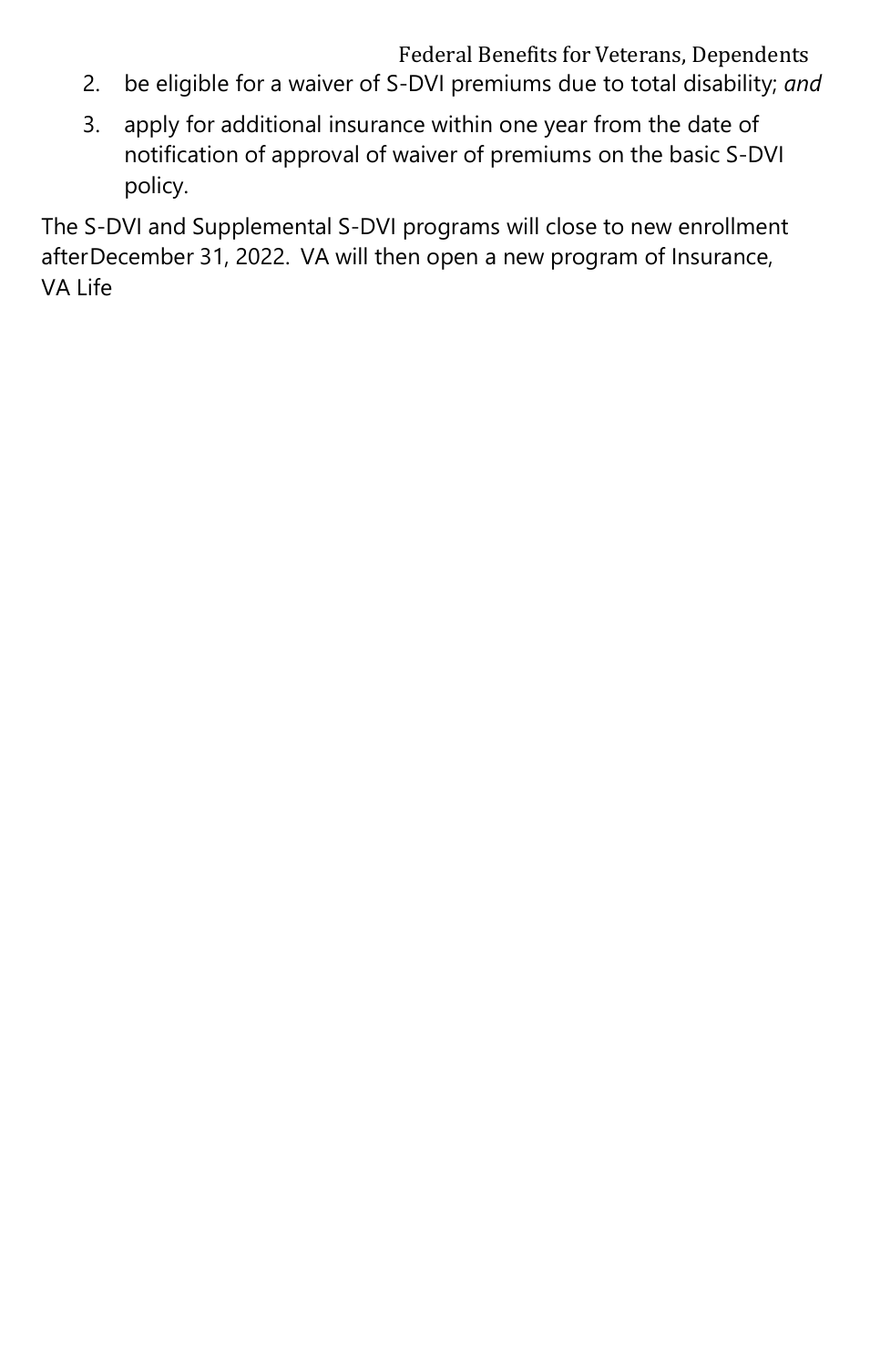2. be eligible for a waiver of S-DVI premiums due to total disability; *and*
3. apply for additional insurance within one year from the date of notification of approval of waiver of premiums on the basic S-DVI policy.

The S-DVI and Supplemental S-DVI programs will close to new enrollment afterDecember 31, 2022. VA will then open a new program of Insurance, VA Life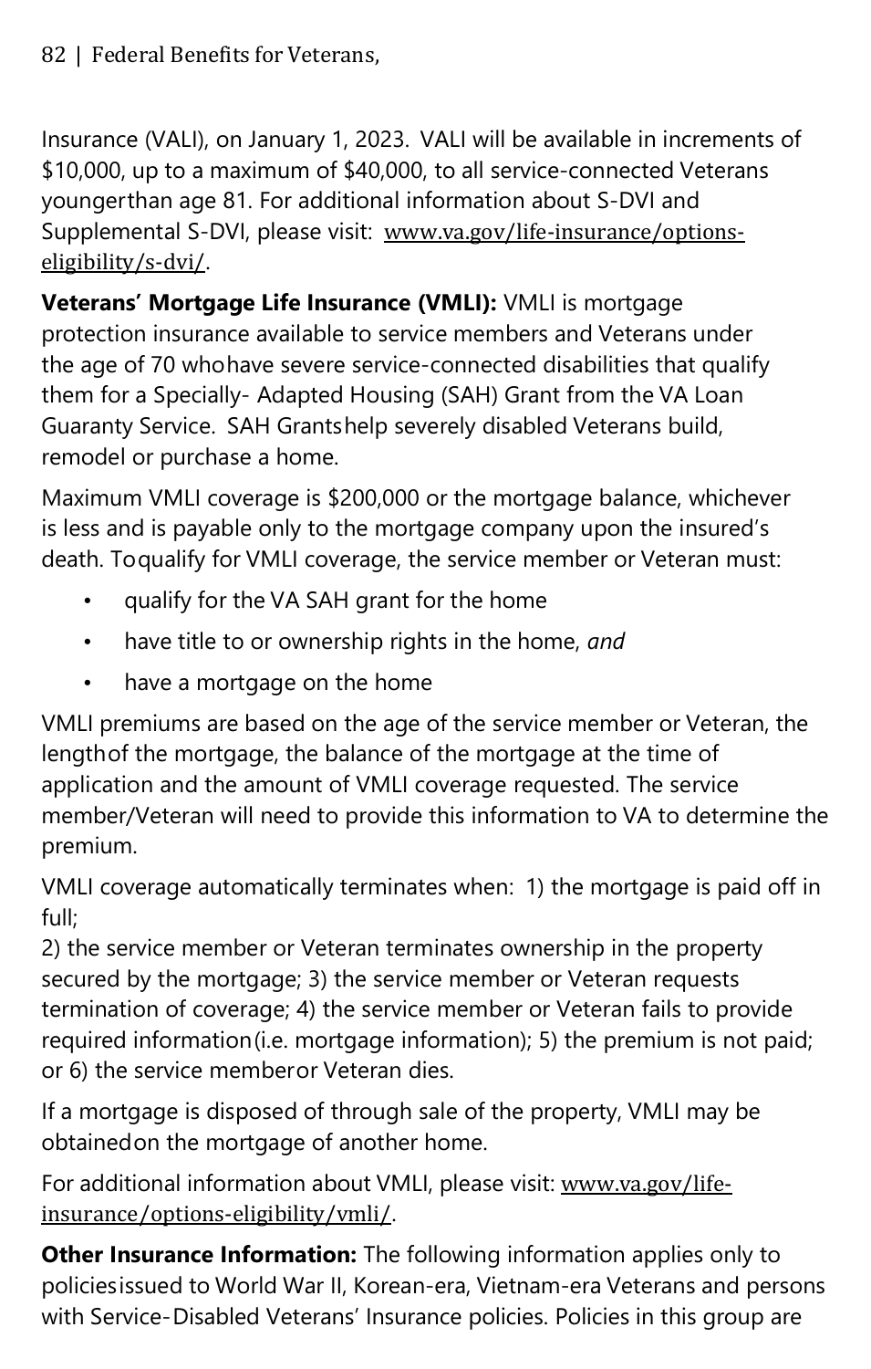Insurance (VALI), on January 1, 2023. VALI will be available in increments of $10,000, up to a maximum of $40,000, to all service-connected Veterans younger than age 81. For additional information about S-DVI and Supplemental S-DVI, please visit: www.va.gov/life-insurance/options-eligibility/s-dvi/.

**Veterans' Mortgage Life Insurance (VMLI):** VMLI is mortgage protection insurance available to service members and Veterans under the age of 70 who have severe service-connected disabilities that qualify them for a Specially- Adapted Housing (SAH) Grant from the VA Loan Guaranty Service. SAH Grants help severely disabled Veterans build, remodel or purchase a home.

Maximum VMLI coverage is $200,000 or the mortgage balance, whichever is less and is payable only to the mortgage company upon the insured's death. To qualify for VMLI coverage, the service member or Veteran must:

- qualify for the VA SAH grant for the home
- have title to or ownership rights in the home, *and*
- have a mortgage on the home

VMLI premiums are based on the age of the service member or Veteran, the length of the mortgage, the balance of the mortgage at the time of application and the amount of VMLI coverage requested. The service member/Veteran will need to provide this information to VA to determine the premium.

VMLI coverage automatically terminates when: 1) the mortgage is paid off in full;
2) the service member or Veteran terminates ownership in the property secured by the mortgage; 3) the service member or Veteran requests termination of coverage; 4) the service member or Veteran fails to provide required information (i.e. mortgage information); 5) the premium is not paid; or 6) the service member or Veteran dies.

If a mortgage is disposed of through sale of the property, VMLI may be obtained on the mortgage of another home.

For additional information about VMLI, please visit: www.va.gov/life-insurance/options-eligibility/vmli/.

**Other Insurance Information:** The following information applies only to policies issued to World War II, Korean-era, Vietnam-era Veterans and persons with Service-Disabled Veterans' Insurance policies. Policies in this group are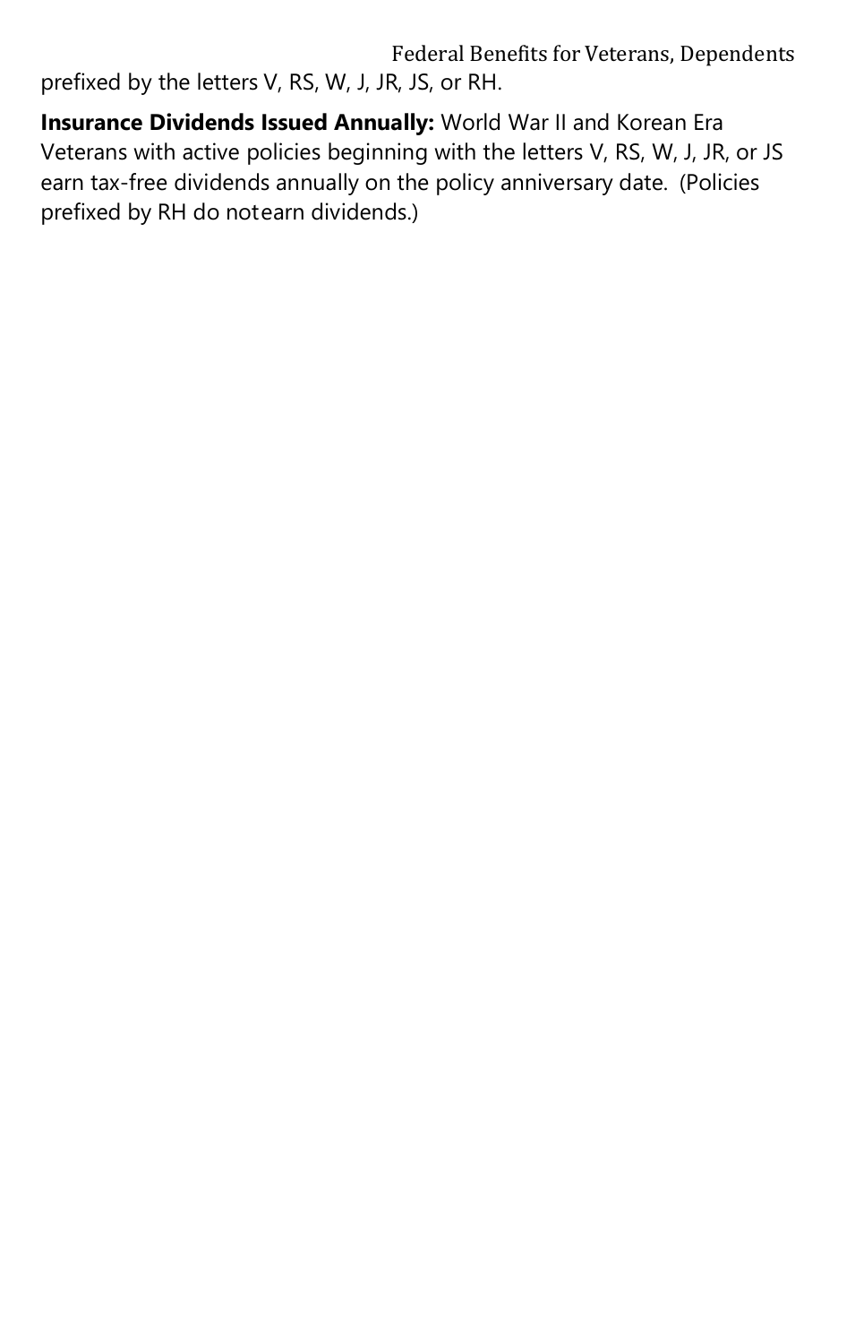prefixed by the letters V, RS, W, J, JR, JS, or RH.

**Insurance Dividends Issued Annually:** World War II and Korean Era Veterans with active policies beginning with the letters V, RS, W, J, JR, or JS earn tax-free dividends annually on the policy anniversary date. (Policies prefixed by RH do notearn dividends.)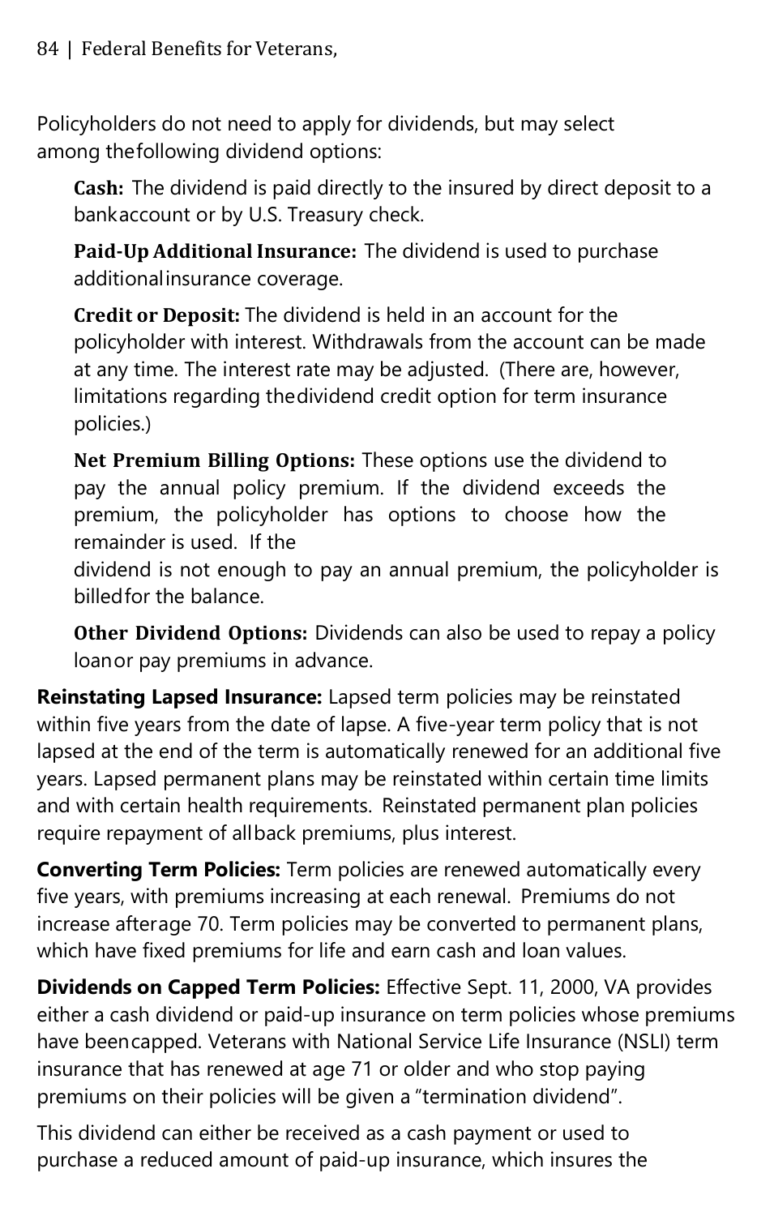Policyholders do not need to apply for dividends, but may select among the following dividend options:

**Cash:** The dividend is paid directly to the insured by direct deposit to a bank account or by U.S. Treasury check.

**Paid-Up Additional Insurance:** The dividend is used to purchase additional insurance coverage.

**Credit or Deposit:** The dividend is held in an account for the policyholder with interest. Withdrawals from the account can be made at any time. The interest rate may be adjusted. (There are, however, limitations regarding the dividend credit option for term insurance policies.)

**Net Premium Billing Options:** These options use the dividend to pay the annual policy premium. If the dividend exceeds the premium, the policyholder has options to choose how the remainder is used. If the dividend is not enough to pay an annual premium, the policyholder is billed for the balance.

**Other Dividend Options:** Dividends can also be used to repay a policy loan or pay premiums in advance.

**Reinstating Lapsed Insurance:** Lapsed term policies may be reinstated within five years from the date of lapse. A five-year term policy that is not lapsed at the end of the term is automatically renewed for an additional five years. Lapsed permanent plans may be reinstated within certain time limits and with certain health requirements. Reinstated permanent plan policies require repayment of all back premiums, plus interest.

**Converting Term Policies:** Term policies are renewed automatically every five years, with premiums increasing at each renewal. Premiums do not increase after age 70. Term policies may be converted to permanent plans, which have fixed premiums for life and earn cash and loan values.

**Dividends on Capped Term Policies:** Effective Sept. 11, 2000, VA provides either a cash dividend or paid-up insurance on term policies whose premiums have been capped. Veterans with National Service Life Insurance (NSLI) term insurance that has renewed at age 71 or older and who stop paying premiums on their policies will be given a "termination dividend".

This dividend can either be received as a cash payment or used to purchase a reduced amount of paid-up insurance, which insures the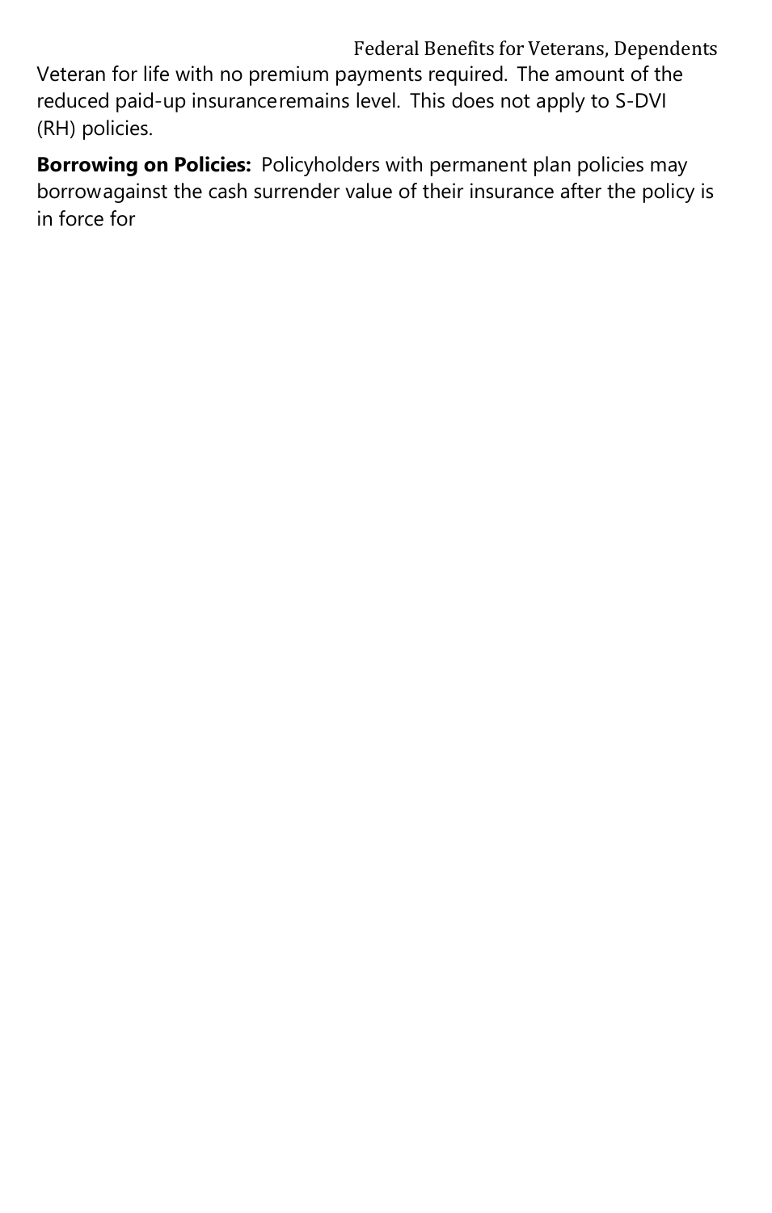Veteran for life with no premium payments required. The amount of the reduced paid-up insurance remains level. This does not apply to S-DVI (RH) policies.

**Borrowing on Policies:** Policyholders with permanent plan policies may borrow against the cash surrender value of their insurance after the policy is in force for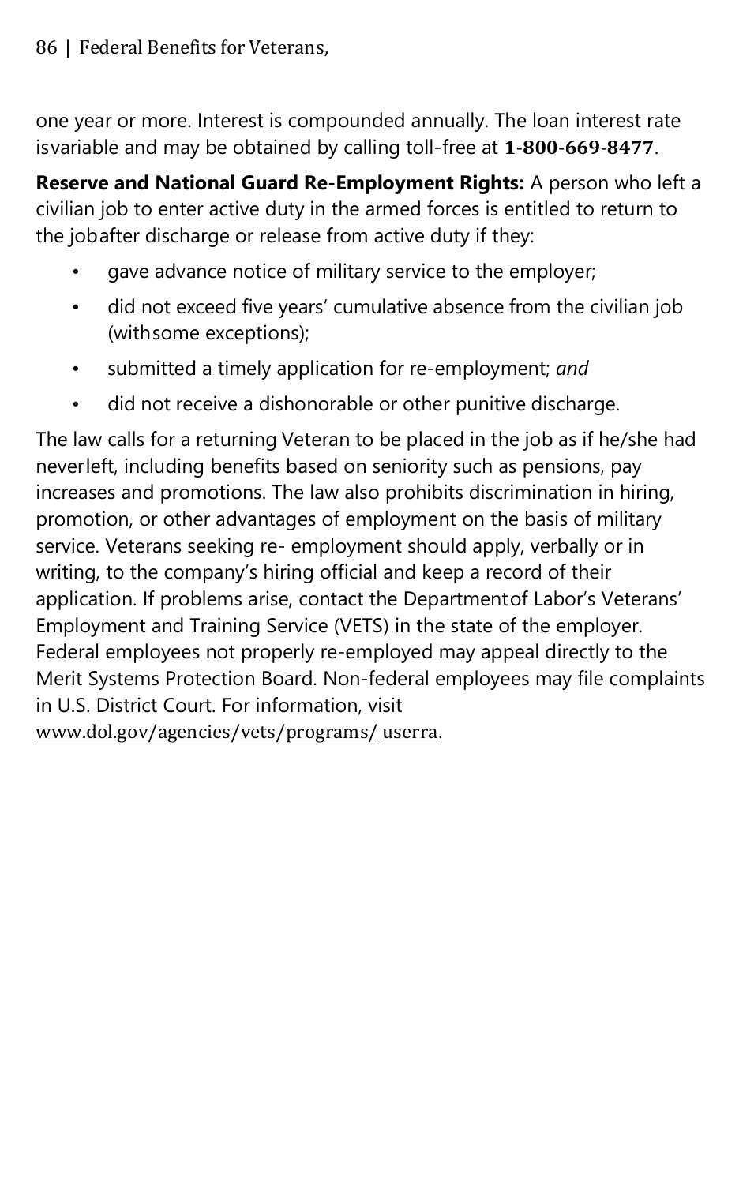one year or more. Interest is compounded annually. The loan interest rate isvariable and may be obtained by calling toll-free at **1-800-669-8477**.

**Reserve and National Guard Re-Employment Rights:** A person who left a civilian job to enter active duty in the armed forces is entitled to return to the jobafter discharge or release from active duty if they:

- gave advance notice of military service to the employer;
- did not exceed five years' cumulative absence from the civilian job (withsome exceptions);
- submitted a timely application for re-employment; *and*
- did not receive a dishonorable or other punitive discharge.

The law calls for a returning Veteran to be placed in the job as if he/she had neverleft, including benefits based on seniority such as pensions, pay increases and promotions. The law also prohibits discrimination in hiring, promotion, or other advantages of employment on the basis of military service. Veterans seeking re- employment should apply, verbally or in writing, to the company's hiring official and keep a record of their application. If problems arise, contact the Departmentof Labor's Veterans' Employment and Training Service (VETS) in the state of the employer. Federal employees not properly re-employed may appeal directly to the Merit Systems Protection Board. Non-federal employees may file complaints in U.S. District Court. For information, visit www.dol.gov/agencies/vets/programs/ userra.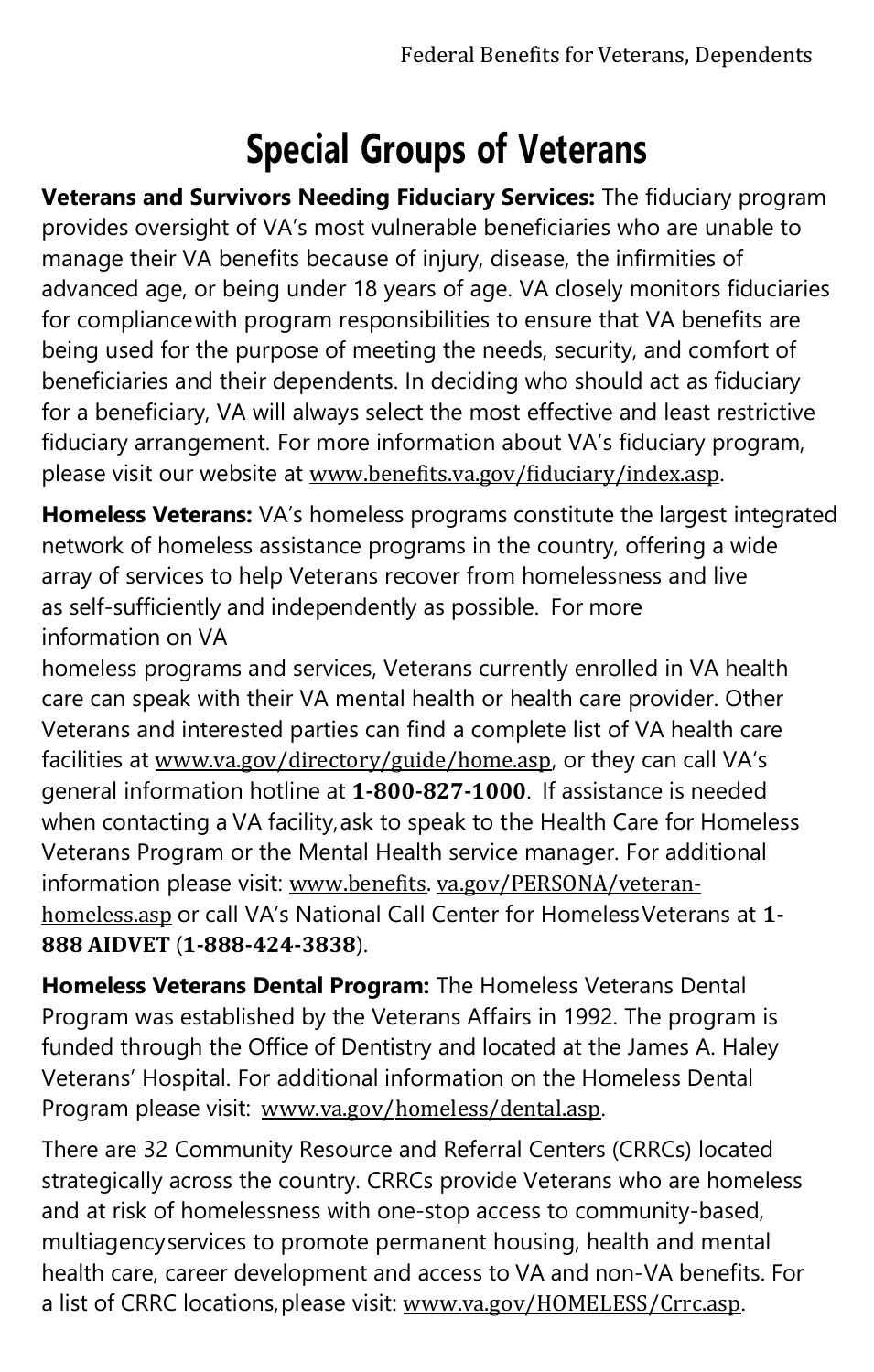# Special Groups of Veterans

**Veterans and Survivors Needing Fiduciary Services:** The fiduciary program provides oversight of VA's most vulnerable beneficiaries who are unable to manage their VA benefits because of injury, disease, the infirmities of advanced age, or being under 18 years of age. VA closely monitors fiduciaries for compliance with program responsibilities to ensure that VA benefits are being used for the purpose of meeting the needs, security, and comfort of beneficiaries and their dependents. In deciding who should act as fiduciary for a beneficiary, VA will always select the most effective and least restrictive fiduciary arrangement. For more information about VA's fiduciary program, please visit our website at www.benefits.va.gov/fiduciary/index.asp.

**Homeless Veterans:** VA's homeless programs constitute the largest integrated network of homeless assistance programs in the country, offering a wide array of services to help Veterans recover from homelessness and live as self-sufficiently and independently as possible. For more information on VA homeless programs and services, Veterans currently enrolled in VA health care can speak with their VA mental health or health care provider. Other Veterans and interested parties can find a complete list of VA health care facilities at www.va.gov/directory/guide/home.asp, or they can call VA's general information hotline at **1-800-827-1000**. If assistance is needed when contacting a VA facility, ask to speak to the Health Care for Homeless Veterans Program or the Mental Health service manager. For additional information please visit: www.benefits.va.gov/PERSONA/veteran-homeless.asp or call VA's National Call Center for Homeless Veterans at **1-888 AIDVET** (**1-888-424-3838**).

**Homeless Veterans Dental Program:** The Homeless Veterans Dental Program was established by the Veterans Affairs in 1992. The program is funded through the Office of Dentistry and located at the James A. Haley Veterans' Hospital. For additional information on the Homeless Dental Program please visit: www.va.gov/homeless/dental.asp.

There are 32 Community Resource and Referral Centers (CRRCs) located strategically across the country. CRRCs provide Veterans who are homeless and at risk of homelessness with one-stop access to community-based, multiagency services to promote permanent housing, health and mental health care, career development and access to VA and non-VA benefits. For a list of CRRC locations, please visit: www.va.gov/HOMELESS/Crrc.asp.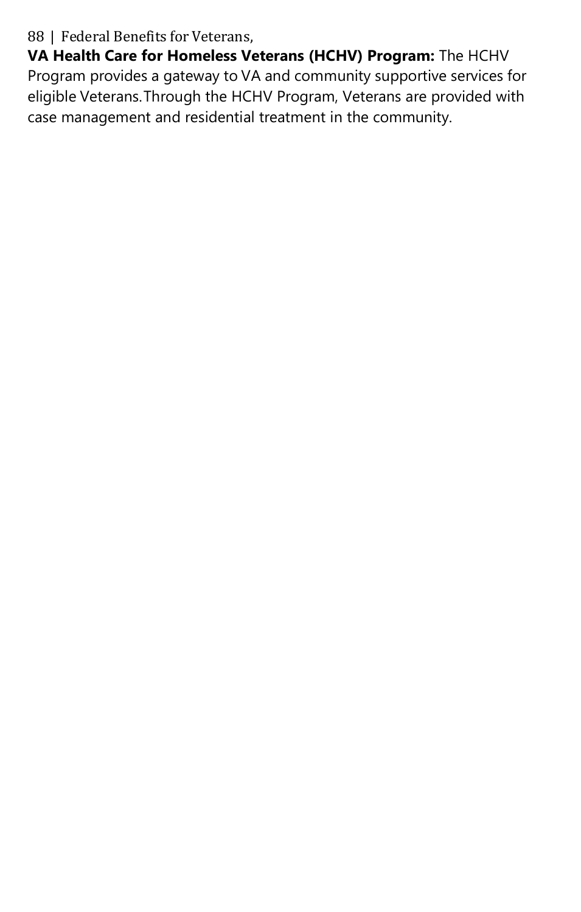**VA Health Care for Homeless Veterans (HCHV) Program:** The HCHV Program provides a gateway to VA and community supportive services for eligible Veterans. Through the HCHV Program, Veterans are provided with case management and residential treatment in the community.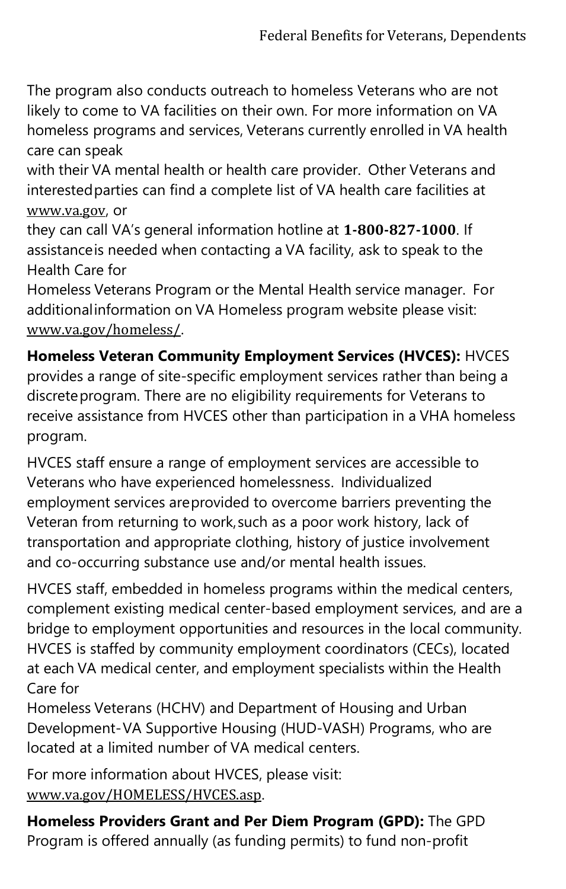The program also conducts outreach to homeless Veterans who are not likely to come to VA facilities on their own. For more information on VA homeless programs and services, Veterans currently enrolled in VA health care can speak with their VA mental health or health care provider. Other Veterans and interested parties can find a complete list of VA health care facilities at www.va.gov, or they can call VA's general information hotline at **1-800-827-1000**. If assistance is needed when contacting a VA facility, ask to speak to the Health Care for Homeless Veterans Program or the Mental Health service manager. For additional information on VA Homeless program website please visit: www.va.gov/homeless/.

**Homeless Veteran Community Employment Services (HVCES):** HVCES provides a range of site-specific employment services rather than being a discrete program. There are no eligibility requirements for Veterans to receive assistance from HVCES other than participation in a VHA homeless program.

HVCES staff ensure a range of employment services are accessible to Veterans who have experienced homelessness. Individualized employment services are provided to overcome barriers preventing the Veteran from returning to work, such as a poor work history, lack of transportation and appropriate clothing, history of justice involvement and co-occurring substance use and/or mental health issues.

HVCES staff, embedded in homeless programs within the medical centers, complement existing medical center-based employment services, and are a bridge to employment opportunities and resources in the local community. HVCES is staffed by community employment coordinators (CECs), located at each VA medical center, and employment specialists within the Health Care for Homeless Veterans (HCHV) and Department of Housing and Urban Development-VA Supportive Housing (HUD-VASH) Programs, who are located at a limited number of VA medical centers.

For more information about HVCES, please visit: www.va.gov/HOMELESS/HVCES.asp.

**Homeless Providers Grant and Per Diem Program (GPD):** The GPD Program is offered annually (as funding permits) to fund non-profit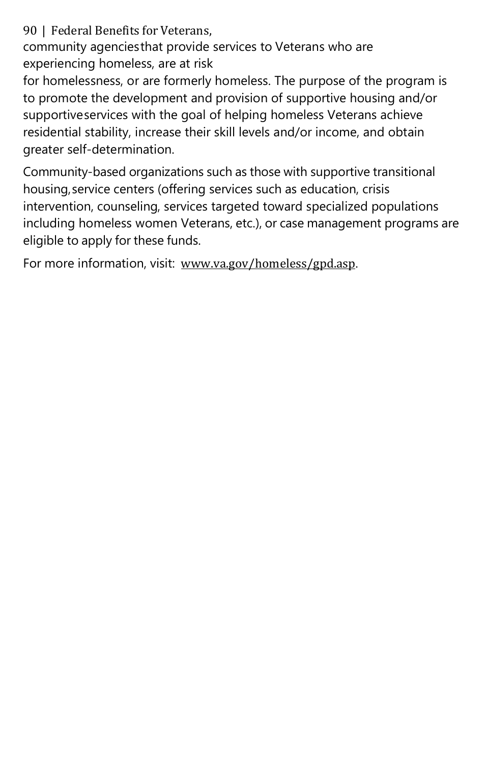community agencies that provide services to Veterans who are experiencing homeless, are at risk for homelessness, or are formerly homeless. The purpose of the program is to promote the development and provision of supportive housing and/or supportive services with the goal of helping homeless Veterans achieve residential stability, increase their skill levels and/or income, and obtain greater self-determination.

Community-based organizations such as those with supportive transitional housing, service centers (offering services such as education, crisis intervention, counseling, services targeted toward specialized populations including homeless women Veterans, etc.), or case management programs are eligible to apply for these funds.

For more information, visit: www.va.gov/homeless/gpd.asp.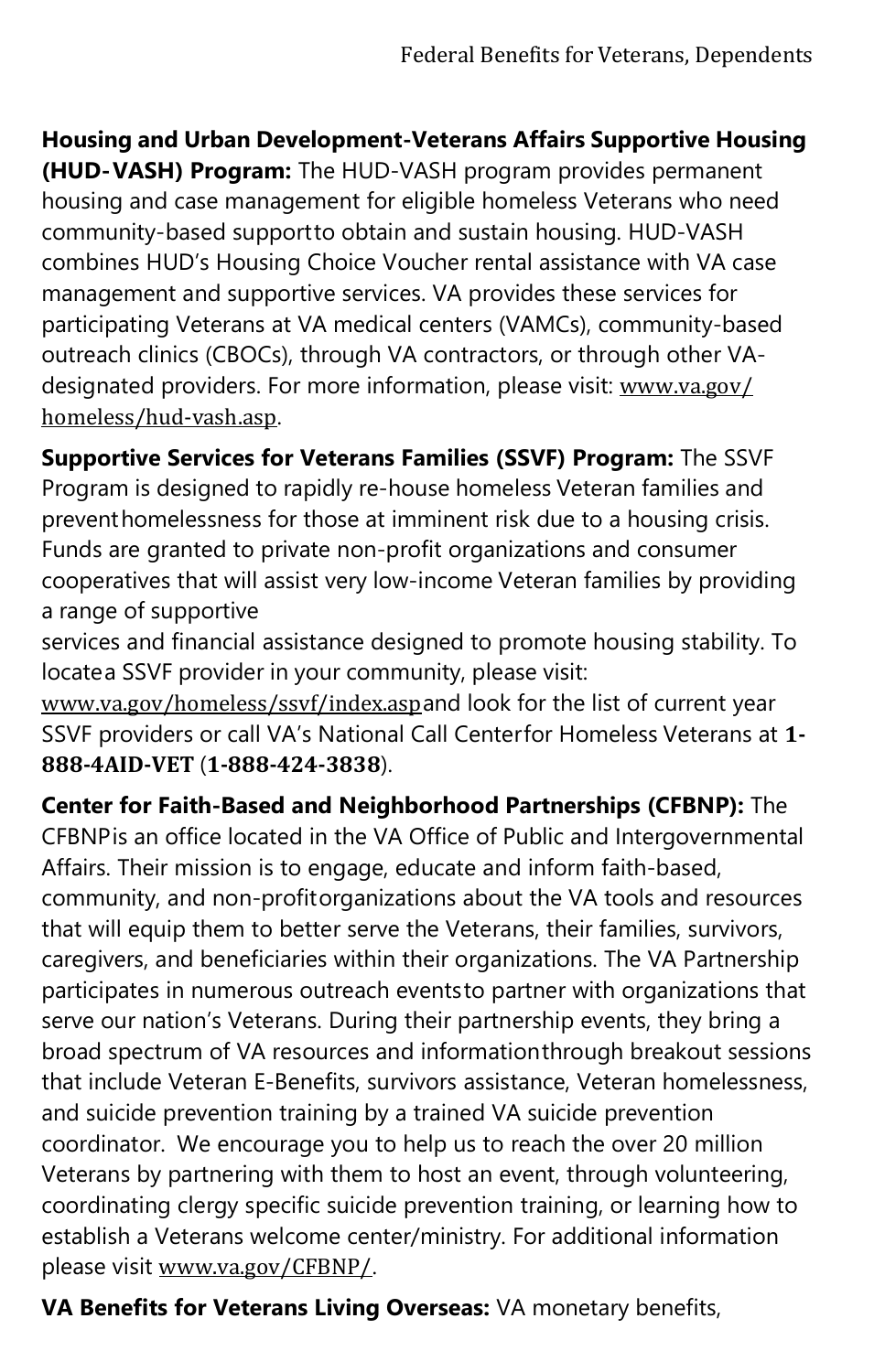**Housing and Urban Development-Veterans Affairs Supportive Housing (HUD-VASH) Program:** The HUD-VASH program provides permanent housing and case management for eligible homeless Veterans who need community-based support to obtain and sustain housing. HUD-VASH combines HUD's Housing Choice Voucher rental assistance with VA case management and supportive services. VA provides these services for participating Veterans at VA medical centers (VAMCs), community-based outreach clinics (CBOCs), through VA contractors, or through other VA-designated providers. For more information, please visit: www.va.gov/homeless/hud-vash.asp.

**Supportive Services for Veterans Families (SSVF) Program:** The SSVF Program is designed to rapidly re-house homeless Veteran families and prevent homelessness for those at imminent risk due to a housing crisis. Funds are granted to private non-profit organizations and consumer cooperatives that will assist very low-income Veteran families by providing a range of supportive services and financial assistance designed to promote housing stability. To locate a SSVF provider in your community, please visit: www.va.gov/homeless/ssvf/index.asp and look for the list of current year SSVF providers or call VA's National Call Center for Homeless Veterans at **1-888-4AID-VET** (**1-888-424-3838**).

**Center for Faith-Based and Neighborhood Partnerships (CFBNP):** The CFBNP is an office located in the VA Office of Public and Intergovernmental Affairs. Their mission is to engage, educate and inform faith-based, community, and non-profit organizations about the VA tools and resources that will equip them to better serve the Veterans, their families, survivors, caregivers, and beneficiaries within their organizations. The VA Partnership participates in numerous outreach events to partner with organizations that serve our nation's Veterans. During their partnership events, they bring a broad spectrum of VA resources and information through breakout sessions that include Veteran E-Benefits, survivors assistance, Veteran homelessness, and suicide prevention training by a trained VA suicide prevention coordinator. We encourage you to help us to reach the over 20 million Veterans by partnering with them to host an event, through volunteering, coordinating clergy specific suicide prevention training, or learning how to establish a Veterans welcome center/ministry. For additional information please visit www.va.gov/CFBNP/.

**VA Benefits for Veterans Living Overseas:** VA monetary benefits,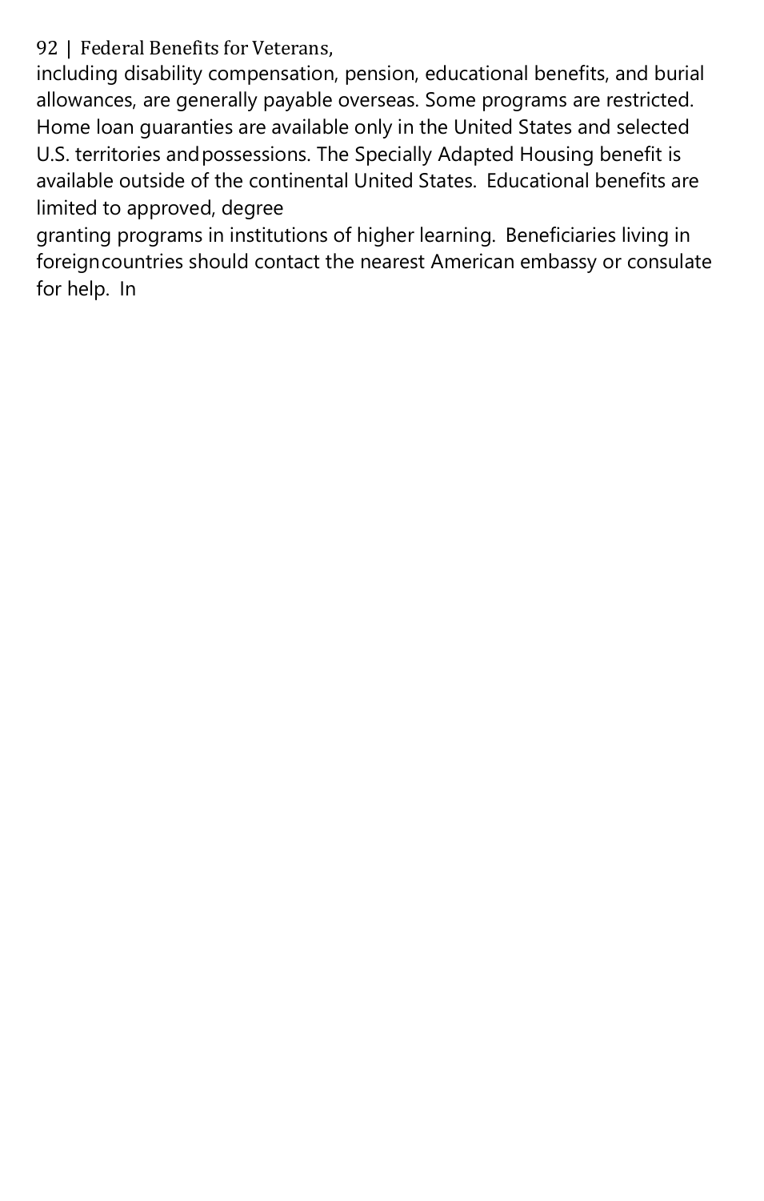including disability compensation, pension, educational benefits, and burial allowances, are generally payable overseas. Some programs are restricted. Home loan guaranties are available only in the United States and selected U.S. territories and possessions. The Specially Adapted Housing benefit is available outside of the continental United States. Educational benefits are limited to approved, degree granting programs in institutions of higher learning. Beneficiaries living in foreign countries should contact the nearest American embassy or consulate for help. In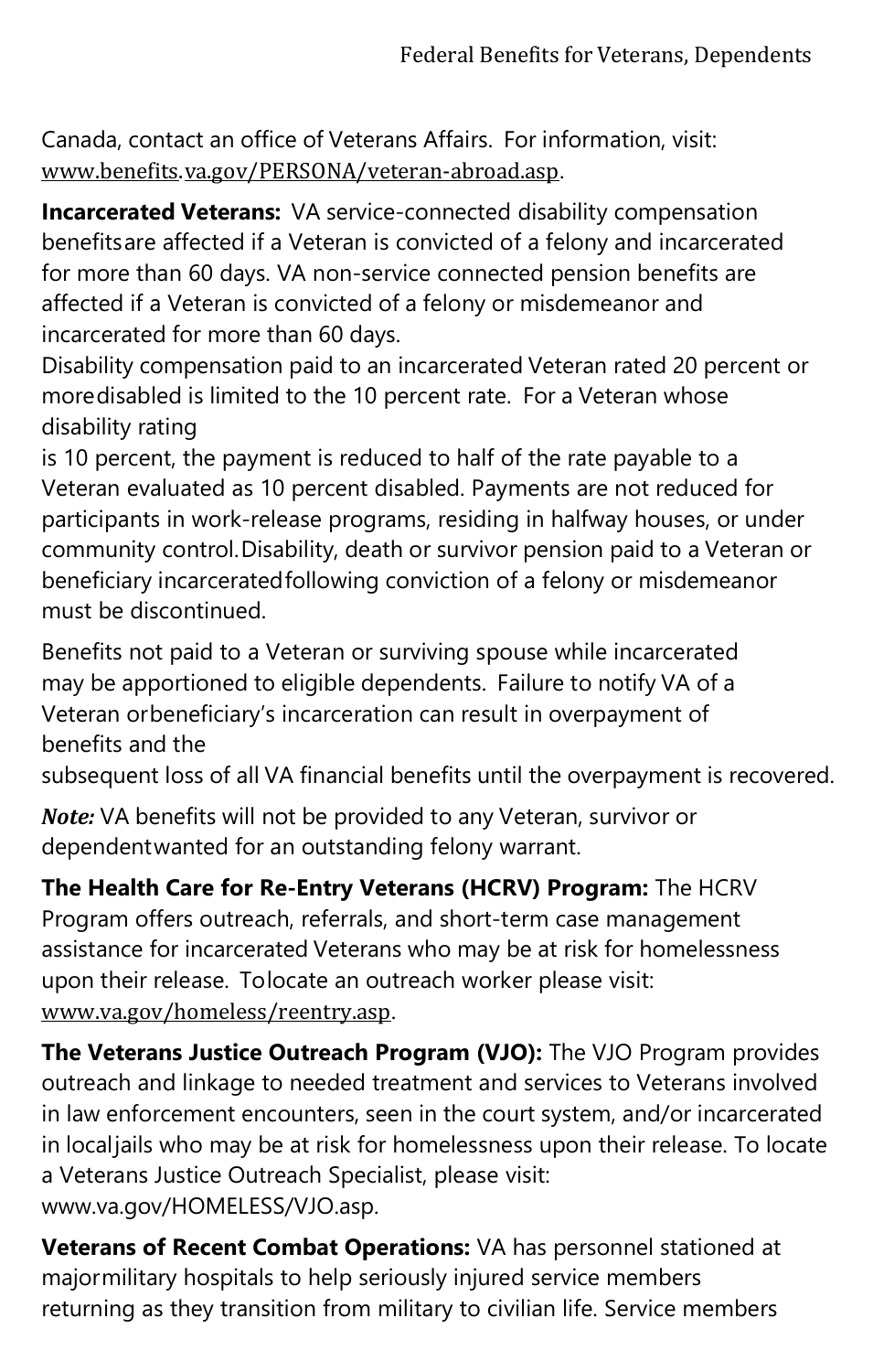Canada, contact an office of Veterans Affairs. For information, visit: www.benefits.va.gov/PERSONA/veteran-abroad.asp.

**Incarcerated Veterans:** VA service-connected disability compensation benefits are affected if a Veteran is convicted of a felony and incarcerated for more than 60 days. VA non-service connected pension benefits are affected if a Veteran is convicted of a felony or misdemeanor and incarcerated for more than 60 days.

Disability compensation paid to an incarcerated Veteran rated 20 percent or more disabled is limited to the 10 percent rate. For a Veteran whose disability rating is 10 percent, the payment is reduced to half of the rate payable to a Veteran evaluated as 10 percent disabled. Payments are not reduced for participants in work-release programs, residing in halfway houses, or under community control. Disability, death or survivor pension paid to a Veteran or beneficiary incarcerated following conviction of a felony or misdemeanor must be discontinued.

Benefits not paid to a Veteran or surviving spouse while incarcerated may be apportioned to eligible dependents. Failure to notify VA of a Veteran or beneficiary's incarceration can result in overpayment of benefits and the subsequent loss of all VA financial benefits until the overpayment is recovered.

***Note:*** VA benefits will not be provided to any Veteran, survivor or dependent wanted for an outstanding felony warrant.

**The Health Care for Re-Entry Veterans (HCRV) Program:** The HCRV Program offers outreach, referrals, and short-term case management assistance for incarcerated Veterans who may be at risk for homelessness upon their release. To locate an outreach worker please visit: www.va.gov/homeless/reentry.asp.

**The Veterans Justice Outreach Program (VJO):** The VJO Program provides outreach and linkage to needed treatment and services to Veterans involved in law enforcement encounters, seen in the court system, and/or incarcerated in local jails who may be at risk for homelessness upon their release. To locate a Veterans Justice Outreach Specialist, please visit: www.va.gov/HOMELESS/VJO.asp.

**Veterans of Recent Combat Operations:** VA has personnel stationed at major military hospitals to help seriously injured service members returning as they transition from military to civilian life. Service members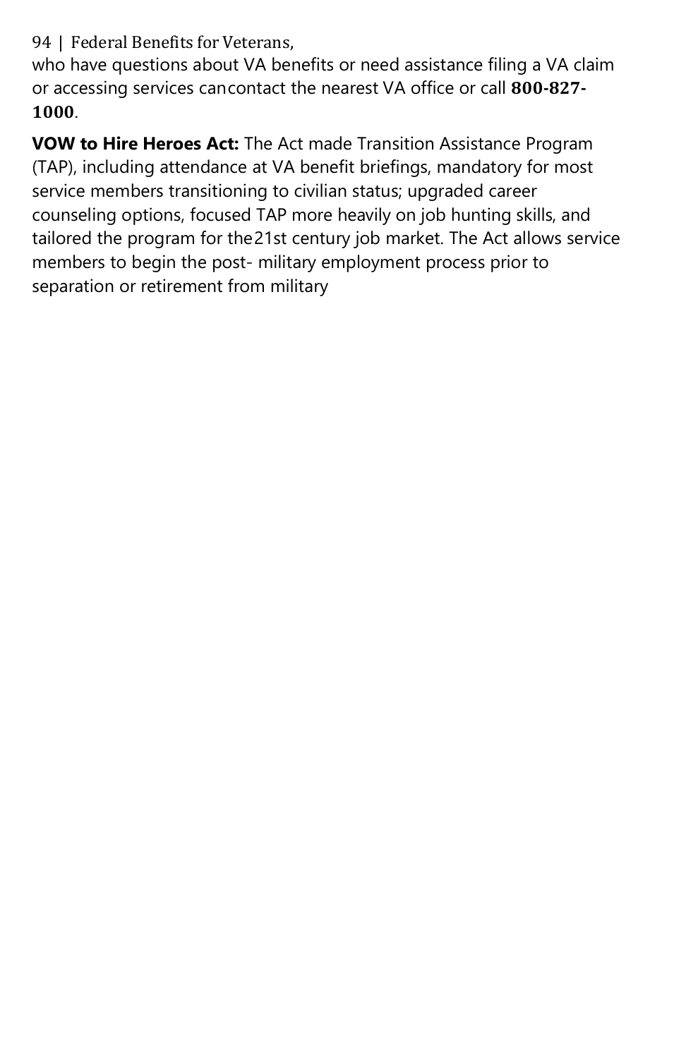who have questions about VA benefits or need assistance filing a VA claim or accessing services cancontact the nearest VA office or call **800-827-1000**.

**VOW to Hire Heroes Act:** The Act made Transition Assistance Program (TAP), including attendance at VA benefit briefings, mandatory for most service members transitioning to civilian status; upgraded career counseling options, focused TAP more heavily on job hunting skills, and tailored the program for the21st century job market. The Act allows service members to begin the post- military employment process prior to separation or retirement from military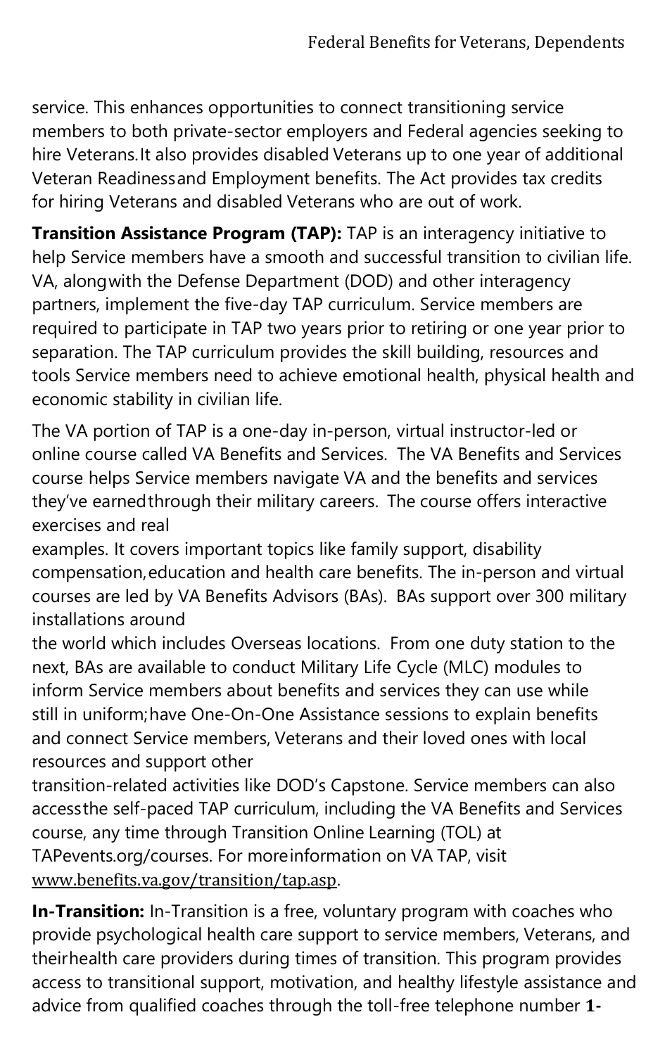service. This enhances opportunities to connect transitioning service members to both private-sector employers and Federal agencies seeking to hire Veterans. It also provides disabled Veterans up to one year of additional Veteran Readiness and Employment benefits. The Act provides tax credits for hiring Veterans and disabled Veterans who are out of work.

**Transition Assistance Program (TAP):** TAP is an interagency initiative to help Service members have a smooth and successful transition to civilian life. VA, along with the Defense Department (DOD) and other interagency partners, implement the five-day TAP curriculum. Service members are required to participate in TAP two years prior to retiring or one year prior to separation. The TAP curriculum provides the skill building, resources and tools Service members need to achieve emotional health, physical health and economic stability in civilian life.

The VA portion of TAP is a one-day in-person, virtual instructor-led or online course called VA Benefits and Services. The VA Benefits and Services course helps Service members navigate VA and the benefits and services they've earned through their military careers. The course offers interactive exercises and real examples. It covers important topics like family support, disability compensation, education and health care benefits. The in-person and virtual courses are led by VA Benefits Advisors (BAs). BAs support over 300 military installations around the world which includes Overseas locations. From one duty station to the next, BAs are available to conduct Military Life Cycle (MLC) modules to inform Service members about benefits and services they can use while still in uniform; have One-On-One Assistance sessions to explain benefits and connect Service members, Veterans and their loved ones with local resources and support other transition-related activities like DOD's Capstone. Service members can also access the self-paced TAP curriculum, including the VA Benefits and Services course, any time through Transition Online Learning (TOL) at TAPevents.org/courses. For more information on VA TAP, visit www.benefits.va.gov/transition/tap.asp.

**In-Transition:** In-Transition is a free, voluntary program with coaches who provide psychological health care support to service members, Veterans, and their health care providers during times of transition. This program provides access to transitional support, motivation, and healthy lifestyle assistance and advice from qualified coaches through the toll-free telephone number **1-**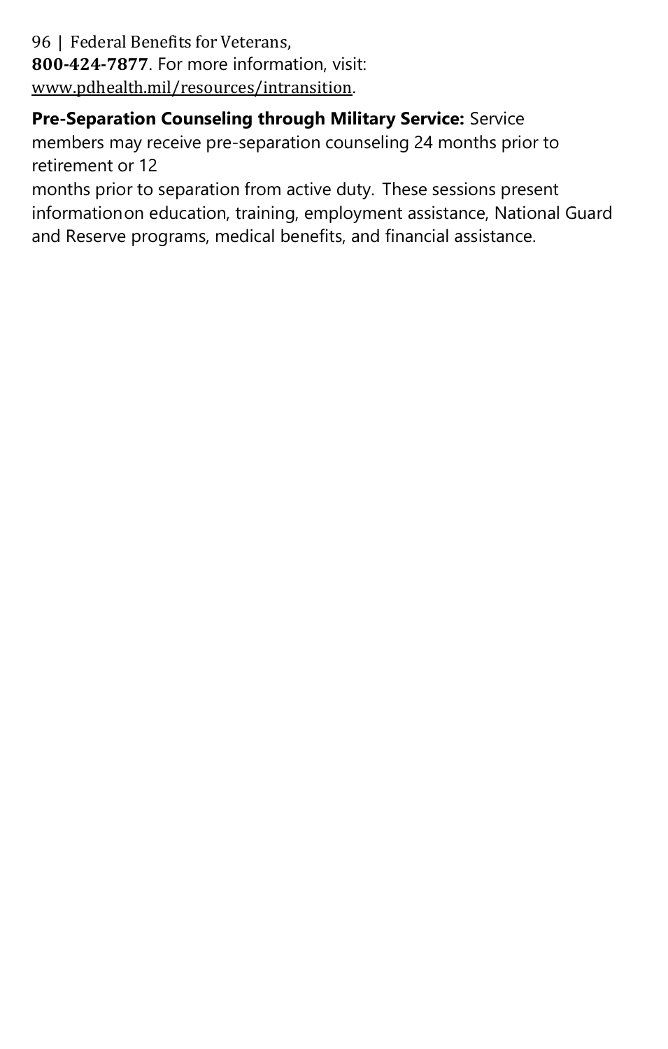800-424-7877. For more information, visit: www.pdhealth.mil/resources/intransition.

**Pre-Separation Counseling through Military Service:** Service members may receive pre-separation counseling 24 months prior to retirement or 12 months prior to separation from active duty. These sessions present information on education, training, employment assistance, National Guard and Reserve programs, medical benefits, and financial assistance.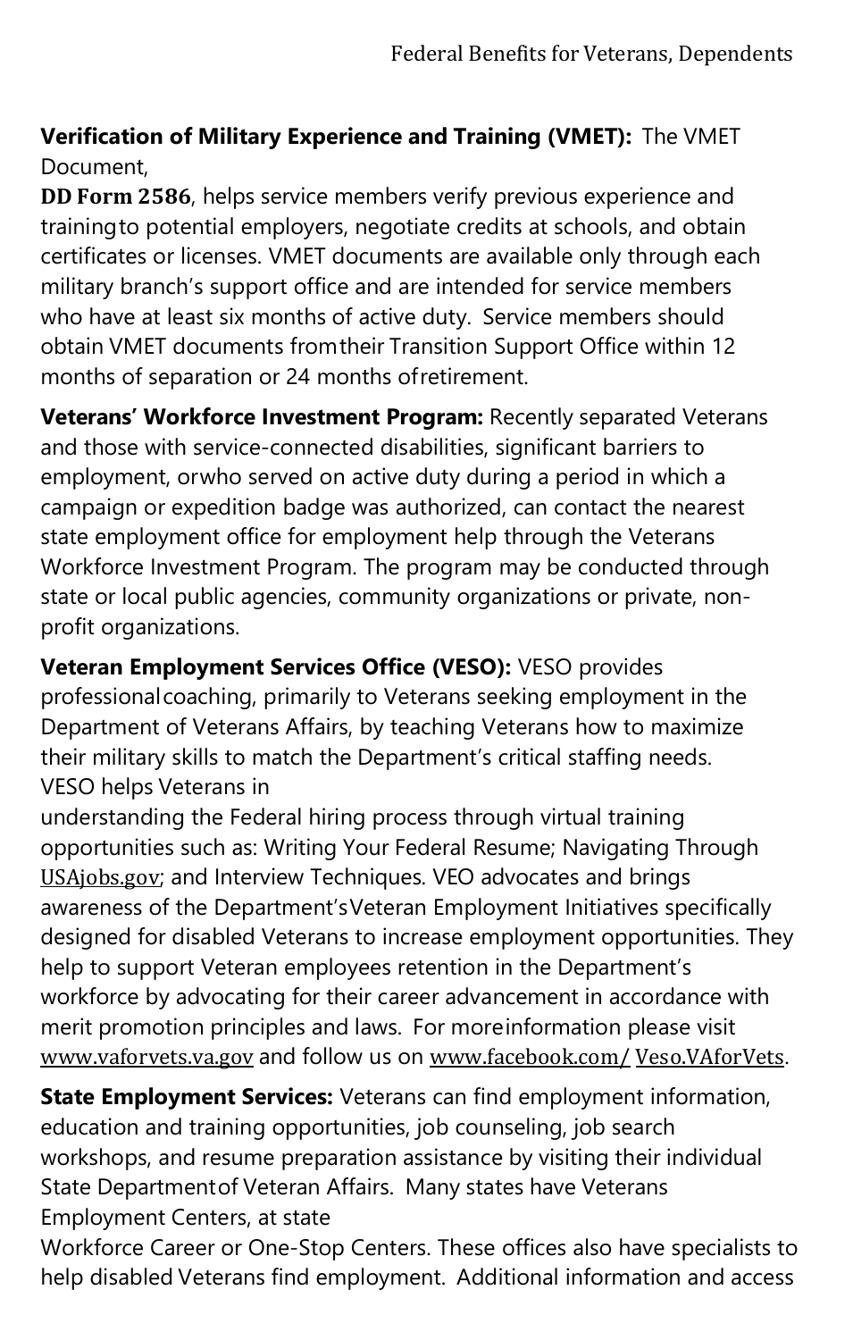**Verification of Military Experience and Training (VMET):** The VMET Document, **DD Form 2586**, helps service members verify previous experience and training to potential employers, negotiate credits at schools, and obtain certificates or licenses. VMET documents are available only through each military branch's support office and are intended for service members who have at least six months of active duty. Service members should obtain VMET documents from their Transition Support Office within 12 months of separation or 24 months of retirement.

**Veterans' Workforce Investment Program:** Recently separated Veterans and those with service-connected disabilities, significant barriers to employment, or who served on active duty during a period in which a campaign or expedition badge was authorized, can contact the nearest state employment office for employment help through the Veterans Workforce Investment Program. The program may be conducted through state or local public agencies, community organizations or private, non-profit organizations.

**Veteran Employment Services Office (VESO):** VESO provides professional coaching, primarily to Veterans seeking employment in the Department of Veterans Affairs, by teaching Veterans how to maximize their military skills to match the Department's critical staffing needs. VESO helps Veterans in understanding the Federal hiring process through virtual training opportunities such as: Writing Your Federal Resume; Navigating Through USAjobs.gov; and Interview Techniques. VEO advocates and brings awareness of the Department's Veteran Employment Initiatives specifically designed for disabled Veterans to increase employment opportunities. They help to support Veteran employees retention in the Department's workforce by advocating for their career advancement in accordance with merit promotion principles and laws. For more information please visit www.vaforvets.va.gov and follow us on www.facebook.com/ Veso.VAforVets.

**State Employment Services:** Veterans can find employment information, education and training opportunities, job counseling, job search workshops, and resume preparation assistance by visiting their individual State Department of Veteran Affairs. Many states have Veterans Employment Centers, at state Workforce Career or One-Stop Centers. These offices also have specialists to help disabled Veterans find employment. Additional information and access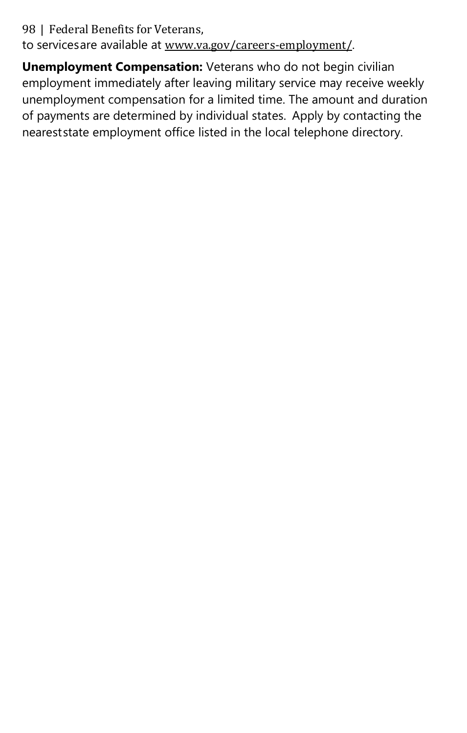to services are available at www.va.gov/careers-employment/.

**Unemployment Compensation:** Veterans who do not begin civilian employment immediately after leaving military service may receive weekly unemployment compensation for a limited time. The amount and duration of payments are determined by individual states. Apply by contacting the nearest state employment office listed in the local telephone directory.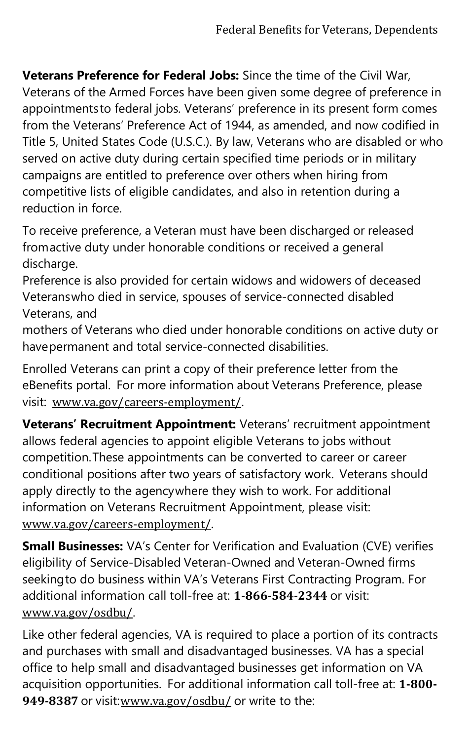**Veterans Preference for Federal Jobs:** Since the time of the Civil War, Veterans of the Armed Forces have been given some degree of preference in appointments to federal jobs. Veterans' preference in its present form comes from the Veterans' Preference Act of 1944, as amended, and now codified in Title 5, United States Code (U.S.C.). By law, Veterans who are disabled or who served on active duty during certain specified time periods or in military campaigns are entitled to preference over others when hiring from competitive lists of eligible candidates, and also in retention during a reduction in force.

To receive preference, a Veteran must have been discharged or released from active duty under honorable conditions or received a general discharge.
Preference is also provided for certain widows and widowers of deceased Veterans who died in service, spouses of service-connected disabled Veterans, and
mothers of Veterans who died under honorable conditions on active duty or have permanent and total service-connected disabilities.

Enrolled Veterans can print a copy of their preference letter from the eBenefits portal. For more information about Veterans Preference, please visit: www.va.gov/careers-employment/.

**Veterans' Recruitment Appointment:** Veterans' recruitment appointment allows federal agencies to appoint eligible Veterans to jobs without competition. These appointments can be converted to career or career conditional positions after two years of satisfactory work. Veterans should apply directly to the agency where they wish to work. For additional information on Veterans Recruitment Appointment, please visit: www.va.gov/careers-employment/.

**Small Businesses:** VA's Center for Verification and Evaluation (CVE) verifies eligibility of Service-Disabled Veteran-Owned and Veteran-Owned firms seeking to do business within VA's Veterans First Contracting Program. For additional information call toll-free at: **1-866-584-2344** or visit: www.va.gov/osdbu/.

Like other federal agencies, VA is required to place a portion of its contracts and purchases with small and disadvantaged businesses. VA has a special office to help small and disadvantaged businesses get information on VA acquisition opportunities. For additional information call toll-free at: **1-800-949-8387** or visit: www.va.gov/osdbu/ or write to the: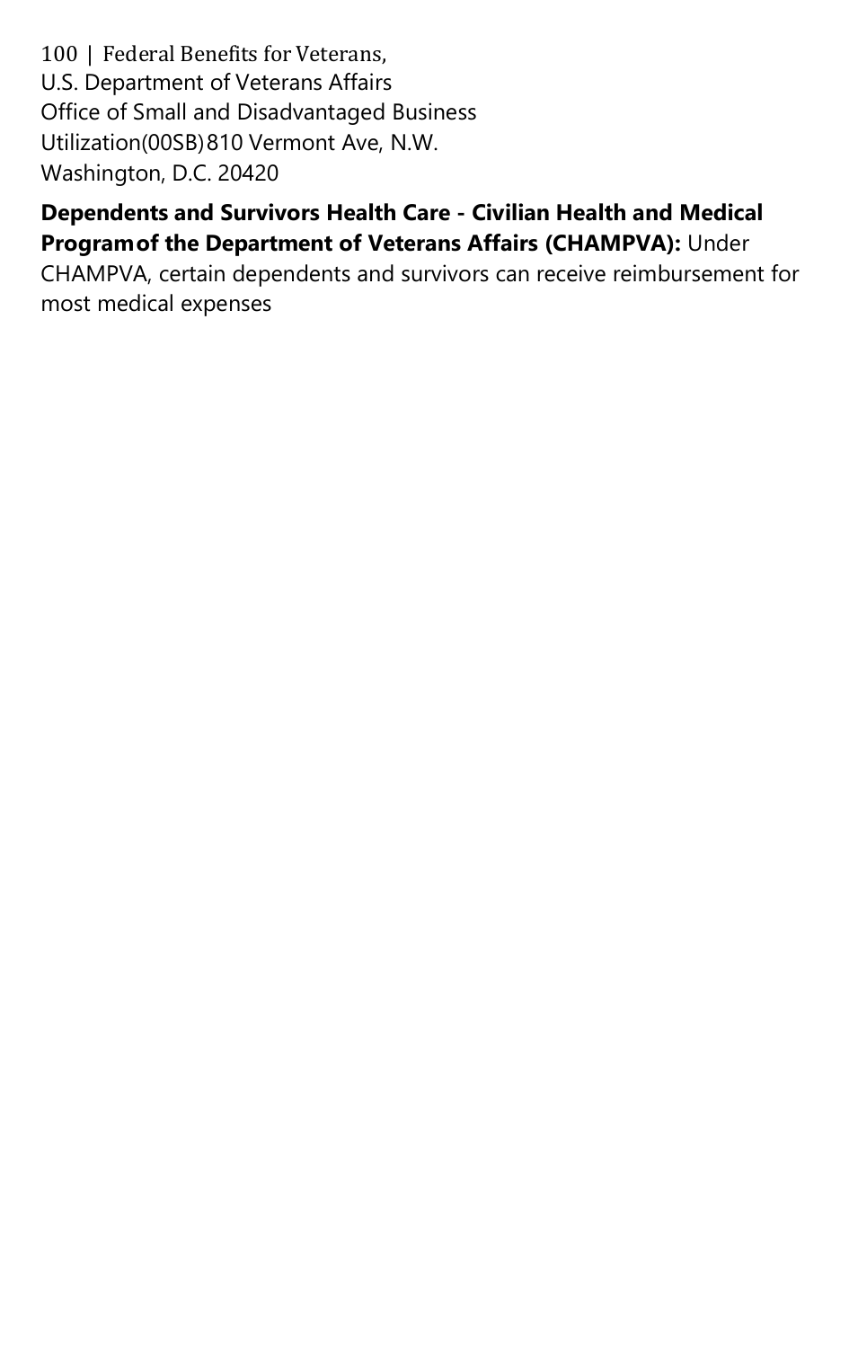U.S. Department of Veterans Affairs
Office of Small and Disadvantaged Business Utilization(00SB) 810 Vermont Ave, N.W.
Washington, D.C. 20420

**Dependents and Survivors Health Care - Civilian Health and Medical Program of the Department of Veterans Affairs (CHAMPVA):** Under CHAMPVA, certain dependents and survivors can receive reimbursement for most medical expenses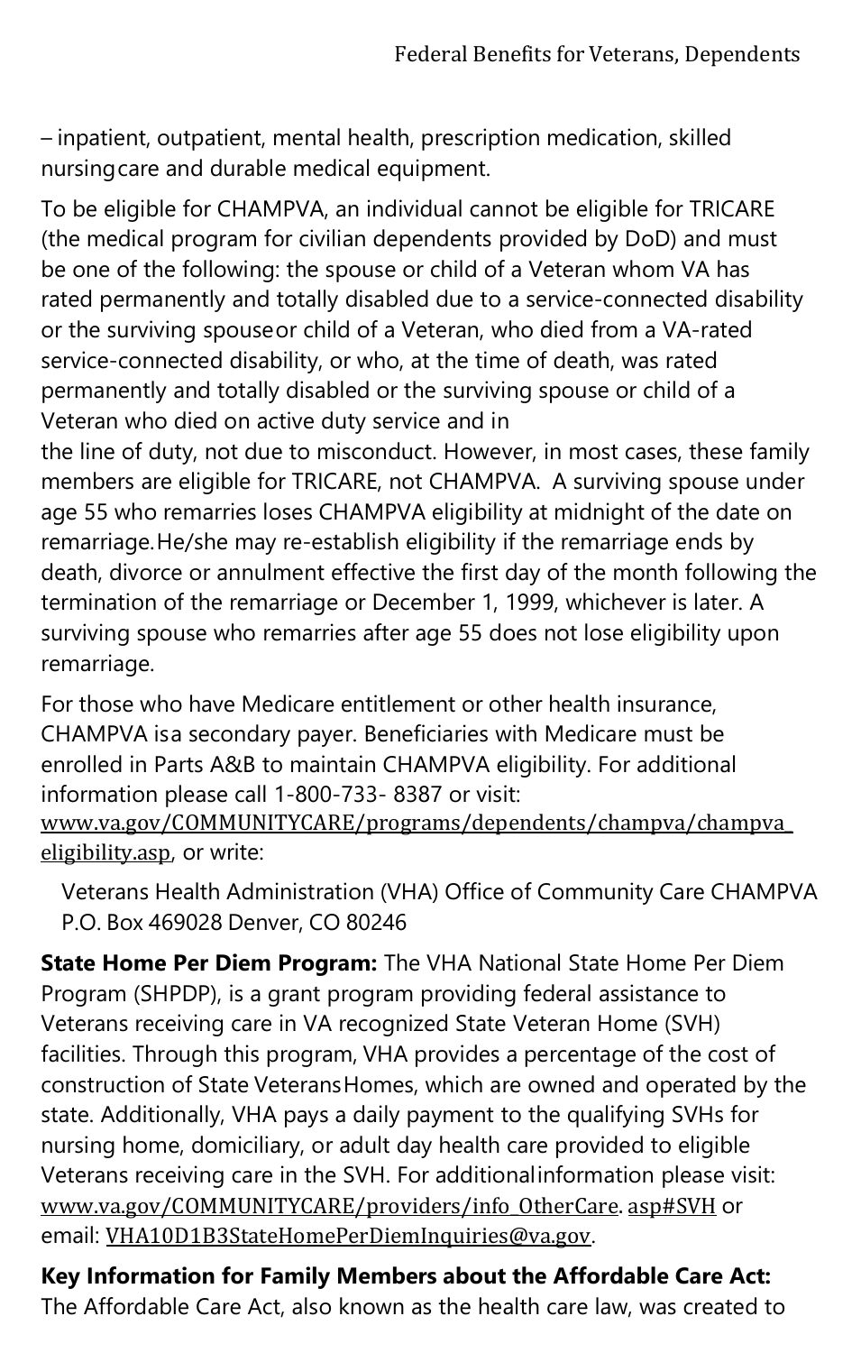– inpatient, outpatient, mental health, prescription medication, skilled nursing care and durable medical equipment.

To be eligible for CHAMPVA, an individual cannot be eligible for TRICARE (the medical program for civilian dependents provided by DoD) and must be one of the following: the spouse or child of a Veteran whom VA has rated permanently and totally disabled due to a service-connected disability or the surviving spouse or child of a Veteran, who died from a VA-rated service-connected disability, or who, at the time of death, was rated permanently and totally disabled or the surviving spouse or child of a Veteran who died on active duty service and in the line of duty, not due to misconduct. However, in most cases, these family members are eligible for TRICARE, not CHAMPVA. A surviving spouse under age 55 who remarries loses CHAMPVA eligibility at midnight of the date on remarriage. He/she may re-establish eligibility if the remarriage ends by death, divorce or annulment effective the first day of the month following the termination of the remarriage or December 1, 1999, whichever is later. A surviving spouse who remarries after age 55 does not lose eligibility upon remarriage.

For those who have Medicare entitlement or other health insurance, CHAMPVA is a secondary payer. Beneficiaries with Medicare must be enrolled in Parts A&B to maintain CHAMPVA eligibility. For additional information please call 1-800-733- 8387 or visit: www.va.gov/COMMUNITYCARE/programs/dependents/champva/champva_eligibility.asp, or write:

Veterans Health Administration (VHA) Office of Community Care CHAMPVA
P.O. Box 469028 Denver, CO 80246

**State Home Per Diem Program:** The VHA National State Home Per Diem Program (SHPDP), is a grant program providing federal assistance to Veterans receiving care in VA recognized State Veteran Home (SVH) facilities. Through this program, VHA provides a percentage of the cost of construction of State Veterans Homes, which are owned and operated by the state. Additionally, VHA pays a daily payment to the qualifying SVHs for nursing home, domiciliary, or adult day health care provided to eligible Veterans receiving care in the SVH. For additional information please visit: www.va.gov/COMMUNITYCARE/providers/info_OtherCare.asp#SVH or email: VHA10D1B3StateHomePerDiemInquiries@va.gov.

**Key Information for Family Members about the Affordable Care Act:** The Affordable Care Act, also known as the health care law, was created to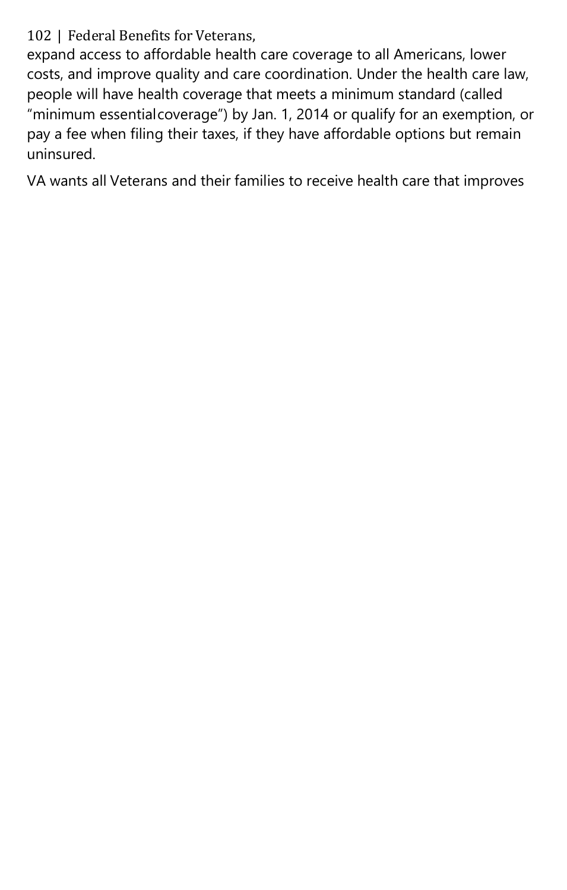expand access to affordable health care coverage to all Americans, lower costs, and improve quality and care coordination. Under the health care law, people will have health coverage that meets a minimum standard (called "minimum essential coverage") by Jan. 1, 2014 or qualify for an exemption, or pay a fee when filing their taxes, if they have affordable options but remain uninsured.

VA wants all Veterans and their families to receive health care that improves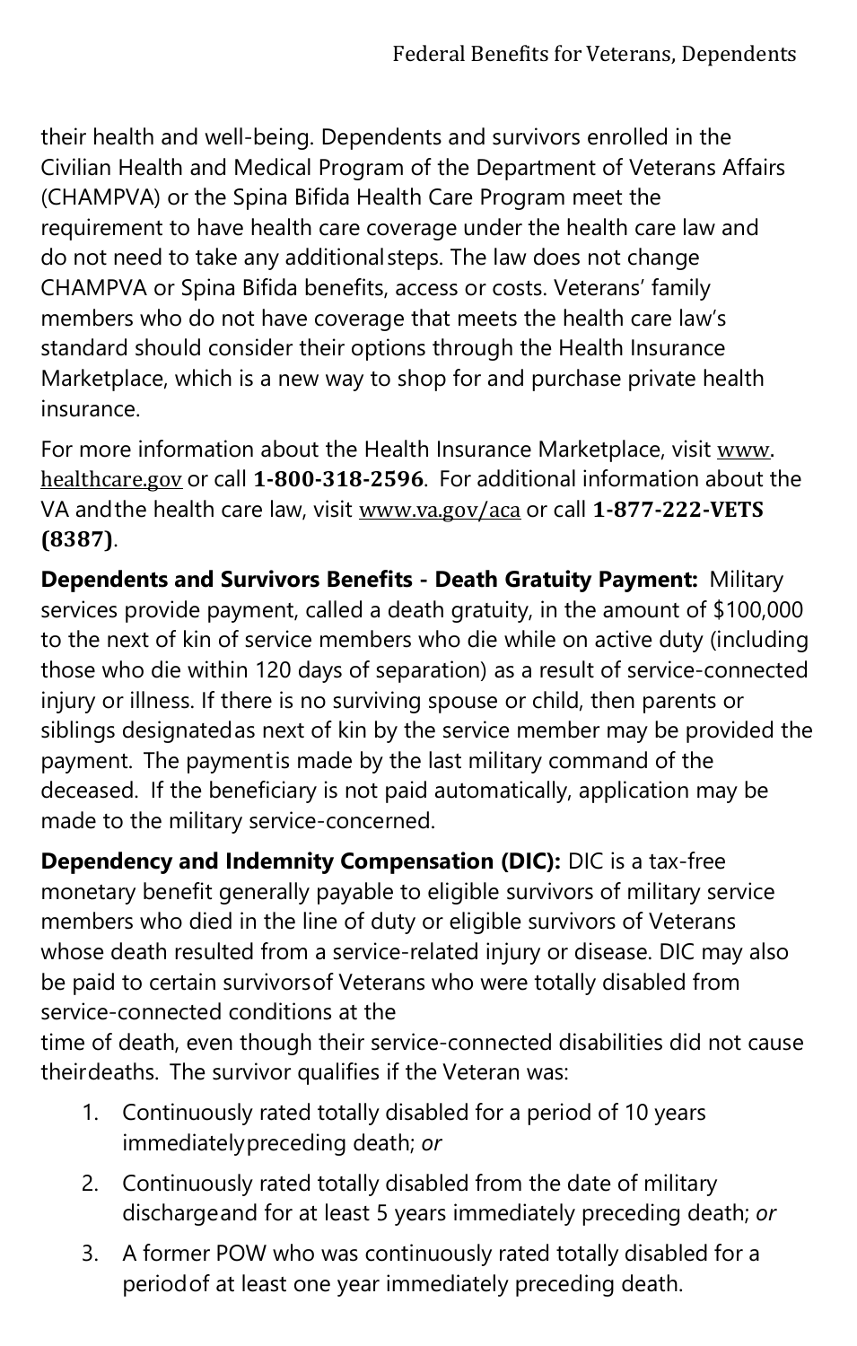their health and well-being. Dependents and survivors enrolled in the Civilian Health and Medical Program of the Department of Veterans Affairs (CHAMPVA) or the Spina Bifida Health Care Program meet the requirement to have health care coverage under the health care law and do not need to take any additional steps. The law does not change CHAMPVA or Spina Bifida benefits, access or costs. Veterans' family members who do not have coverage that meets the health care law's standard should consider their options through the Health Insurance Marketplace, which is a new way to shop for and purchase private health insurance.

For more information about the Health Insurance Marketplace, visit www.healthcare.gov or call **1-800-318-2596**. For additional information about the VA and the health care law, visit www.va.gov/aca or call **1-877-222-VETS (8387)**.

**Dependents and Survivors Benefits - Death Gratuity Payment:** Military services provide payment, called a death gratuity, in the amount of $100,000 to the next of kin of service members who die while on active duty (including those who die within 120 days of separation) as a result of service-connected injury or illness. If there is no surviving spouse or child, then parents or siblings designated as next of kin by the service member may be provided the payment. The payment is made by the last military command of the deceased. If the beneficiary is not paid automatically, application may be made to the military service-concerned.

**Dependency and Indemnity Compensation (DIC):** DIC is a tax-free monetary benefit generally payable to eligible survivors of military service members who died in the line of duty or eligible survivors of Veterans whose death resulted from a service-related injury or disease. DIC may also be paid to certain survivors of Veterans who were totally disabled from service-connected conditions at the time of death, even though their service-connected disabilities did not cause their deaths. The survivor qualifies if the Veteran was:

1. Continuously rated totally disabled for a period of 10 years immediately preceding death; *or*
2. Continuously rated totally disabled from the date of military discharge and for at least 5 years immediately preceding death; *or*
3. A former POW who was continuously rated totally disabled for a period of at least one year immediately preceding death.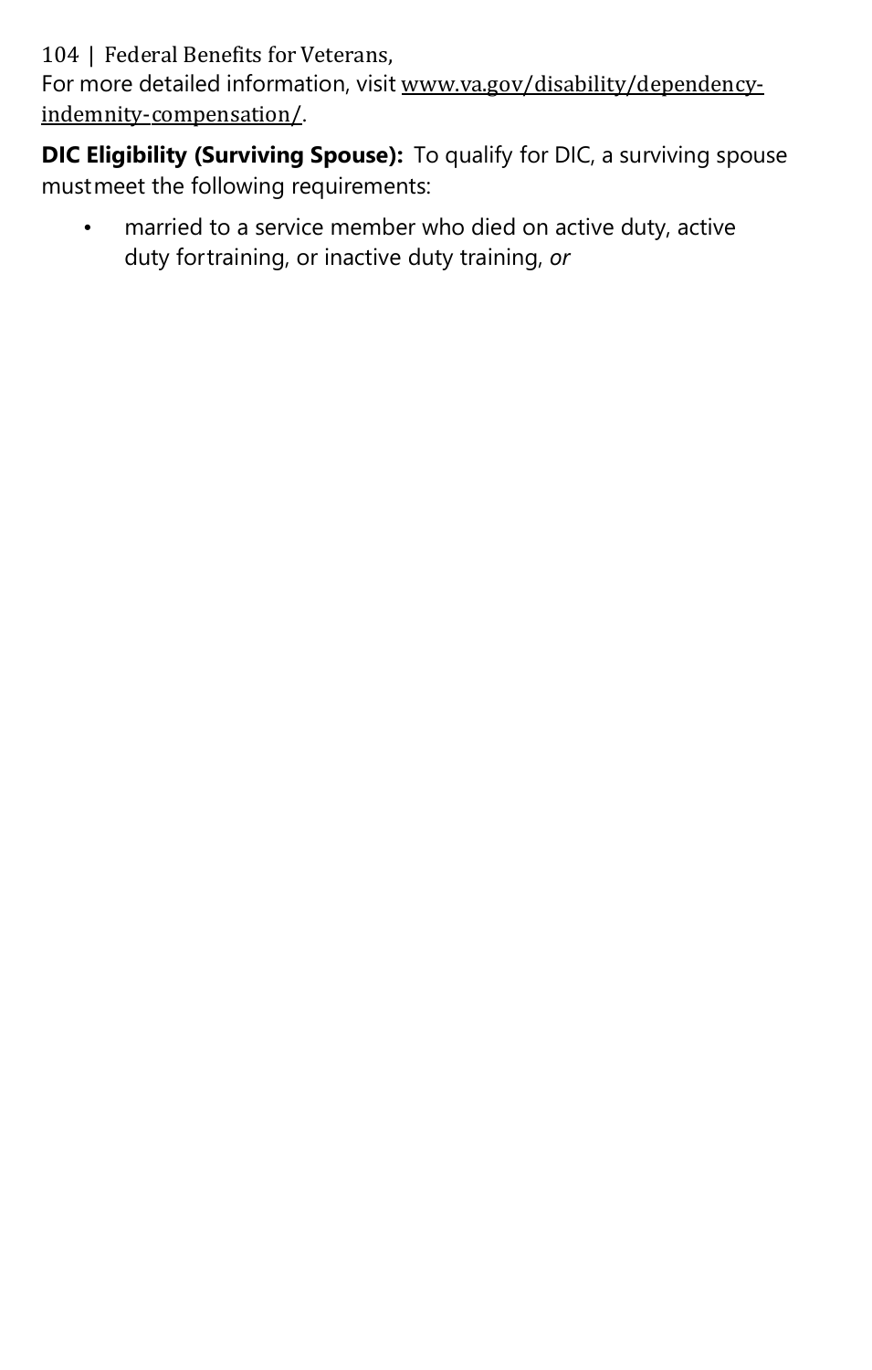For more detailed information, visit [www.va.gov/disability/dependency-indemnity-compensation/](www.va.gov/disability/dependency-indemnity-compensation/).

**DIC Eligibility (Surviving Spouse):** To qualify for DIC, a surviving spouse must meet the following requirements:

- married to a service member who died on active duty, active duty for training, or inactive duty training, *or*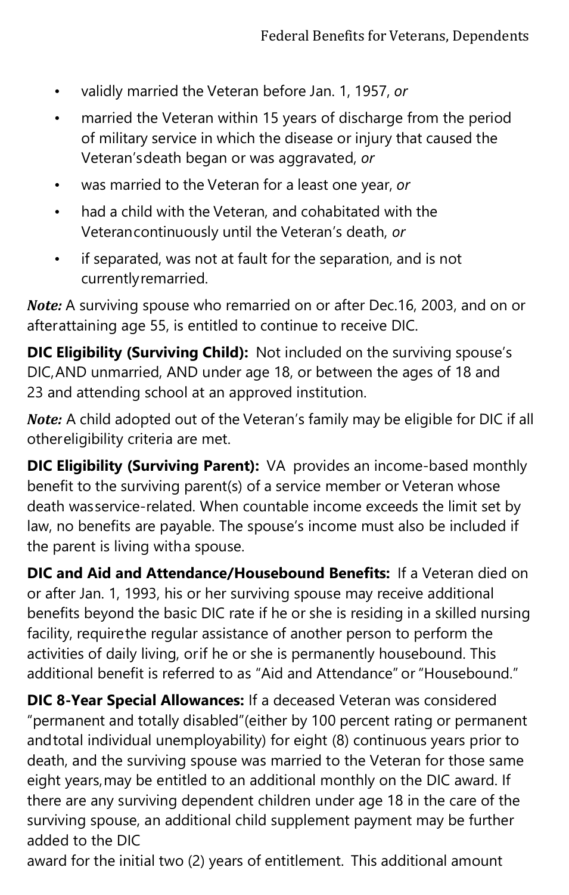- validly married the Veteran before Jan. 1, 1957, *or*
- married the Veteran within 15 years of discharge from the period of military service in which the disease or injury that caused the Veteran's death began or was aggravated, *or*
- was married to the Veteran for a least one year, *or*
- had a child with the Veteran, and cohabitated with the Veteran continuously until the Veteran's death, *or*
- if separated, was not at fault for the separation, and is not currently remarried.

***Note:*** A surviving spouse who remarried on or after Dec.16, 2003, and on or after attaining age 55, is entitled to continue to receive DIC.

**DIC Eligibility (Surviving Child):** Not included on the surviving spouse's DIC, AND unmarried, AND under age 18, or between the ages of 18 and 23 and attending school at an approved institution.

***Note:*** A child adopted out of the Veteran's family may be eligible for DIC if all other eligibility criteria are met.

**DIC Eligibility (Surviving Parent):** VA provides an income-based monthly benefit to the surviving parent(s) of a service member or Veteran whose death was service-related. When countable income exceeds the limit set by law, no benefits are payable. The spouse's income must also be included if the parent is living with a spouse.

**DIC and Aid and Attendance/Housebound Benefits:** If a Veteran died on or after Jan. 1, 1993, his or her surviving spouse may receive additional benefits beyond the basic DIC rate if he or she is residing in a skilled nursing facility, require the regular assistance of another person to perform the activities of daily living, or if he or she is permanently housebound. This additional benefit is referred to as "Aid and Attendance" or "Housebound."

**DIC 8-Year Special Allowances:** If a deceased Veteran was considered "permanent and totally disabled" (either by 100 percent rating or permanent and total individual unemployability) for eight (8) continuous years prior to death, and the surviving spouse was married to the Veteran for those same eight years, may be entitled to an additional monthly on the DIC award. If there are any surviving dependent children under age 18 in the care of the surviving spouse, an additional child supplement payment may be further added to the DIC award for the initial two (2) years of entitlement. This additional amount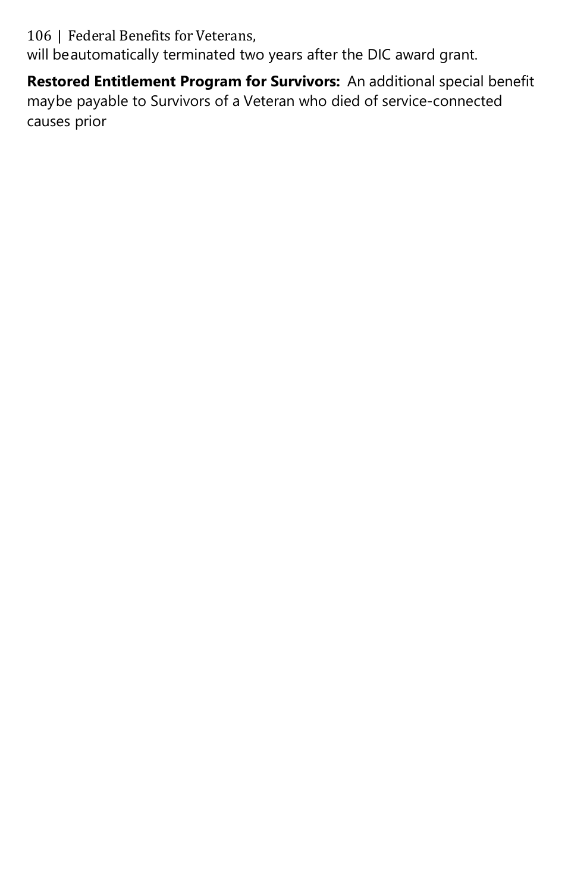will be automatically terminated two years after the DIC award grant.

**Restored Entitlement Program for Survivors:** An additional special benefit may be payable to Survivors of a Veteran who died of service-connected causes prior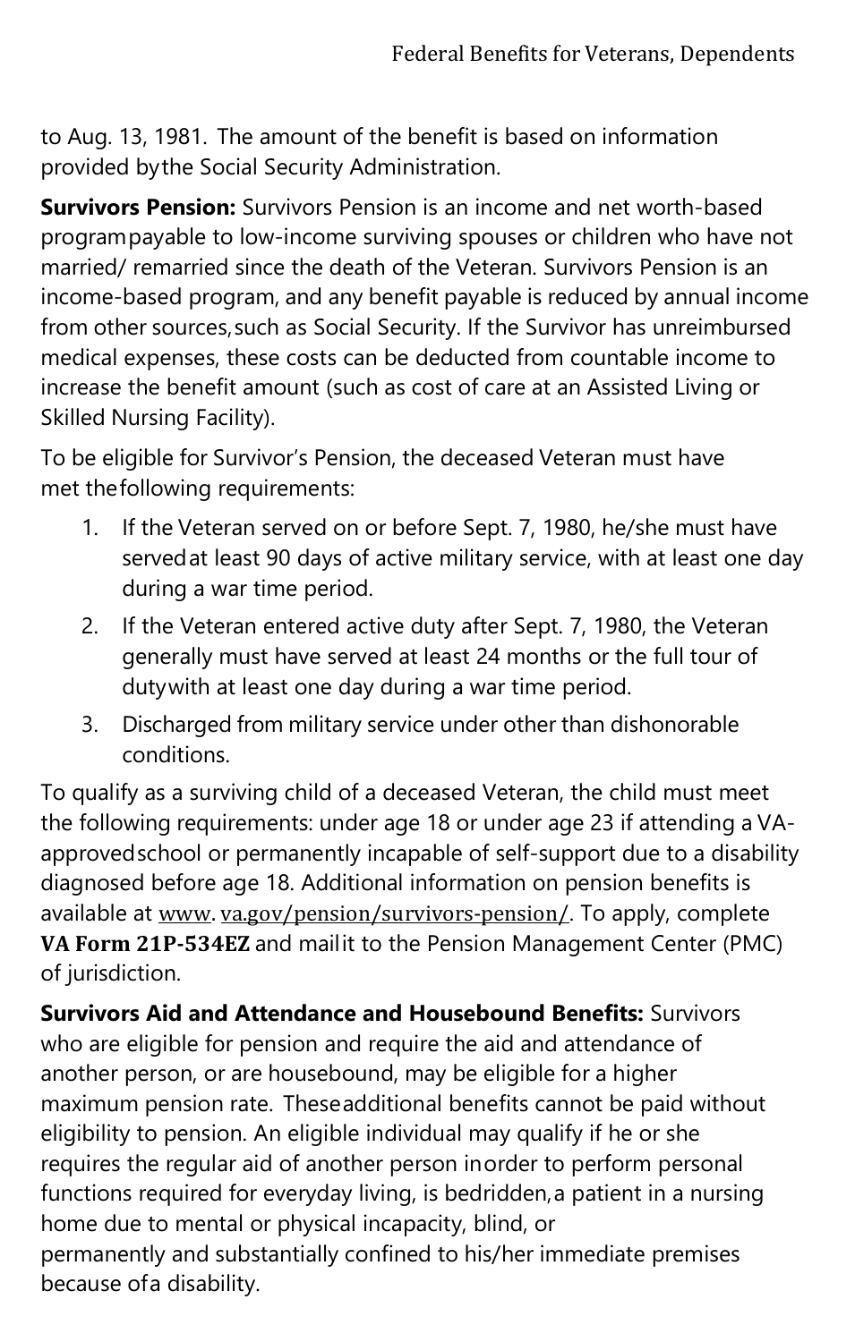to Aug. 13, 1981. The amount of the benefit is based on information provided by the Social Security Administration.

**Survivors Pension:** Survivors Pension is an income and net worth-based program payable to low-income surviving spouses or children who have not married/ remarried since the death of the Veteran. Survivors Pension is an income-based program, and any benefit payable is reduced by annual income from other sources, such as Social Security. If the Survivor has unreimbursed medical expenses, these costs can be deducted from countable income to increase the benefit amount (such as cost of care at an Assisted Living or Skilled Nursing Facility).

To be eligible for Survivor's Pension, the deceased Veteran must have met the following requirements:

1. If the Veteran served on or before Sept. 7, 1980, he/she must have served at least 90 days of active military service, with at least one day during a war time period.
2. If the Veteran entered active duty after Sept. 7, 1980, the Veteran generally must have served at least 24 months or the full tour of duty with at least one day during a war time period.
3. Discharged from military service under other than dishonorable conditions.

To qualify as a surviving child of a deceased Veteran, the child must meet the following requirements: under age 18 or under age 23 if attending a VA-approved school or permanently incapable of self-support due to a disability diagnosed before age 18. Additional information on pension benefits is available at www. va.gov/pension/survivors-pension/. To apply, complete **VA Form 21P-534EZ** and mail it to the Pension Management Center (PMC) of jurisdiction.

**Survivors Aid and Attendance and Housebound Benefits:** Survivors who are eligible for pension and require the aid and attendance of another person, or are housebound, may be eligible for a higher maximum pension rate. These additional benefits cannot be paid without eligibility to pension. An eligible individual may qualify if he or she requires the regular aid of another person in order to perform personal functions required for everyday living, is bedridden, a patient in a nursing home due to mental or physical incapacity, blind, or permanently and substantially confined to his/her immediate premises because of a disability.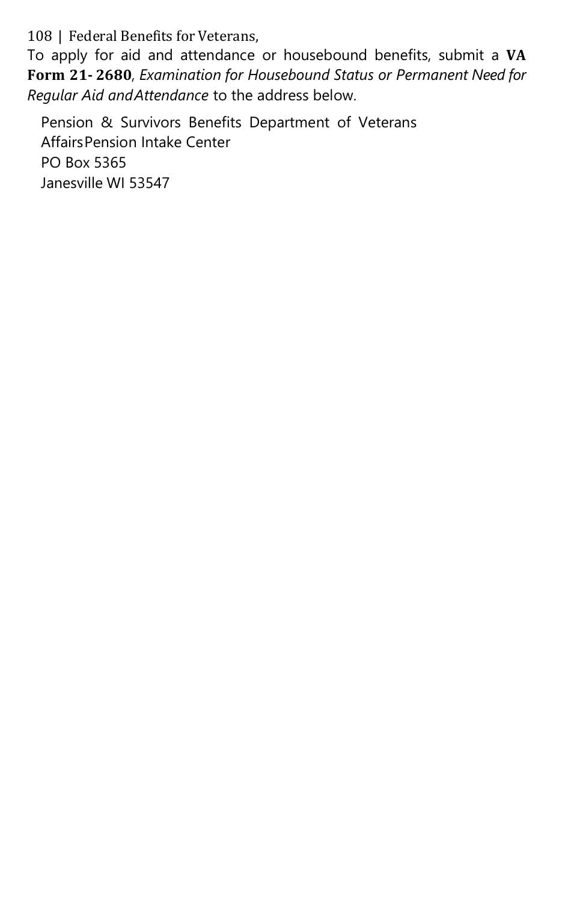To apply for aid and attendance or housebound benefits, submit a **VA Form 21- 2680**, *Examination for Housebound Status or Permanent Need for Regular Aid and Attendance* to the address below.

Pension & Survivors Benefits Department of Veterans Affairs Pension Intake Center
PO Box 5365
Janesville WI 53547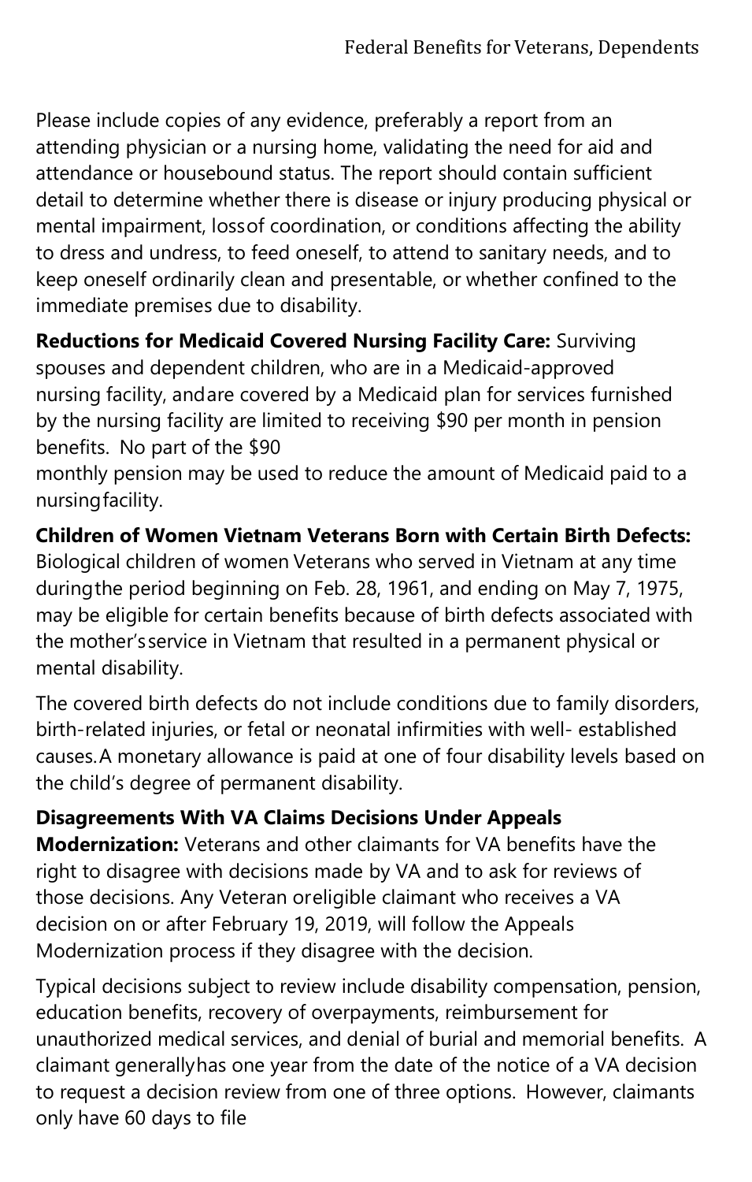Please include copies of any evidence, preferably a report from an attending physician or a nursing home, validating the need for aid and attendance or housebound status. The report should contain sufficient detail to determine whether there is disease or injury producing physical or mental impairment, loss of coordination, or conditions affecting the ability to dress and undress, to feed oneself, to attend to sanitary needs, and to keep oneself ordinarily clean and presentable, or whether confined to the immediate premises due to disability.

**Reductions for Medicaid Covered Nursing Facility Care:** Surviving spouses and dependent children, who are in a Medicaid-approved nursing facility, and are covered by a Medicaid plan for services furnished by the nursing facility are limited to receiving $90 per month in pension benefits. No part of the $90 monthly pension may be used to reduce the amount of Medicaid paid to a nursing facility.

**Children of Women Vietnam Veterans Born with Certain Birth Defects:** Biological children of women Veterans who served in Vietnam at any time during the period beginning on Feb. 28, 1961, and ending on May 7, 1975, may be eligible for certain benefits because of birth defects associated with the mother's service in Vietnam that resulted in a permanent physical or mental disability.

The covered birth defects do not include conditions due to family disorders, birth-related injuries, or fetal or neonatal infirmities with well- established causes. A monetary allowance is paid at one of four disability levels based on the child's degree of permanent disability.

**Disagreements With VA Claims Decisions Under Appeals Modernization:** Veterans and other claimants for VA benefits have the right to disagree with decisions made by VA and to ask for reviews of those decisions. Any Veteran or eligible claimant who receives a VA decision on or after February 19, 2019, will follow the Appeals Modernization process if they disagree with the decision.

Typical decisions subject to review include disability compensation, pension, education benefits, recovery of overpayments, reimbursement for unauthorized medical services, and denial of burial and memorial benefits. A claimant generally has one year from the date of the notice of a VA decision to request a decision review from one of three options. However, claimants only have 60 days to file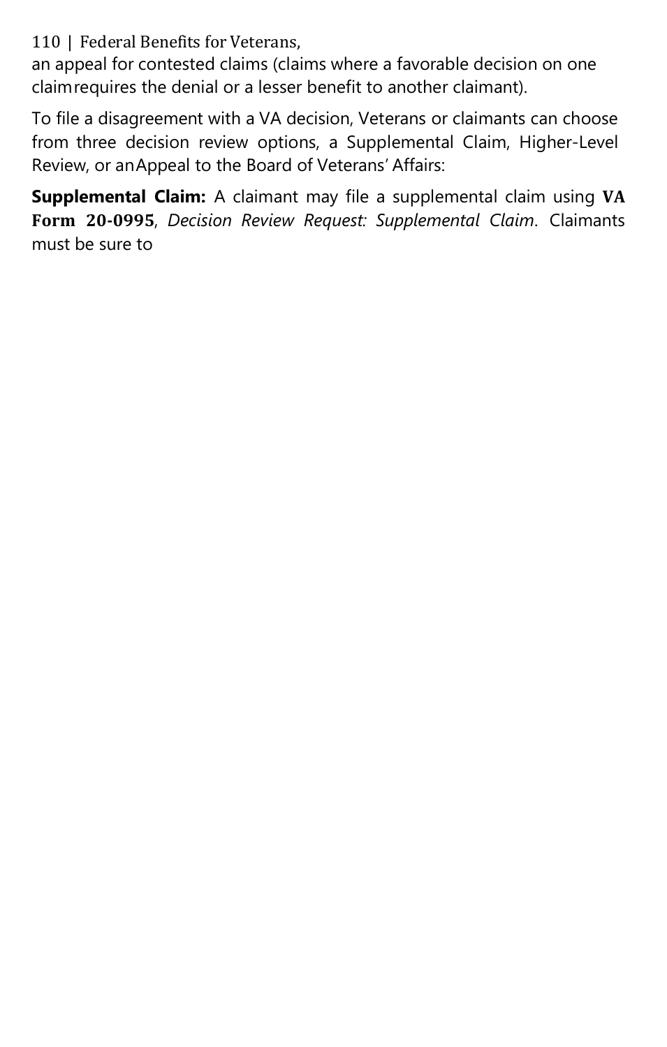an appeal for contested claims (claims where a favorable decision on one claim requires the denial or a lesser benefit to another claimant).

To file a disagreement with a VA decision, Veterans or claimants can choose from three decision review options, a Supplemental Claim, Higher-Level Review, or an Appeal to the Board of Veterans' Affairs:

**Supplemental Claim:** A claimant may file a supplemental claim using **VA Form 20-0995**, *Decision Review Request: Supplemental Claim*. Claimants must be sure to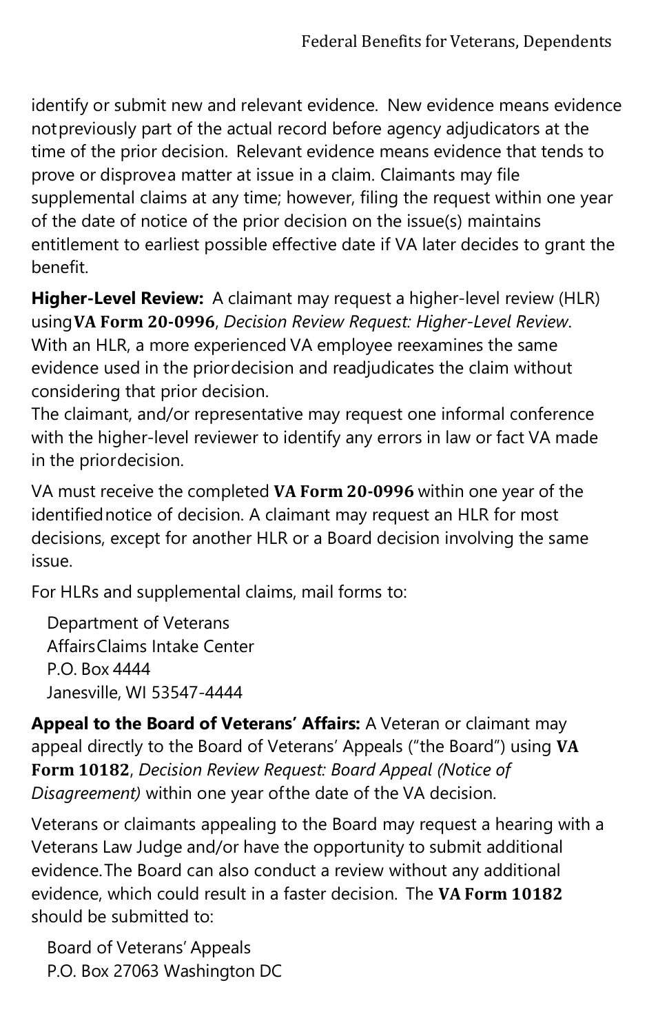identify or submit new and relevant evidence. New evidence means evidence not previously part of the actual record before agency adjudicators at the time of the prior decision. Relevant evidence means evidence that tends to prove or disprove a matter at issue in a claim. Claimants may file supplemental claims at any time; however, filing the request within one year of the date of notice of the prior decision on the issue(s) maintains entitlement to earliest possible effective date if VA later decides to grant the benefit.

**Higher-Level Review:** A claimant may request a higher-level review (HLR) using **VA Form 20-0996**, *Decision Review Request: Higher-Level Review*. With an HLR, a more experienced VA employee reexamines the same evidence used in the prior decision and readjudicates the claim without considering that prior decision.
The claimant, and/or representative may request one informal conference with the higher-level reviewer to identify any errors in law or fact VA made in the prior decision.

VA must receive the completed **VA Form 20-0996** within one year of the identified notice of decision. A claimant may request an HLR for most decisions, except for another HLR or a Board decision involving the same issue.

For HLRs and supplemental claims, mail forms to:

Department of Veterans
Affairs Claims Intake Center
P.O. Box 4444
Janesville, WI 53547-4444

**Appeal to the Board of Veterans' Affairs:** A Veteran or claimant may appeal directly to the Board of Veterans' Appeals ("the Board") using **VA Form 10182**, *Decision Review Request: Board Appeal (Notice of Disagreement)* within one year of the date of the VA decision.

Veterans or claimants appealing to the Board may request a hearing with a Veterans Law Judge and/or have the opportunity to submit additional evidence. The Board can also conduct a review without any additional evidence, which could result in a faster decision. The **VA Form 10182** should be submitted to:

Board of Veterans' Appeals
P.O. Box 27063 Washington DC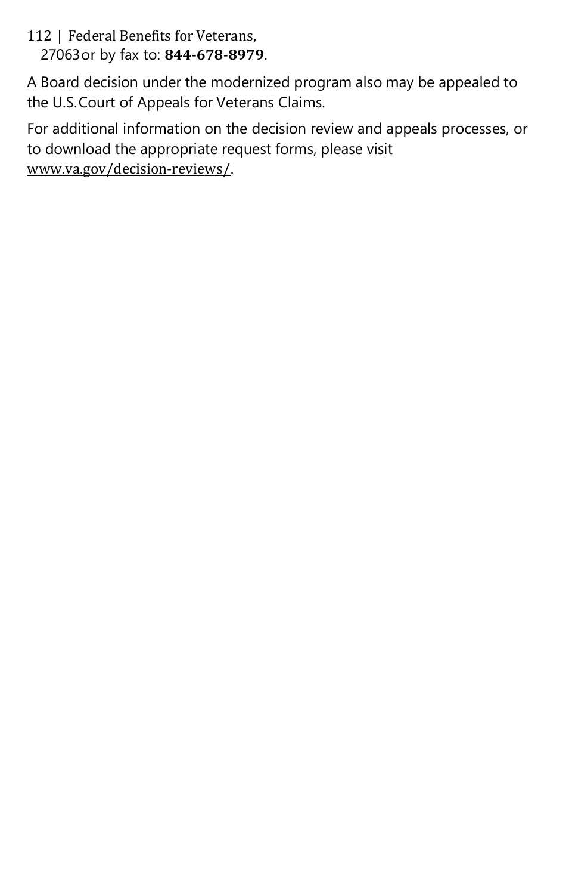27063 or by fax to: **844-678-8979**.

A Board decision under the modernized program also may be appealed to the U.S. Court of Appeals for Veterans Claims.

For additional information on the decision review and appeals processes, or to download the appropriate request forms, please visit www.va.gov/decision-reviews/.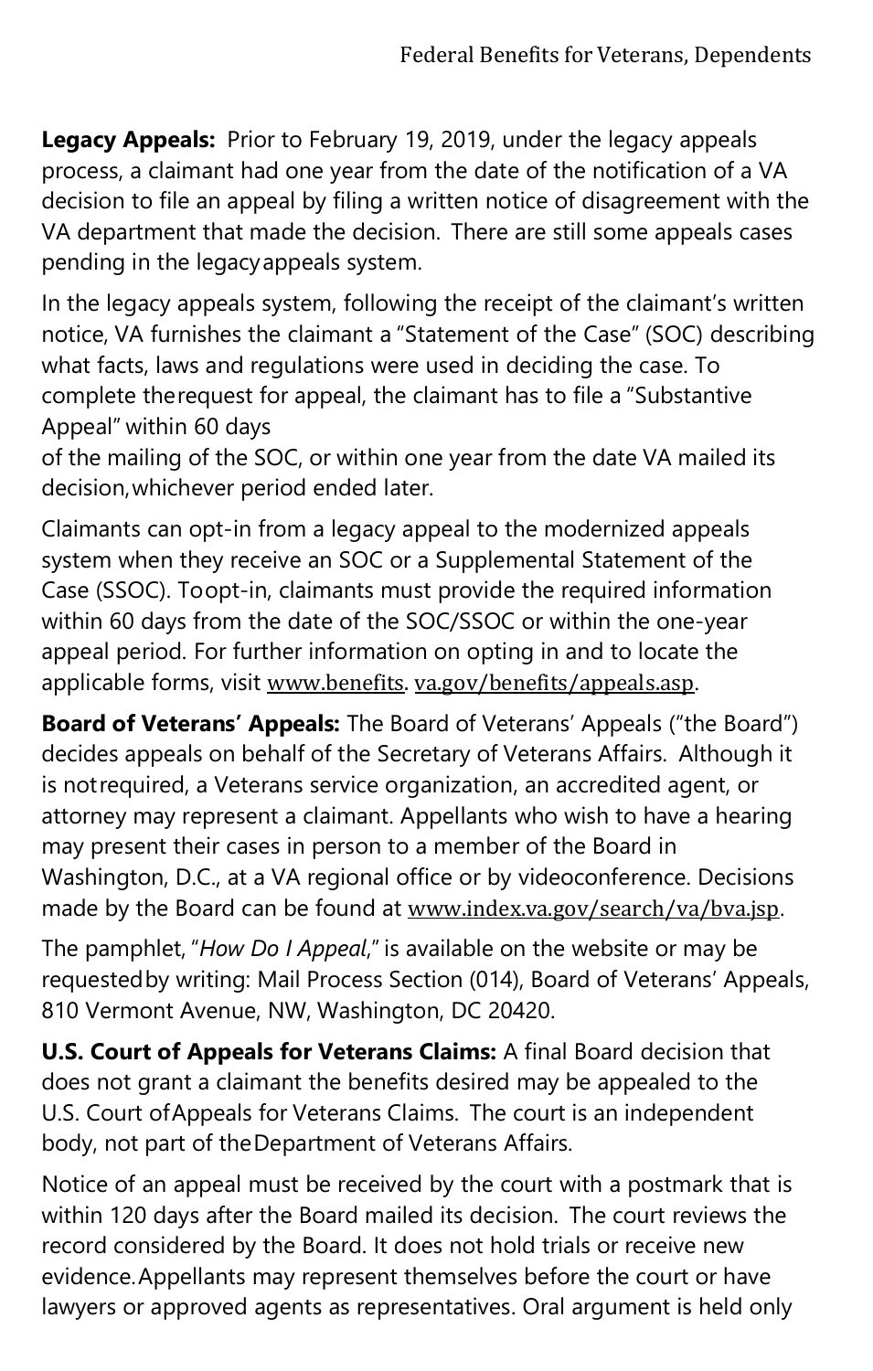**Legacy Appeals:** Prior to February 19, 2019, under the legacy appeals process, a claimant had one year from the date of the notification of a VA decision to file an appeal by filing a written notice of disagreement with the VA department that made the decision. There are still some appeals cases pending in the legacy appeals system.

In the legacy appeals system, following the receipt of the claimant's written notice, VA furnishes the claimant a "Statement of the Case" (SOC) describing what facts, laws and regulations were used in deciding the case. To complete the request for appeal, the claimant has to file a "Substantive Appeal" within 60 days of the mailing of the SOC, or within one year from the date VA mailed its decision, whichever period ended later.

Claimants can opt-in from a legacy appeal to the modernized appeals system when they receive an SOC or a Supplemental Statement of the Case (SSOC). To opt-in, claimants must provide the required information within 60 days from the date of the SOC/SSOC or within the one-year appeal period. For further information on opting in and to locate the applicable forms, visit www.benefits.va.gov/benefits/appeals.asp.

**Board of Veterans' Appeals:** The Board of Veterans' Appeals ("the Board") decides appeals on behalf of the Secretary of Veterans Affairs. Although it is not required, a Veterans service organization, an accredited agent, or attorney may represent a claimant. Appellants who wish to have a hearing may present their cases in person to a member of the Board in Washington, D.C., at a VA regional office or by videoconference. Decisions made by the Board can be found at www.index.va.gov/search/va/bva.jsp.

The pamphlet, "*How Do I Appeal*," is available on the website or may be requested by writing: Mail Process Section (014), Board of Veterans' Appeals, 810 Vermont Avenue, NW, Washington, DC 20420.

**U.S. Court of Appeals for Veterans Claims:** A final Board decision that does not grant a claimant the benefits desired may be appealed to the U.S. Court of Appeals for Veterans Claims. The court is an independent body, not part of the Department of Veterans Affairs.

Notice of an appeal must be received by the court with a postmark that is within 120 days after the Board mailed its decision. The court reviews the record considered by the Board. It does not hold trials or receive new evidence. Appellants may represent themselves before the court or have lawyers or approved agents as representatives. Oral argument is held only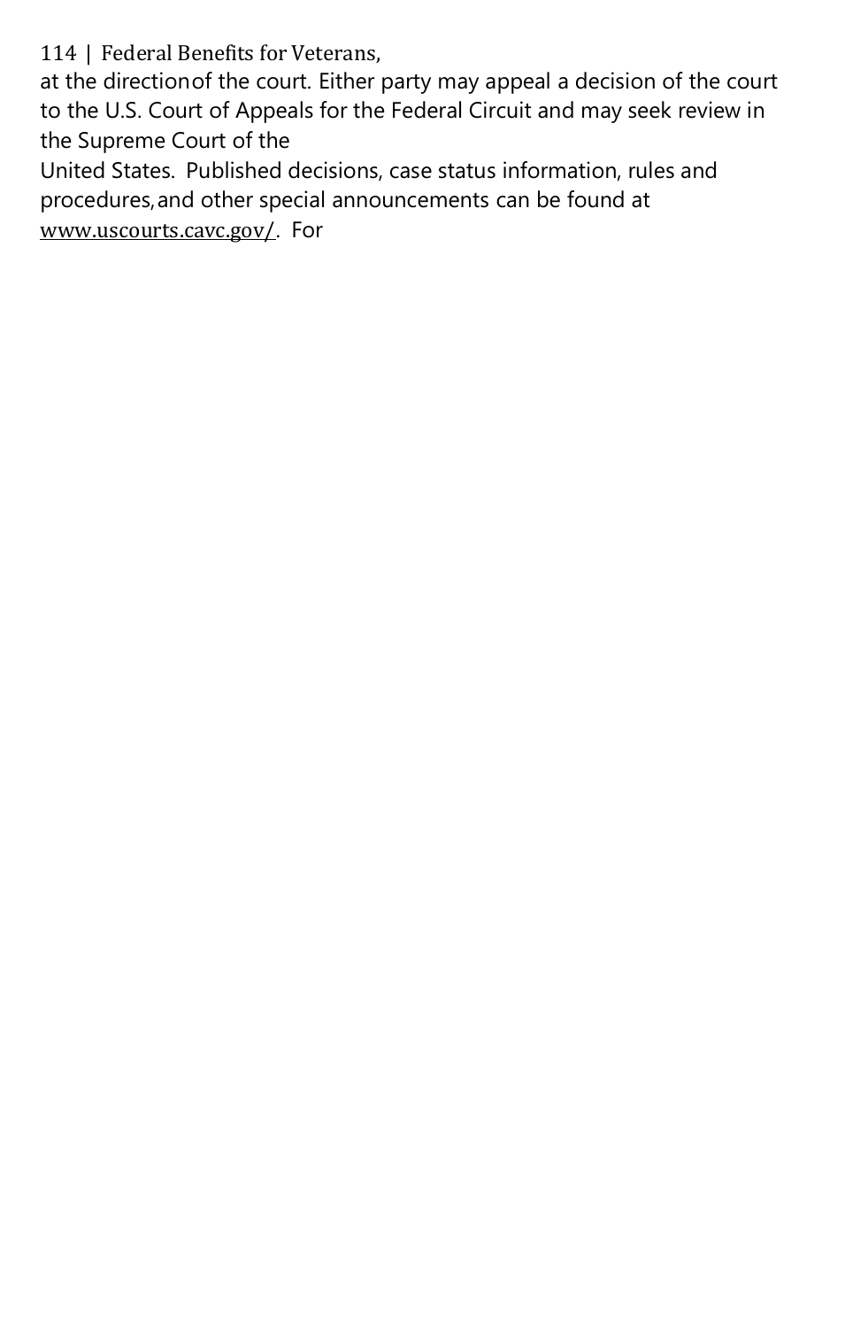at the direction of the court. Either party may appeal a decision of the court to the U.S. Court of Appeals for the Federal Circuit and may seek review in the Supreme Court of the United States. Published decisions, case status information, rules and procedures, and other special announcements can be found at www.uscourts.cavc.gov/. For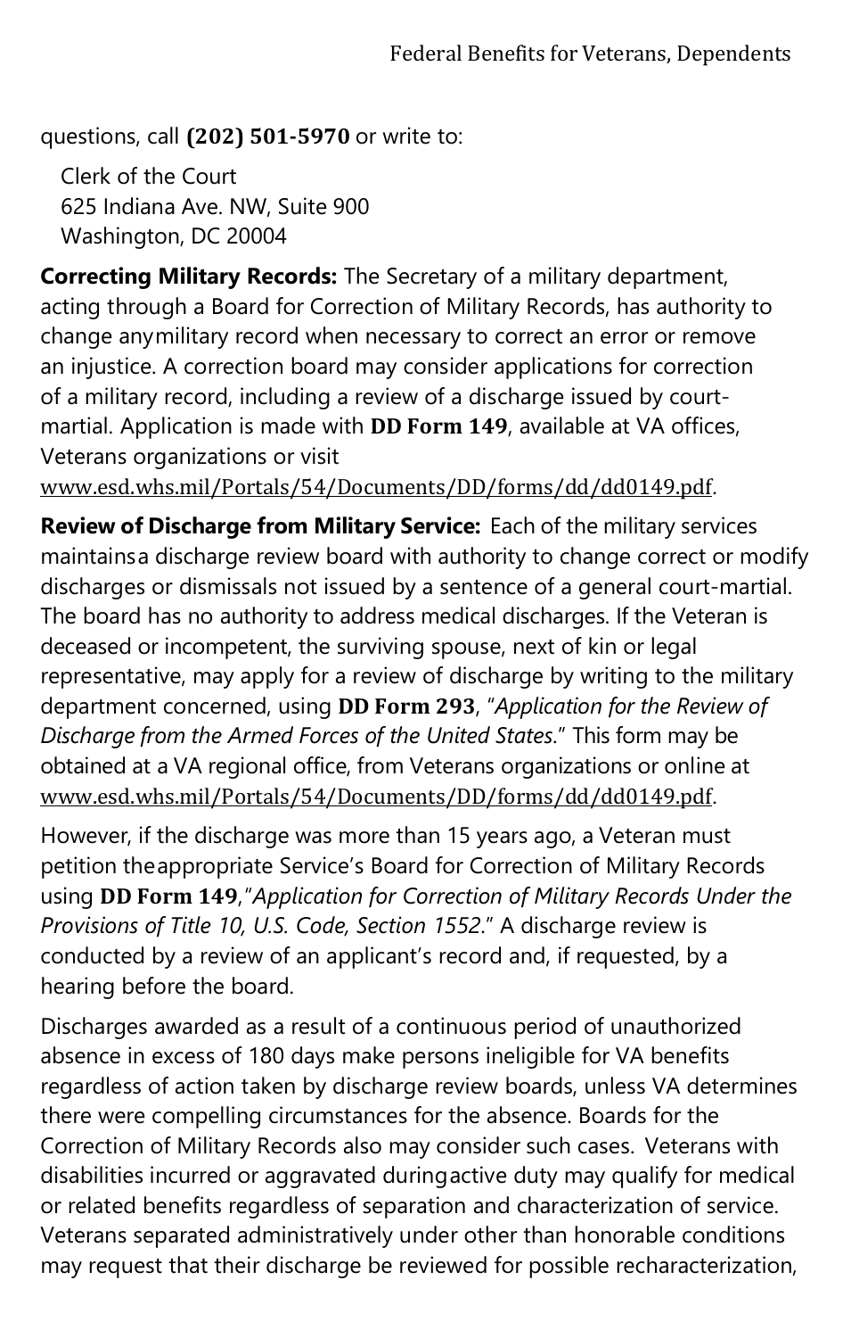questions, call **(202) 501-5970** or write to:

Clerk of the Court
625 Indiana Ave. NW, Suite 900
Washington, DC 20004

**Correcting Military Records:** The Secretary of a military department, acting through a Board for Correction of Military Records, has authority to change anymilitary record when necessary to correct an error or remove an injustice. A correction board may consider applications for correction of a military record, including a review of a discharge issued by court-martial. Application is made with **DD Form 149**, available at VA offices, Veterans organizations or visit
www.esd.whs.mil/Portals/54/Documents/DD/forms/dd/dd0149.pdf.

**Review of Discharge from Military Service:** Each of the military services maintainsa discharge review board with authority to change correct or modify discharges or dismissals not issued by a sentence of a general court-martial. The board has no authority to address medical discharges. If the Veteran is deceased or incompetent, the surviving spouse, next of kin or legal representative, may apply for a review of discharge by writing to the military department concerned, using **DD Form 293**, "*Application for the Review of Discharge from the Armed Forces of the United States*." This form may be obtained at a VA regional office, from Veterans organizations or online at www.esd.whs.mil/Portals/54/Documents/DD/forms/dd/dd0149.pdf.

However, if the discharge was more than 15 years ago, a Veteran must petition theappropriate Service's Board for Correction of Military Records using **DD Form 149**,"*Application for Correction of Military Records Under the Provisions of Title 10, U.S. Code, Section 1552*." A discharge review is conducted by a review of an applicant's record and, if requested, by a hearing before the board.

Discharges awarded as a result of a continuous period of unauthorized absence in excess of 180 days make persons ineligible for VA benefits regardless of action taken by discharge review boards, unless VA determines there were compelling circumstances for the absence. Boards for the Correction of Military Records also may consider such cases. Veterans with disabilities incurred or aggravated duringactive duty may qualify for medical or related benefits regardless of separation and characterization of service. Veterans separated administratively under other than honorable conditions may request that their discharge be reviewed for possible recharacterization,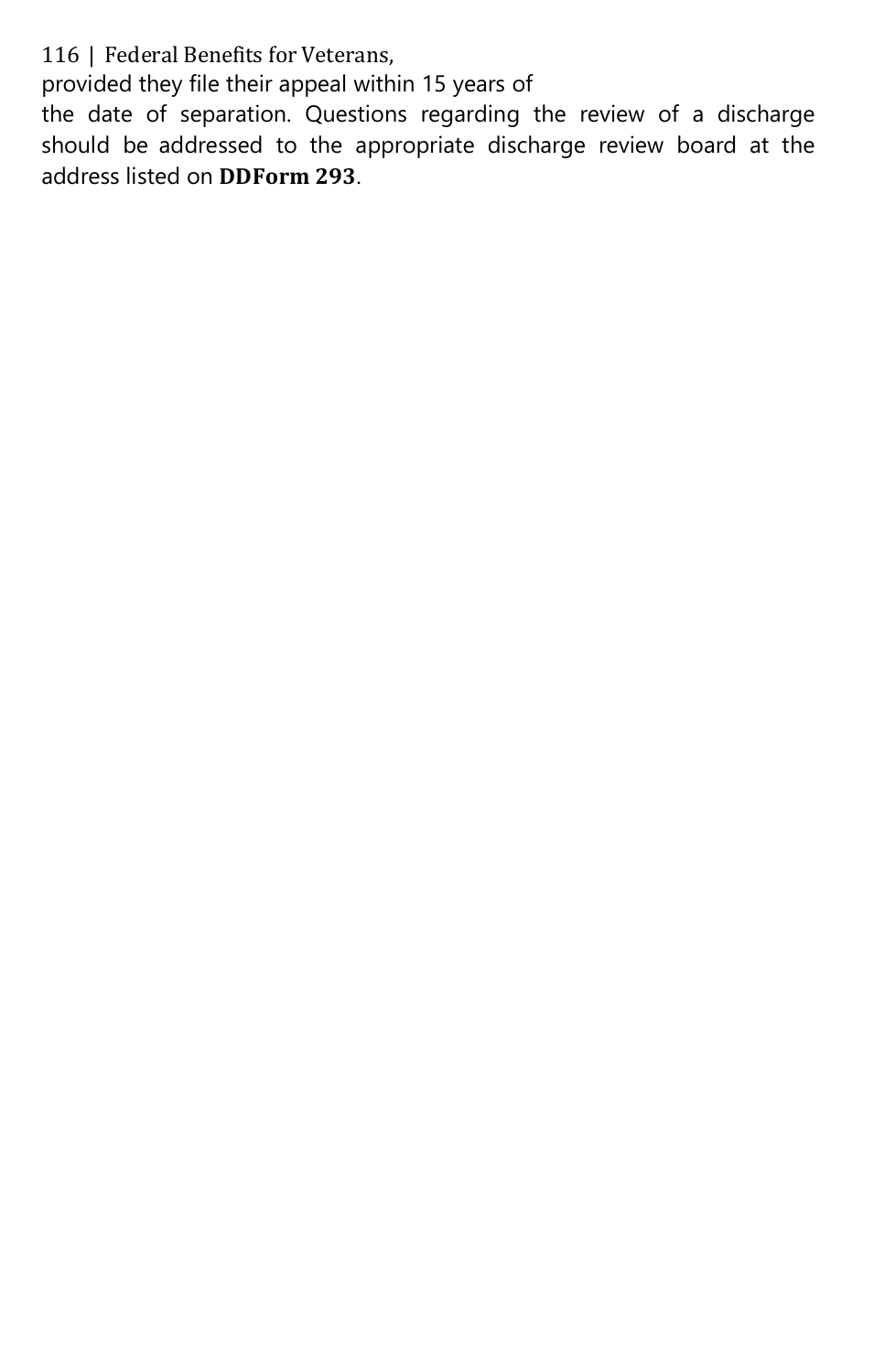provided they file their appeal within 15 years of the date of separation. Questions regarding the review of a discharge should be addressed to the appropriate discharge review board at the address listed on **DDForm 293**.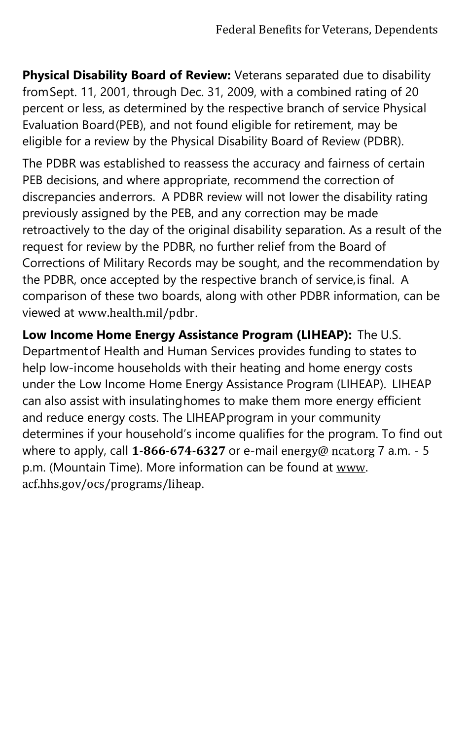**Physical Disability Board of Review:** Veterans separated due to disability from Sept. 11, 2001, through Dec. 31, 2009, with a combined rating of 20 percent or less, as determined by the respective branch of service Physical Evaluation Board (PEB), and not found eligible for retirement, may be eligible for a review by the Physical Disability Board of Review (PDBR).

The PDBR was established to reassess the accuracy and fairness of certain PEB decisions, and where appropriate, recommend the correction of discrepancies and errors. A PDBR review will not lower the disability rating previously assigned by the PEB, and any correction may be made retroactively to the day of the original disability separation. As a result of the request for review by the PDBR, no further relief from the Board of Corrections of Military Records may be sought, and the recommendation by the PDBR, once accepted by the respective branch of service, is final. A comparison of these two boards, along with other PDBR information, can be viewed at www.health.mil/pdbr.

**Low Income Home Energy Assistance Program (LIHEAP):** The U.S. Department of Health and Human Services provides funding to states to help low-income households with their heating and home energy costs under the Low Income Home Energy Assistance Program (LIHEAP). LIHEAP can also assist with insulating homes to make them more energy efficient and reduce energy costs. The LIHEAP program in your community determines if your household's income qualifies for the program. To find out where to apply, call **1-866-674-6327** or e-mail energy@ncat.org 7 a.m. - 5 p.m. (Mountain Time). More information can be found at www.acf.hhs.gov/ocs/programs/liheap.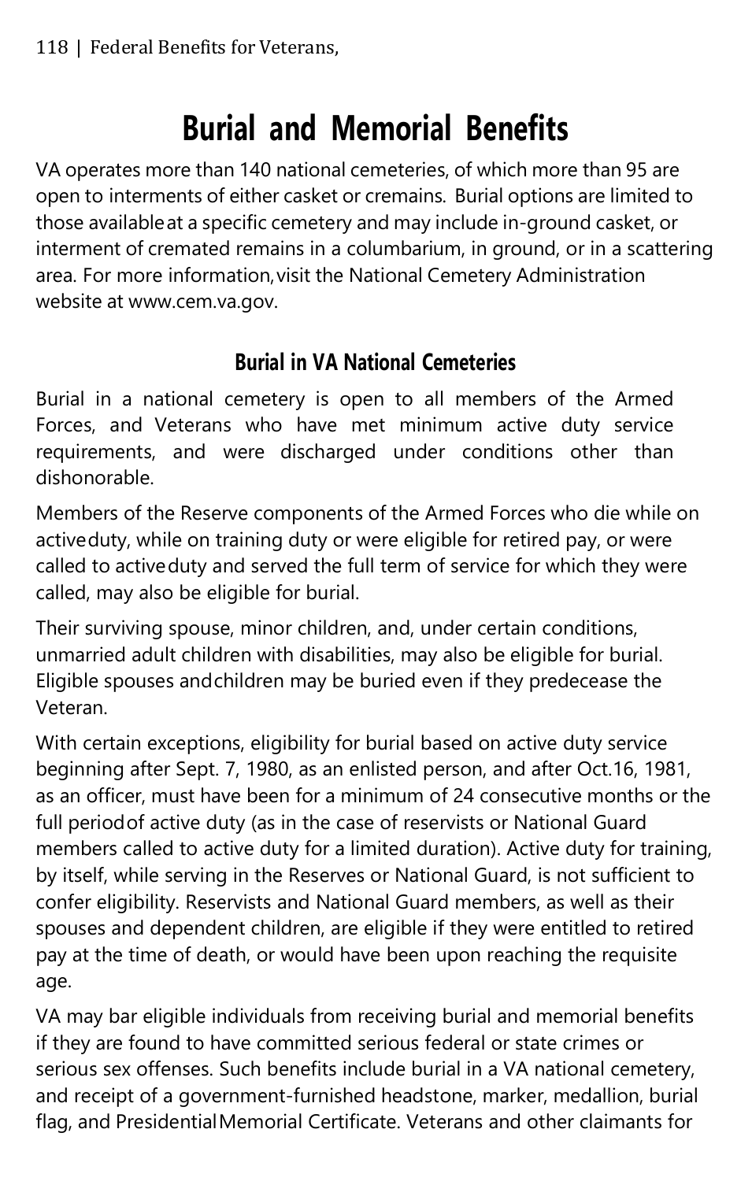# Burial and Memorial Benefits

VA operates more than 140 national cemeteries, of which more than 95 are open to interments of either casket or cremains. Burial options are limited to those available at a specific cemetery and may include in-ground casket, or interment of cremated remains in a columbarium, in ground, or in a scattering area. For more information, visit the National Cemetery Administration website at www.cem.va.gov.

## Burial in VA National Cemeteries

Burial in a national cemetery is open to all members of the Armed Forces, and Veterans who have met minimum active duty service requirements, and were discharged under conditions other than dishonorable.

Members of the Reserve components of the Armed Forces who die while on active duty, while on training duty or were eligible for retired pay, or were called to active duty and served the full term of service for which they were called, may also be eligible for burial.

Their surviving spouse, minor children, and, under certain conditions, unmarried adult children with disabilities, may also be eligible for burial. Eligible spouses and children may be buried even if they predecease the Veteran.

With certain exceptions, eligibility for burial based on active duty service beginning after Sept. 7, 1980, as an enlisted person, and after Oct.16, 1981, as an officer, must have been for a minimum of 24 consecutive months or the full period of active duty (as in the case of reservists or National Guard members called to active duty for a limited duration). Active duty for training, by itself, while serving in the Reserves or National Guard, is not sufficient to confer eligibility. Reservists and National Guard members, as well as their spouses and dependent children, are eligible if they were entitled to retired pay at the time of death, or would have been upon reaching the requisite age.

VA may bar eligible individuals from receiving burial and memorial benefits if they are found to have committed serious federal or state crimes or serious sex offenses. Such benefits include burial in a VA national cemetery, and receipt of a government-furnished headstone, marker, medallion, burial flag, and Presidential Memorial Certificate. Veterans and other claimants for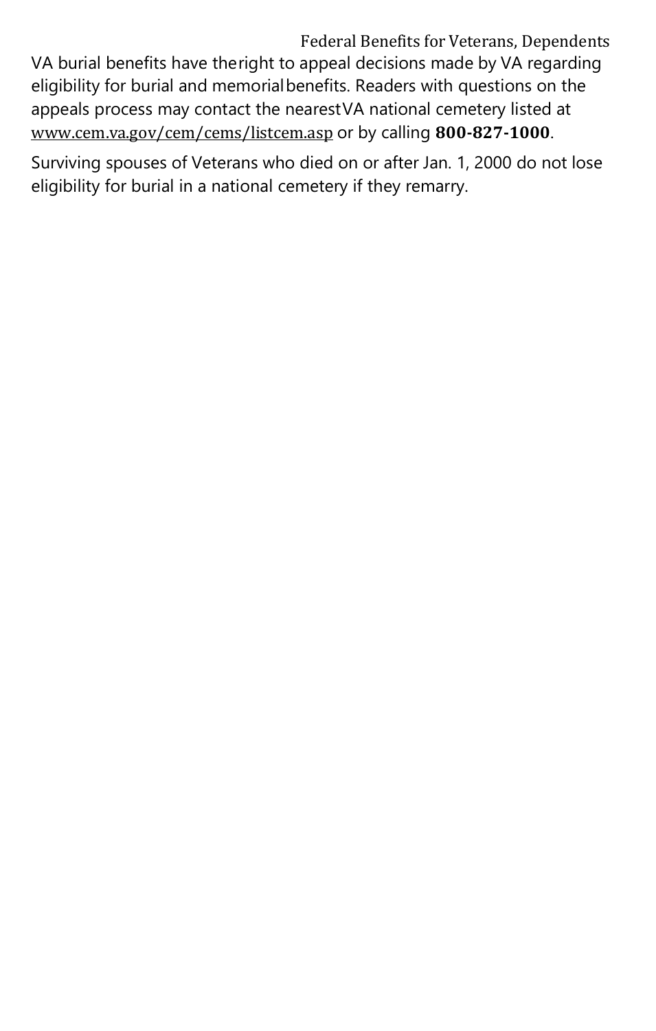VA burial benefits have the right to appeal decisions made by VA regarding eligibility for burial and memorial benefits. Readers with questions on the appeals process may contact the nearest VA national cemetery listed at www.cem.va.gov/cem/cems/listcem.asp or by calling **800-827-1000**.

Surviving spouses of Veterans who died on or after Jan. 1, 2000 do not lose eligibility for burial in a national cemetery if they remarry.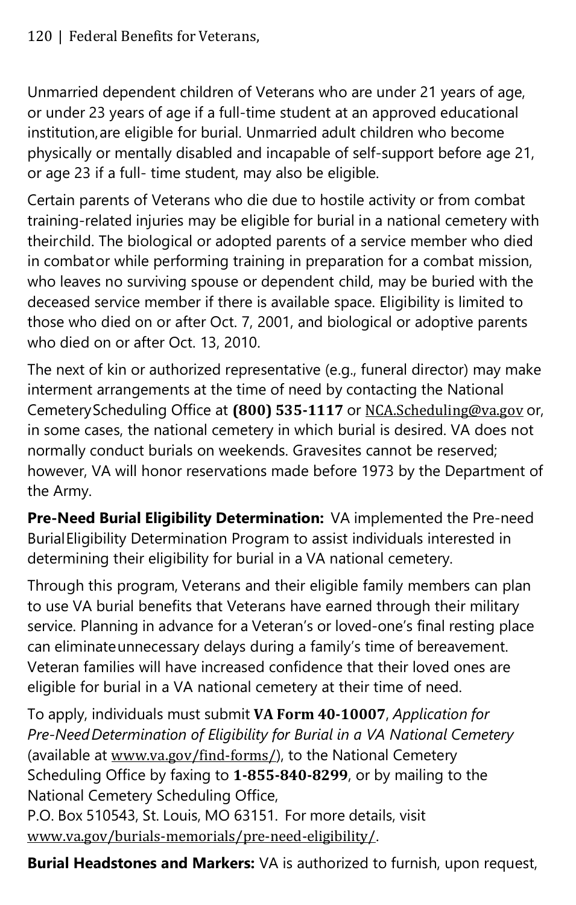Unmarried dependent children of Veterans who are under 21 years of age, or under 23 years of age if a full-time student at an approved educational institution, are eligible for burial. Unmarried adult children who become physically or mentally disabled and incapable of self-support before age 21, or age 23 if a full- time student, may also be eligible.

Certain parents of Veterans who die due to hostile activity or from combat training-related injuries may be eligible for burial in a national cemetery with their child. The biological or adopted parents of a service member who died in combat or while performing training in preparation for a combat mission, who leaves no surviving spouse or dependent child, may be buried with the deceased service member if there is available space. Eligibility is limited to those who died on or after Oct. 7, 2001, and biological or adoptive parents who died on or after Oct. 13, 2010.

The next of kin or authorized representative (e.g., funeral director) may make interment arrangements at the time of need by contacting the National Cemetery Scheduling Office at **(800) 535-1117** or NCA.Scheduling@va.gov or, in some cases, the national cemetery in which burial is desired. VA does not normally conduct burials on weekends. Gravesites cannot be reserved; however, VA will honor reservations made before 1973 by the Department of the Army.

**Pre-Need Burial Eligibility Determination:** VA implemented the Pre-need Burial Eligibility Determination Program to assist individuals interested in determining their eligibility for burial in a VA national cemetery.

Through this program, Veterans and their eligible family members can plan to use VA burial benefits that Veterans have earned through their military service. Planning in advance for a Veteran's or loved-one's final resting place can eliminate unnecessary delays during a family's time of bereavement. Veteran families will have increased confidence that their loved ones are eligible for burial in a VA national cemetery at their time of need.

To apply, individuals must submit **VA Form 40-10007**, *Application for Pre-Need Determination of Eligibility for Burial in a VA National Cemetery* (available at www.va.gov/find-forms/), to the National Cemetery Scheduling Office by faxing to **1-855-840-8299**, or by mailing to the National Cemetery Scheduling Office,
P.O. Box 510543, St. Louis, MO 63151. For more details, visit www.va.gov/burials-memorials/pre-need-eligibility/.

**Burial Headstones and Markers:** VA is authorized to furnish, upon request,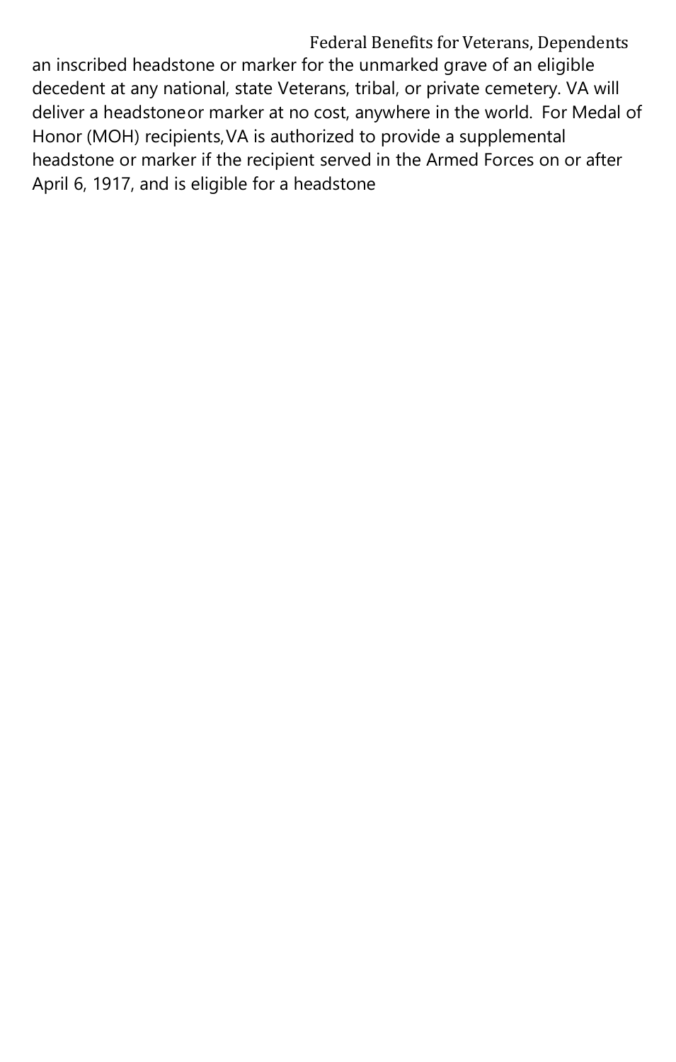an inscribed headstone or marker for the unmarked grave of an eligible decedent at any national, state Veterans, tribal, or private cemetery. VA will deliver a headstone or marker at no cost, anywhere in the world. For Medal of Honor (MOH) recipients, VA is authorized to provide a supplemental headstone or marker if the recipient served in the Armed Forces on or after April 6, 1917, and is eligible for a headstone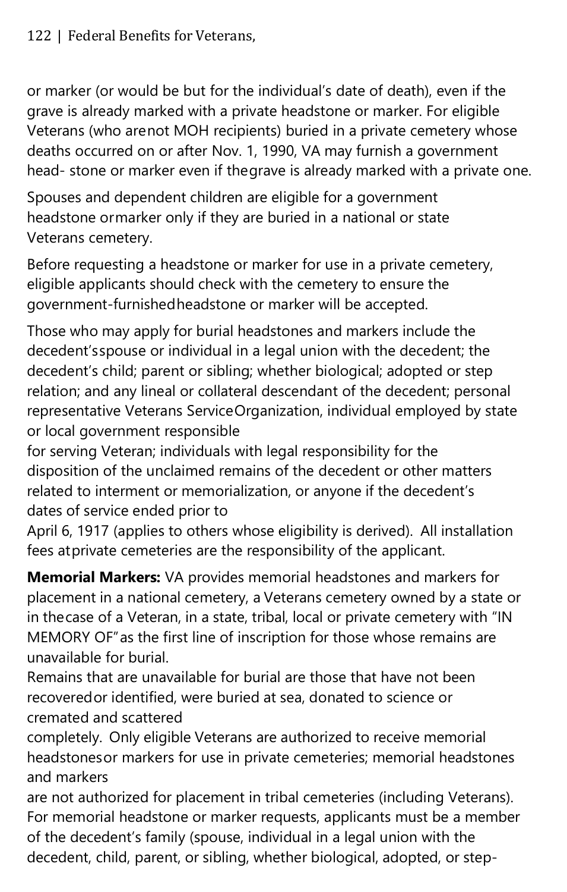or marker (or would be but for the individual's date of death), even if the grave is already marked with a private headstone or marker. For eligible Veterans (who arenot MOH recipients) buried in a private cemetery whose deaths occurred on or after Nov. 1, 1990, VA may furnish a government head- stone or marker even if thegrave is already marked with a private one.

Spouses and dependent children are eligible for a government headstone ormarker only if they are buried in a national or state Veterans cemetery.

Before requesting a headstone or marker for use in a private cemetery, eligible applicants should check with the cemetery to ensure the government-furnishedheadstone or marker will be accepted.

Those who may apply for burial headstones and markers include the decedent'sspouse or individual in a legal union with the decedent; the decedent's child; parent or sibling; whether biological; adopted or step relation; and any lineal or collateral descendant of the decedent; personal representative Veterans ServiceOrganization, individual employed by state or local government responsible for serving Veteran; individuals with legal responsibility for the disposition of the unclaimed remains of the decedent or other matters related to interment or memorialization, or anyone if the decedent's dates of service ended prior to April 6, 1917 (applies to others whose eligibility is derived). All installation fees atprivate cemeteries are the responsibility of the applicant.

**Memorial Markers:** VA provides memorial headstones and markers for placement in a national cemetery, a Veterans cemetery owned by a state or in thecase of a Veteran, in a state, tribal, local or private cemetery with "IN MEMORY OF"as the first line of inscription for those whose remains are unavailable for burial.
Remains that are unavailable for burial are those that have not been recoveredor identified, were buried at sea, donated to science or cremated and scattered completely. Only eligible Veterans are authorized to receive memorial headstonesor markers for use in private cemeteries; memorial headstones and markers are not authorized for placement in tribal cemeteries (including Veterans). For memorial headstone or marker requests, applicants must be a member of the decedent's family (spouse, individual in a legal union with the decedent, child, parent, or sibling, whether biological, adopted, or step-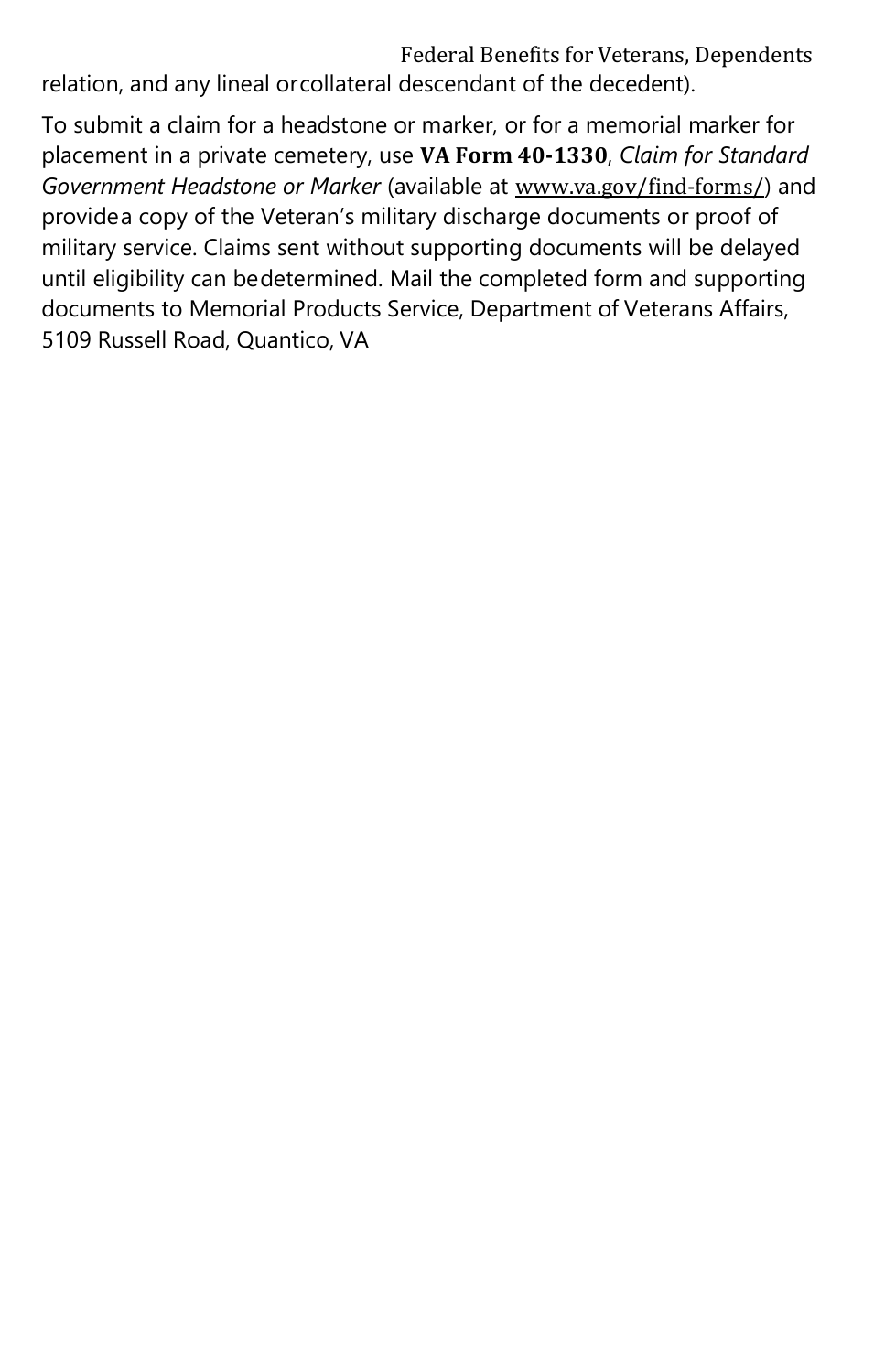relation, and any lineal or collateral descendant of the decedent).

To submit a claim for a headstone or marker, or for a memorial marker for placement in a private cemetery, use **VA Form 40-1330**, *Claim for Standard Government Headstone or Marker* (available at www.va.gov/find-forms/) and provide a copy of the Veteran's military discharge documents or proof of military service. Claims sent without supporting documents will be delayed until eligibility can be determined. Mail the completed form and supporting documents to Memorial Products Service, Department of Veterans Affairs, 5109 Russell Road, Quantico, VA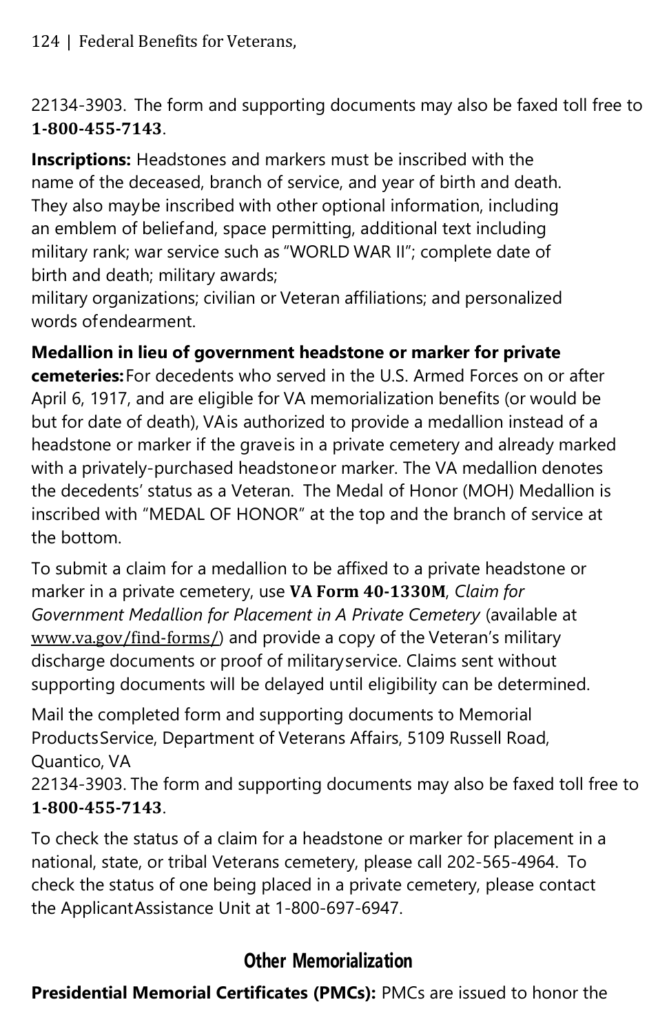22134-3903. The form and supporting documents may also be faxed toll free to **1-800-455-7143**.

**Inscriptions:** Headstones and markers must be inscribed with the name of the deceased, branch of service, and year of birth and death. They also may be inscribed with other optional information, including an emblem of belief and, space permitting, additional text including military rank; war service such as "WORLD WAR II"; complete date of birth and death; military awards; military organizations; civilian or Veteran affiliations; and personalized words of endearment.

**Medallion in lieu of government headstone or marker for private cemeteries:** For decedents who served in the U.S. Armed Forces on or after April 6, 1917, and are eligible for VA memorialization benefits (or would be but for date of death), VA is authorized to provide a medallion instead of a headstone or marker if the grave is in a private cemetery and already marked with a privately-purchased headstone or marker. The VA medallion denotes the decedents' status as a Veteran. The Medal of Honor (MOH) Medallion is inscribed with "MEDAL OF HONOR" at the top and the branch of service at the bottom.

To submit a claim for a medallion to be affixed to a private headstone or marker in a private cemetery, use **VA Form 40-1330M**, *Claim for Government Medallion for Placement in A Private Cemetery* (available at www.va.gov/find-forms/) and provide a copy of the Veteran's military discharge documents or proof of military service. Claims sent without supporting documents will be delayed until eligibility can be determined.

Mail the completed form and supporting documents to Memorial Products Service, Department of Veterans Affairs, 5109 Russell Road, Quantico, VA 22134-3903. The form and supporting documents may also be faxed toll free to **1-800-455-7143**.

To check the status of a claim for a headstone or marker for placement in a national, state, or tribal Veterans cemetery, please call 202-565-4964. To check the status of one being placed in a private cemetery, please contact the Applicant Assistance Unit at 1-800-697-6947.

## Other Memorialization

**Presidential Memorial Certificates (PMCs):** PMCs are issued to honor the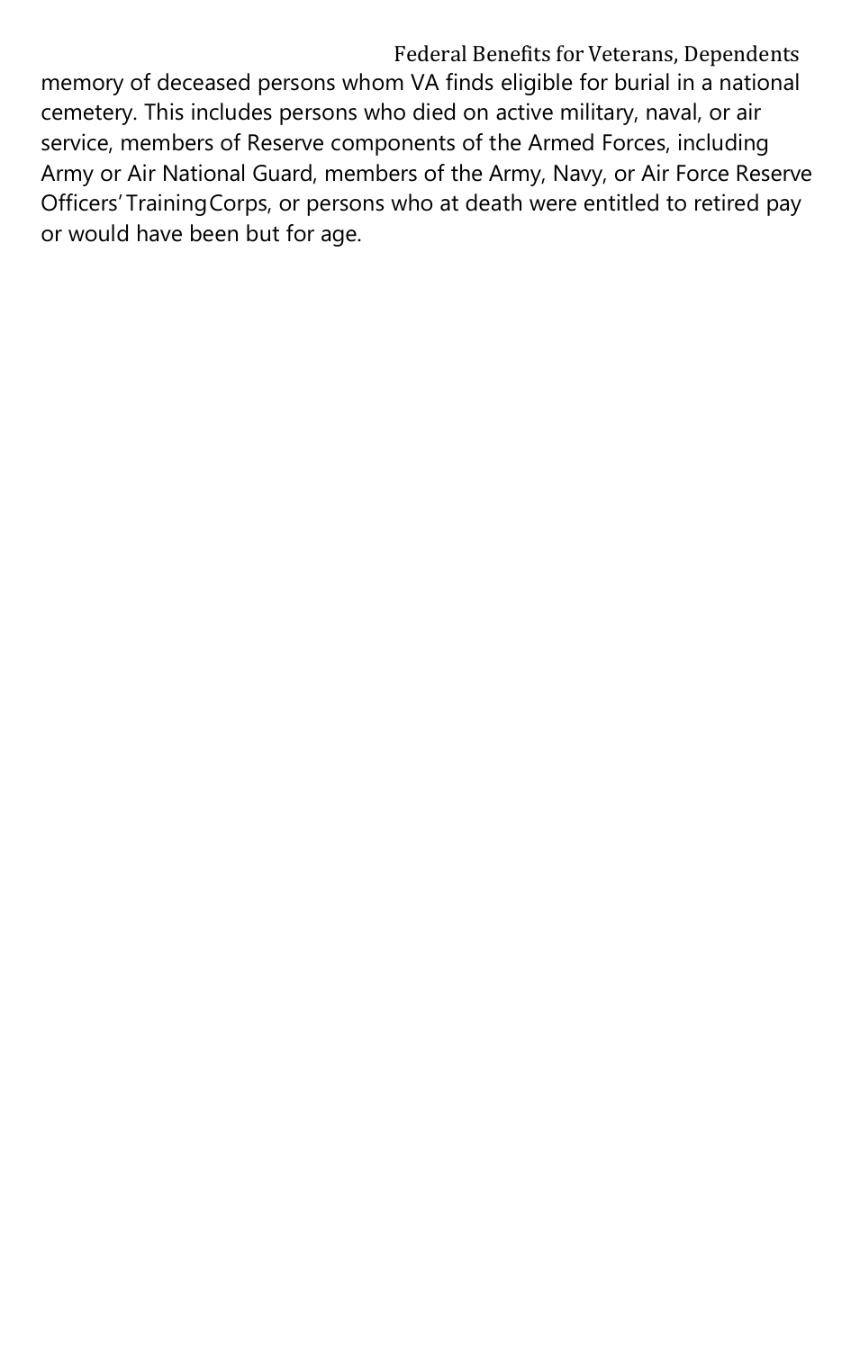memory of deceased persons whom VA finds eligible for burial in a national cemetery. This includes persons who died on active military, naval, or air service, members of Reserve components of the Armed Forces, including Army or Air National Guard, members of the Army, Navy, or Air Force Reserve Officers' Training Corps, or persons who at death were entitled to retired pay or would have been but for age.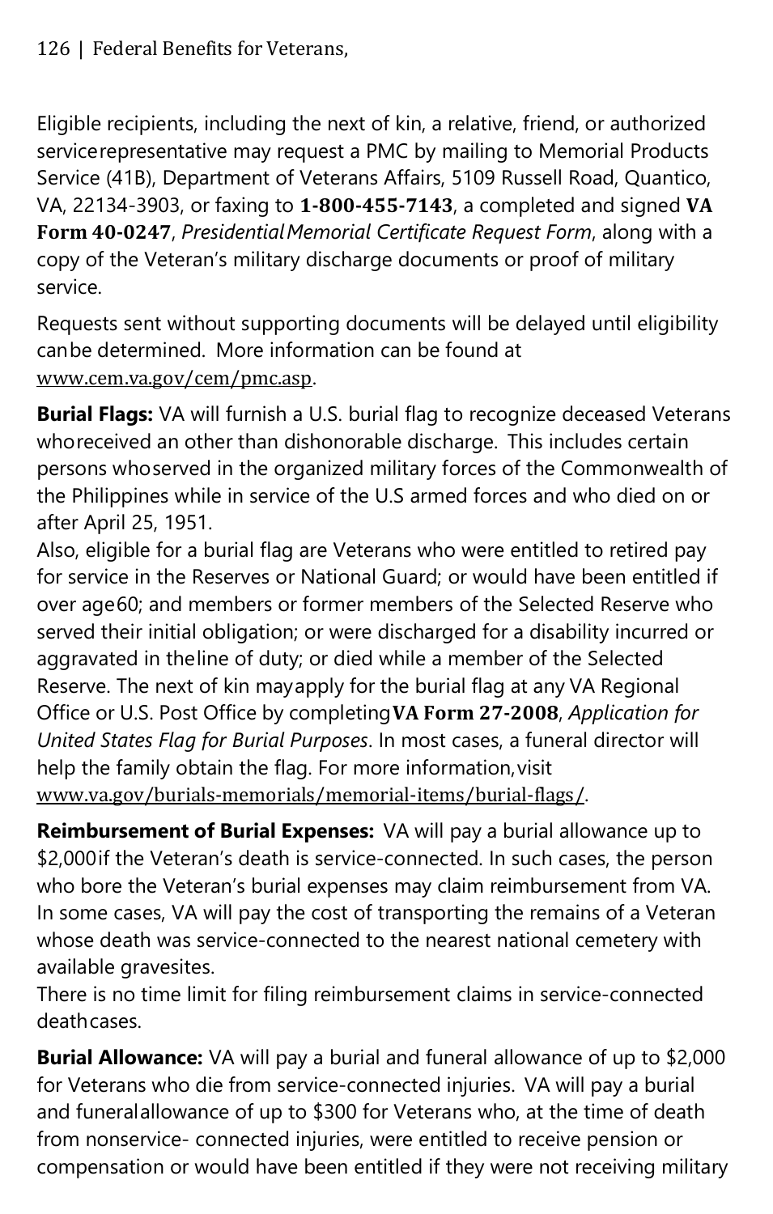Eligible recipients, including the next of kin, a relative, friend, or authorized service representative may request a PMC by mailing to Memorial Products Service (41B), Department of Veterans Affairs, 5109 Russell Road, Quantico, VA, 22134-3903, or faxing to **1-800-455-7143**, a completed and signed **VA Form 40-0247**, *Presidential Memorial Certificate Request Form*, along with a copy of the Veteran's military discharge documents or proof of military service.

Requests sent without supporting documents will be delayed until eligibility can be determined. More information can be found at www.cem.va.gov/cem/pmc.asp.

**Burial Flags:** VA will furnish a U.S. burial flag to recognize deceased Veterans who received an other than dishonorable discharge. This includes certain persons who served in the organized military forces of the Commonwealth of the Philippines while in service of the U.S armed forces and who died on or after April 25, 1951.

Also, eligible for a burial flag are Veterans who were entitled to retired pay for service in the Reserves or National Guard; or would have been entitled if over age 60; and members or former members of the Selected Reserve who served their initial obligation; or were discharged for a disability incurred or aggravated in the line of duty; or died while a member of the Selected Reserve. The next of kin may apply for the burial flag at any VA Regional Office or U.S. Post Office by completing **VA Form 27-2008**, *Application for United States Flag for Burial Purposes*. In most cases, a funeral director will help the family obtain the flag. For more information, visit www.va.gov/burials-memorials/memorial-items/burial-flags/.

**Reimbursement of Burial Expenses:** VA will pay a burial allowance up to $2,000 if the Veteran's death is service-connected. In such cases, the person who bore the Veteran's burial expenses may claim reimbursement from VA. In some cases, VA will pay the cost of transporting the remains of a Veteran whose death was service-connected to the nearest national cemetery with available gravesites.

There is no time limit for filing reimbursement claims in service-connected death cases.

**Burial Allowance:** VA will pay a burial and funeral allowance of up to $2,000 for Veterans who die from service-connected injuries. VA will pay a burial and funeral allowance of up to $300 for Veterans who, at the time of death from nonservice- connected injuries, were entitled to receive pension or compensation or would have been entitled if they were not receiving military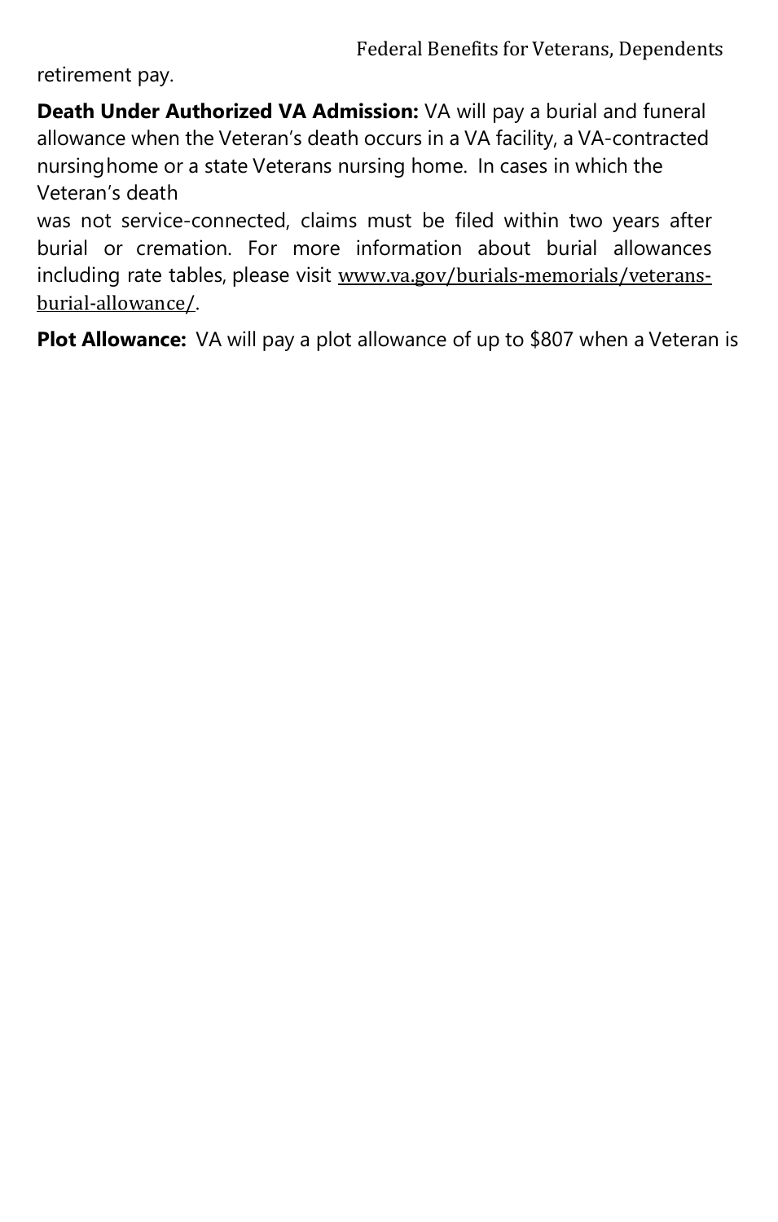retirement pay.

**Death Under Authorized VA Admission:** VA will pay a burial and funeral allowance when the Veteran's death occurs in a VA facility, a VA-contracted nursing home or a state Veterans nursing home. In cases in which the Veteran's death was not service-connected, claims must be filed within two years after burial or cremation. For more information about burial allowances including rate tables, please visit www.va.gov/burials-memorials/veterans-burial-allowance/.

**Plot Allowance:** VA will pay a plot allowance of up to $807 when a Veteran is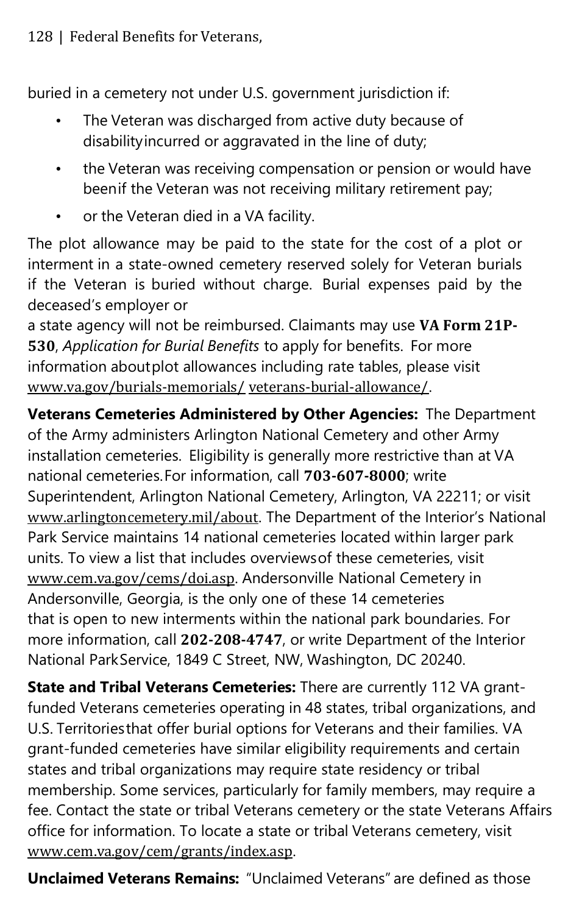buried in a cemetery not under U.S. government jurisdiction if:

- The Veteran was discharged from active duty because of disabilityincurred or aggravated in the line of duty;
- the Veteran was receiving compensation or pension or would have beenif the Veteran was not receiving military retirement pay;
- or the Veteran died in a VA facility.

The plot allowance may be paid to the state for the cost of a plot or interment in a state-owned cemetery reserved solely for Veteran burials if the Veteran is buried without charge. Burial expenses paid by the deceased's employer or a state agency will not be reimbursed. Claimants may use **VA Form 21P-530**, *Application for Burial Benefits* to apply for benefits. For more information aboutplot allowances including rate tables, please visit www.va.gov/burials-memorials/ veterans-burial-allowance/.

**Veterans Cemeteries Administered by Other Agencies:** The Department of the Army administers Arlington National Cemetery and other Army installation cemeteries. Eligibility is generally more restrictive than at VA national cemeteries.For information, call **703-607-8000**; write Superintendent, Arlington National Cemetery, Arlington, VA 22211; or visit www.arlingtoncemetery.mil/about. The Department of the Interior's National Park Service maintains 14 national cemeteries located within larger park units. To view a list that includes overviewsof these cemeteries, visit www.cem.va.gov/cems/doi.asp. Andersonville National Cemetery in Andersonville, Georgia, is the only one of these 14 cemeteries that is open to new interments within the national park boundaries. For more information, call **202-208-4747**, or write Department of the Interior National ParkService, 1849 C Street, NW, Washington, DC 20240.

**State and Tribal Veterans Cemeteries:** There are currently 112 VA grant-funded Veterans cemeteries operating in 48 states, tribal organizations, and U.S. Territoriesthat offer burial options for Veterans and their families. VA grant-funded cemeteries have similar eligibility requirements and certain states and tribal organizations may require state residency or tribal membership. Some services, particularly for family members, may require a fee. Contact the state or tribal Veterans cemetery or the state Veterans Affairs office for information. To locate a state or tribal Veterans cemetery, visit www.cem.va.gov/cem/grants/index.asp.

**Unclaimed Veterans Remains:** "Unclaimed Veterans" are defined as those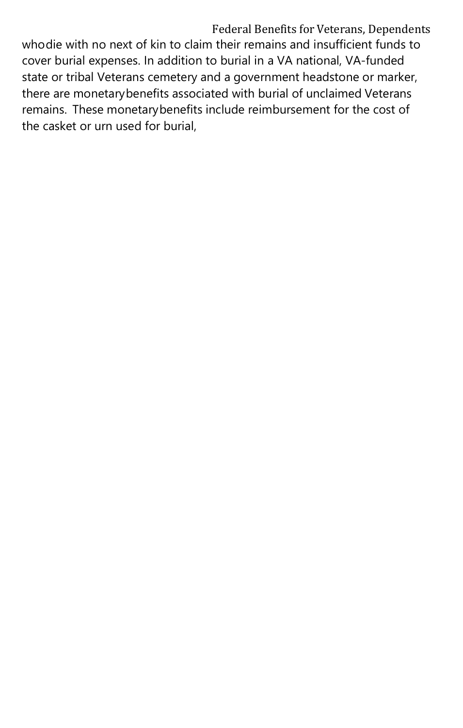who die with no next of kin to claim their remains and insufficient funds to cover burial expenses. In addition to burial in a VA national, VA-funded state or tribal Veterans cemetery and a government headstone or marker, there are monetary benefits associated with burial of unclaimed Veterans remains. These monetary benefits include reimbursement for the cost of the casket or urn used for burial,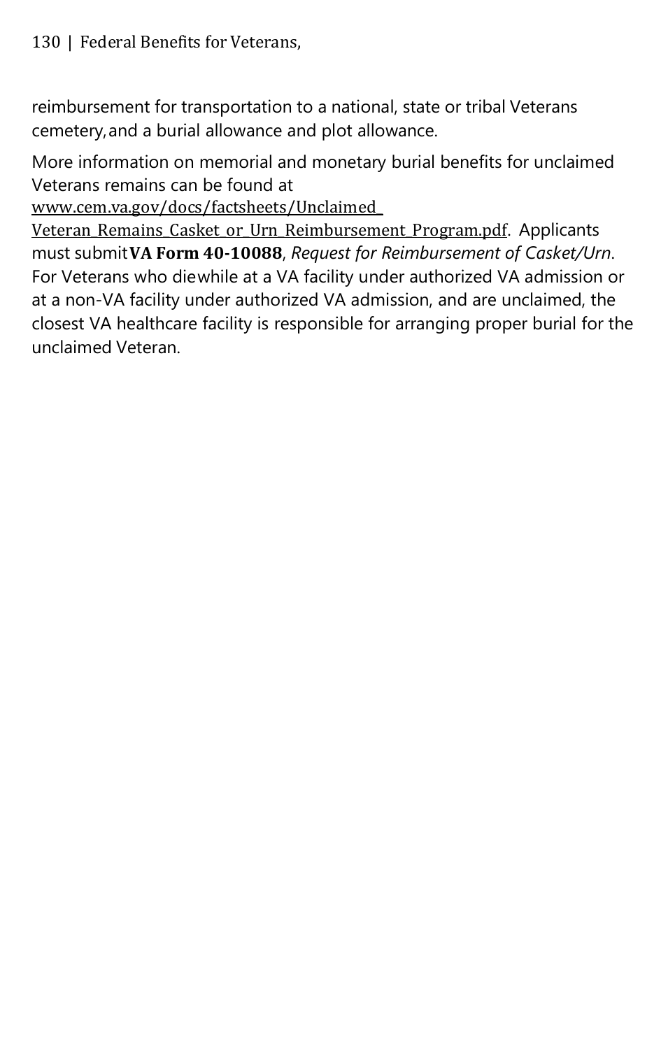reimbursement for transportation to a national, state or tribal Veterans cemetery, and a burial allowance and plot allowance.

More information on memorial and monetary burial benefits for unclaimed Veterans remains can be found at www.cem.va.gov/docs/factsheets/Unclaimed_Veteran_Remains_Casket_or_Urn_Reimbursement_Program.pdf. Applicants must submit **VA Form 40-10088**, *Request for Reimbursement of Casket/Urn*. For Veterans who die while at a VA facility under authorized VA admission or at a non-VA facility under authorized VA admission, and are unclaimed, the closest VA healthcare facility is responsible for arranging proper burial for the unclaimed Veteran.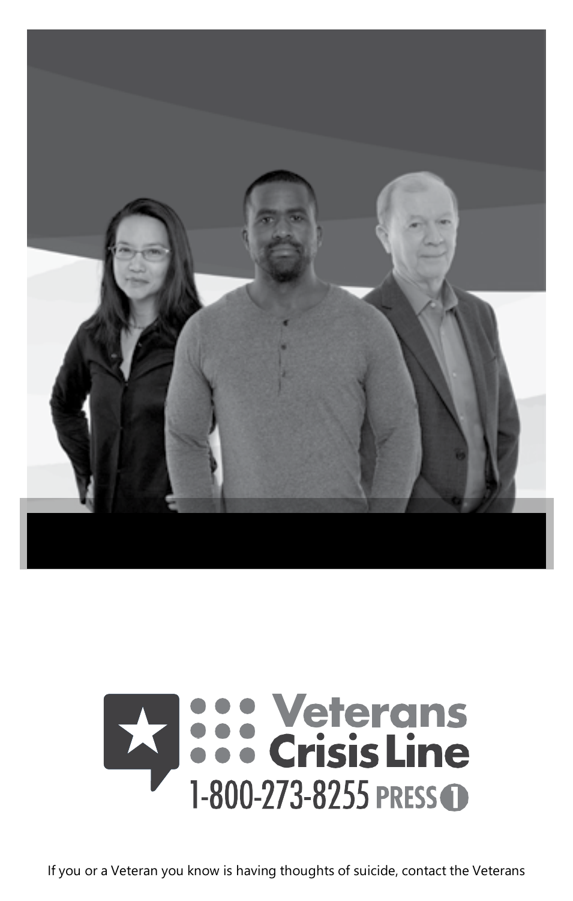Veterans Crisis Line

1-800-273-8255 PRESS 1

If you or a Veteran you know is having thoughts of suicide, contact the Veterans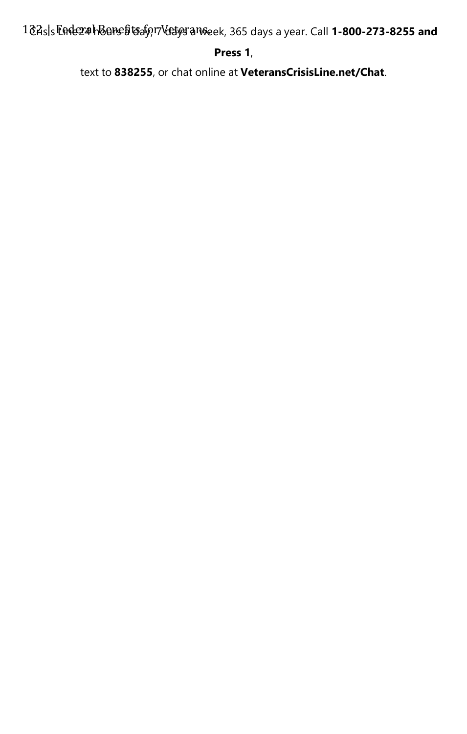Crisis Line 24 hours a day, 7 days a week, 365 days a year. Call **1-800-273-8255 and Press 1**,

text to **838255**, or chat online at **VeteransCrisisLine.net/Chat**.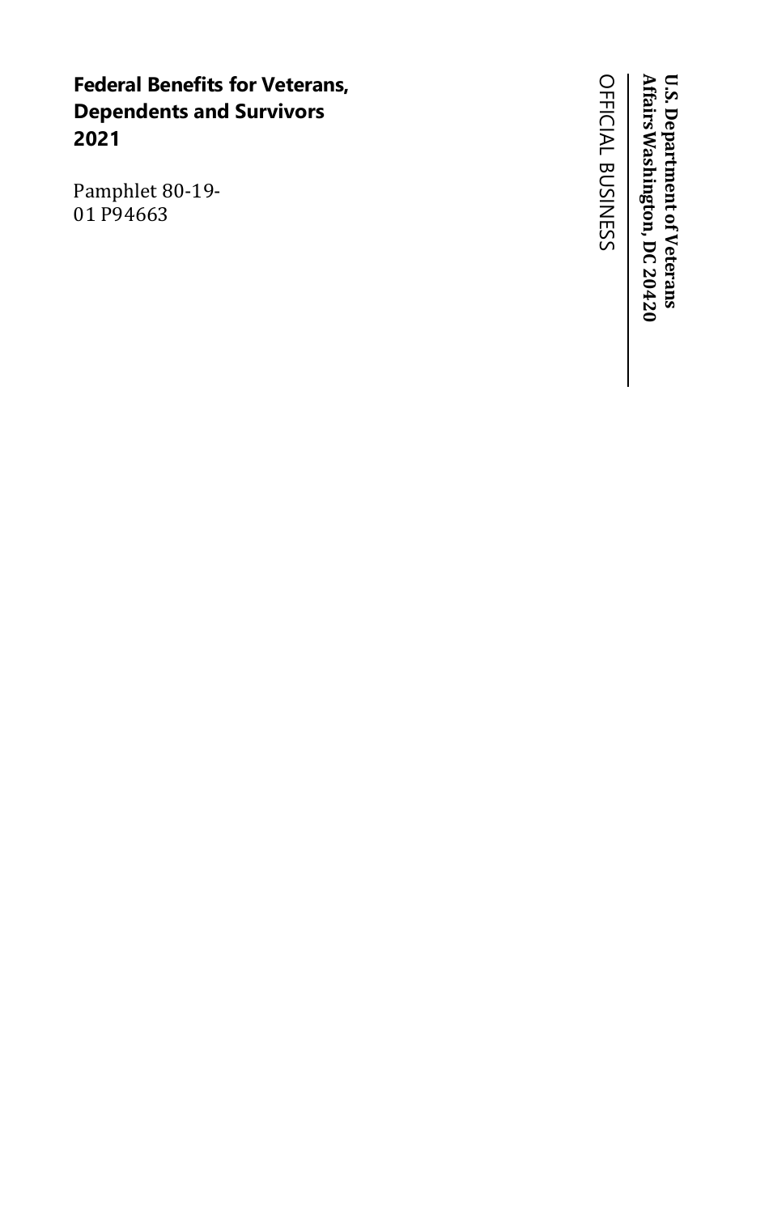**Federal Benefits for Veterans, Dependents and Survivors 2021**

Pamphlet 80-19-01 P94663

**U.S. Department of Veterans Affairs Washington, DC 20420**

OFFICIAL BUSINESS